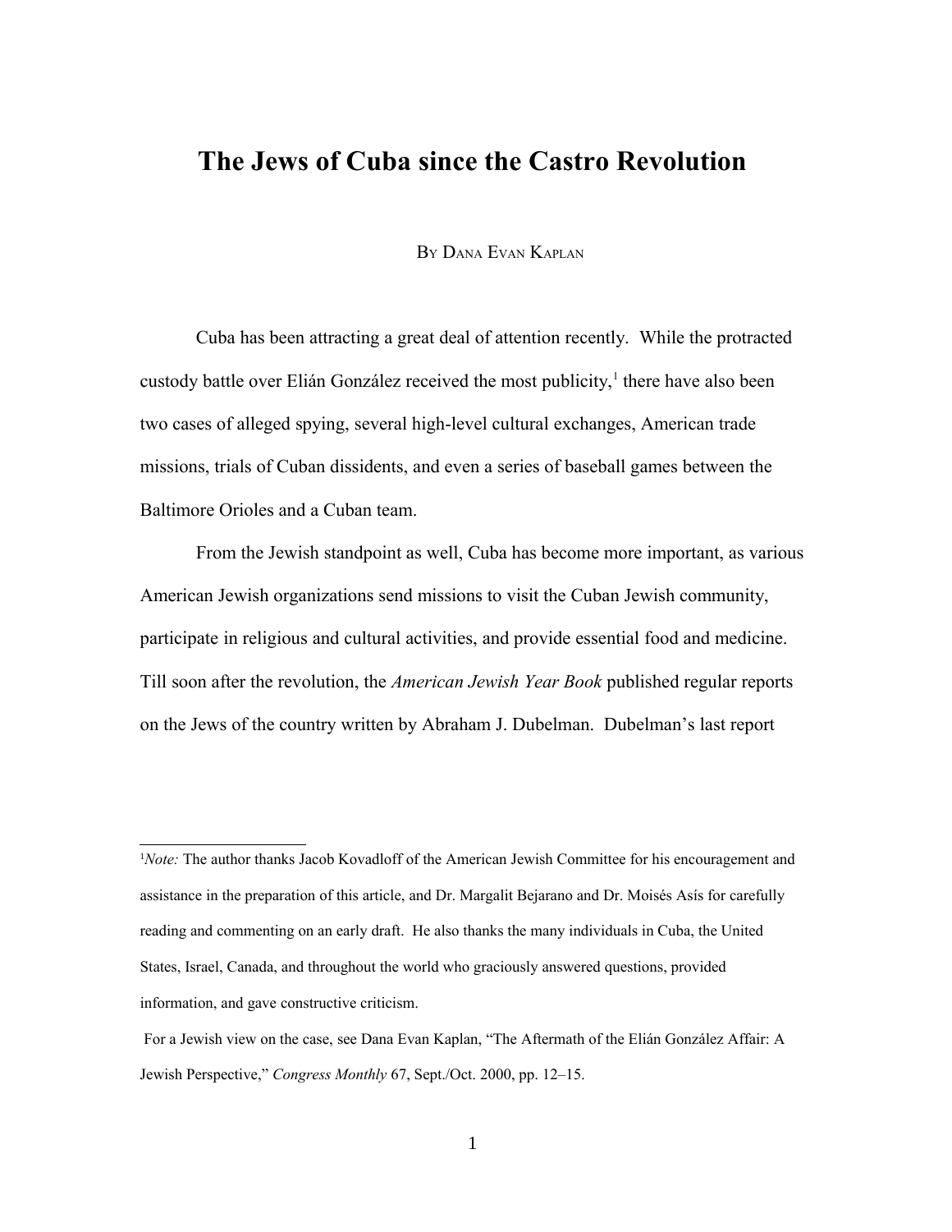# The Jews of Cuba since the Castro Revolution

By Dana Evan Kaplan

Cuba has been attracting a great deal of attention recently. While the protracted custody battle over Elián González received the most publicity,[1] there have also been two cases of alleged spying, several high-level cultural exchanges, American trade missions, trials of Cuban dissidents, and even a series of baseball games between the Baltimore Orioles and a Cuban team.

From the Jewish standpoint as well, Cuba has become more important, as various American Jewish organizations send missions to visit the Cuban Jewish community, participate in religious and cultural activities, and provide essential food and medicine. Till soon after the revolution, the *American Jewish Year Book* published regular reports on the Jews of the country written by Abraham J. Dubelman. Dubelman's last report

---

[1]*Note:* The author thanks Jacob Kovadloff of the American Jewish Committee for his encouragement and assistance in the preparation of this article, and Dr. Margalit Bejarano and Dr. Moisés Asís for carefully reading and commenting on an early draft. He also thanks the many individuals in Cuba, the United States, Israel, Canada, and throughout the world who graciously answered questions, provided information, and gave constructive criticism.

For a Jewish view on the case, see Dana Evan Kaplan, "The Aftermath of the Elián González Affair: A Jewish Perspective," *Congress Monthly* 67, Sept./Oct. 2000, pp. 12–15.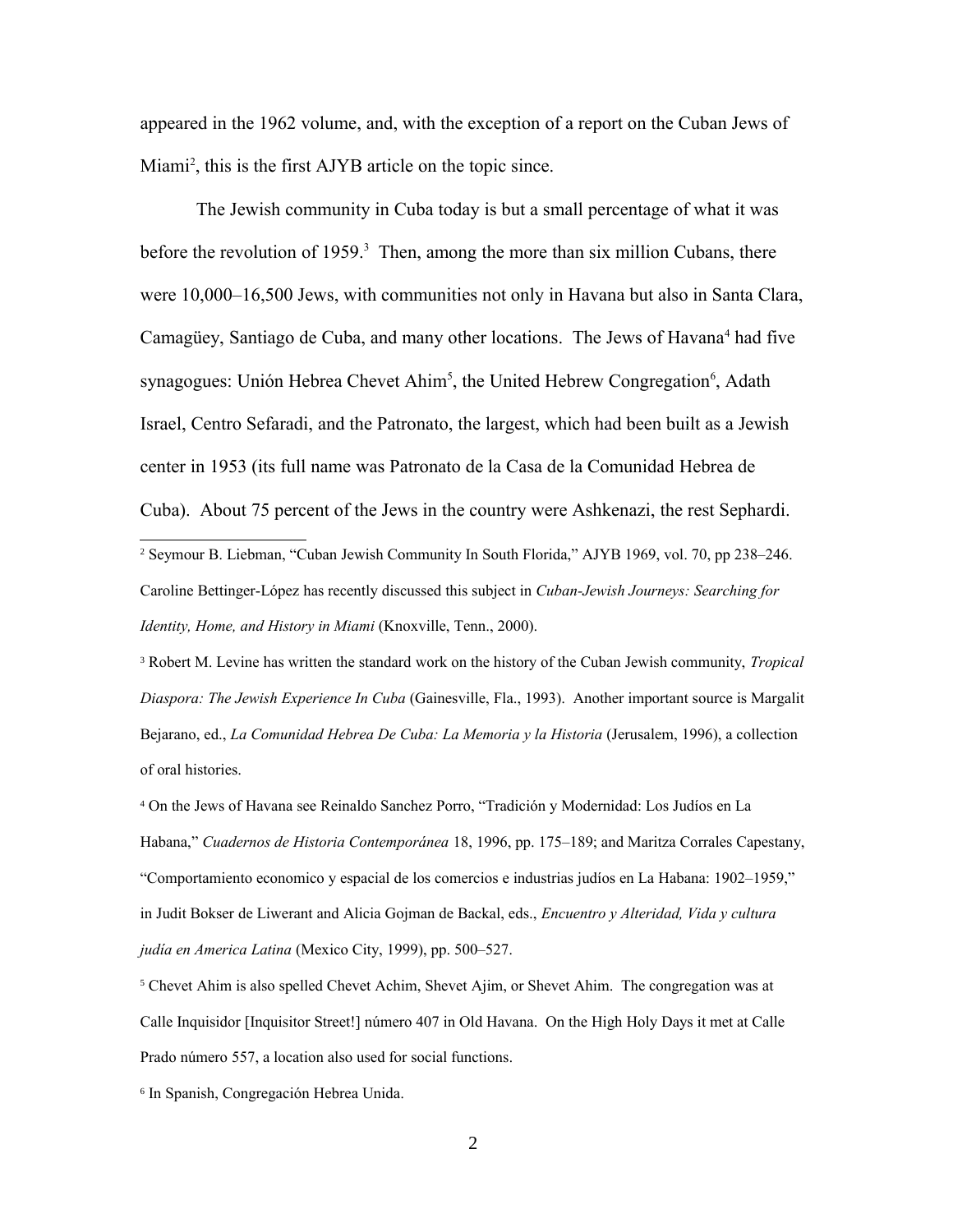appeared in the 1962 volume, and, with the exception of a report on the Cuban Jews of Miami[2], this is the first AJYB article on the topic since.

The Jewish community in Cuba today is but a small percentage of what it was before the revolution of 1959.[3] Then, among the more than six million Cubans, there were 10,000–16,500 Jews, with communities not only in Havana but also in Santa Clara, Camagüey, Santiago de Cuba, and many other locations. The Jews of Havana[4] had five synagogues: Unión Hebrea Chevet Ahim[5], the United Hebrew Congregation[6], Adath Israel, Centro Sefaradi, and the Patronato, the largest, which had been built as a Jewish center in 1953 (its full name was Patronato de la Casa de la Comunidad Hebrea de Cuba). About 75 percent of the Jews in the country were Ashkenazi, the rest Sephardi.

---

[2] Seymour B. Liebman, "Cuban Jewish Community In South Florida," AJYB 1969, vol. 70, pp 238–246. Caroline Bettinger-López has recently discussed this subject in *Cuban-Jewish Journeys: Searching for Identity, Home, and History in Miami* (Knoxville, Tenn., 2000).

[3] Robert M. Levine has written the standard work on the history of the Cuban Jewish community, *Tropical Diaspora: The Jewish Experience In Cuba* (Gainesville, Fla., 1993). Another important source is Margalit Bejarano, ed., *La Comunidad Hebrea De Cuba: La Memoria y la Historia* (Jerusalem, 1996), a collection of oral histories.

[4] On the Jews of Havana see Reinaldo Sanchez Porro, "Tradición y Modernidad: Los Judíos en La Habana," *Cuadernos de Historia Contemporánea* 18, 1996, pp. 175–189; and Maritza Corrales Capestany, "Comportamiento economico y espacial de los comercios e industrias judíos en La Habana: 1902–1959," in Judit Bokser de Liwerant and Alicia Gojman de Backal, eds., *Encuentro y Alteridad, Vida y cultura judía en America Latina* (Mexico City, 1999), pp. 500–527.

[5] Chevet Ahim is also spelled Chevet Achim, Shevet Ajim, or Shevet Ahim. The congregation was at Calle Inquisidor [Inquisitor Street!] número 407 in Old Havana. On the High Holy Days it met at Calle Prado número 557, a location also used for social functions.

[6] In Spanish, Congregación Hebrea Unida.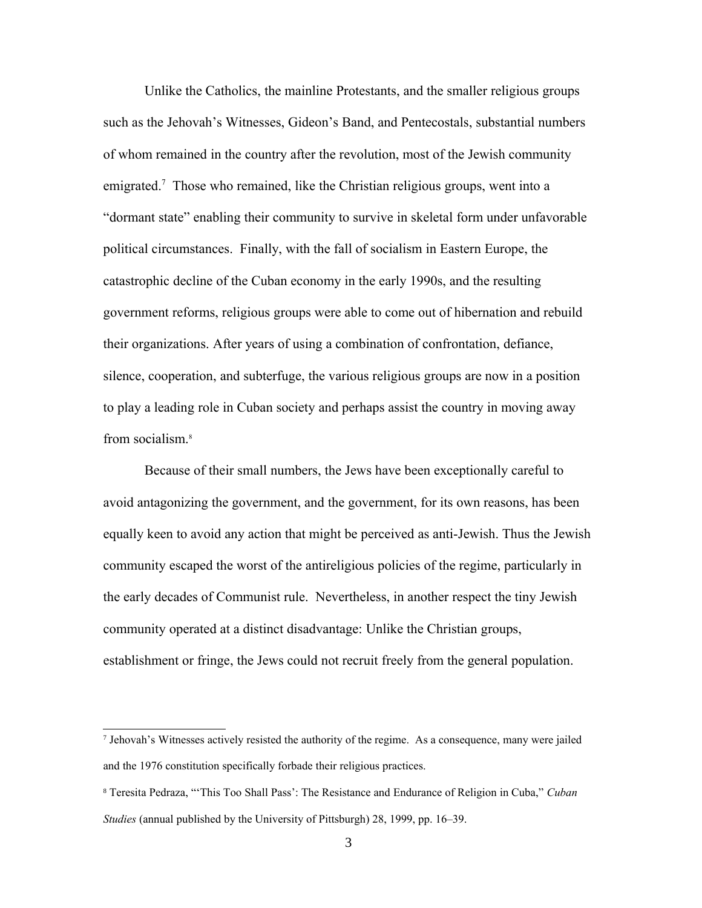Unlike the Catholics, the mainline Protestants, and the smaller religious groups such as the Jehovah's Witnesses, Gideon's Band, and Pentecostals, substantial numbers of whom remained in the country after the revolution, most of the Jewish community emigrated.[7] Those who remained, like the Christian religious groups, went into a "dormant state" enabling their community to survive in skeletal form under unfavorable political circumstances. Finally, with the fall of socialism in Eastern Europe, the catastrophic decline of the Cuban economy in the early 1990s, and the resulting government reforms, religious groups were able to come out of hibernation and rebuild their organizations. After years of using a combination of confrontation, defiance, silence, cooperation, and subterfuge, the various religious groups are now in a position to play a leading role in Cuban society and perhaps assist the country in moving away from socialism.[8]

Because of their small numbers, the Jews have been exceptionally careful to avoid antagonizing the government, and the government, for its own reasons, has been equally keen to avoid any action that might be perceived as anti-Jewish. Thus the Jewish community escaped the worst of the antireligious policies of the regime, particularly in the early decades of Communist rule. Nevertheless, in another respect the tiny Jewish community operated at a distinct disadvantage: Unlike the Christian groups, establishment or fringe, the Jews could not recruit freely from the general population.

---

[7] Jehovah's Witnesses actively resisted the authority of the regime. As a consequence, many were jailed and the 1976 constitution specifically forbade their religious practices.

[8] Teresita Pedraza, "'This Too Shall Pass': The Resistance and Endurance of Religion in Cuba," *Cuban Studies* (annual published by the University of Pittsburgh) 28, 1999, pp. 16–39.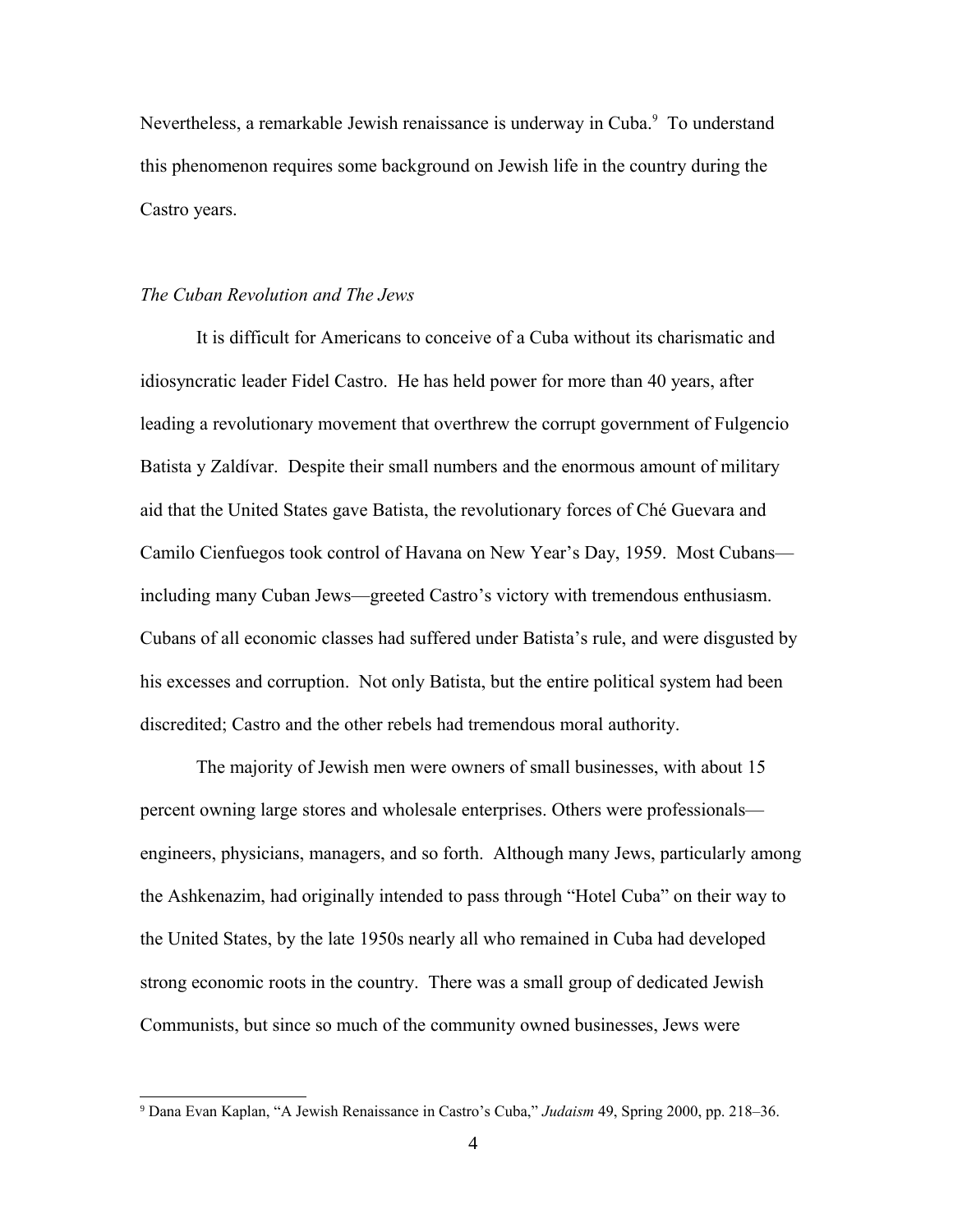Nevertheless, a remarkable Jewish renaissance is underway in Cuba.[9] To understand this phenomenon requires some background on Jewish life in the country during the Castro years.

### *The Cuban Revolution and The Jews*

It is difficult for Americans to conceive of a Cuba without its charismatic and idiosyncratic leader Fidel Castro. He has held power for more than 40 years, after leading a revolutionary movement that overthrew the corrupt government of Fulgencio Batista y Zaldívar. Despite their small numbers and the enormous amount of military aid that the United States gave Batista, the revolutionary forces of Ché Guevara and Camilo Cienfuegos took control of Havana on New Year's Day, 1959. Most Cubans—including many Cuban Jews—greeted Castro's victory with tremendous enthusiasm. Cubans of all economic classes had suffered under Batista's rule, and were disgusted by his excesses and corruption. Not only Batista, but the entire political system had been discredited; Castro and the other rebels had tremendous moral authority.

The majority of Jewish men were owners of small businesses, with about 15 percent owning large stores and wholesale enterprises. Others were professionals—engineers, physicians, managers, and so forth. Although many Jews, particularly among the Ashkenazim, had originally intended to pass through "Hotel Cuba" on their way to the United States, by the late 1950s nearly all who remained in Cuba had developed strong economic roots in the country. There was a small group of dedicated Jewish Communists, but since so much of the community owned businesses, Jews were

[9] Dana Evan Kaplan, "A Jewish Renaissance in Castro's Cuba," *Judaism* 49, Spring 2000, pp. 218–36.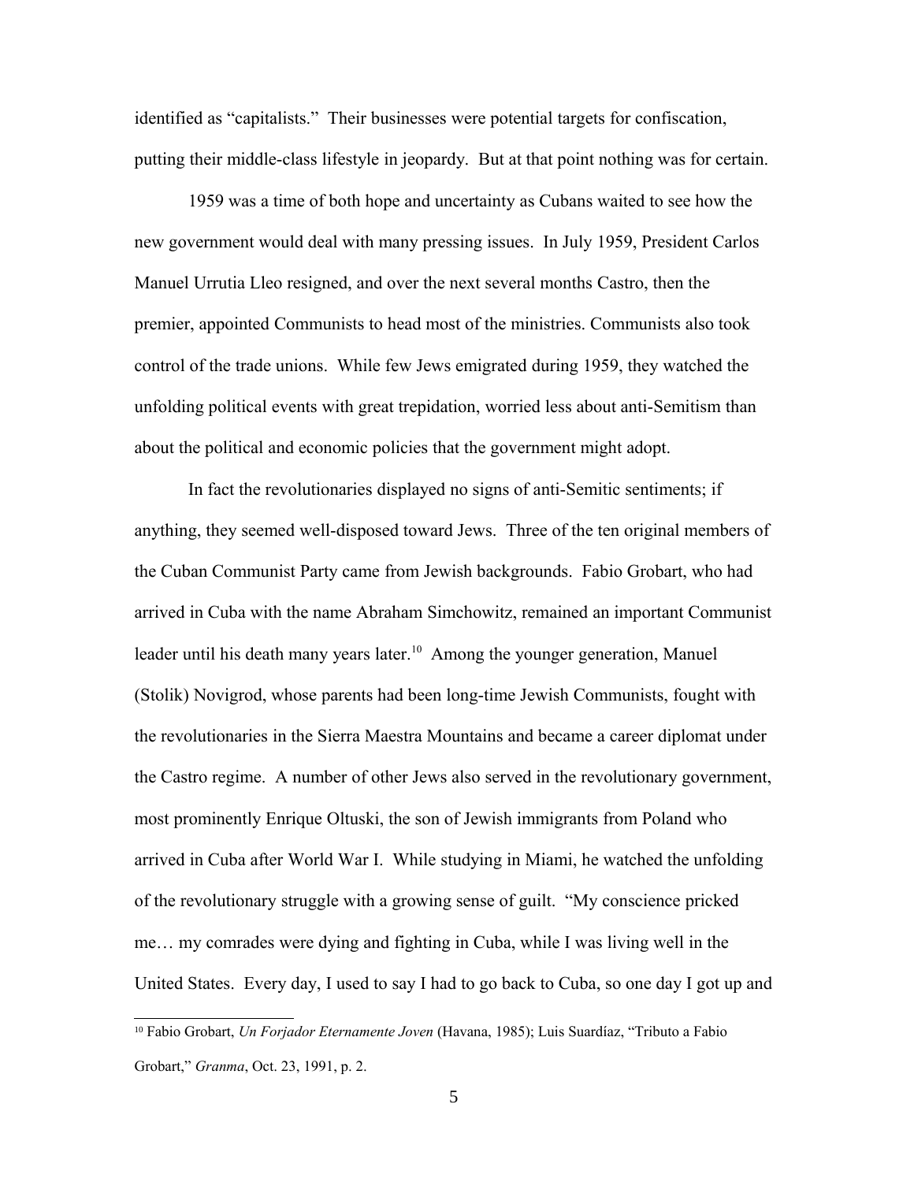identified as "capitalists." Their businesses were potential targets for confiscation, putting their middle-class lifestyle in jeopardy. But at that point nothing was for certain.

1959 was a time of both hope and uncertainty as Cubans waited to see how the new government would deal with many pressing issues. In July 1959, President Carlos Manuel Urrutia Lleo resigned, and over the next several months Castro, then the premier, appointed Communists to head most of the ministries. Communists also took control of the trade unions. While few Jews emigrated during 1959, they watched the unfolding political events with great trepidation, worried less about anti-Semitism than about the political and economic policies that the government might adopt.

In fact the revolutionaries displayed no signs of anti-Semitic sentiments; if anything, they seemed well-disposed toward Jews. Three of the ten original members of the Cuban Communist Party came from Jewish backgrounds. Fabio Grobart, who had arrived in Cuba with the name Abraham Simchowitz, remained an important Communist leader until his death many years later.[10] Among the younger generation, Manuel (Stolik) Novigrod, whose parents had been long-time Jewish Communists, fought with the revolutionaries in the Sierra Maestra Mountains and became a career diplomat under the Castro regime. A number of other Jews also served in the revolutionary government, most prominently Enrique Oltuski, the son of Jewish immigrants from Poland who arrived in Cuba after World War I. While studying in Miami, he watched the unfolding of the revolutionary struggle with a growing sense of guilt. "My conscience pricked me… my comrades were dying and fighting in Cuba, while I was living well in the United States. Every day, I used to say I had to go back to Cuba, so one day I got up and

---

[10] Fabio Grobart, *Un Forjador Eternamente Joven* (Havana, 1985); Luis Suardíaz, "Tributo a Fabio Grobart," *Granma*, Oct. 23, 1991, p. 2.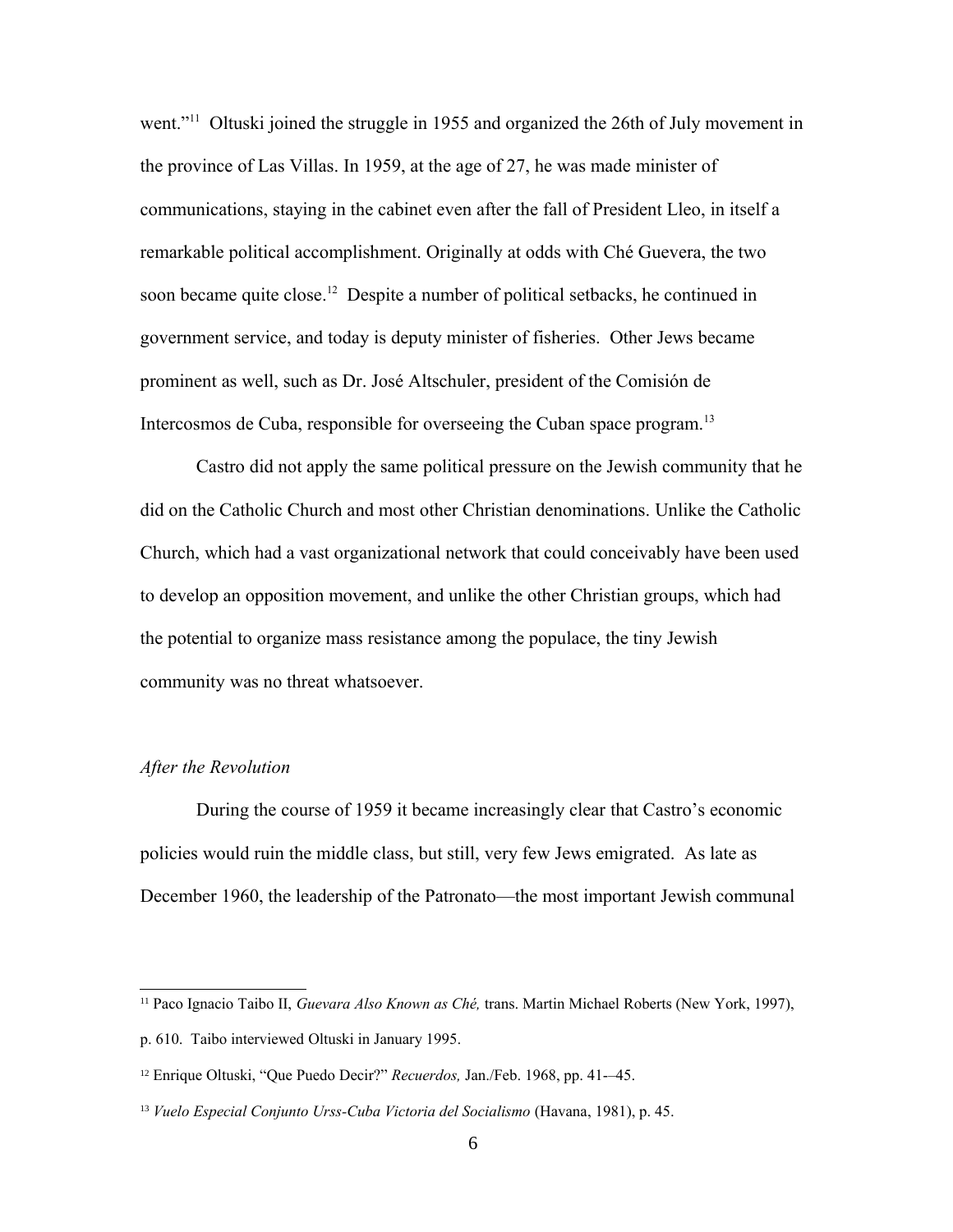went."[11] Oltuski joined the struggle in 1955 and organized the 26th of July movement in the province of Las Villas. In 1959, at the age of 27, he was made minister of communications, staying in the cabinet even after the fall of President Lleo, in itself a remarkable political accomplishment. Originally at odds with Ché Guevera, the two soon became quite close.[12] Despite a number of political setbacks, he continued in government service, and today is deputy minister of fisheries. Other Jews became prominent as well, such as Dr. José Altschuler, president of the Comisión de Intercosmos de Cuba, responsible for overseeing the Cuban space program.[13]

Castro did not apply the same political pressure on the Jewish community that he did on the Catholic Church and most other Christian denominations. Unlike the Catholic Church, which had a vast organizational network that could conceivably have been used to develop an opposition movement, and unlike the other Christian groups, which had the potential to organize mass resistance among the populace, the tiny Jewish community was no threat whatsoever.

## *After the Revolution*

During the course of 1959 it became increasingly clear that Castro's economic policies would ruin the middle class, but still, very few Jews emigrated. As late as December 1960, the leadership of the Patronato—the most important Jewish communal

---

[11] Paco Ignacio Taibo II, *Guevara Also Known as Ché,* trans. Martin Michael Roberts (New York, 1997), p. 610. Taibo interviewed Oltuski in January 1995.

[12] Enrique Oltuski, "Que Puedo Decir?" *Recuerdos,* Jan./Feb. 1968, pp. 41-–45.

[13] *Vuelo Especial Conjunto Urss-Cuba Victoria del Socialismo* (Havana, 1981), p. 45.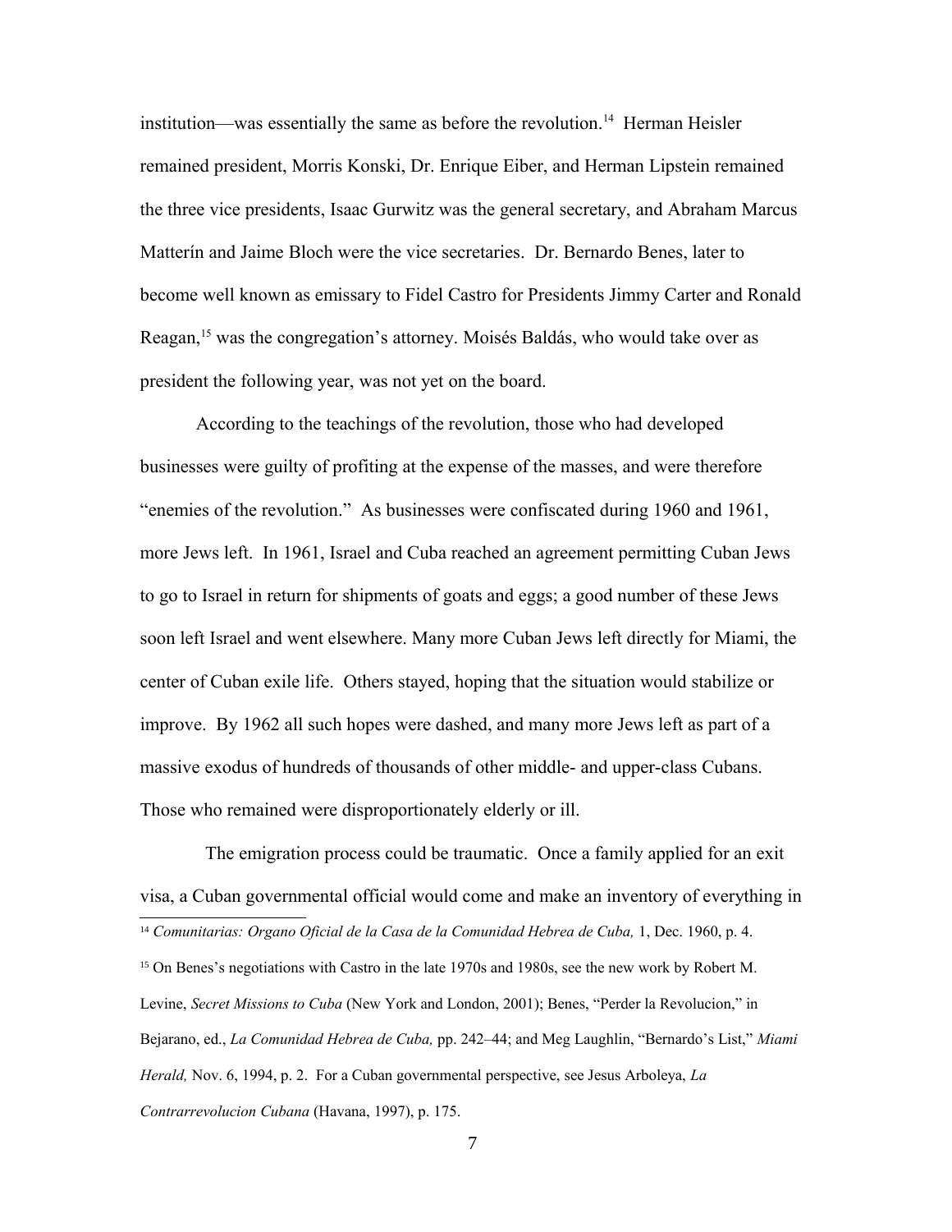institution—was essentially the same as before the revolution.[14] Herman Heisler remained president, Morris Konski, Dr. Enrique Eiber, and Herman Lipstein remained the three vice presidents, Isaac Gurwitz was the general secretary, and Abraham Marcus Matterín and Jaime Bloch were the vice secretaries. Dr. Bernardo Benes, later to become well known as emissary to Fidel Castro for Presidents Jimmy Carter and Ronald Reagan,[15] was the congregation's attorney. Moisés Baldás, who would take over as president the following year, was not yet on the board.

According to the teachings of the revolution, those who had developed businesses were guilty of profiting at the expense of the masses, and were therefore "enemies of the revolution." As businesses were confiscated during 1960 and 1961, more Jews left. In 1961, Israel and Cuba reached an agreement permitting Cuban Jews to go to Israel in return for shipments of goats and eggs; a good number of these Jews soon left Israel and went elsewhere. Many more Cuban Jews left directly for Miami, the center of Cuban exile life. Others stayed, hoping that the situation would stabilize or improve. By 1962 all such hopes were dashed, and many more Jews left as part of a massive exodus of hundreds of thousands of other middle- and upper-class Cubans. Those who remained were disproportionately elderly or ill.

The emigration process could be traumatic. Once a family applied for an exit visa, a Cuban governmental official would come and make an inventory of everything in

---

[14] *Comunitarias: Organo Oficial de la Casa de la Comunidad Hebrea de Cuba,* 1, Dec. 1960, p. 4.

[15] On Benes's negotiations with Castro in the late 1970s and 1980s, see the new work by Robert M. Levine, *Secret Missions to Cuba* (New York and London, 2001); Benes, "Perder la Revolucion," in Bejarano, ed., *La Comunidad Hebrea de Cuba,* pp. 242–44; and Meg Laughlin, "Bernardo's List," *Miami Herald,* Nov. 6, 1994, p. 2. For a Cuban governmental perspective, see Jesus Arboleya, *La Contrarrevolucion Cubana* (Havana, 1997), p. 175.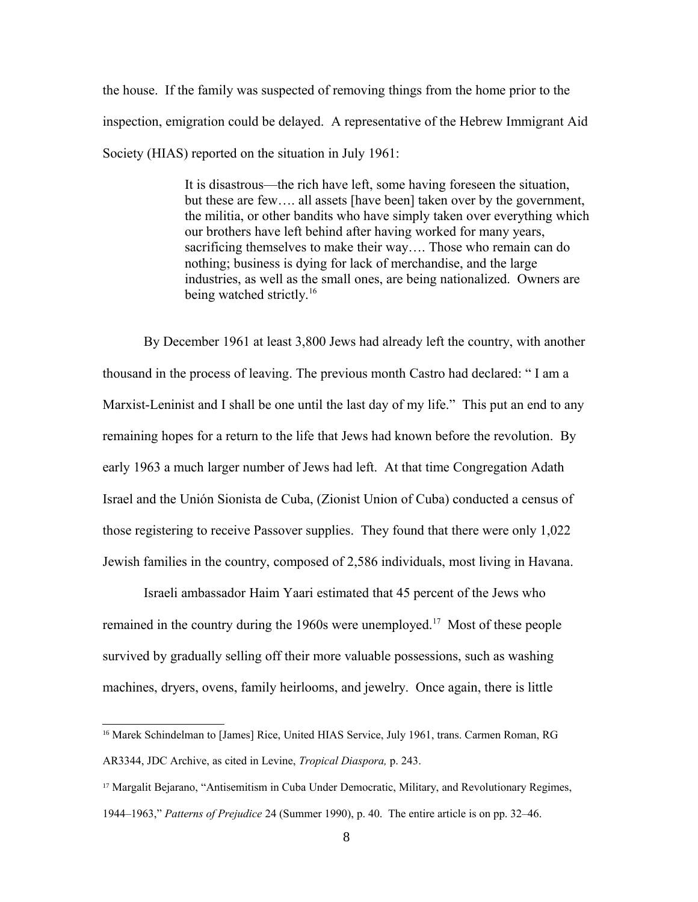the house. If the family was suspected of removing things from the home prior to the inspection, emigration could be delayed. A representative of the Hebrew Immigrant Aid Society (HIAS) reported on the situation in July 1961:

> It is disastrous—the rich have left, some having foreseen the situation, but these are few…. all assets [have been] taken over by the government, the militia, or other bandits who have simply taken over everything which our brothers have left behind after having worked for many years, sacrificing themselves to make their way…. Those who remain can do nothing; business is dying for lack of merchandise, and the large industries, as well as the small ones, are being nationalized. Owners are being watched strictly.[16]

By December 1961 at least 3,800 Jews had already left the country, with another thousand in the process of leaving. The previous month Castro had declared: " I am a Marxist-Leninist and I shall be one until the last day of my life." This put an end to any remaining hopes for a return to the life that Jews had known before the revolution. By early 1963 a much larger number of Jews had left. At that time Congregation Adath Israel and the Unión Sionista de Cuba, (Zionist Union of Cuba) conducted a census of those registering to receive Passover supplies. They found that there were only 1,022 Jewish families in the country, composed of 2,586 individuals, most living in Havana.

Israeli ambassador Haim Yaari estimated that 45 percent of the Jews who remained in the country during the 1960s were unemployed.[17] Most of these people survived by gradually selling off their more valuable possessions, such as washing machines, dryers, ovens, family heirlooms, and jewelry. Once again, there is little

---

[16] Marek Schindelman to [James] Rice, United HIAS Service, July 1961, trans. Carmen Roman, RG AR3344, JDC Archive, as cited in Levine, *Tropical Diaspora,* p. 243.

[17] Margalit Bejarano, "Antisemitism in Cuba Under Democratic, Military, and Revolutionary Regimes, 1944–1963," *Patterns of Prejudice* 24 (Summer 1990), p. 40. The entire article is on pp. 32–46.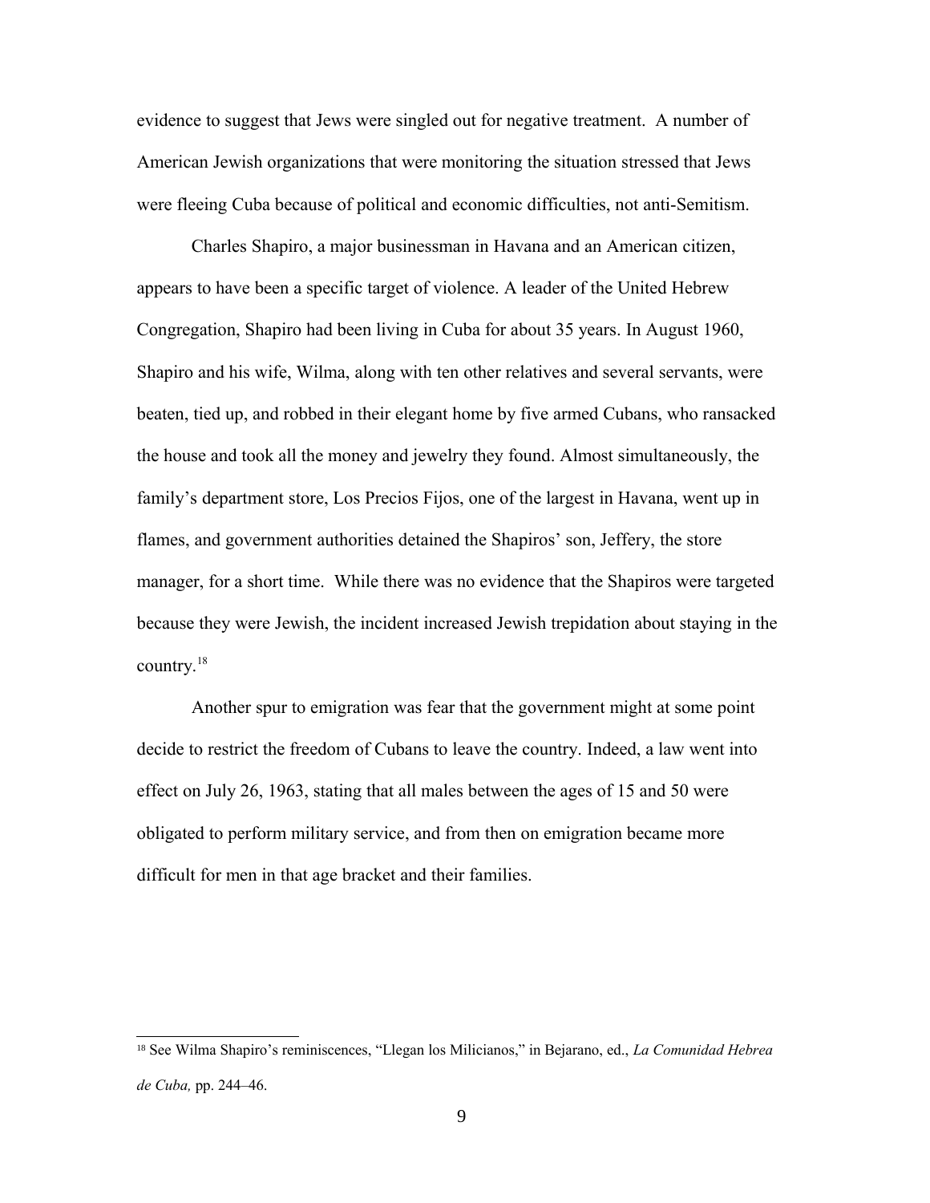evidence to suggest that Jews were singled out for negative treatment. A number of American Jewish organizations that were monitoring the situation stressed that Jews were fleeing Cuba because of political and economic difficulties, not anti-Semitism.

Charles Shapiro, a major businessman in Havana and an American citizen, appears to have been a specific target of violence. A leader of the United Hebrew Congregation, Shapiro had been living in Cuba for about 35 years. In August 1960, Shapiro and his wife, Wilma, along with ten other relatives and several servants, were beaten, tied up, and robbed in their elegant home by five armed Cubans, who ransacked the house and took all the money and jewelry they found. Almost simultaneously, the family's department store, Los Precios Fijos, one of the largest in Havana, went up in flames, and government authorities detained the Shapiros' son, Jeffery, the store manager, for a short time. While there was no evidence that the Shapiros were targeted because they were Jewish, the incident increased Jewish trepidation about staying in the country.[18]

Another spur to emigration was fear that the government might at some point decide to restrict the freedom of Cubans to leave the country. Indeed, a law went into effect on July 26, 1963, stating that all males between the ages of 15 and 50 were obligated to perform military service, and from then on emigration became more difficult for men in that age bracket and their families.

---

[18] See Wilma Shapiro's reminiscences, "Llegan los Milicianos," in Bejarano, ed., *La Comunidad Hebrea de Cuba,* pp. 244–46.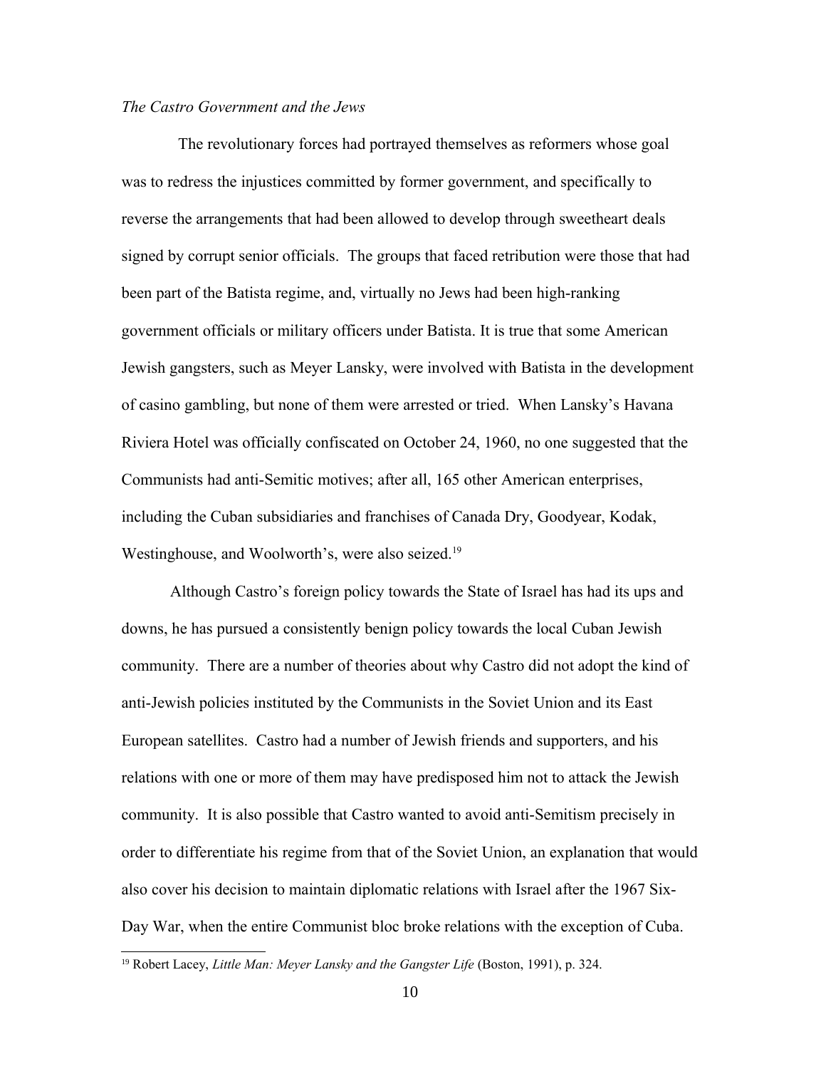*The Castro Government and the Jews*

The revolutionary forces had portrayed themselves as reformers whose goal was to redress the injustices committed by former government, and specifically to reverse the arrangements that had been allowed to develop through sweetheart deals signed by corrupt senior officials. The groups that faced retribution were those that had been part of the Batista regime, and, virtually no Jews had been high-ranking government officials or military officers under Batista. It is true that some American Jewish gangsters, such as Meyer Lansky, were involved with Batista in the development of casino gambling, but none of them were arrested or tried. When Lansky's Havana Riviera Hotel was officially confiscated on October 24, 1960, no one suggested that the Communists had anti-Semitic motives; after all, 165 other American enterprises, including the Cuban subsidiaries and franchises of Canada Dry, Goodyear, Kodak, Westinghouse, and Woolworth's, were also seized.[19]

Although Castro's foreign policy towards the State of Israel has had its ups and downs, he has pursued a consistently benign policy towards the local Cuban Jewish community. There are a number of theories about why Castro did not adopt the kind of anti-Jewish policies instituted by the Communists in the Soviet Union and its East European satellites. Castro had a number of Jewish friends and supporters, and his relations with one or more of them may have predisposed him not to attack the Jewish community. It is also possible that Castro wanted to avoid anti-Semitism precisely in order to differentiate his regime from that of the Soviet Union, an explanation that would also cover his decision to maintain diplomatic relations with Israel after the 1967 Six-Day War, when the entire Communist bloc broke relations with the exception of Cuba.

[19] Robert Lacey, *Little Man: Meyer Lansky and the Gangster Life* (Boston, 1991), p. 324.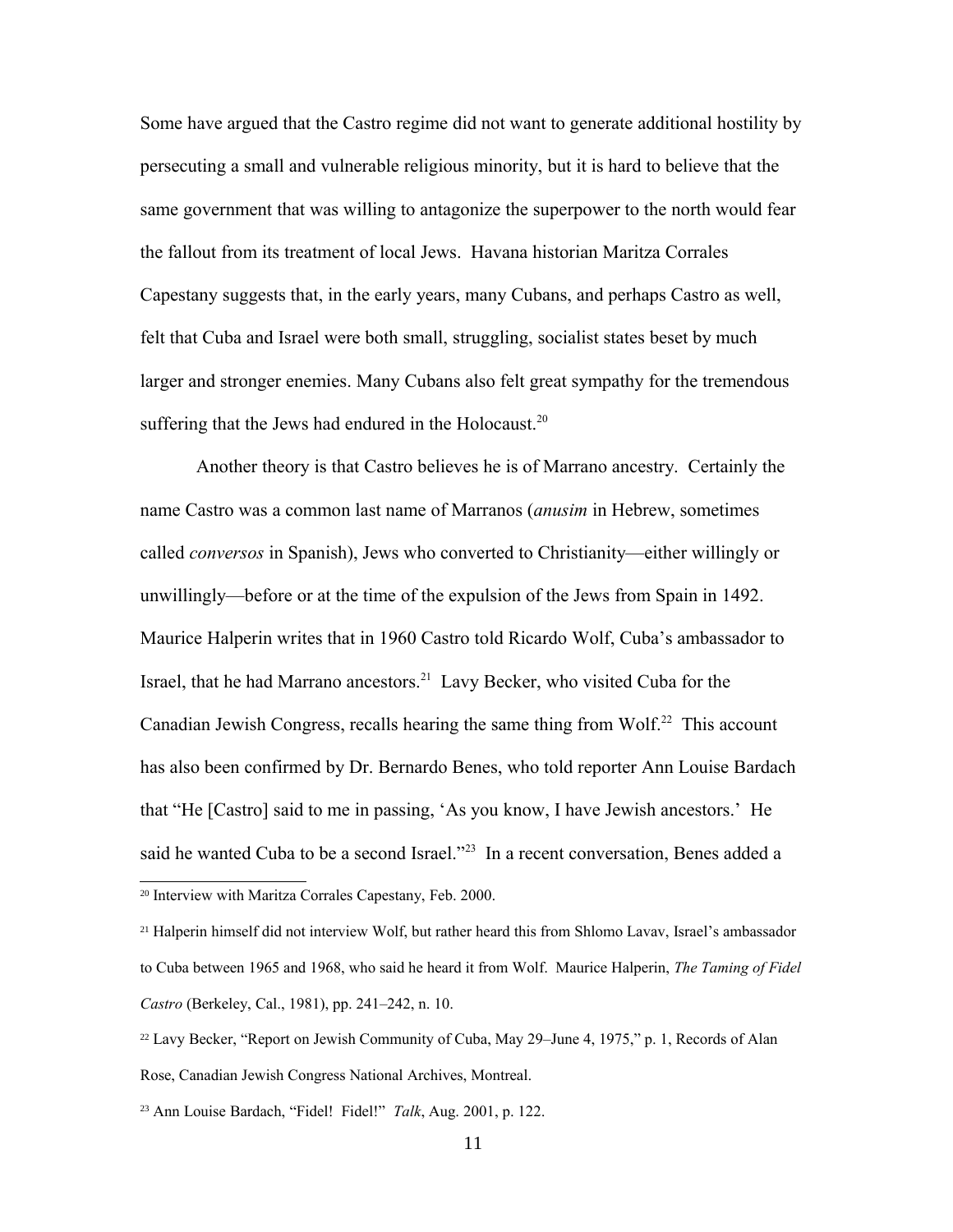Some have argued that the Castro regime did not want to generate additional hostility by persecuting a small and vulnerable religious minority, but it is hard to believe that the same government that was willing to antagonize the superpower to the north would fear the fallout from its treatment of local Jews. Havana historian Maritza Corrales Capestany suggests that, in the early years, many Cubans, and perhaps Castro as well, felt that Cuba and Israel were both small, struggling, socialist states beset by much larger and stronger enemies. Many Cubans also felt great sympathy for the tremendous suffering that the Jews had endured in the Holocaust.[20]

Another theory is that Castro believes he is of Marrano ancestry. Certainly the name Castro was a common last name of Marranos (*anusim* in Hebrew, sometimes called *conversos* in Spanish), Jews who converted to Christianity—either willingly or unwillingly—before or at the time of the expulsion of the Jews from Spain in 1492. Maurice Halperin writes that in 1960 Castro told Ricardo Wolf, Cuba's ambassador to Israel, that he had Marrano ancestors.[21] Lavy Becker, who visited Cuba for the Canadian Jewish Congress, recalls hearing the same thing from Wolf.[22] This account has also been confirmed by Dr. Bernardo Benes, who told reporter Ann Louise Bardach that "He [Castro] said to me in passing, 'As you know, I have Jewish ancestors.' He said he wanted Cuba to be a second Israel."[23] In a recent conversation, Benes added a

[20] Interview with Maritza Corrales Capestany, Feb. 2000.

[21] Halperin himself did not interview Wolf, but rather heard this from Shlomo Lavav, Israel's ambassador to Cuba between 1965 and 1968, who said he heard it from Wolf. Maurice Halperin, *The Taming of Fidel Castro* (Berkeley, Cal., 1981), pp. 241–242, n. 10.

[22] Lavy Becker, "Report on Jewish Community of Cuba, May 29–June 4, 1975," p. 1, Records of Alan Rose, Canadian Jewish Congress National Archives, Montreal.

[23] Ann Louise Bardach, "Fidel! Fidel!" *Talk*, Aug. 2001, p. 122.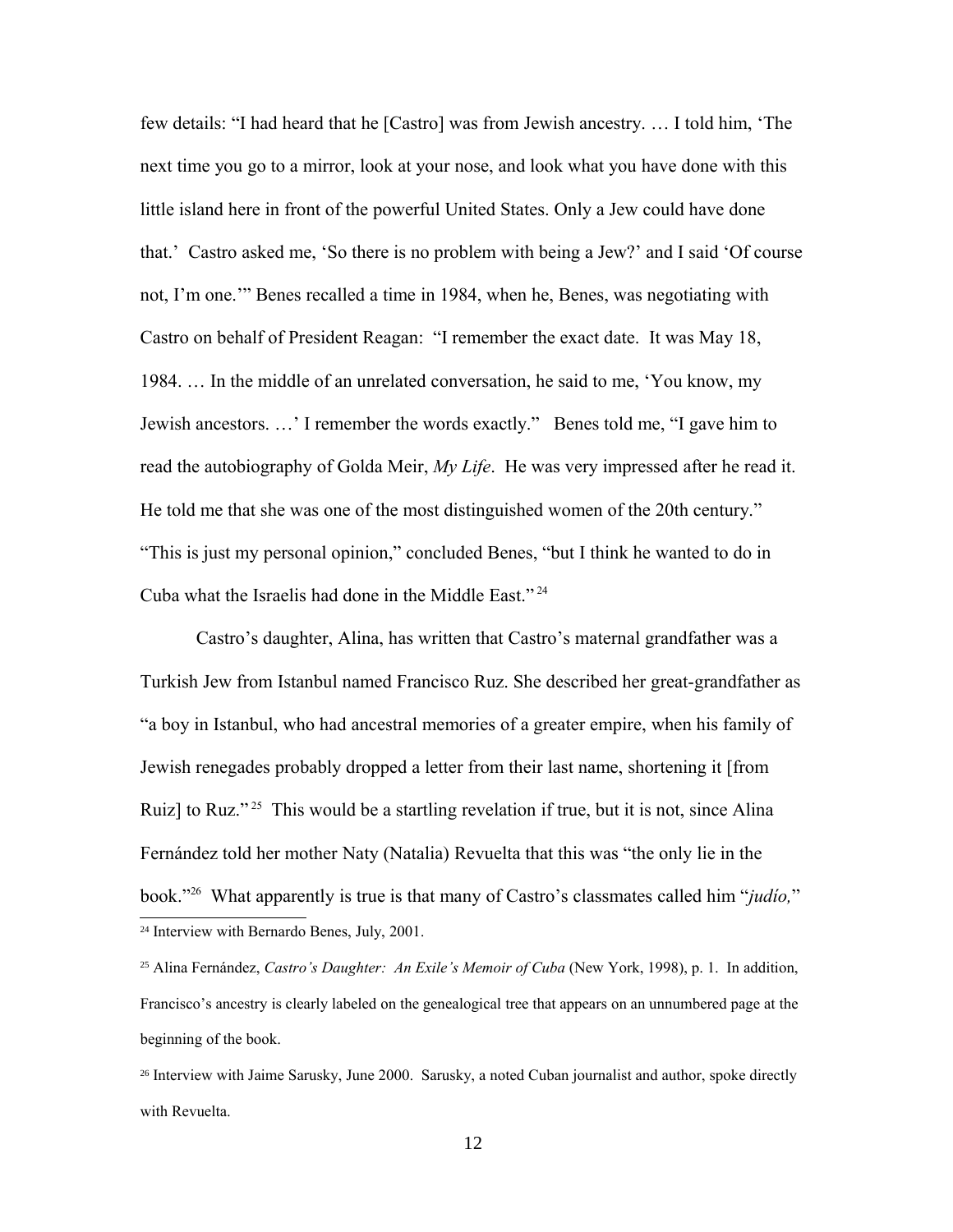few details: "I had heard that he [Castro] was from Jewish ancestry. … I told him, 'The next time you go to a mirror, look at your nose, and look what you have done with this little island here in front of the powerful United States. Only a Jew could have done that.' Castro asked me, 'So there is no problem with being a Jew?' and I said 'Of course not, I'm one.'" Benes recalled a time in 1984, when he, Benes, was negotiating with Castro on behalf of President Reagan: "I remember the exact date. It was May 18, 1984. … In the middle of an unrelated conversation, he said to me, 'You know, my Jewish ancestors. …' I remember the words exactly." Benes told me, "I gave him to read the autobiography of Golda Meir, *My Life*. He was very impressed after he read it. He told me that she was one of the most distinguished women of the 20th century." "This is just my personal opinion," concluded Benes, "but I think he wanted to do in Cuba what the Israelis had done in the Middle East." [24]

Castro's daughter, Alina, has written that Castro's maternal grandfather was a Turkish Jew from Istanbul named Francisco Ruz. She described her great-grandfather as "a boy in Istanbul, who had ancestral memories of a greater empire, when his family of Jewish renegades probably dropped a letter from their last name, shortening it [from Ruiz] to Ruz." [25] This would be a startling revelation if true, but it is not, since Alina Fernández told her mother Naty (Natalia) Revuelta that this was "the only lie in the book."[26] What apparently is true is that many of Castro's classmates called him "*judío,*"

[24] Interview with Bernardo Benes, July, 2001.

[25] Alina Fernández, *Castro's Daughter: An Exile's Memoir of Cuba* (New York, 1998), p. 1. In addition, Francisco's ancestry is clearly labeled on the genealogical tree that appears on an unnumbered page at the beginning of the book.

[26] Interview with Jaime Sarusky, June 2000. Sarusky, a noted Cuban journalist and author, spoke directly with Revuelta.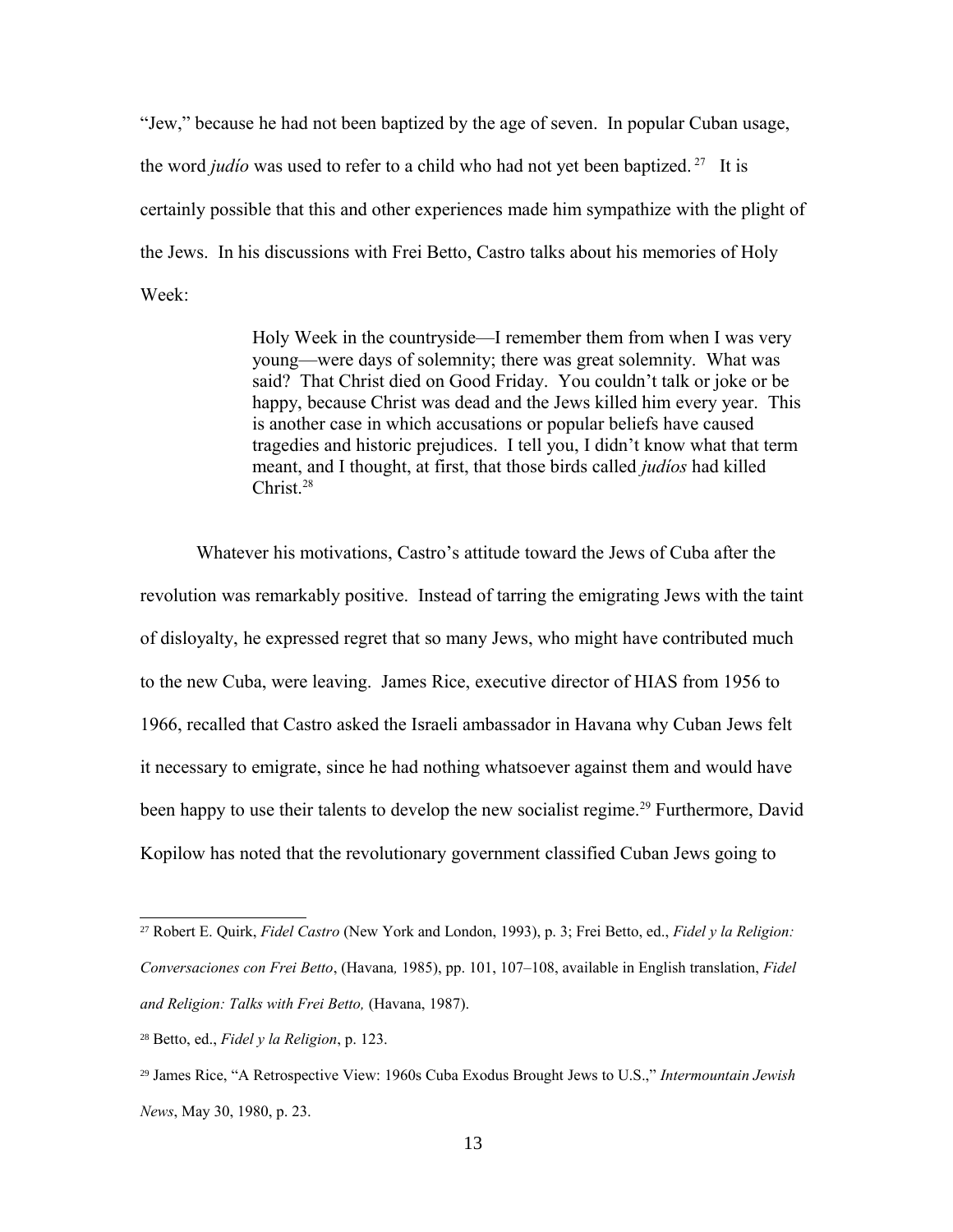"Jew," because he had not been baptized by the age of seven. In popular Cuban usage, the word *judío* was used to refer to a child who had not yet been baptized.[27] It is certainly possible that this and other experiences made him sympathize with the plight of the Jews. In his discussions with Frei Betto, Castro talks about his memories of Holy Week:

> Holy Week in the countryside—I remember them from when I was very young—were days of solemnity; there was great solemnity. What was said? That Christ died on Good Friday. You couldn't talk or joke or be happy, because Christ was dead and the Jews killed him every year. This is another case in which accusations or popular beliefs have caused tragedies and historic prejudices. I tell you, I didn't know what that term meant, and I thought, at first, that those birds called *judíos* had killed Christ.[28]

Whatever his motivations, Castro's attitude toward the Jews of Cuba after the revolution was remarkably positive. Instead of tarring the emigrating Jews with the taint of disloyalty, he expressed regret that so many Jews, who might have contributed much to the new Cuba, were leaving. James Rice, executive director of HIAS from 1956 to 1966, recalled that Castro asked the Israeli ambassador in Havana why Cuban Jews felt it necessary to emigrate, since he had nothing whatsoever against them and would have been happy to use their talents to develop the new socialist regime.[29] Furthermore, David Kopilow has noted that the revolutionary government classified Cuban Jews going to

---

[27] Robert E. Quirk, *Fidel Castro* (New York and London, 1993), p. 3; Frei Betto, ed., *Fidel y la Religion: Conversaciones con Frei Betto*, (Havana, 1985), pp. 101, 107–108, available in English translation, *Fidel and Religion: Talks with Frei Betto,* (Havana, 1987).

[28] Betto, ed., *Fidel y la Religion*, p. 123.

[29] James Rice, "A Retrospective View: 1960s Cuba Exodus Brought Jews to U.S.," *Intermountain Jewish News*, May 30, 1980, p. 23.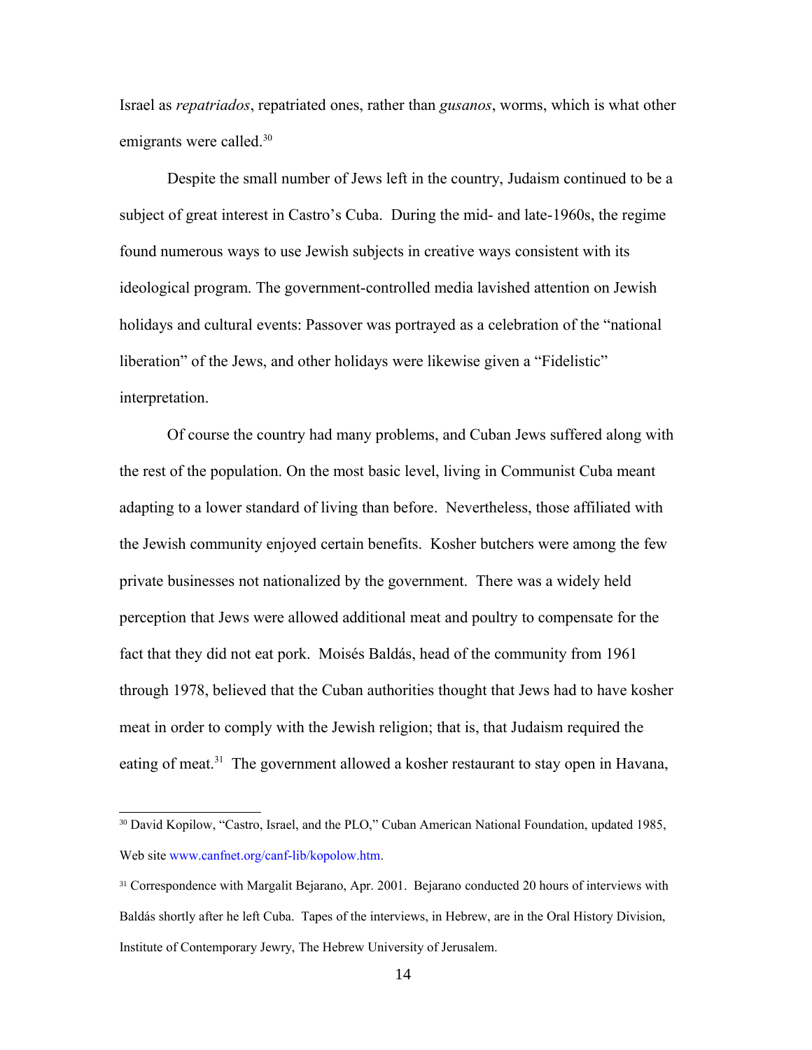Israel as *repatriados*, repatriated ones, rather than *gusanos*, worms, which is what other emigrants were called.[30]

Despite the small number of Jews left in the country, Judaism continued to be a subject of great interest in Castro's Cuba. During the mid- and late-1960s, the regime found numerous ways to use Jewish subjects in creative ways consistent with its ideological program. The government-controlled media lavished attention on Jewish holidays and cultural events: Passover was portrayed as a celebration of the "national liberation" of the Jews, and other holidays were likewise given a "Fidelistic" interpretation.

Of course the country had many problems, and Cuban Jews suffered along with the rest of the population. On the most basic level, living in Communist Cuba meant adapting to a lower standard of living than before. Nevertheless, those affiliated with the Jewish community enjoyed certain benefits. Kosher butchers were among the few private businesses not nationalized by the government. There was a widely held perception that Jews were allowed additional meat and poultry to compensate for the fact that they did not eat pork. Moisés Baldás, head of the community from 1961 through 1978, believed that the Cuban authorities thought that Jews had to have kosher meat in order to comply with the Jewish religion; that is, that Judaism required the eating of meat.[31] The government allowed a kosher restaurant to stay open in Havana,

---

[30] David Kopilow, "Castro, Israel, and the PLO," Cuban American National Foundation, updated 1985, Web site www.canfnet.org/canf-lib/kopolow.htm.

[31] Correspondence with Margalit Bejarano, Apr. 2001. Bejarano conducted 20 hours of interviews with Baldás shortly after he left Cuba. Tapes of the interviews, in Hebrew, are in the Oral History Division, Institute of Contemporary Jewry, The Hebrew University of Jerusalem.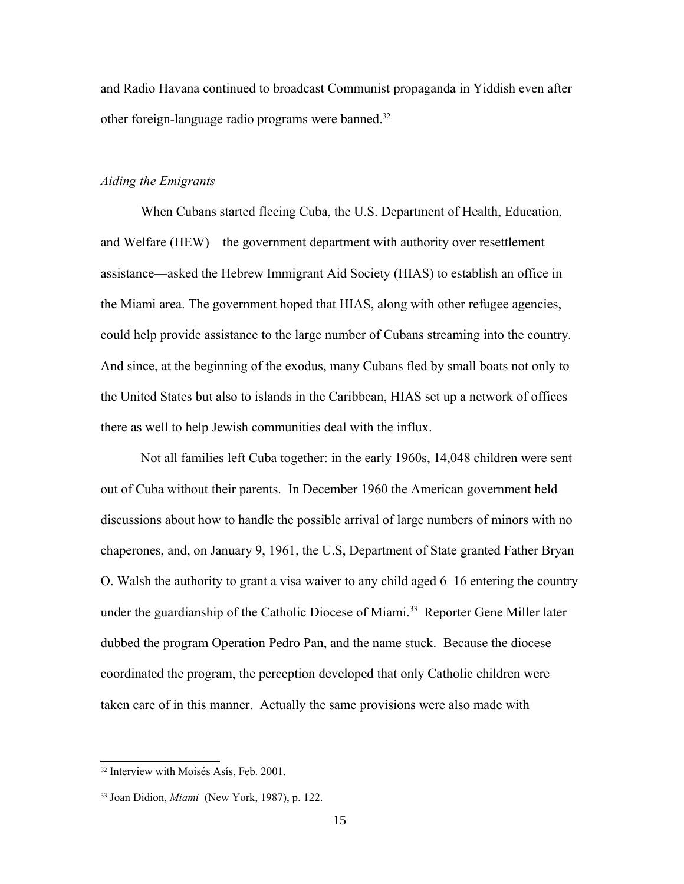and Radio Havana continued to broadcast Communist propaganda in Yiddish even after other foreign-language radio programs were banned.[32]

*Aiding the Emigrants*

When Cubans started fleeing Cuba, the U.S. Department of Health, Education, and Welfare (HEW)—the government department with authority over resettlement assistance—asked the Hebrew Immigrant Aid Society (HIAS) to establish an office in the Miami area. The government hoped that HIAS, along with other refugee agencies, could help provide assistance to the large number of Cubans streaming into the country. And since, at the beginning of the exodus, many Cubans fled by small boats not only to the United States but also to islands in the Caribbean, HIAS set up a network of offices there as well to help Jewish communities deal with the influx.

Not all families left Cuba together: in the early 1960s, 14,048 children were sent out of Cuba without their parents. In December 1960 the American government held discussions about how to handle the possible arrival of large numbers of minors with no chaperones, and, on January 9, 1961, the U.S, Department of State granted Father Bryan O. Walsh the authority to grant a visa waiver to any child aged 6–16 entering the country under the guardianship of the Catholic Diocese of Miami.[33] Reporter Gene Miller later dubbed the program Operation Pedro Pan, and the name stuck. Because the diocese coordinated the program, the perception developed that only Catholic children were taken care of in this manner. Actually the same provisions were also made with

[32] Interview with Moisés Asís, Feb. 2001.

[33] Joan Didion, *Miami* (New York, 1987), p. 122.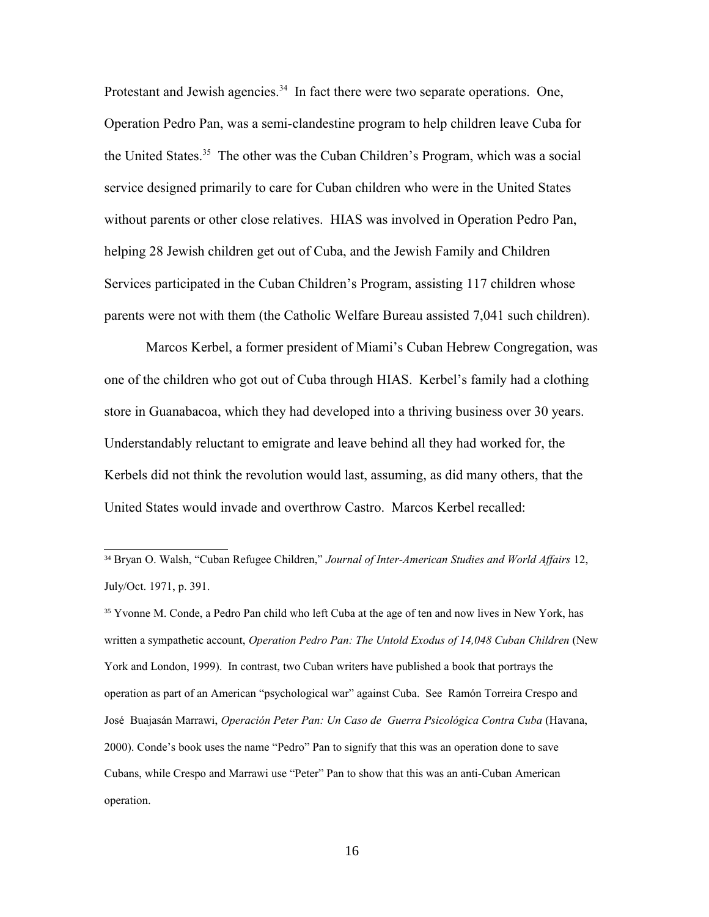Protestant and Jewish agencies.[34] In fact there were two separate operations. One, Operation Pedro Pan, was a semi-clandestine program to help children leave Cuba for the United States.[35] The other was the Cuban Children's Program, which was a social service designed primarily to care for Cuban children who were in the United States without parents or other close relatives. HIAS was involved in Operation Pedro Pan, helping 28 Jewish children get out of Cuba, and the Jewish Family and Children Services participated in the Cuban Children's Program, assisting 117 children whose parents were not with them (the Catholic Welfare Bureau assisted 7,041 such children).

Marcos Kerbel, a former president of Miami's Cuban Hebrew Congregation, was one of the children who got out of Cuba through HIAS. Kerbel's family had a clothing store in Guanabacoa, which they had developed into a thriving business over 30 years. Understandably reluctant to emigrate and leave behind all they had worked for, the Kerbels did not think the revolution would last, assuming, as did many others, that the United States would invade and overthrow Castro. Marcos Kerbel recalled:

---

[34] Bryan O. Walsh, "Cuban Refugee Children," *Journal of Inter-American Studies and World Affairs* 12, July/Oct. 1971, p. 391.

[35] Yvonne M. Conde, a Pedro Pan child who left Cuba at the age of ten and now lives in New York, has written a sympathetic account, *Operation Pedro Pan: The Untold Exodus of 14,048 Cuban Children* (New York and London, 1999). In contrast, two Cuban writers have published a book that portrays the operation as part of an American "psychological war" against Cuba. See Ramón Torreira Crespo and José Buajasán Marrawi, *Operación Peter Pan: Un Caso de Guerra Psicológica Contra Cuba* (Havana, 2000). Conde's book uses the name "Pedro" Pan to signify that this was an operation done to save Cubans, while Crespo and Marrawi use "Peter" Pan to show that this was an anti-Cuban American operation.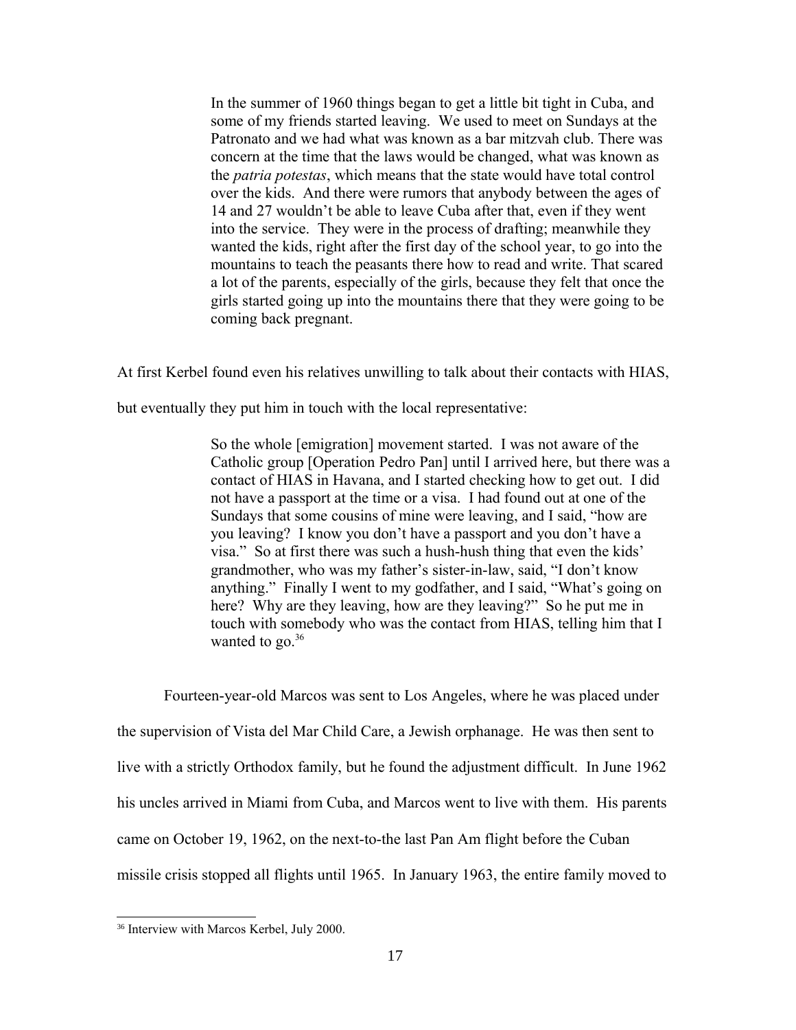> In the summer of 1960 things began to get a little bit tight in Cuba, and some of my friends started leaving. We used to meet on Sundays at the Patronato and we had what was known as a bar mitzvah club. There was concern at the time that the laws would be changed, what was known as the *patria potestas*, which means that the state would have total control over the kids. And there were rumors that anybody between the ages of 14 and 27 wouldn't be able to leave Cuba after that, even if they went into the service. They were in the process of drafting; meanwhile they wanted the kids, right after the first day of the school year, to go into the mountains to teach the peasants there how to read and write. That scared a lot of the parents, especially of the girls, because they felt that once the girls started going up into the mountains there that they were going to be coming back pregnant.

At first Kerbel found even his relatives unwilling to talk about their contacts with HIAS, but eventually they put him in touch with the local representative:

> So the whole [emigration] movement started. I was not aware of the Catholic group [Operation Pedro Pan] until I arrived here, but there was a contact of HIAS in Havana, and I started checking how to get out. I did not have a passport at the time or a visa. I had found out at one of the Sundays that some cousins of mine were leaving, and I said, "how are you leaving? I know you don't have a passport and you don't have a visa." So at first there was such a hush-hush thing that even the kids' grandmother, who was my father's sister-in-law, said, "I don't know anything." Finally I went to my godfather, and I said, "What's going on here? Why are they leaving, how are they leaving?" So he put me in touch with somebody who was the contact from HIAS, telling him that I wanted to go.[36]

Fourteen-year-old Marcos was sent to Los Angeles, where he was placed under the supervision of Vista del Mar Child Care, a Jewish orphanage. He was then sent to live with a strictly Orthodox family, but he found the adjustment difficult. In June 1962 his uncles arrived in Miami from Cuba, and Marcos went to live with them. His parents came on October 19, 1962, on the next-to-the last Pan Am flight before the Cuban missile crisis stopped all flights until 1965. In January 1963, the entire family moved to

[36] Interview with Marcos Kerbel, July 2000.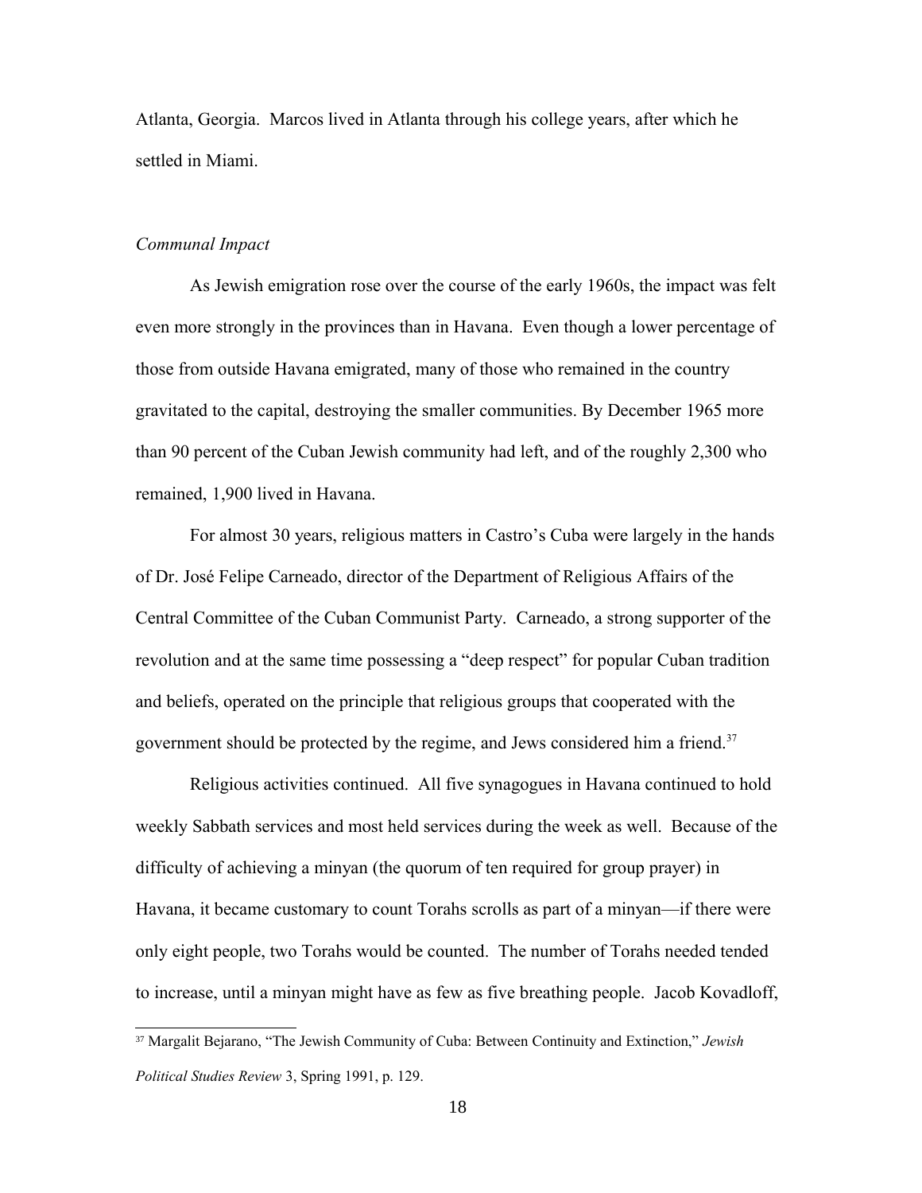Atlanta, Georgia. Marcos lived in Atlanta through his college years, after which he settled in Miami.

*Communal Impact*

As Jewish emigration rose over the course of the early 1960s, the impact was felt even more strongly in the provinces than in Havana. Even though a lower percentage of those from outside Havana emigrated, many of those who remained in the country gravitated to the capital, destroying the smaller communities. By December 1965 more than 90 percent of the Cuban Jewish community had left, and of the roughly 2,300 who remained, 1,900 lived in Havana.

For almost 30 years, religious matters in Castro's Cuba were largely in the hands of Dr. José Felipe Carneado, director of the Department of Religious Affairs of the Central Committee of the Cuban Communist Party. Carneado, a strong supporter of the revolution and at the same time possessing a "deep respect" for popular Cuban tradition and beliefs, operated on the principle that religious groups that cooperated with the government should be protected by the regime, and Jews considered him a friend.[37]

Religious activities continued. All five synagogues in Havana continued to hold weekly Sabbath services and most held services during the week as well. Because of the difficulty of achieving a minyan (the quorum of ten required for group prayer) in Havana, it became customary to count Torahs scrolls as part of a minyan—if there were only eight people, two Torahs would be counted. The number of Torahs needed tended to increase, until a minyan might have as few as five breathing people. Jacob Kovadloff,

[37] Margalit Bejarano, "The Jewish Community of Cuba: Between Continuity and Extinction," *Jewish Political Studies Review* 3, Spring 1991, p. 129.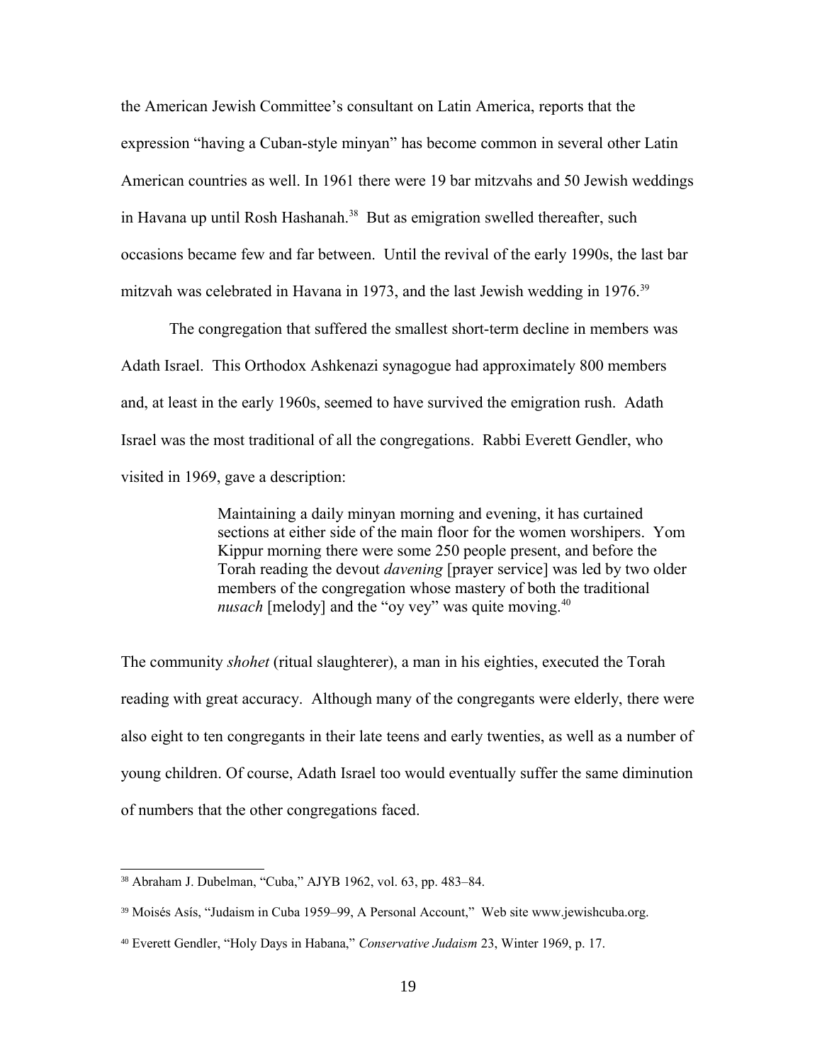the American Jewish Committee's consultant on Latin America, reports that the expression "having a Cuban-style minyan" has become common in several other Latin American countries as well. In 1961 there were 19 bar mitzvahs and 50 Jewish weddings in Havana up until Rosh Hashanah.[38] But as emigration swelled thereafter, such occasions became few and far between. Until the revival of the early 1990s, the last bar mitzvah was celebrated in Havana in 1973, and the last Jewish wedding in 1976.[39]

The congregation that suffered the smallest short-term decline in members was Adath Israel. This Orthodox Ashkenazi synagogue had approximately 800 members and, at least in the early 1960s, seemed to have survived the emigration rush. Adath Israel was the most traditional of all the congregations. Rabbi Everett Gendler, who visited in 1969, gave a description:

> Maintaining a daily minyan morning and evening, it has curtained sections at either side of the main floor for the women worshipers. Yom Kippur morning there were some 250 people present, and before the Torah reading the devout *davening* [prayer service] was led by two older members of the congregation whose mastery of both the traditional *nusach* [melody] and the "oy vey" was quite moving.[40]

The community *shohet* (ritual slaughterer), a man in his eighties, executed the Torah reading with great accuracy. Although many of the congregants were elderly, there were also eight to ten congregants in their late teens and early twenties, as well as a number of young children. Of course, Adath Israel too would eventually suffer the same diminution of numbers that the other congregations faced.

---

[38] Abraham J. Dubelman, "Cuba," AJYB 1962, vol. 63, pp. 483–84.

[39] Moisés Asís, "Judaism in Cuba 1959–99, A Personal Account," Web site www.jewishcuba.org.

[40] Everett Gendler, "Holy Days in Habana," *Conservative Judaism* 23, Winter 1969, p. 17.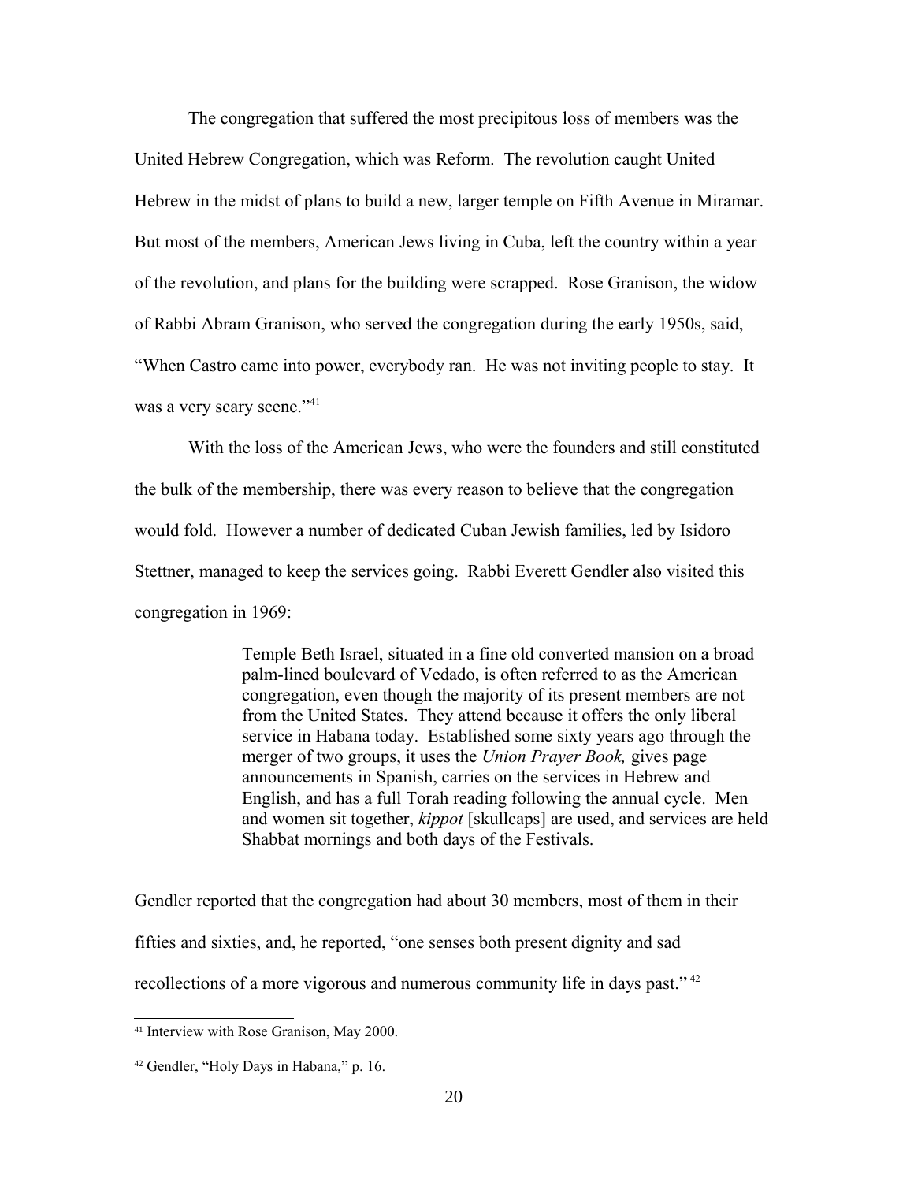The congregation that suffered the most precipitous loss of members was the United Hebrew Congregation, which was Reform. The revolution caught United Hebrew in the midst of plans to build a new, larger temple on Fifth Avenue in Miramar. But most of the members, American Jews living in Cuba, left the country within a year of the revolution, and plans for the building were scrapped. Rose Granison, the widow of Rabbi Abram Granison, who served the congregation during the early 1950s, said, "When Castro came into power, everybody ran. He was not inviting people to stay. It was a very scary scene."[41]

With the loss of the American Jews, who were the founders and still constituted the bulk of the membership, there was every reason to believe that the congregation would fold. However a number of dedicated Cuban Jewish families, led by Isidoro Stettner, managed to keep the services going. Rabbi Everett Gendler also visited this congregation in 1969:

> Temple Beth Israel, situated in a fine old converted mansion on a broad palm-lined boulevard of Vedado, is often referred to as the American congregation, even though the majority of its present members are not from the United States. They attend because it offers the only liberal service in Habana today. Established some sixty years ago through the merger of two groups, it uses the *Union Prayer Book,* gives page announcements in Spanish, carries on the services in Hebrew and English, and has a full Torah reading following the annual cycle. Men and women sit together, *kippot* [skullcaps] are used, and services are held Shabbat mornings and both days of the Festivals.

Gendler reported that the congregation had about 30 members, most of them in their fifties and sixties, and, he reported, "one senses both present dignity and sad recollections of a more vigorous and numerous community life in days past."[42]

---

[41] Interview with Rose Granison, May 2000.

[42] Gendler, "Holy Days in Habana," p. 16.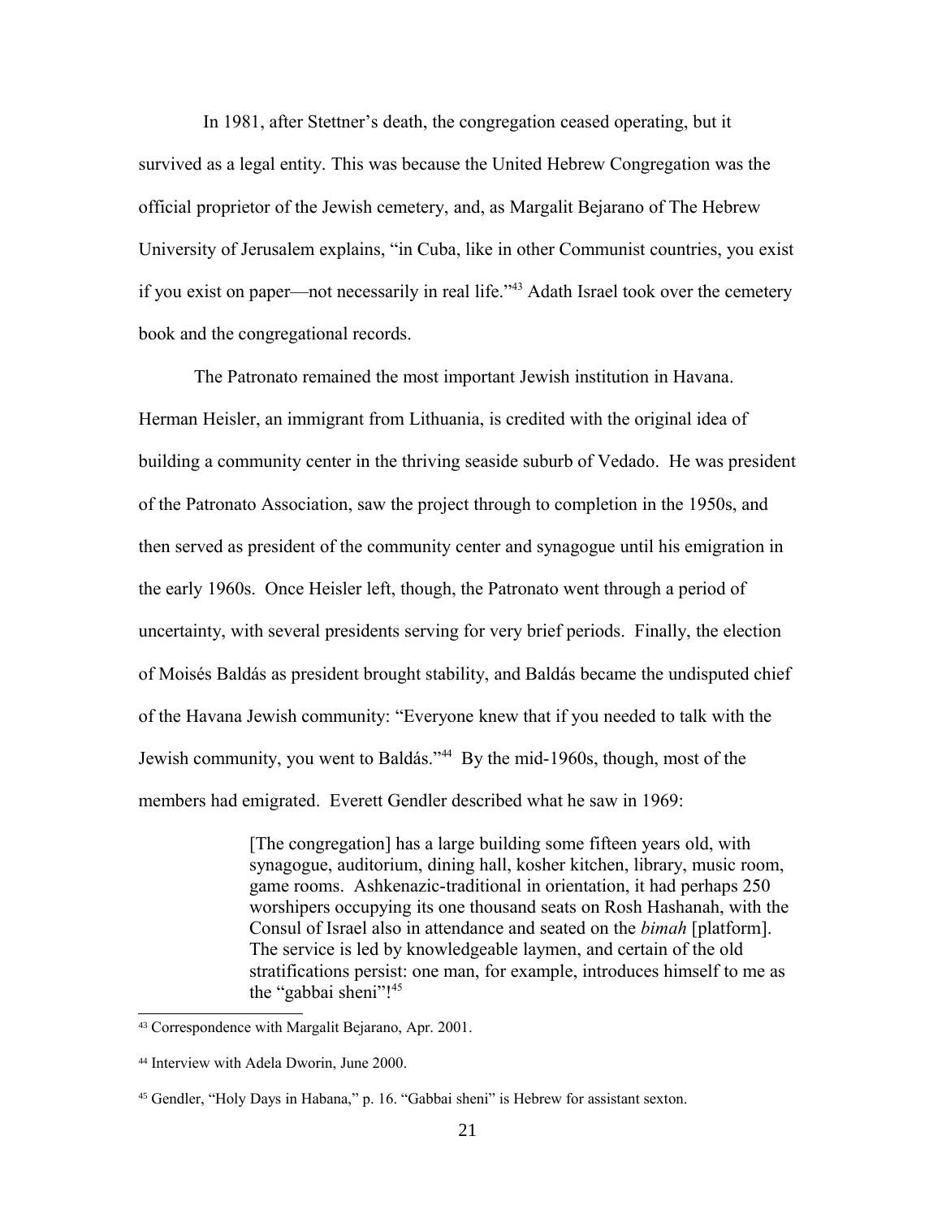In 1981, after Stettner's death, the congregation ceased operating, but it survived as a legal entity. This was because the United Hebrew Congregation was the official proprietor of the Jewish cemetery, and, as Margalit Bejarano of The Hebrew University of Jerusalem explains, "in Cuba, like in other Communist countries, you exist if you exist on paper—not necessarily in real life."[43] Adath Israel took over the cemetery book and the congregational records.

The Patronato remained the most important Jewish institution in Havana. Herman Heisler, an immigrant from Lithuania, is credited with the original idea of building a community center in the thriving seaside suburb of Vedado. He was president of the Patronato Association, saw the project through to completion in the 1950s, and then served as president of the community center and synagogue until his emigration in the early 1960s. Once Heisler left, though, the Patronato went through a period of uncertainty, with several presidents serving for very brief periods. Finally, the election of Moisés Baldás as president brought stability, and Baldás became the undisputed chief of the Havana Jewish community: "Everyone knew that if you needed to talk with the Jewish community, you went to Baldás."[44] By the mid-1960s, though, most of the members had emigrated. Everett Gendler described what he saw in 1969:

> [The congregation] has a large building some fifteen years old, with synagogue, auditorium, dining hall, kosher kitchen, library, music room, game rooms. Ashkenazic-traditional in orientation, it had perhaps 250 worshipers occupying its one thousand seats on Rosh Hashanah, with the Consul of Israel also in attendance and seated on the *bimah* [platform]. The service is led by knowledgeable laymen, and certain of the old stratifications persist: one man, for example, introduces himself to me as the "gabbai sheni"![45]

---

[43] Correspondence with Margalit Bejarano, Apr. 2001.

[44] Interview with Adela Dworin, June 2000.

[45] Gendler, "Holy Days in Habana," p. 16. "Gabbai sheni" is Hebrew for assistant sexton.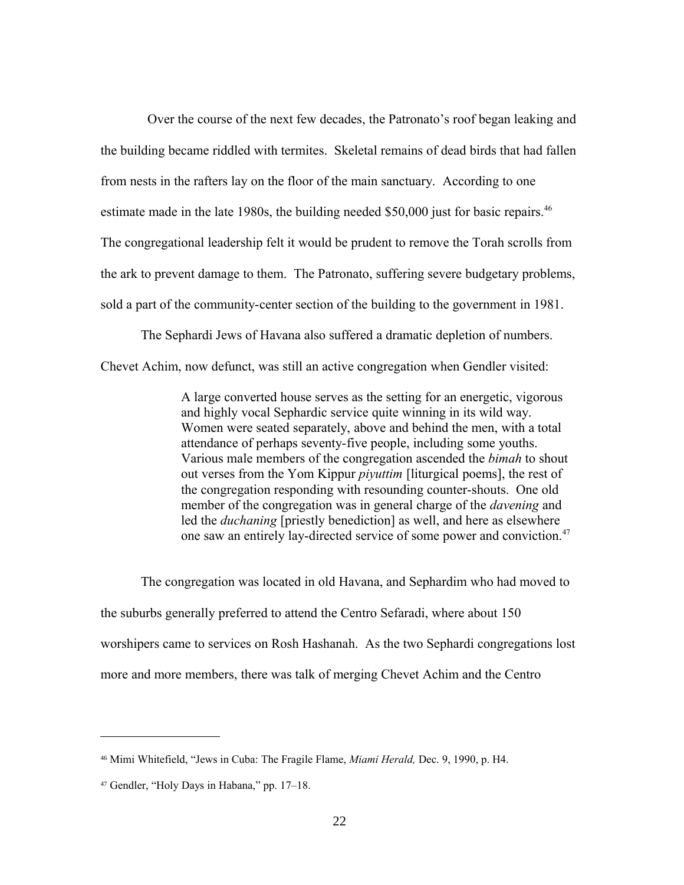Over the course of the next few decades, the Patronato's roof began leaking and the building became riddled with termites. Skeletal remains of dead birds that had fallen from nests in the rafters lay on the floor of the main sanctuary. According to one estimate made in the late 1980s, the building needed $50,000 just for basic repairs.[46] The congregational leadership felt it would be prudent to remove the Torah scrolls from the ark to prevent damage to them. The Patronato, suffering severe budgetary problems, sold a part of the community-center section of the building to the government in 1981.

The Sephardi Jews of Havana also suffered a dramatic depletion of numbers. Chevet Achim, now defunct, was still an active congregation when Gendler visited:

> A large converted house serves as the setting for an energetic, vigorous and highly vocal Sephardic service quite winning in its wild way. Women were seated separately, above and behind the men, with a total attendance of perhaps seventy-five people, including some youths. Various male members of the congregation ascended the *bimah* to shout out verses from the Yom Kippur *piyuttim* [liturgical poems], the rest of the congregation responding with resounding counter-shouts. One old member of the congregation was in general charge of the *davening* and led the *duchaning* [priestly benediction] as well, and here as elsewhere one saw an entirely lay-directed service of some power and conviction.[47]

The congregation was located in old Havana, and Sephardim who had moved to the suburbs generally preferred to attend the Centro Sefaradi, where about 150 worshipers came to services on Rosh Hashanah. As the two Sephardi congregations lost more and more members, there was talk of merging Chevet Achim and the Centro

---

[46] Mimi Whitefield, "Jews in Cuba: The Fragile Flame, *Miami Herald,* Dec. 9, 1990, p. H4.

[47] Gendler, "Holy Days in Habana," pp. 17–18.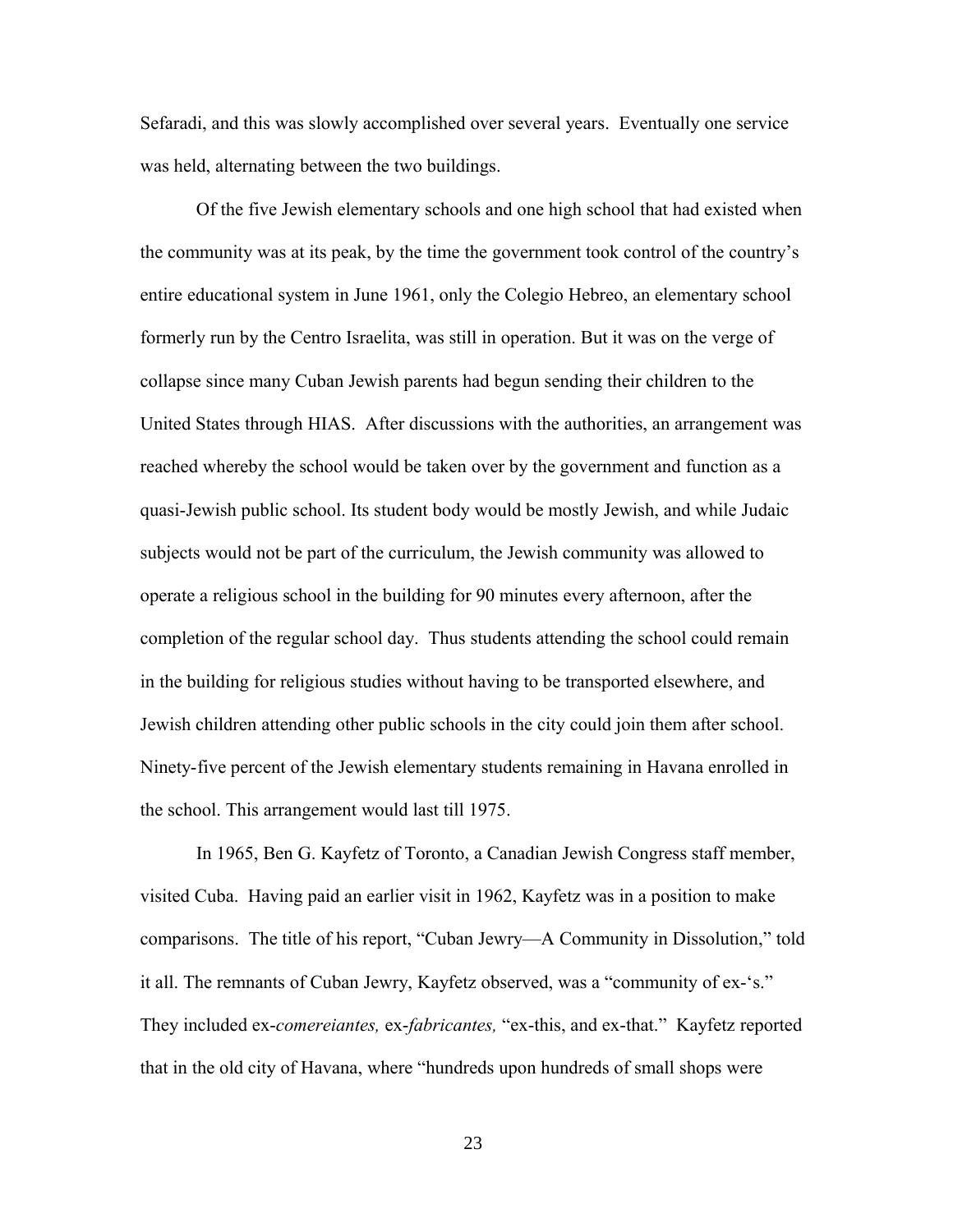Sefaradi, and this was slowly accomplished over several years. Eventually one service was held, alternating between the two buildings.

Of the five Jewish elementary schools and one high school that had existed when the community was at its peak, by the time the government took control of the country's entire educational system in June 1961, only the Colegio Hebreo, an elementary school formerly run by the Centro Israelita, was still in operation. But it was on the verge of collapse since many Cuban Jewish parents had begun sending their children to the United States through HIAS. After discussions with the authorities, an arrangement was reached whereby the school would be taken over by the government and function as a quasi-Jewish public school. Its student body would be mostly Jewish, and while Judaic subjects would not be part of the curriculum, the Jewish community was allowed to operate a religious school in the building for 90 minutes every afternoon, after the completion of the regular school day. Thus students attending the school could remain in the building for religious studies without having to be transported elsewhere, and Jewish children attending other public schools in the city could join them after school. Ninety-five percent of the Jewish elementary students remaining in Havana enrolled in the school. This arrangement would last till 1975.

In 1965, Ben G. Kayfetz of Toronto, a Canadian Jewish Congress staff member, visited Cuba. Having paid an earlier visit in 1962, Kayfetz was in a position to make comparisons. The title of his report, "Cuban Jewry—A Community in Dissolution," told it all. The remnants of Cuban Jewry, Kayfetz observed, was a "community of ex-'s." They included ex-*comereiantes,* ex-*fabricantes,* "ex-this, and ex-that." Kayfetz reported that in the old city of Havana, where "hundreds upon hundreds of small shops were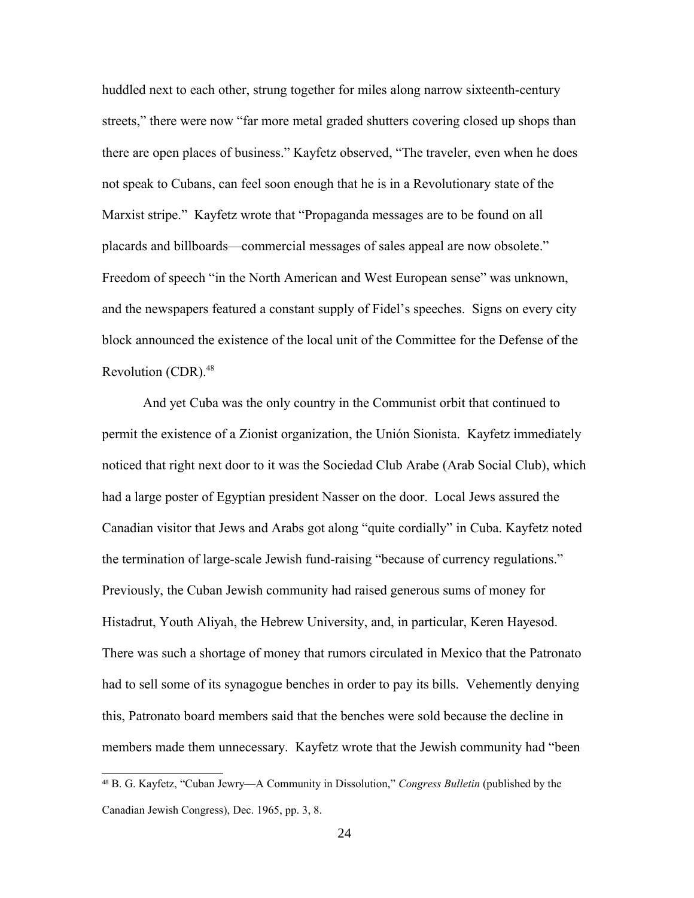huddled next to each other, strung together for miles along narrow sixteenth-century streets," there were now "far more metal graded shutters covering closed up shops than there are open places of business." Kayfetz observed, "The traveler, even when he does not speak to Cubans, can feel soon enough that he is in a Revolutionary state of the Marxist stripe." Kayfetz wrote that "Propaganda messages are to be found on all placards and billboards—commercial messages of sales appeal are now obsolete." Freedom of speech "in the North American and West European sense" was unknown, and the newspapers featured a constant supply of Fidel's speeches. Signs on every city block announced the existence of the local unit of the Committee for the Defense of the Revolution (CDR).[48]

And yet Cuba was the only country in the Communist orbit that continued to permit the existence of a Zionist organization, the Unión Sionista. Kayfetz immediately noticed that right next door to it was the Sociedad Club Arabe (Arab Social Club), which had a large poster of Egyptian president Nasser on the door. Local Jews assured the Canadian visitor that Jews and Arabs got along "quite cordially" in Cuba. Kayfetz noted the termination of large-scale Jewish fund-raising "because of currency regulations." Previously, the Cuban Jewish community had raised generous sums of money for Histadrut, Youth Aliyah, the Hebrew University, and, in particular, Keren Hayesod. There was such a shortage of money that rumors circulated in Mexico that the Patronato had to sell some of its synagogue benches in order to pay its bills. Vehemently denying this, Patronato board members said that the benches were sold because the decline in members made them unnecessary. Kayfetz wrote that the Jewish community had "been

---

[48] B. G. Kayfetz, "Cuban Jewry—A Community in Dissolution," *Congress Bulletin* (published by the Canadian Jewish Congress), Dec. 1965, pp. 3, 8.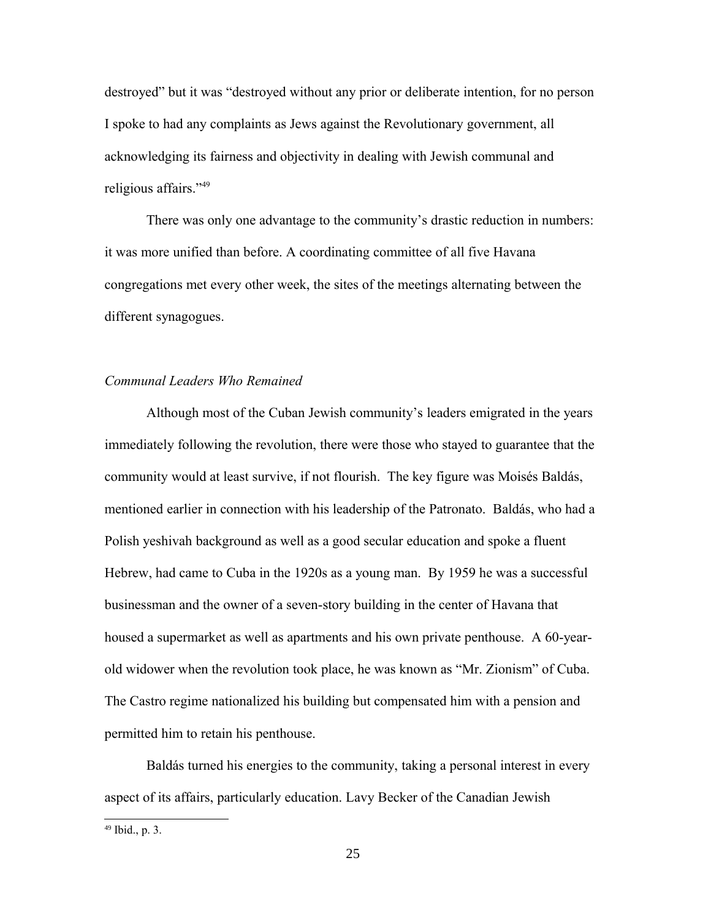destroyed" but it was "destroyed without any prior or deliberate intention, for no person I spoke to had any complaints as Jews against the Revolutionary government, all acknowledging its fairness and objectivity in dealing with Jewish communal and religious affairs."[49]

There was only one advantage to the community's drastic reduction in numbers: it was more unified than before. A coordinating committee of all five Havana congregations met every other week, the sites of the meetings alternating between the different synagogues.

*Communal Leaders Who Remained*

Although most of the Cuban Jewish community's leaders emigrated in the years immediately following the revolution, there were those who stayed to guarantee that the community would at least survive, if not flourish. The key figure was Moisés Baldás, mentioned earlier in connection with his leadership of the Patronato. Baldás, who had a Polish yeshivah background as well as a good secular education and spoke a fluent Hebrew, had came to Cuba in the 1920s as a young man. By 1959 he was a successful businessman and the owner of a seven-story building in the center of Havana that housed a supermarket as well as apartments and his own private penthouse. A 60-year-old widower when the revolution took place, he was known as "Mr. Zionism" of Cuba. The Castro regime nationalized his building but compensated him with a pension and permitted him to retain his penthouse.

Baldás turned his energies to the community, taking a personal interest in every aspect of its affairs, particularly education. Lavy Becker of the Canadian Jewish

[49] Ibid., p. 3.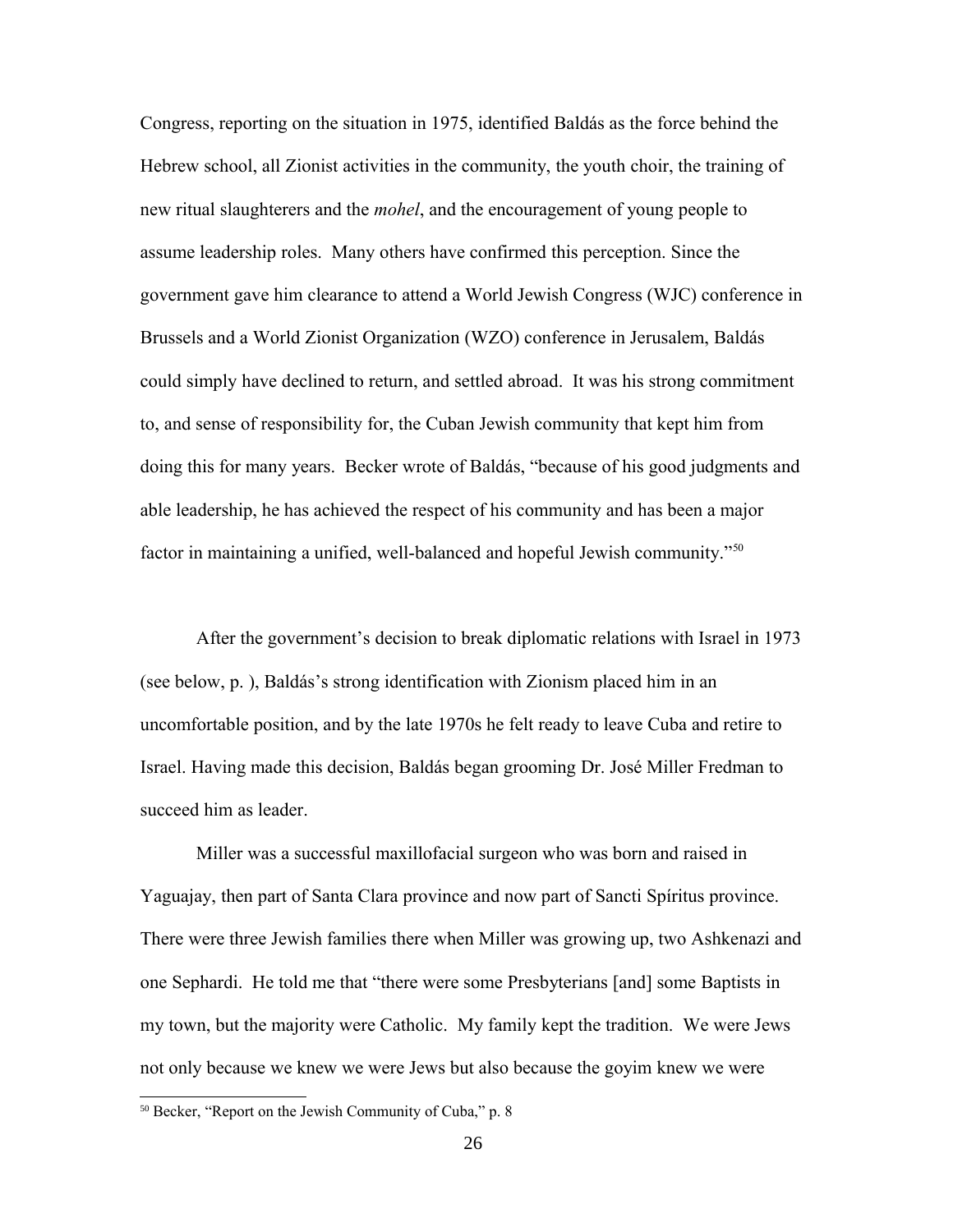Congress, reporting on the situation in 1975, identified Baldás as the force behind the Hebrew school, all Zionist activities in the community, the youth choir, the training of new ritual slaughterers and the *mohel*, and the encouragement of young people to assume leadership roles. Many others have confirmed this perception. Since the government gave him clearance to attend a World Jewish Congress (WJC) conference in Brussels and a World Zionist Organization (WZO) conference in Jerusalem, Baldás could simply have declined to return, and settled abroad. It was his strong commitment to, and sense of responsibility for, the Cuban Jewish community that kept him from doing this for many years. Becker wrote of Baldás, "because of his good judgments and able leadership, he has achieved the respect of his community and has been a major factor in maintaining a unified, well-balanced and hopeful Jewish community."[50]

After the government's decision to break diplomatic relations with Israel in 1973 (see below, p. ), Baldás's strong identification with Zionism placed him in an uncomfortable position, and by the late 1970s he felt ready to leave Cuba and retire to Israel. Having made this decision, Baldás began grooming Dr. José Miller Fredman to succeed him as leader.

Miller was a successful maxillofacial surgeon who was born and raised in Yaguajay, then part of Santa Clara province and now part of Sancti Spíritus province. There were three Jewish families there when Miller was growing up, two Ashkenazi and one Sephardi. He told me that "there were some Presbyterians [and] some Baptists in my town, but the majority were Catholic. My family kept the tradition. We were Jews not only because we knew we were Jews but also because the goyim knew we were

[50] Becker, "Report on the Jewish Community of Cuba," p. 8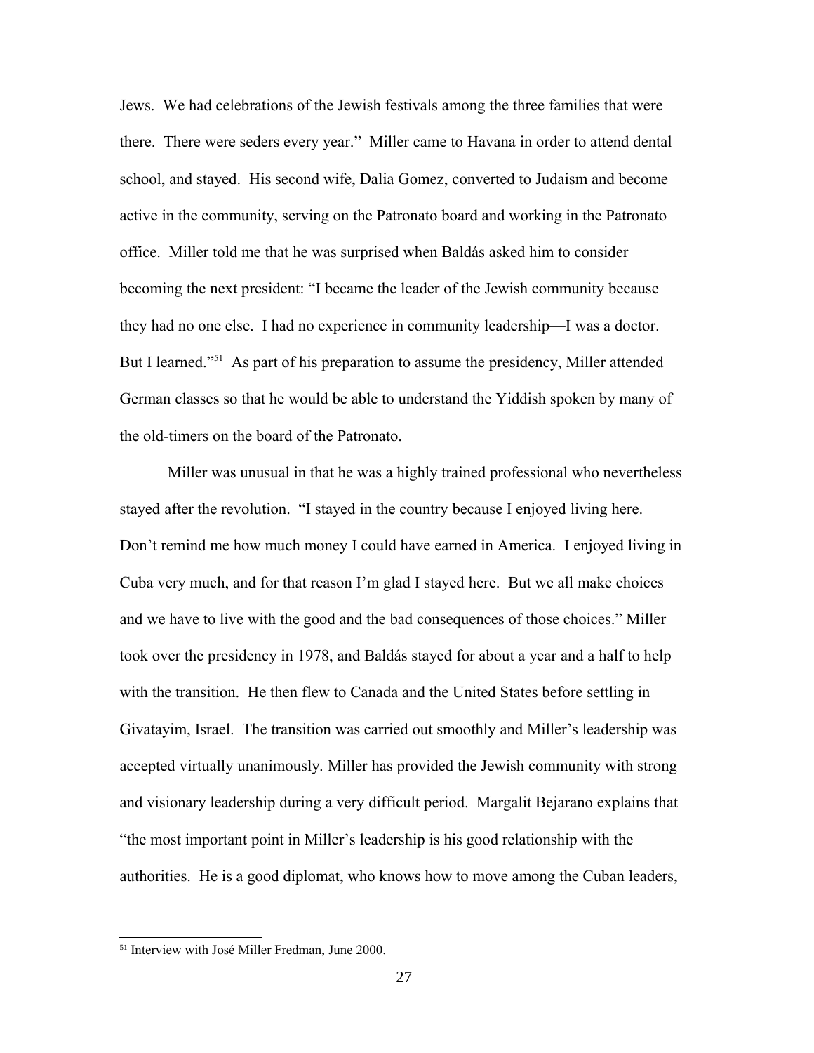Jews. We had celebrations of the Jewish festivals among the three families that were there. There were seders every year." Miller came to Havana in order to attend dental school, and stayed. His second wife, Dalia Gomez, converted to Judaism and become active in the community, serving on the Patronato board and working in the Patronato office. Miller told me that he was surprised when Baldás asked him to consider becoming the next president: "I became the leader of the Jewish community because they had no one else. I had no experience in community leadership—I was a doctor. But I learned."[51] As part of his preparation to assume the presidency, Miller attended German classes so that he would be able to understand the Yiddish spoken by many of the old-timers on the board of the Patronato.

Miller was unusual in that he was a highly trained professional who nevertheless stayed after the revolution. "I stayed in the country because I enjoyed living here. Don't remind me how much money I could have earned in America. I enjoyed living in Cuba very much, and for that reason I'm glad I stayed here. But we all make choices and we have to live with the good and the bad consequences of those choices." Miller took over the presidency in 1978, and Baldás stayed for about a year and a half to help with the transition. He then flew to Canada and the United States before settling in Givatayim, Israel. The transition was carried out smoothly and Miller's leadership was accepted virtually unanimously. Miller has provided the Jewish community with strong and visionary leadership during a very difficult period. Margalit Bejarano explains that "the most important point in Miller's leadership is his good relationship with the authorities. He is a good diplomat, who knows how to move among the Cuban leaders,

[51] Interview with José Miller Fredman, June 2000.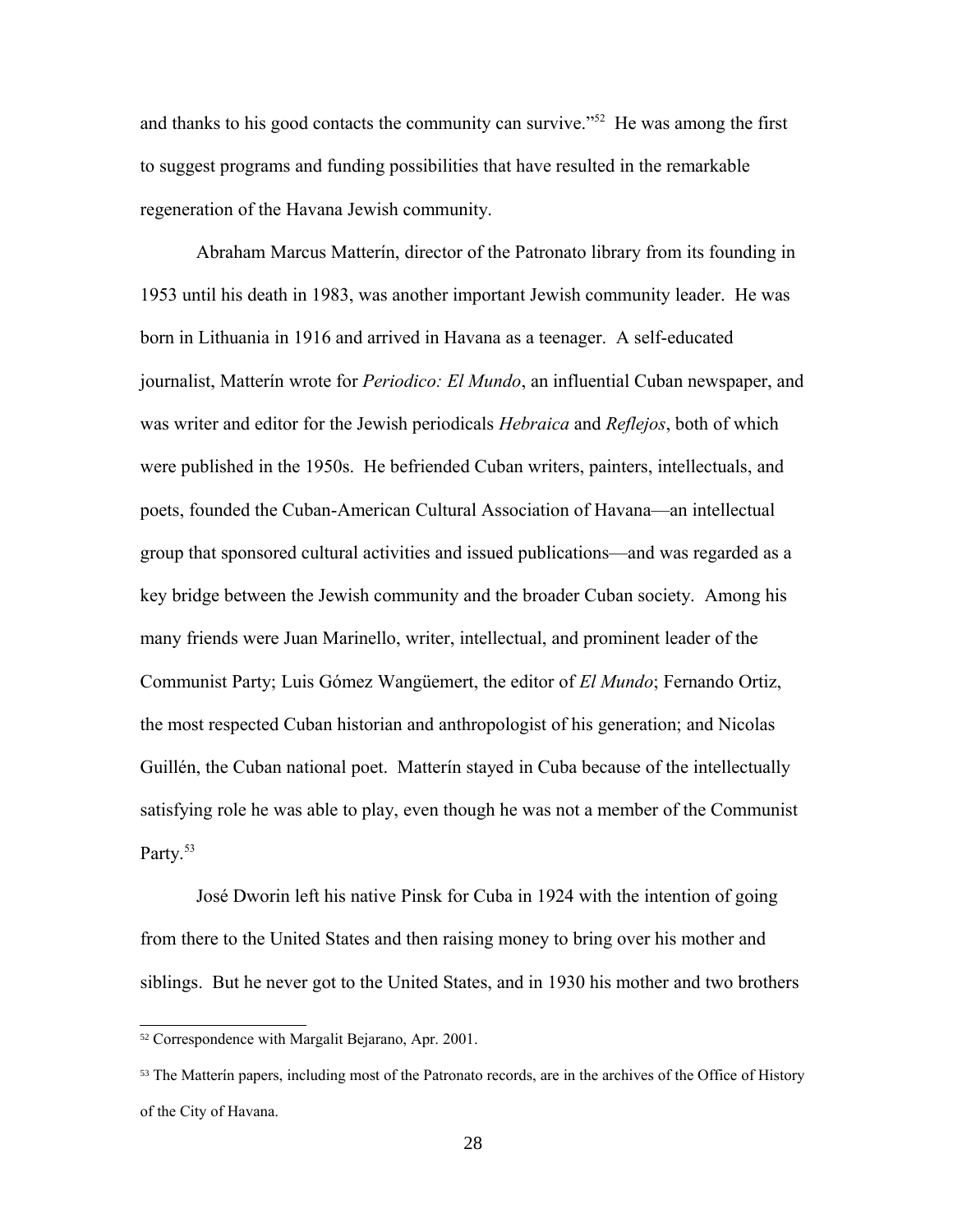and thanks to his good contacts the community can survive."[52] He was among the first to suggest programs and funding possibilities that have resulted in the remarkable regeneration of the Havana Jewish community.

Abraham Marcus Matterín, director of the Patronato library from its founding in 1953 until his death in 1983, was another important Jewish community leader. He was born in Lithuania in 1916 and arrived in Havana as a teenager. A self-educated journalist, Matterín wrote for *Periodico: El Mundo*, an influential Cuban newspaper, and was writer and editor for the Jewish periodicals *Hebraica* and *Reflejos*, both of which were published in the 1950s. He befriended Cuban writers, painters, intellectuals, and poets, founded the Cuban-American Cultural Association of Havana—an intellectual group that sponsored cultural activities and issued publications—and was regarded as a key bridge between the Jewish community and the broader Cuban society. Among his many friends were Juan Marinello, writer, intellectual, and prominent leader of the Communist Party; Luis Gómez Wangüemert, the editor of *El Mundo*; Fernando Ortiz, the most respected Cuban historian and anthropologist of his generation; and Nicolas Guillén, the Cuban national poet. Matterín stayed in Cuba because of the intellectually satisfying role he was able to play, even though he was not a member of the Communist Party.[53]

José Dworin left his native Pinsk for Cuba in 1924 with the intention of going from there to the United States and then raising money to bring over his mother and siblings. But he never got to the United States, and in 1930 his mother and two brothers

---

[52] Correspondence with Margalit Bejarano, Apr. 2001.

[53] The Matterín papers, including most of the Patronato records, are in the archives of the Office of History of the City of Havana.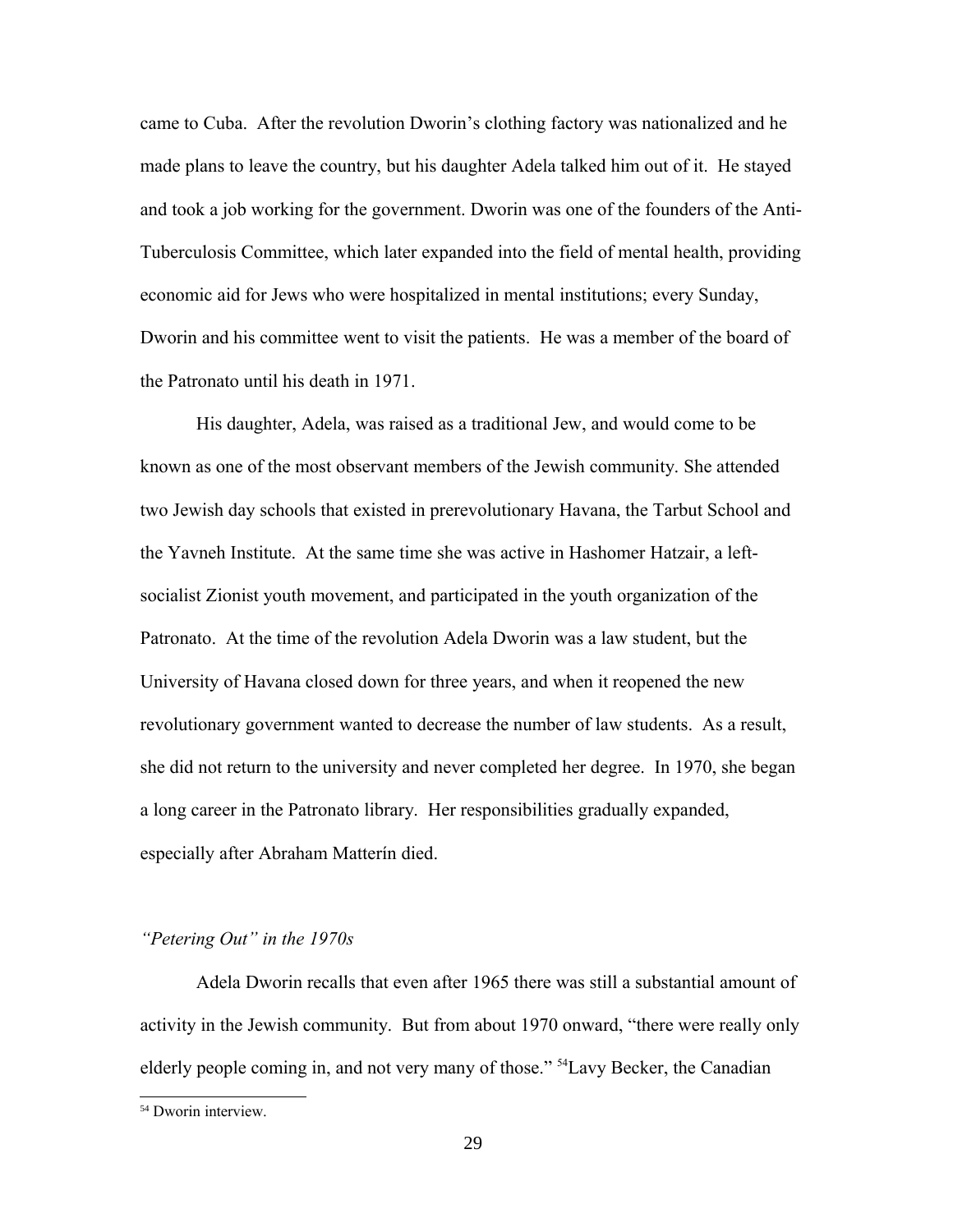came to Cuba. After the revolution Dworin's clothing factory was nationalized and he made plans to leave the country, but his daughter Adela talked him out of it. He stayed and took a job working for the government. Dworin was one of the founders of the Anti-Tuberculosis Committee, which later expanded into the field of mental health, providing economic aid for Jews who were hospitalized in mental institutions; every Sunday, Dworin and his committee went to visit the patients. He was a member of the board of the Patronato until his death in 1971.

His daughter, Adela, was raised as a traditional Jew, and would come to be known as one of the most observant members of the Jewish community. She attended two Jewish day schools that existed in prerevolutionary Havana, the Tarbut School and the Yavneh Institute. At the same time she was active in Hashomer Hatzair, a left-socialist Zionist youth movement, and participated in the youth organization of the Patronato. At the time of the revolution Adela Dworin was a law student, but the University of Havana closed down for three years, and when it reopened the new revolutionary government wanted to decrease the number of law students. As a result, she did not return to the university and never completed her degree. In 1970, she began a long career in the Patronato library. Her responsibilities gradually expanded, especially after Abraham Matterín died.

*"Petering Out" in the 1970s*

Adela Dworin recalls that even after 1965 there was still a substantial amount of activity in the Jewish community. But from about 1970 onward, "there were really only elderly people coming in, and not very many of those." [54]Lavy Becker, the Canadian

[54] Dworin interview.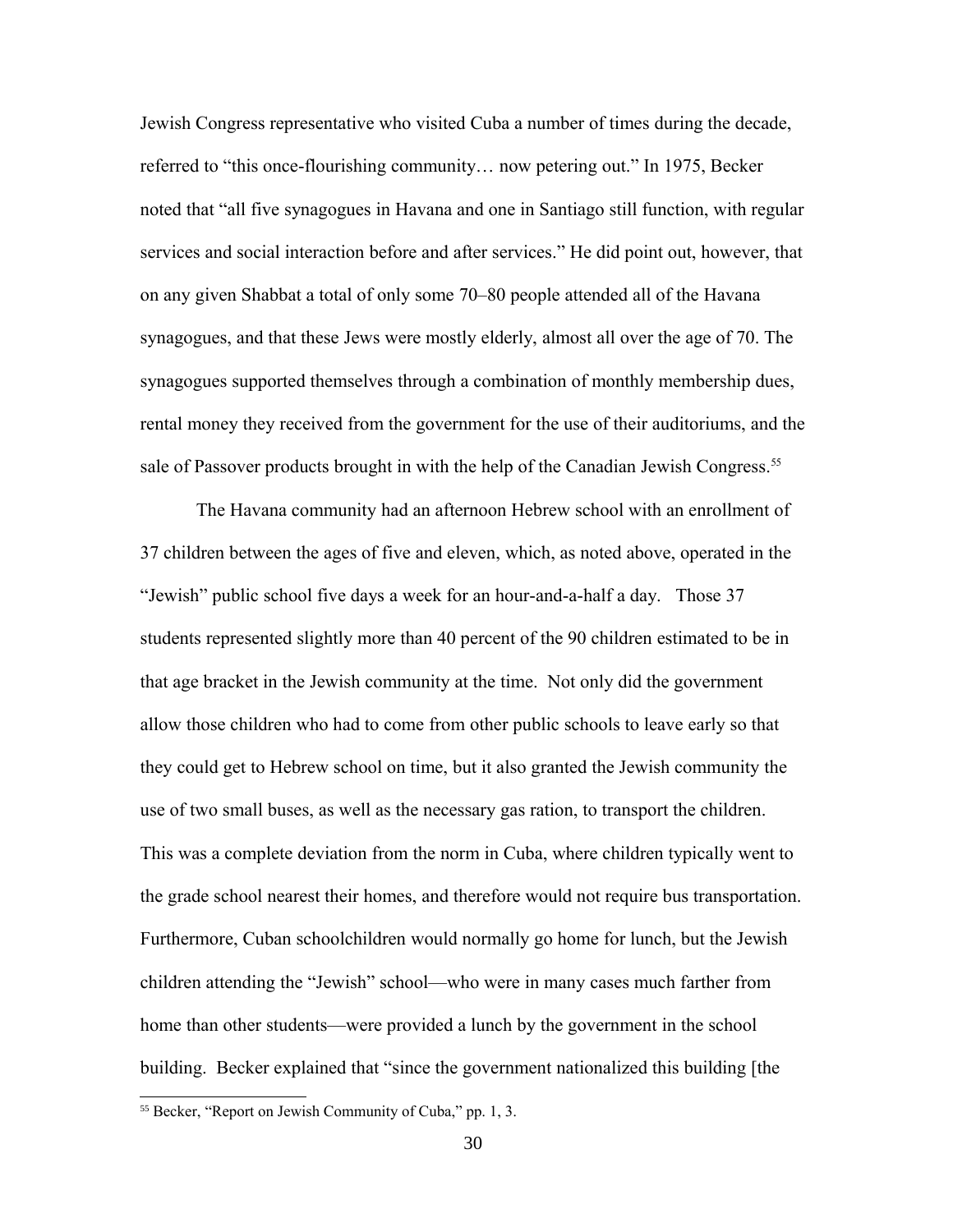Jewish Congress representative who visited Cuba a number of times during the decade, referred to "this once-flourishing community… now petering out." In 1975, Becker noted that "all five synagogues in Havana and one in Santiago still function, with regular services and social interaction before and after services." He did point out, however, that on any given Shabbat a total of only some 70–80 people attended all of the Havana synagogues, and that these Jews were mostly elderly, almost all over the age of 70. The synagogues supported themselves through a combination of monthly membership dues, rental money they received from the government for the use of their auditoriums, and the sale of Passover products brought in with the help of the Canadian Jewish Congress.[55]

The Havana community had an afternoon Hebrew school with an enrollment of 37 children between the ages of five and eleven, which, as noted above, operated in the "Jewish" public school five days a week for an hour-and-a-half a day. Those 37 students represented slightly more than 40 percent of the 90 children estimated to be in that age bracket in the Jewish community at the time. Not only did the government allow those children who had to come from other public schools to leave early so that they could get to Hebrew school on time, but it also granted the Jewish community the use of two small buses, as well as the necessary gas ration, to transport the children. This was a complete deviation from the norm in Cuba, where children typically went to the grade school nearest their homes, and therefore would not require bus transportation. Furthermore, Cuban schoolchildren would normally go home for lunch, but the Jewish children attending the "Jewish" school—who were in many cases much farther from home than other students—were provided a lunch by the government in the school building. Becker explained that "since the government nationalized this building [the

[55] Becker, "Report on Jewish Community of Cuba," pp. 1, 3.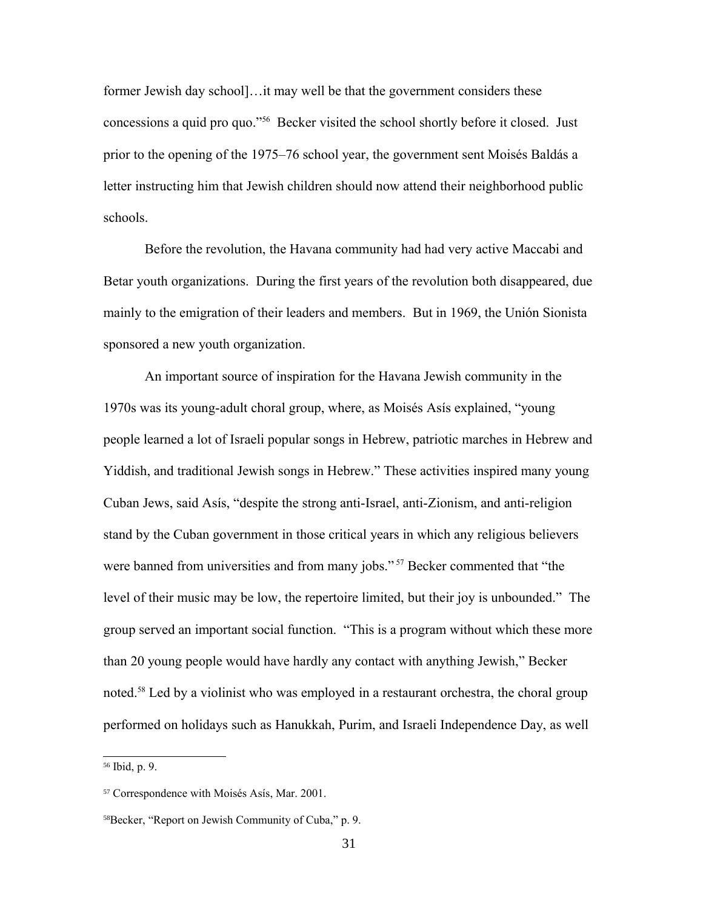former Jewish day school]…it may well be that the government considers these concessions a quid pro quo."[56] Becker visited the school shortly before it closed. Just prior to the opening of the 1975–76 school year, the government sent Moisés Baldás a letter instructing him that Jewish children should now attend their neighborhood public schools.

Before the revolution, the Havana community had had very active Maccabi and Betar youth organizations. During the first years of the revolution both disappeared, due mainly to the emigration of their leaders and members. But in 1969, the Unión Sionista sponsored a new youth organization.

An important source of inspiration for the Havana Jewish community in the 1970s was its young-adult choral group, where, as Moisés Asís explained, "young people learned a lot of Israeli popular songs in Hebrew, patriotic marches in Hebrew and Yiddish, and traditional Jewish songs in Hebrew." These activities inspired many young Cuban Jews, said Asís, "despite the strong anti-Israel, anti-Zionism, and anti-religion stand by the Cuban government in those critical years in which any religious believers were banned from universities and from many jobs."[57] Becker commented that "the level of their music may be low, the repertoire limited, but their joy is unbounded." The group served an important social function. "This is a program without which these more than 20 young people would have hardly any contact with anything Jewish," Becker noted.[58] Led by a violinist who was employed in a restaurant orchestra, the choral group performed on holidays such as Hanukkah, Purim, and Israeli Independence Day, as well

---

[56] Ibid, p. 9.

[57] Correspondence with Moisés Asís, Mar. 2001.

[58] Becker, "Report on Jewish Community of Cuba," p. 9.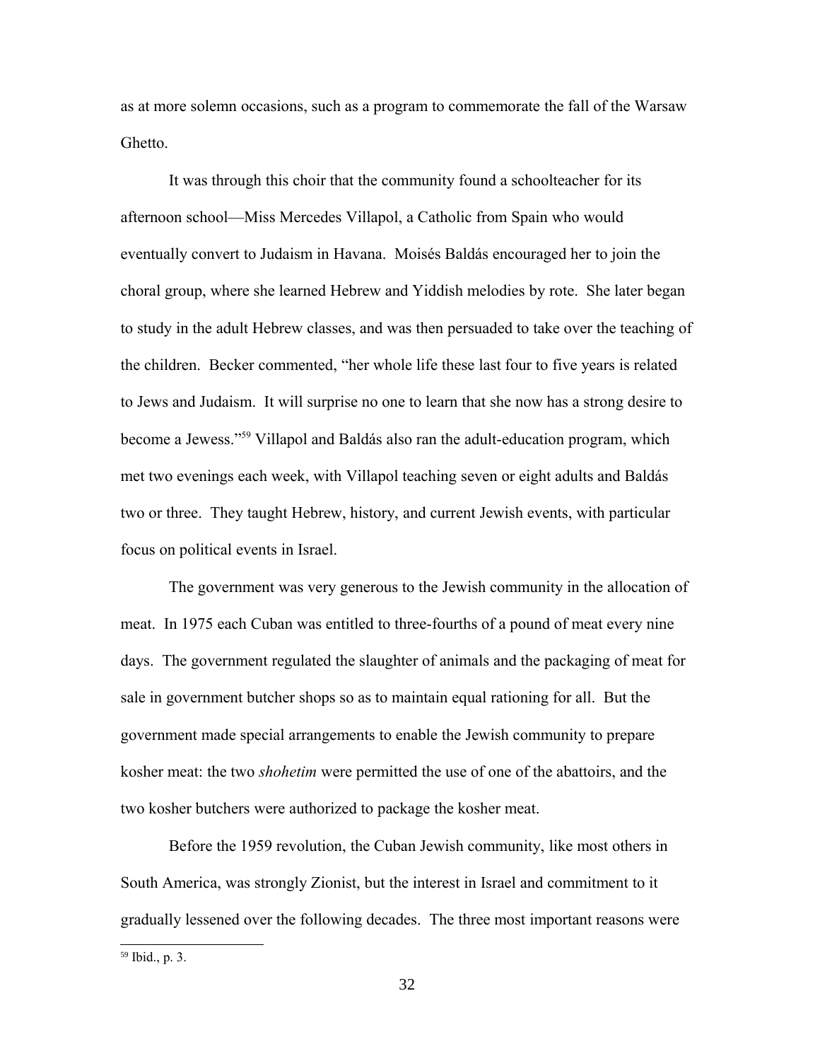as at more solemn occasions, such as a program to commemorate the fall of the Warsaw Ghetto.

It was through this choir that the community found a schoolteacher for its afternoon school—Miss Mercedes Villapol, a Catholic from Spain who would eventually convert to Judaism in Havana. Moisés Baldás encouraged her to join the choral group, where she learned Hebrew and Yiddish melodies by rote. She later began to study in the adult Hebrew classes, and was then persuaded to take over the teaching of the children. Becker commented, "her whole life these last four to five years is related to Jews and Judaism. It will surprise no one to learn that she now has a strong desire to become a Jewess."[59] Villapol and Baldás also ran the adult-education program, which met two evenings each week, with Villapol teaching seven or eight adults and Baldás two or three. They taught Hebrew, history, and current Jewish events, with particular focus on political events in Israel.

The government was very generous to the Jewish community in the allocation of meat. In 1975 each Cuban was entitled to three-fourths of a pound of meat every nine days. The government regulated the slaughter of animals and the packaging of meat for sale in government butcher shops so as to maintain equal rationing for all. But the government made special arrangements to enable the Jewish community to prepare kosher meat: the two *shohetim* were permitted the use of one of the abattoirs, and the two kosher butchers were authorized to package the kosher meat.

Before the 1959 revolution, the Cuban Jewish community, like most others in South America, was strongly Zionist, but the interest in Israel and commitment to it gradually lessened over the following decades. The three most important reasons were

---

[59] Ibid., p. 3.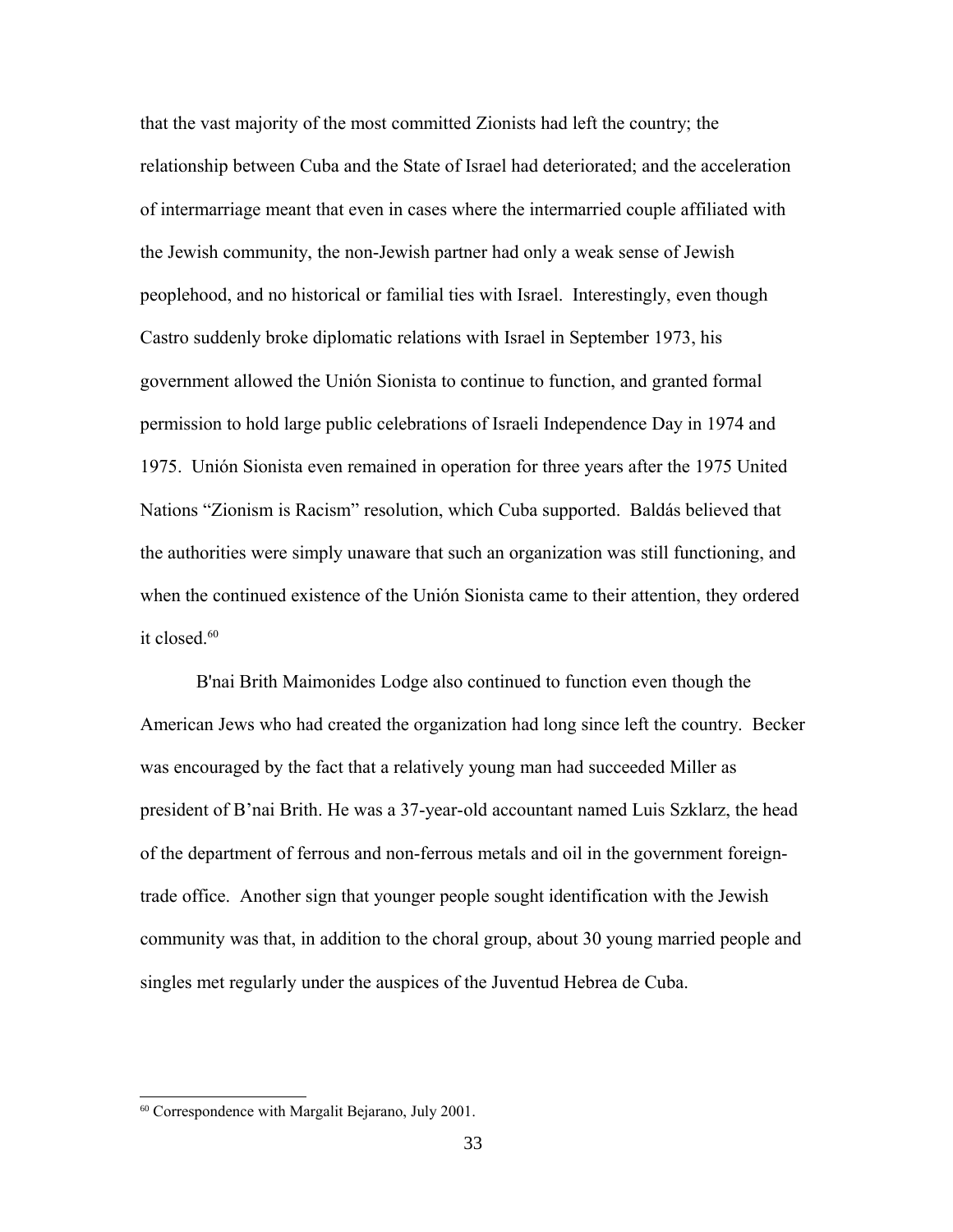that the vast majority of the most committed Zionists had left the country; the relationship between Cuba and the State of Israel had deteriorated; and the acceleration of intermarriage meant that even in cases where the intermarried couple affiliated with the Jewish community, the non-Jewish partner had only a weak sense of Jewish peoplehood, and no historical or familial ties with Israel. Interestingly, even though Castro suddenly broke diplomatic relations with Israel in September 1973, his government allowed the Unión Sionista to continue to function, and granted formal permission to hold large public celebrations of Israeli Independence Day in 1974 and 1975. Unión Sionista even remained in operation for three years after the 1975 United Nations "Zionism is Racism" resolution, which Cuba supported. Baldás believed that the authorities were simply unaware that such an organization was still functioning, and when the continued existence of the Unión Sionista came to their attention, they ordered it closed.[60]

B'nai Brith Maimonides Lodge also continued to function even though the American Jews who had created the organization had long since left the country. Becker was encouraged by the fact that a relatively young man had succeeded Miller as president of B'nai Brith. He was a 37-year-old accountant named Luis Szklarz, the head of the department of ferrous and non-ferrous metals and oil in the government foreign-trade office. Another sign that younger people sought identification with the Jewish community was that, in addition to the choral group, about 30 young married people and singles met regularly under the auspices of the Juventud Hebrea de Cuba.

---

[60] Correspondence with Margalit Bejarano, July 2001.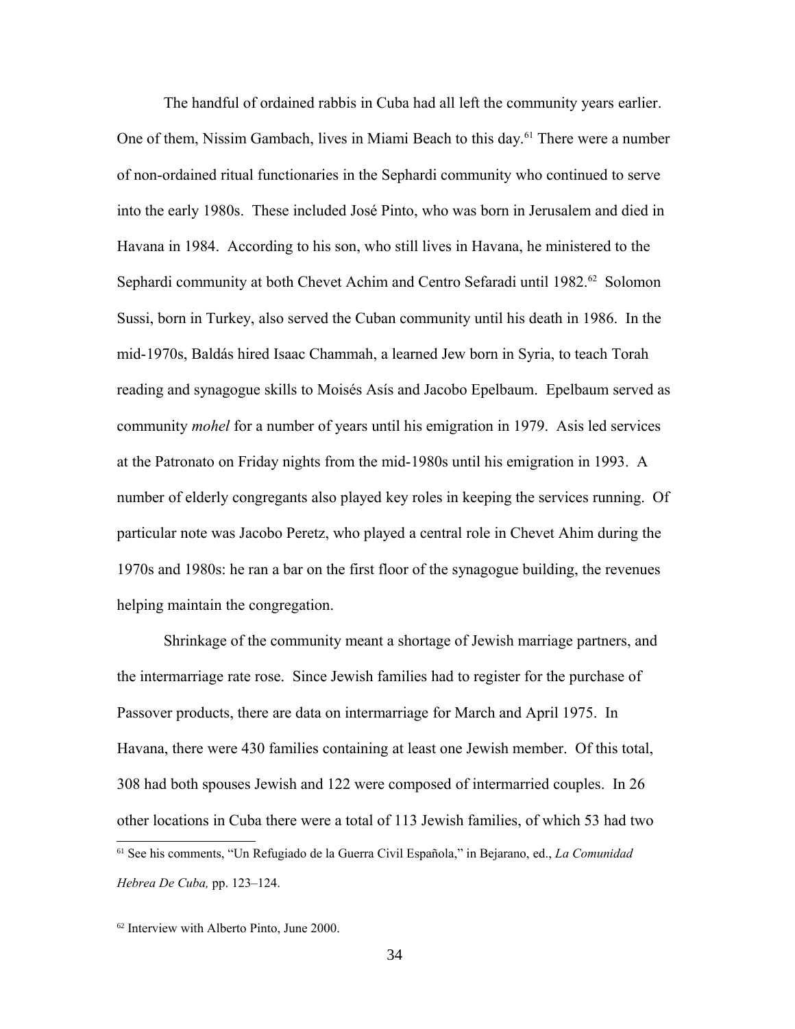The handful of ordained rabbis in Cuba had all left the community years earlier. One of them, Nissim Gambach, lives in Miami Beach to this day.[61] There were a number of non-ordained ritual functionaries in the Sephardi community who continued to serve into the early 1980s. These included José Pinto, who was born in Jerusalem and died in Havana in 1984. According to his son, who still lives in Havana, he ministered to the Sephardi community at both Chevet Achim and Centro Sefaradi until 1982.[62] Solomon Sussi, born in Turkey, also served the Cuban community until his death in 1986. In the mid-1970s, Baldás hired Isaac Chammah, a learned Jew born in Syria, to teach Torah reading and synagogue skills to Moisés Asís and Jacobo Epelbaum. Epelbaum served as community *mohel* for a number of years until his emigration in 1979. Asis led services at the Patronato on Friday nights from the mid-1980s until his emigration in 1993. A number of elderly congregants also played key roles in keeping the services running. Of particular note was Jacobo Peretz, who played a central role in Chevet Ahim during the 1970s and 1980s: he ran a bar on the first floor of the synagogue building, the revenues helping maintain the congregation.

Shrinkage of the community meant a shortage of Jewish marriage partners, and the intermarriage rate rose. Since Jewish families had to register for the purchase of Passover products, there are data on intermarriage for March and April 1975. In Havana, there were 430 families containing at least one Jewish member. Of this total, 308 had both spouses Jewish and 122 were composed of intermarried couples. In 26 other locations in Cuba there were a total of 113 Jewish families, of which 53 had two

---

[61] See his comments, "Un Refugiado de la Guerra Civil Española," in Bejarano, ed., *La Comunidad Hebrea De Cuba,* pp. 123–124.

[62] Interview with Alberto Pinto, June 2000.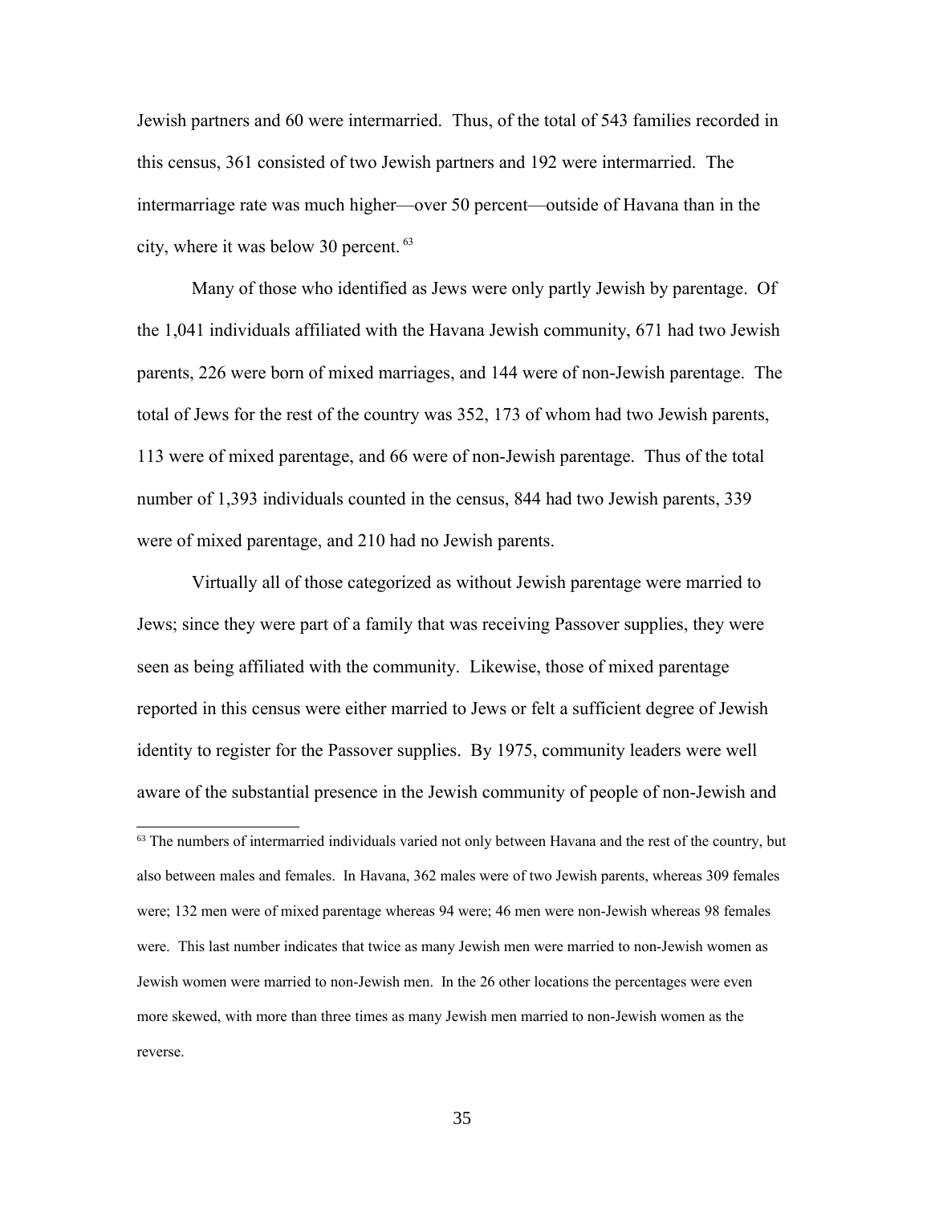Jewish partners and 60 were intermarried. Thus, of the total of 543 families recorded in this census, 361 consisted of two Jewish partners and 192 were intermarried. The intermarriage rate was much higher—over 50 percent—outside of Havana than in the city, where it was below 30 percent.[63]

Many of those who identified as Jews were only partly Jewish by parentage. Of the 1,041 individuals affiliated with the Havana Jewish community, 671 had two Jewish parents, 226 were born of mixed marriages, and 144 were of non-Jewish parentage. The total of Jews for the rest of the country was 352, 173 of whom had two Jewish parents, 113 were of mixed parentage, and 66 were of non-Jewish parentage. Thus of the total number of 1,393 individuals counted in the census, 844 had two Jewish parents, 339 were of mixed parentage, and 210 had no Jewish parents.

Virtually all of those categorized as without Jewish parentage were married to Jews; since they were part of a family that was receiving Passover supplies, they were seen as being affiliated with the community. Likewise, those of mixed parentage reported in this census were either married to Jews or felt a sufficient degree of Jewish identity to register for the Passover supplies. By 1975, community leaders were well aware of the substantial presence in the Jewish community of people of non-Jewish and

[63] The numbers of intermarried individuals varied not only between Havana and the rest of the country, but also between males and females. In Havana, 362 males were of two Jewish parents, whereas 309 females were; 132 men were of mixed parentage whereas 94 were; 46 men were non-Jewish whereas 98 females were. This last number indicates that twice as many Jewish men were married to non-Jewish women as Jewish women were married to non-Jewish men. In the 26 other locations the percentages were even more skewed, with more than three times as many Jewish men married to non-Jewish women as the reverse.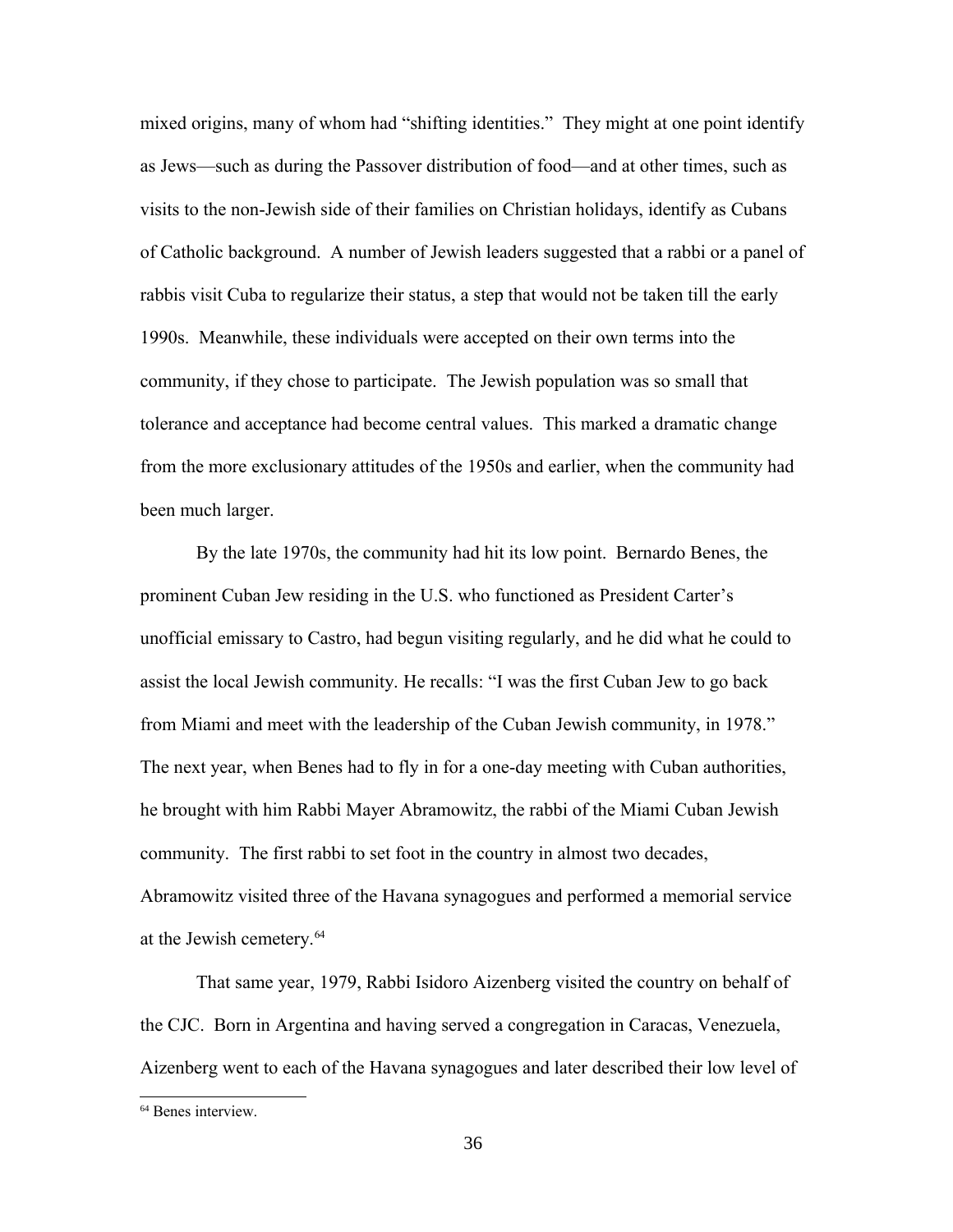mixed origins, many of whom had "shifting identities." They might at one point identify as Jews—such as during the Passover distribution of food—and at other times, such as visits to the non-Jewish side of their families on Christian holidays, identify as Cubans of Catholic background. A number of Jewish leaders suggested that a rabbi or a panel of rabbis visit Cuba to regularize their status, a step that would not be taken till the early 1990s. Meanwhile, these individuals were accepted on their own terms into the community, if they chose to participate. The Jewish population was so small that tolerance and acceptance had become central values. This marked a dramatic change from the more exclusionary attitudes of the 1950s and earlier, when the community had been much larger.

By the late 1970s, the community had hit its low point. Bernardo Benes, the prominent Cuban Jew residing in the U.S. who functioned as President Carter's unofficial emissary to Castro, had begun visiting regularly, and he did what he could to assist the local Jewish community. He recalls: "I was the first Cuban Jew to go back from Miami and meet with the leadership of the Cuban Jewish community, in 1978." The next year, when Benes had to fly in for a one-day meeting with Cuban authorities, he brought with him Rabbi Mayer Abramowitz, the rabbi of the Miami Cuban Jewish community. The first rabbi to set foot in the country in almost two decades, Abramowitz visited three of the Havana synagogues and performed a memorial service at the Jewish cemetery.[64]

That same year, 1979, Rabbi Isidoro Aizenberg visited the country on behalf of the CJC. Born in Argentina and having served a congregation in Caracas, Venezuela, Aizenberg went to each of the Havana synagogues and later described their low level of

[64] Benes interview.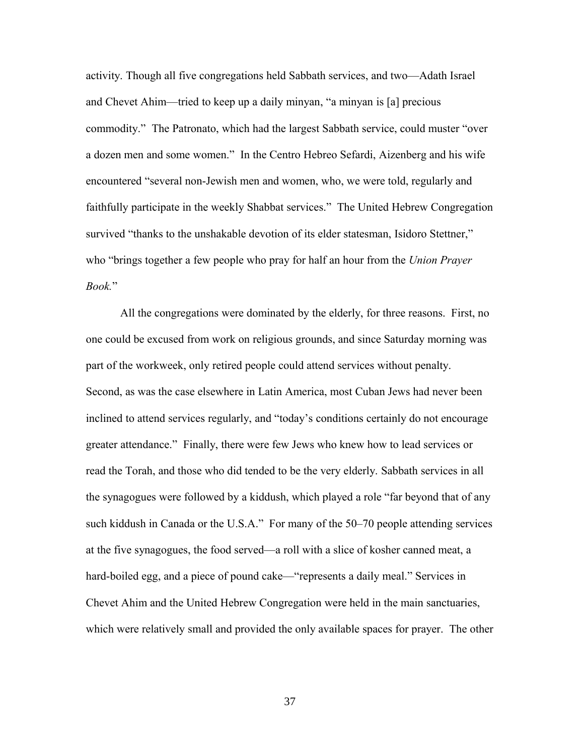activity. Though all five congregations held Sabbath services, and two—Adath Israel and Chevet Ahim—tried to keep up a daily minyan, "a minyan is [a] precious commodity." The Patronato, which had the largest Sabbath service, could muster "over a dozen men and some women." In the Centro Hebreo Sefardi, Aizenberg and his wife encountered "several non-Jewish men and women, who, we were told, regularly and faithfully participate in the weekly Shabbat services." The United Hebrew Congregation survived "thanks to the unshakable devotion of its elder statesman, Isidoro Stettner," who "brings together a few people who pray for half an hour from the *Union Prayer Book.*"

All the congregations were dominated by the elderly, for three reasons. First, no one could be excused from work on religious grounds, and since Saturday morning was part of the workweek, only retired people could attend services without penalty. Second, as was the case elsewhere in Latin America, most Cuban Jews had never been inclined to attend services regularly, and "today's conditions certainly do not encourage greater attendance." Finally, there were few Jews who knew how to lead services or read the Torah, and those who did tended to be the very elderly. Sabbath services in all the synagogues were followed by a kiddush, which played a role "far beyond that of any such kiddush in Canada or the U.S.A." For many of the 50–70 people attending services at the five synagogues, the food served—a roll with a slice of kosher canned meat, a hard-boiled egg, and a piece of pound cake—"represents a daily meal." Services in Chevet Ahim and the United Hebrew Congregation were held in the main sanctuaries, which were relatively small and provided the only available spaces for prayer. The other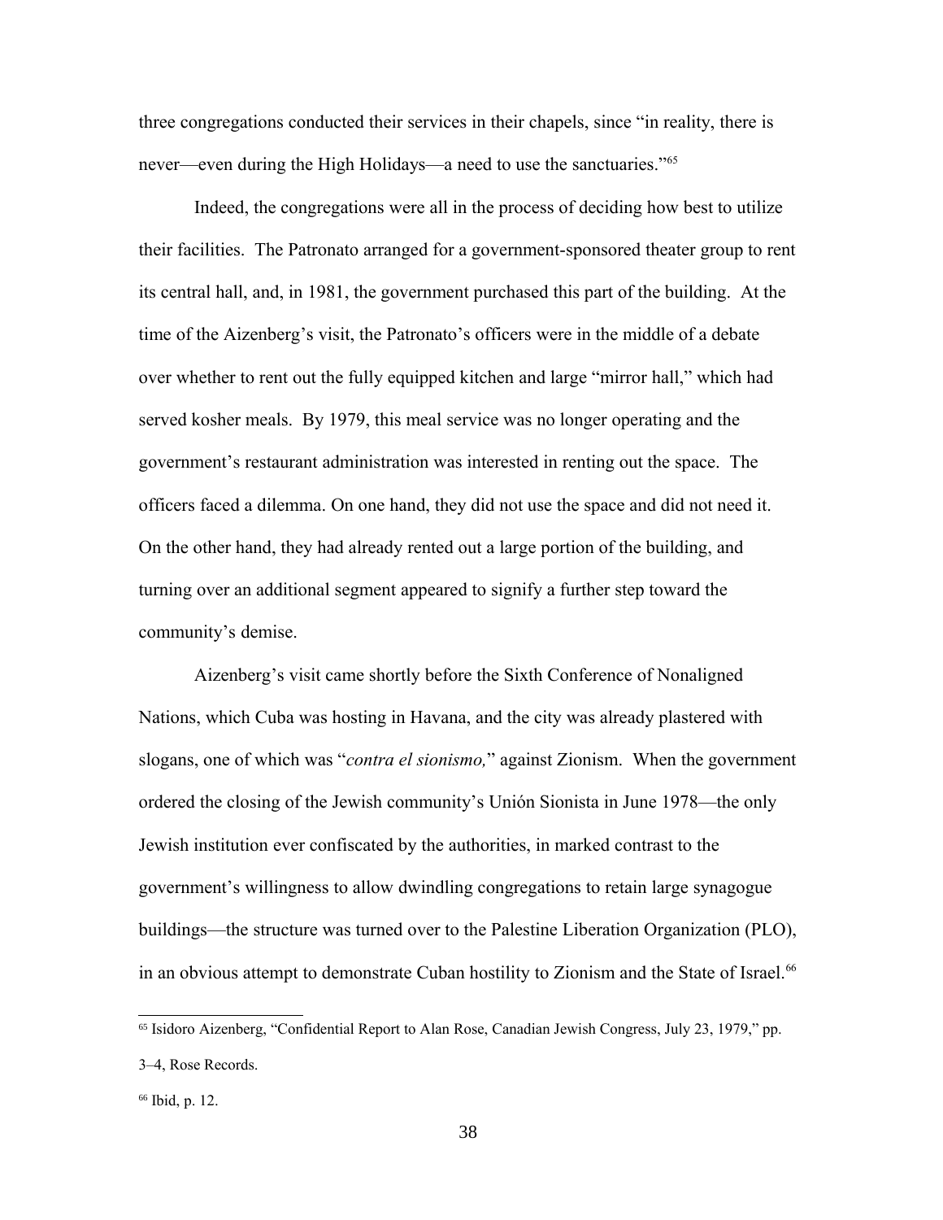three congregations conducted their services in their chapels, since "in reality, there is never—even during the High Holidays—a need to use the sanctuaries."[65]

Indeed, the congregations were all in the process of deciding how best to utilize their facilities. The Patronato arranged for a government-sponsored theater group to rent its central hall, and, in 1981, the government purchased this part of the building. At the time of the Aizenberg's visit, the Patronato's officers were in the middle of a debate over whether to rent out the fully equipped kitchen and large "mirror hall," which had served kosher meals. By 1979, this meal service was no longer operating and the government's restaurant administration was interested in renting out the space. The officers faced a dilemma. On one hand, they did not use the space and did not need it. On the other hand, they had already rented out a large portion of the building, and turning over an additional segment appeared to signify a further step toward the community's demise.

Aizenberg's visit came shortly before the Sixth Conference of Nonaligned Nations, which Cuba was hosting in Havana, and the city was already plastered with slogans, one of which was "*contra el sionismo,*" against Zionism. When the government ordered the closing of the Jewish community's Unión Sionista in June 1978—the only Jewish institution ever confiscated by the authorities, in marked contrast to the government's willingness to allow dwindling congregations to retain large synagogue buildings—the structure was turned over to the Palestine Liberation Organization (PLO), in an obvious attempt to demonstrate Cuban hostility to Zionism and the State of Israel.[66]

---

[65] Isidoro Aizenberg, "Confidential Report to Alan Rose, Canadian Jewish Congress, July 23, 1979," pp. 3–4, Rose Records.

[66] Ibid, p. 12.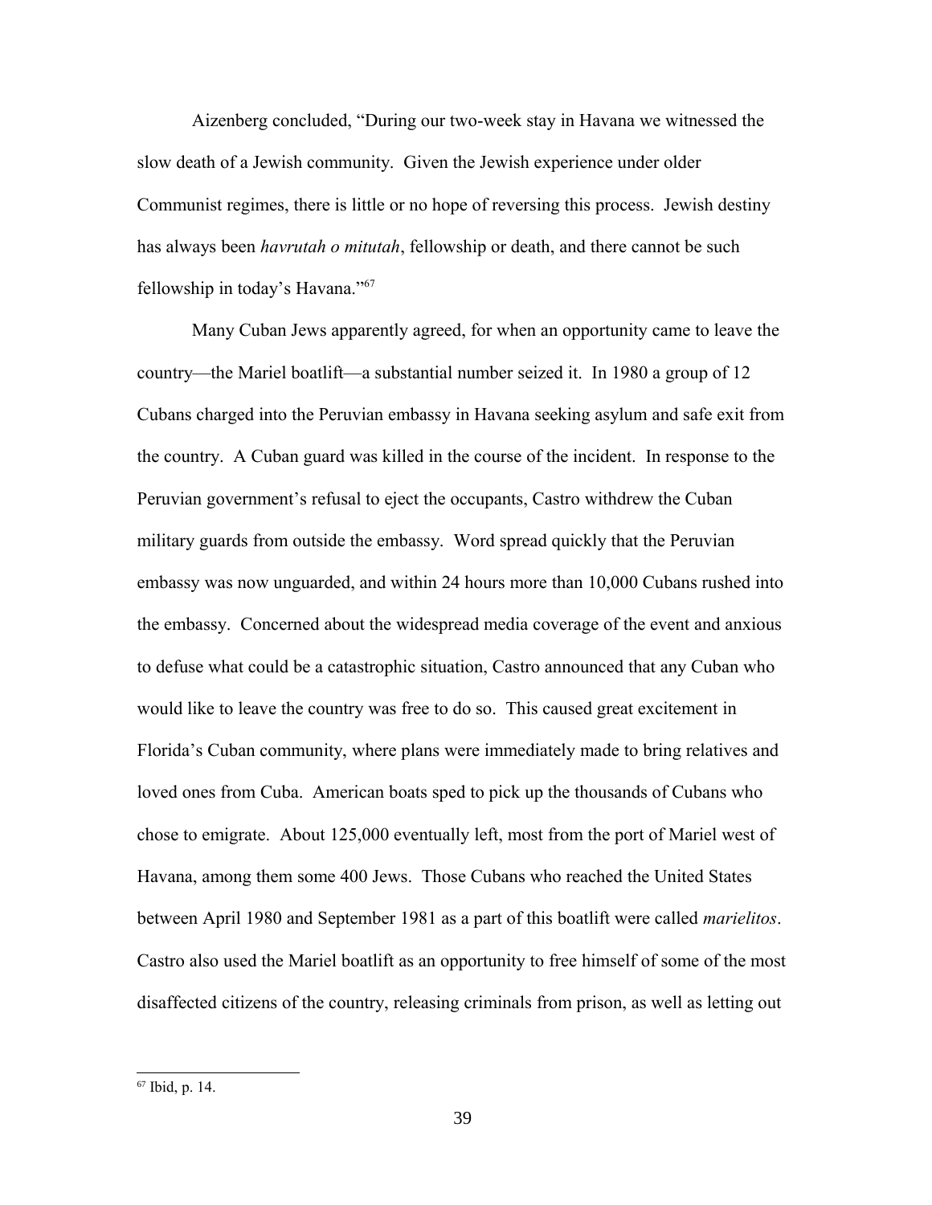Aizenberg concluded, "During our two-week stay in Havana we witnessed the slow death of a Jewish community. Given the Jewish experience under older Communist regimes, there is little or no hope of reversing this process. Jewish destiny has always been *havrutah o mitutah*, fellowship or death, and there cannot be such fellowship in today's Havana."[67]

Many Cuban Jews apparently agreed, for when an opportunity came to leave the country—the Mariel boatlift—a substantial number seized it. In 1980 a group of 12 Cubans charged into the Peruvian embassy in Havana seeking asylum and safe exit from the country. A Cuban guard was killed in the course of the incident. In response to the Peruvian government's refusal to eject the occupants, Castro withdrew the Cuban military guards from outside the embassy. Word spread quickly that the Peruvian embassy was now unguarded, and within 24 hours more than 10,000 Cubans rushed into the embassy. Concerned about the widespread media coverage of the event and anxious to defuse what could be a catastrophic situation, Castro announced that any Cuban who would like to leave the country was free to do so. This caused great excitement in Florida's Cuban community, where plans were immediately made to bring relatives and loved ones from Cuba. American boats sped to pick up the thousands of Cubans who chose to emigrate. About 125,000 eventually left, most from the port of Mariel west of Havana, among them some 400 Jews. Those Cubans who reached the United States between April 1980 and September 1981 as a part of this boatlift were called *marielitos*. Castro also used the Mariel boatlift as an opportunity to free himself of some of the most disaffected citizens of the country, releasing criminals from prison, as well as letting out

---

[67] Ibid, p. 14.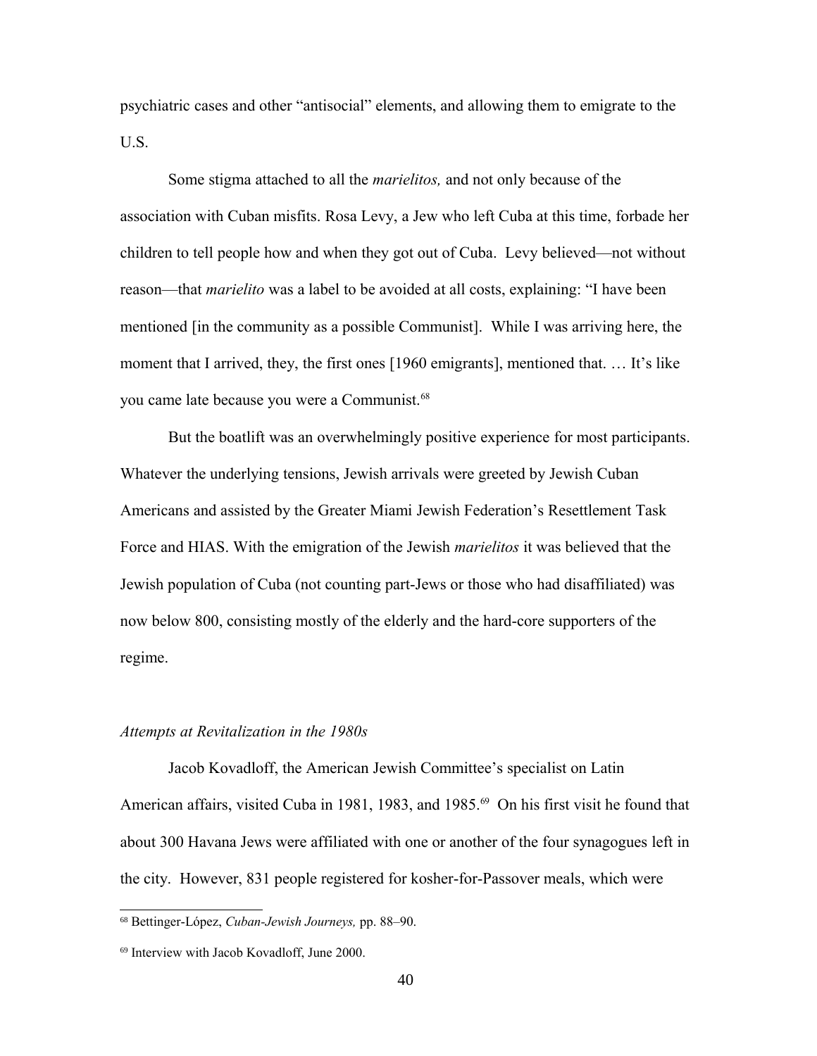psychiatric cases and other "antisocial" elements, and allowing them to emigrate to the U.S.

Some stigma attached to all the *marielitos,* and not only because of the association with Cuban misfits. Rosa Levy, a Jew who left Cuba at this time, forbade her children to tell people how and when they got out of Cuba. Levy believed—not without reason—that *marielito* was a label to be avoided at all costs, explaining: "I have been mentioned [in the community as a possible Communist]. While I was arriving here, the moment that I arrived, they, the first ones [1960 emigrants], mentioned that. … It's like you came late because you were a Communist.[68]

But the boatlift was an overwhelmingly positive experience for most participants. Whatever the underlying tensions, Jewish arrivals were greeted by Jewish Cuban Americans and assisted by the Greater Miami Jewish Federation's Resettlement Task Force and HIAS. With the emigration of the Jewish *marielitos* it was believed that the Jewish population of Cuba (not counting part-Jews or those who had disaffiliated) was now below 800, consisting mostly of the elderly and the hard-core supporters of the regime.

*Attempts at Revitalization in the 1980s*

Jacob Kovadloff, the American Jewish Committee's specialist on Latin American affairs, visited Cuba in 1981, 1983, and 1985.[69] On his first visit he found that about 300 Havana Jews were affiliated with one or another of the four synagogues left in the city. However, 831 people registered for kosher-for-Passover meals, which were

[68] Bettinger-López, *Cuban-Jewish Journeys,* pp. 88–90.

[69] Interview with Jacob Kovadloff, June 2000.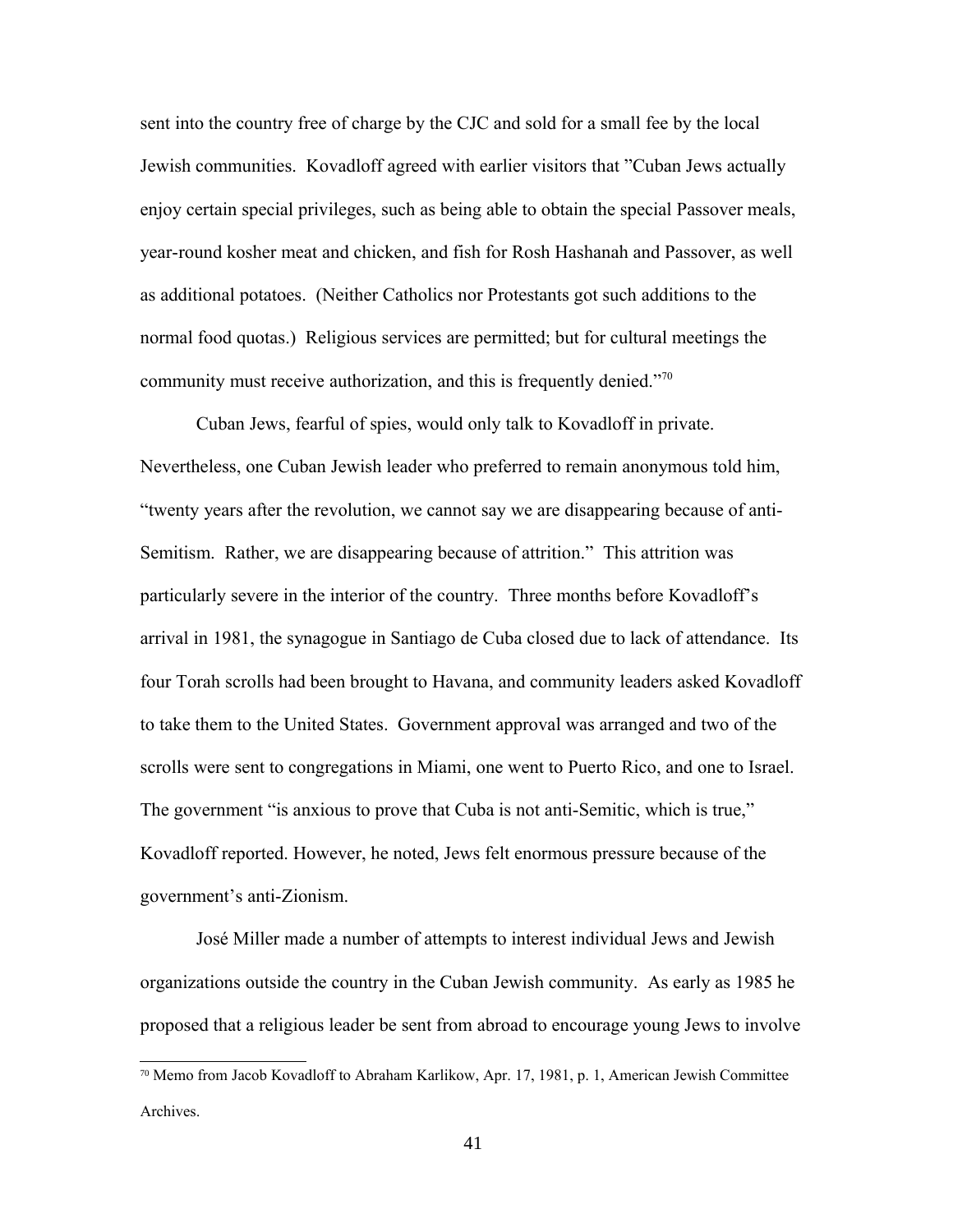sent into the country free of charge by the CJC and sold for a small fee by the local Jewish communities. Kovadloff agreed with earlier visitors that "Cuban Jews actually enjoy certain special privileges, such as being able to obtain the special Passover meals, year-round kosher meat and chicken, and fish for Rosh Hashanah and Passover, as well as additional potatoes. (Neither Catholics nor Protestants got such additions to the normal food quotas.) Religious services are permitted; but for cultural meetings the community must receive authorization, and this is frequently denied."[70]

Cuban Jews, fearful of spies, would only talk to Kovadloff in private. Nevertheless, one Cuban Jewish leader who preferred to remain anonymous told him, "twenty years after the revolution, we cannot say we are disappearing because of anti-Semitism. Rather, we are disappearing because of attrition." This attrition was particularly severe in the interior of the country. Three months before Kovadloff's arrival in 1981, the synagogue in Santiago de Cuba closed due to lack of attendance. Its four Torah scrolls had been brought to Havana, and community leaders asked Kovadloff to take them to the United States. Government approval was arranged and two of the scrolls were sent to congregations in Miami, one went to Puerto Rico, and one to Israel. The government "is anxious to prove that Cuba is not anti-Semitic, which is true," Kovadloff reported. However, he noted, Jews felt enormous pressure because of the government's anti-Zionism.

José Miller made a number of attempts to interest individual Jews and Jewish organizations outside the country in the Cuban Jewish community. As early as 1985 he proposed that a religious leader be sent from abroad to encourage young Jews to involve

---

[70] Memo from Jacob Kovadloff to Abraham Karlikow, Apr. 17, 1981, p. 1, American Jewish Committee Archives.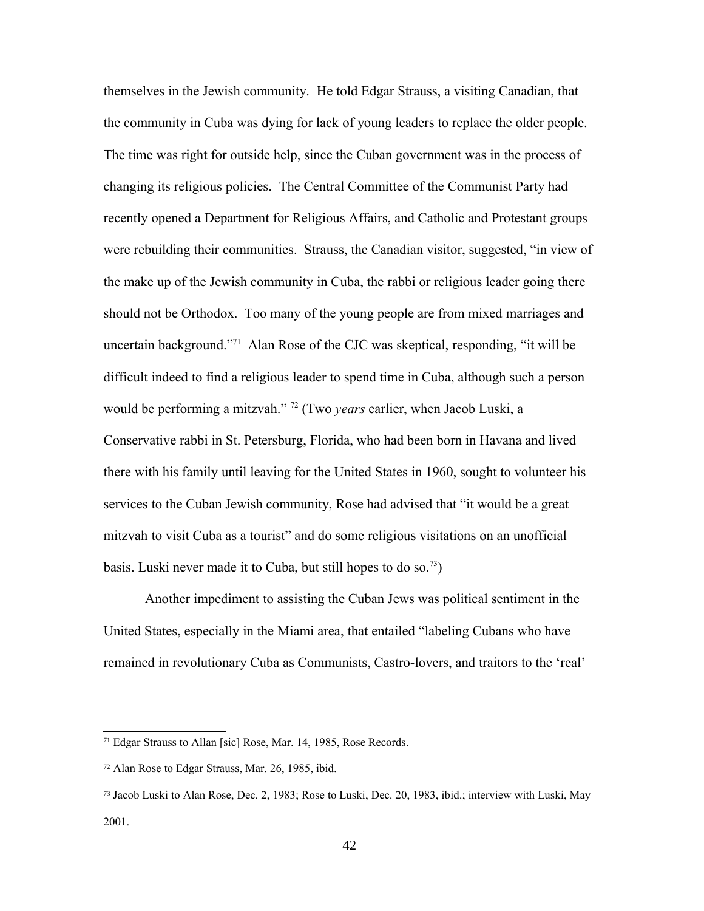themselves in the Jewish community. He told Edgar Strauss, a visiting Canadian, that the community in Cuba was dying for lack of young leaders to replace the older people. The time was right for outside help, since the Cuban government was in the process of changing its religious policies. The Central Committee of the Communist Party had recently opened a Department for Religious Affairs, and Catholic and Protestant groups were rebuilding their communities. Strauss, the Canadian visitor, suggested, "in view of the make up of the Jewish community in Cuba, the rabbi or religious leader going there should not be Orthodox. Too many of the young people are from mixed marriages and uncertain background."[71] Alan Rose of the CJC was skeptical, responding, "it will be difficult indeed to find a religious leader to spend time in Cuba, although such a person would be performing a mitzvah." [72] (Two *years* earlier, when Jacob Luski, a Conservative rabbi in St. Petersburg, Florida, who had been born in Havana and lived there with his family until leaving for the United States in 1960, sought to volunteer his services to the Cuban Jewish community, Rose had advised that "it would be a great mitzvah to visit Cuba as a tourist" and do some religious visitations on an unofficial basis. Luski never made it to Cuba, but still hopes to do so.[73])

Another impediment to assisting the Cuban Jews was political sentiment in the United States, especially in the Miami area, that entailed "labeling Cubans who have remained in revolutionary Cuba as Communists, Castro-lovers, and traitors to the 'real'

---

[71] Edgar Strauss to Allan [sic] Rose, Mar. 14, 1985, Rose Records.

[72] Alan Rose to Edgar Strauss, Mar. 26, 1985, ibid.

[73] Jacob Luski to Alan Rose, Dec. 2, 1983; Rose to Luski, Dec. 20, 1983, ibid.; interview with Luski, May 2001.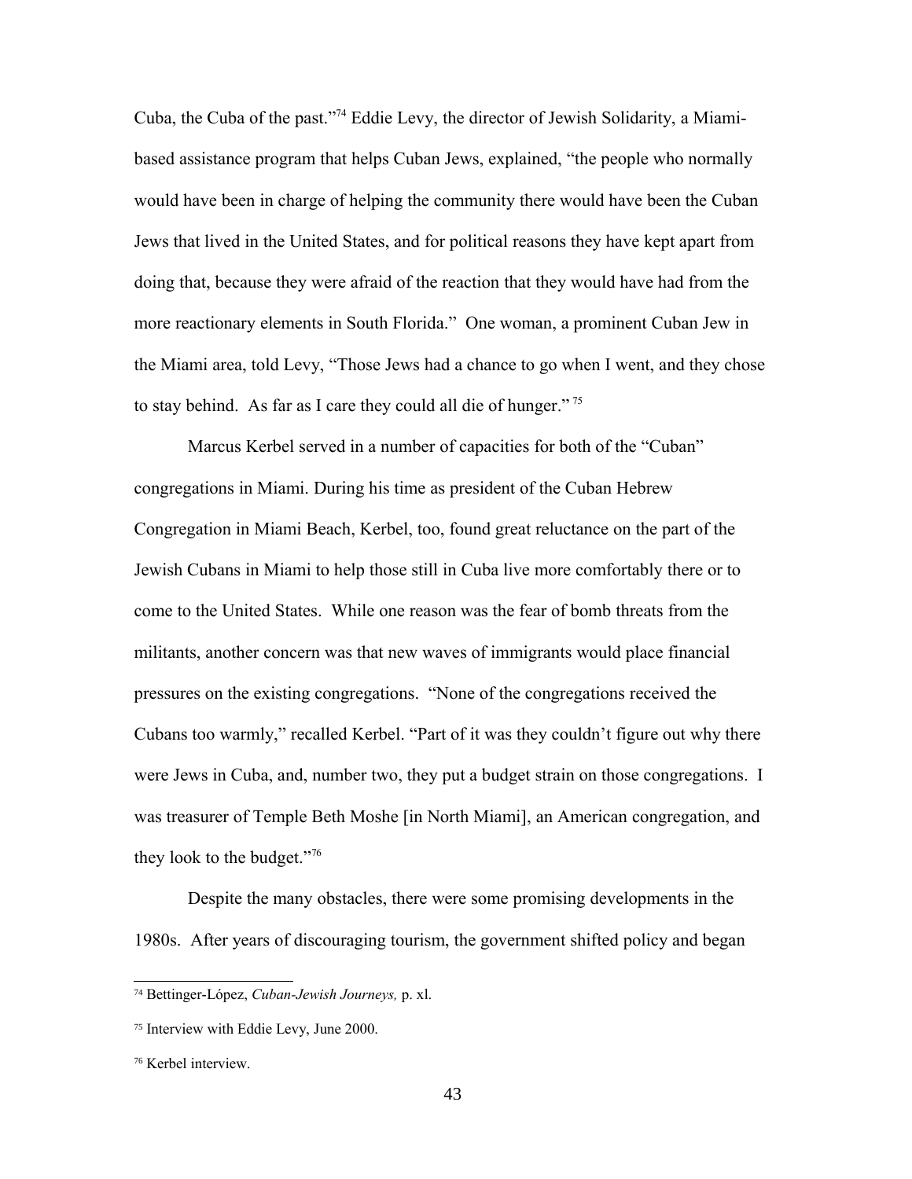Cuba, the Cuba of the past."[74] Eddie Levy, the director of Jewish Solidarity, a Miami-based assistance program that helps Cuban Jews, explained, "the people who normally would have been in charge of helping the community there would have been the Cuban Jews that lived in the United States, and for political reasons they have kept apart from doing that, because they were afraid of the reaction that they would have had from the more reactionary elements in South Florida." One woman, a prominent Cuban Jew in the Miami area, told Levy, "Those Jews had a chance to go when I went, and they chose to stay behind. As far as I care they could all die of hunger." [75]

Marcus Kerbel served in a number of capacities for both of the "Cuban" congregations in Miami. During his time as president of the Cuban Hebrew Congregation in Miami Beach, Kerbel, too, found great reluctance on the part of the Jewish Cubans in Miami to help those still in Cuba live more comfortably there or to come to the United States. While one reason was the fear of bomb threats from the militants, another concern was that new waves of immigrants would place financial pressures on the existing congregations. "None of the congregations received the Cubans too warmly," recalled Kerbel. "Part of it was they couldn't figure out why there were Jews in Cuba, and, number two, they put a budget strain on those congregations. I was treasurer of Temple Beth Moshe [in North Miami], an American congregation, and they look to the budget."[76]

Despite the many obstacles, there were some promising developments in the 1980s. After years of discouraging tourism, the government shifted policy and began

---

[74] Bettinger-López, *Cuban-Jewish Journeys,* p. xl.

[75] Interview with Eddie Levy, June 2000.

[76] Kerbel interview.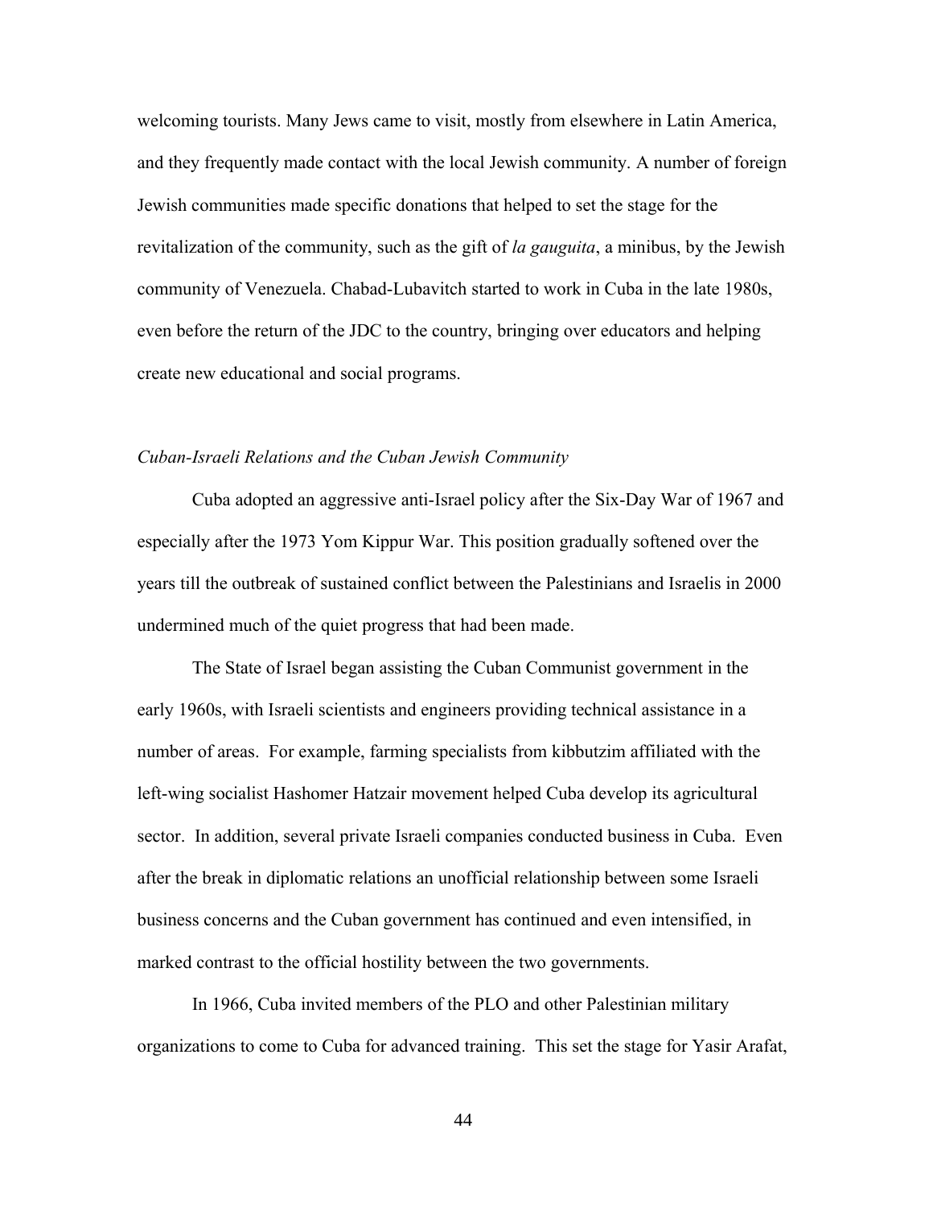welcoming tourists. Many Jews came to visit, mostly from elsewhere in Latin America, and they frequently made contact with the local Jewish community. A number of foreign Jewish communities made specific donations that helped to set the stage for the revitalization of the community, such as the gift of *la gauguita*, a minibus, by the Jewish community of Venezuela. Chabad-Lubavitch started to work in Cuba in the late 1980s, even before the return of the JDC to the country, bringing over educators and helping create new educational and social programs.

### *Cuban-Israeli Relations and the Cuban Jewish Community*

Cuba adopted an aggressive anti-Israel policy after the Six-Day War of 1967 and especially after the 1973 Yom Kippur War. This position gradually softened over the years till the outbreak of sustained conflict between the Palestinians and Israelis in 2000 undermined much of the quiet progress that had been made.

The State of Israel began assisting the Cuban Communist government in the early 1960s, with Israeli scientists and engineers providing technical assistance in a number of areas. For example, farming specialists from kibbutzim affiliated with the left-wing socialist Hashomer Hatzair movement helped Cuba develop its agricultural sector. In addition, several private Israeli companies conducted business in Cuba. Even after the break in diplomatic relations an unofficial relationship between some Israeli business concerns and the Cuban government has continued and even intensified, in marked contrast to the official hostility between the two governments.

In 1966, Cuba invited members of the PLO and other Palestinian military organizations to come to Cuba for advanced training. This set the stage for Yasir Arafat,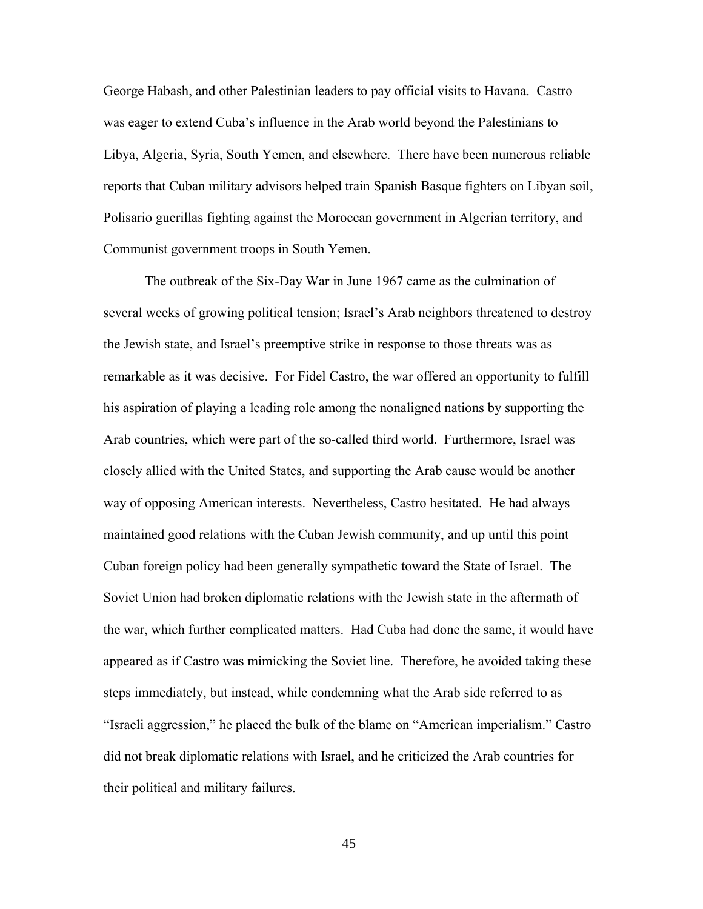George Habash, and other Palestinian leaders to pay official visits to Havana. Castro was eager to extend Cuba's influence in the Arab world beyond the Palestinians to Libya, Algeria, Syria, South Yemen, and elsewhere. There have been numerous reliable reports that Cuban military advisors helped train Spanish Basque fighters on Libyan soil, Polisario guerillas fighting against the Moroccan government in Algerian territory, and Communist government troops in South Yemen.

The outbreak of the Six-Day War in June 1967 came as the culmination of several weeks of growing political tension; Israel's Arab neighbors threatened to destroy the Jewish state, and Israel's preemptive strike in response to those threats was as remarkable as it was decisive. For Fidel Castro, the war offered an opportunity to fulfill his aspiration of playing a leading role among the nonaligned nations by supporting the Arab countries, which were part of the so-called third world. Furthermore, Israel was closely allied with the United States, and supporting the Arab cause would be another way of opposing American interests. Nevertheless, Castro hesitated. He had always maintained good relations with the Cuban Jewish community, and up until this point Cuban foreign policy had been generally sympathetic toward the State of Israel. The Soviet Union had broken diplomatic relations with the Jewish state in the aftermath of the war, which further complicated matters. Had Cuba had done the same, it would have appeared as if Castro was mimicking the Soviet line. Therefore, he avoided taking these steps immediately, but instead, while condemning what the Arab side referred to as "Israeli aggression," he placed the bulk of the blame on "American imperialism." Castro did not break diplomatic relations with Israel, and he criticized the Arab countries for their political and military failures.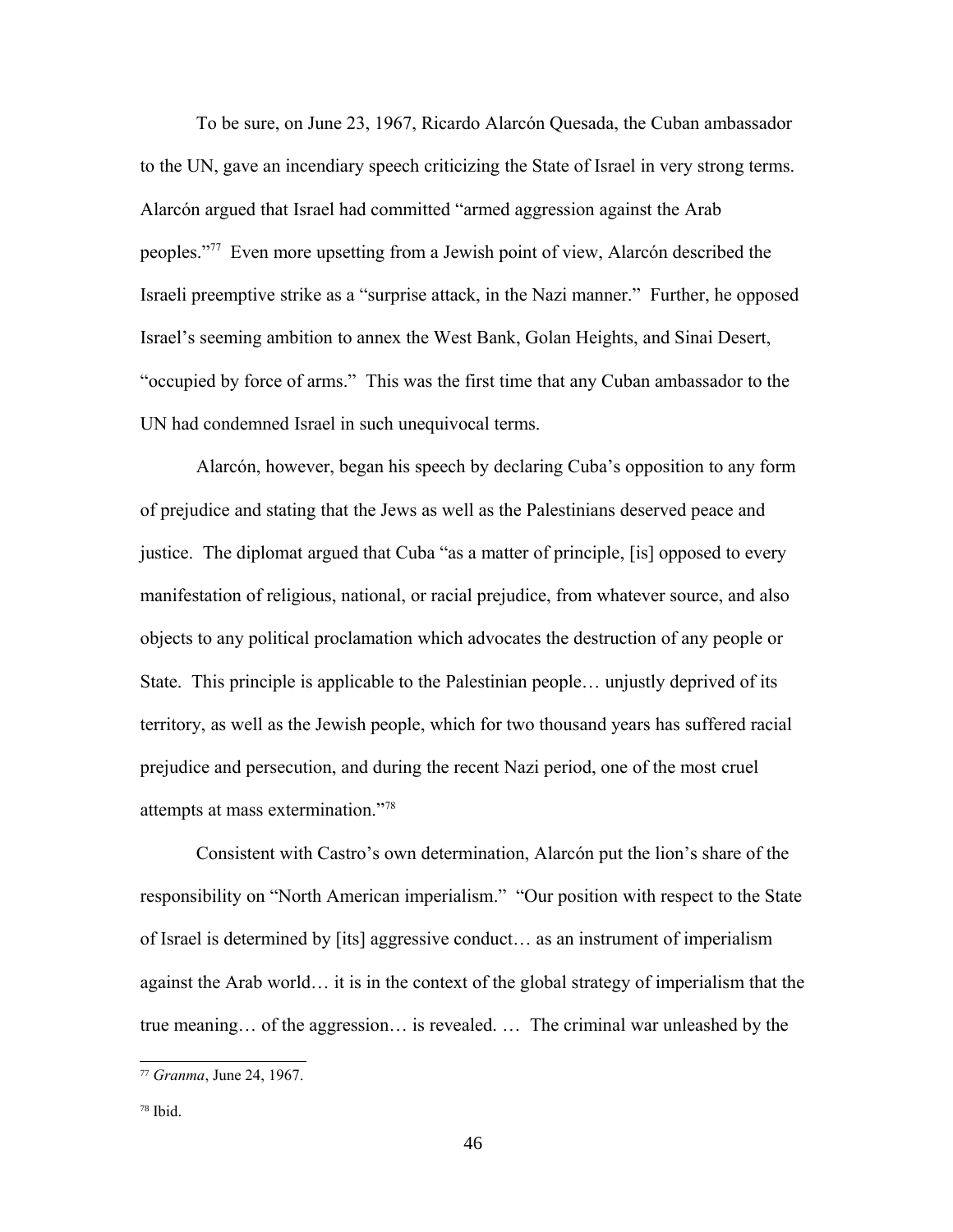To be sure, on June 23, 1967, Ricardo Alarcón Quesada, the Cuban ambassador to the UN, gave an incendiary speech criticizing the State of Israel in very strong terms. Alarcón argued that Israel had committed "armed aggression against the Arab peoples."[77] Even more upsetting from a Jewish point of view, Alarcón described the Israeli preemptive strike as a "surprise attack, in the Nazi manner." Further, he opposed Israel's seeming ambition to annex the West Bank, Golan Heights, and Sinai Desert, "occupied by force of arms." This was the first time that any Cuban ambassador to the UN had condemned Israel in such unequivocal terms.

Alarcón, however, began his speech by declaring Cuba's opposition to any form of prejudice and stating that the Jews as well as the Palestinians deserved peace and justice. The diplomat argued that Cuba "as a matter of principle, [is] opposed to every manifestation of religious, national, or racial prejudice, from whatever source, and also objects to any political proclamation which advocates the destruction of any people or State. This principle is applicable to the Palestinian people… unjustly deprived of its territory, as well as the Jewish people, which for two thousand years has suffered racial prejudice and persecution, and during the recent Nazi period, one of the most cruel attempts at mass extermination."[78]

Consistent with Castro's own determination, Alarcón put the lion's share of the responsibility on "North American imperialism." "Our position with respect to the State of Israel is determined by [its] aggressive conduct… as an instrument of imperialism against the Arab world… it is in the context of the global strategy of imperialism that the true meaning… of the aggression… is revealed. … The criminal war unleashed by the

---

[77] *Granma*, June 24, 1967.

[78] Ibid.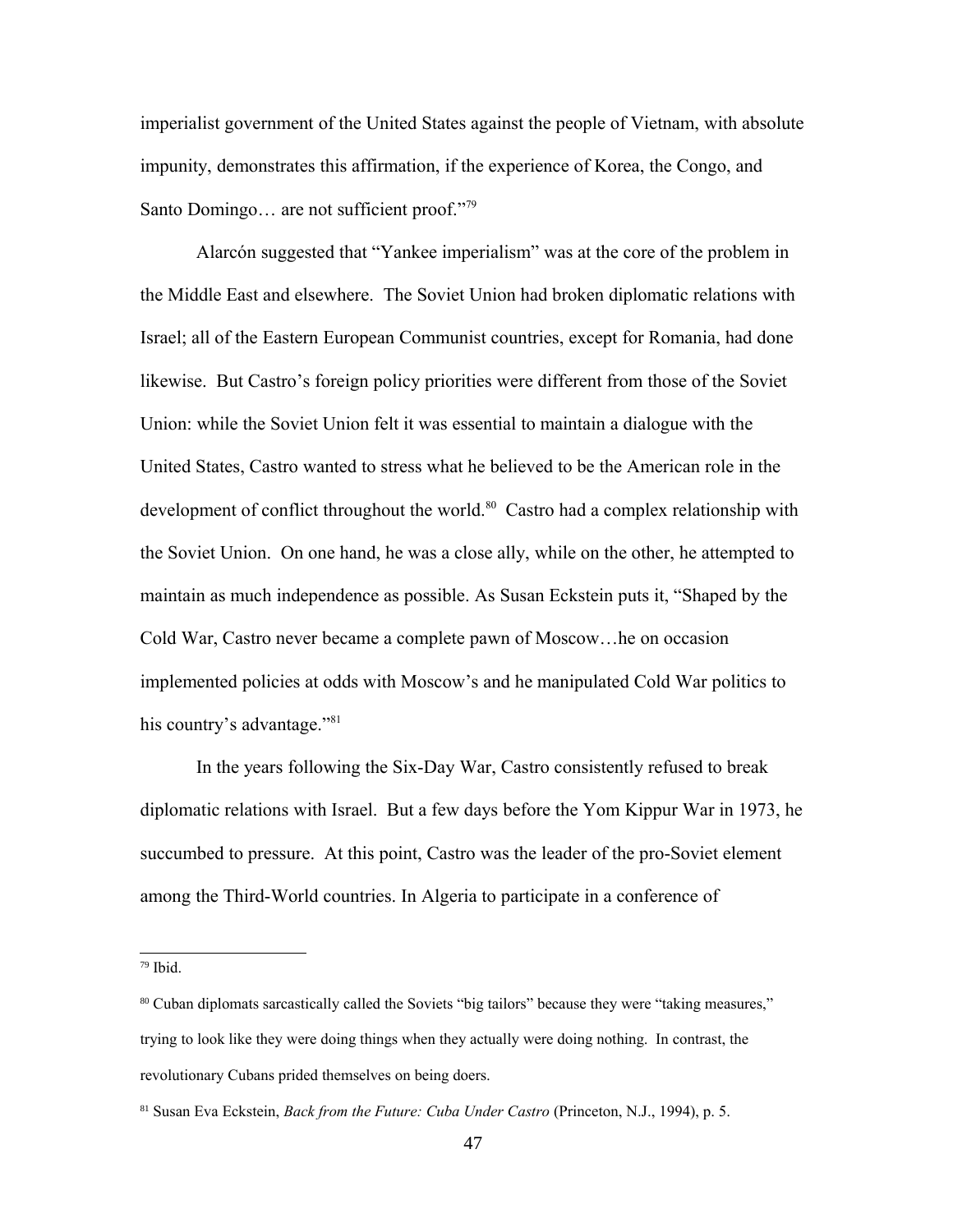imperialist government of the United States against the people of Vietnam, with absolute impunity, demonstrates this affirmation, if the experience of Korea, the Congo, and Santo Domingo… are not sufficient proof."[79]

Alarcón suggested that "Yankee imperialism" was at the core of the problem in the Middle East and elsewhere. The Soviet Union had broken diplomatic relations with Israel; all of the Eastern European Communist countries, except for Romania, had done likewise. But Castro's foreign policy priorities were different from those of the Soviet Union: while the Soviet Union felt it was essential to maintain a dialogue with the United States, Castro wanted to stress what he believed to be the American role in the development of conflict throughout the world.[80] Castro had a complex relationship with the Soviet Union. On one hand, he was a close ally, while on the other, he attempted to maintain as much independence as possible. As Susan Eckstein puts it, "Shaped by the Cold War, Castro never became a complete pawn of Moscow…he on occasion implemented policies at odds with Moscow's and he manipulated Cold War politics to his country's advantage."[81]

In the years following the Six-Day War, Castro consistently refused to break diplomatic relations with Israel. But a few days before the Yom Kippur War in 1973, he succumbed to pressure. At this point, Castro was the leader of the pro-Soviet element among the Third-World countries. In Algeria to participate in a conference of

---

[79] Ibid.

[80] Cuban diplomats sarcastically called the Soviets "big tailors" because they were "taking measures," trying to look like they were doing things when they actually were doing nothing. In contrast, the revolutionary Cubans prided themselves on being doers.

[81] Susan Eva Eckstein, *Back from the Future: Cuba Under Castro* (Princeton, N.J., 1994), p. 5.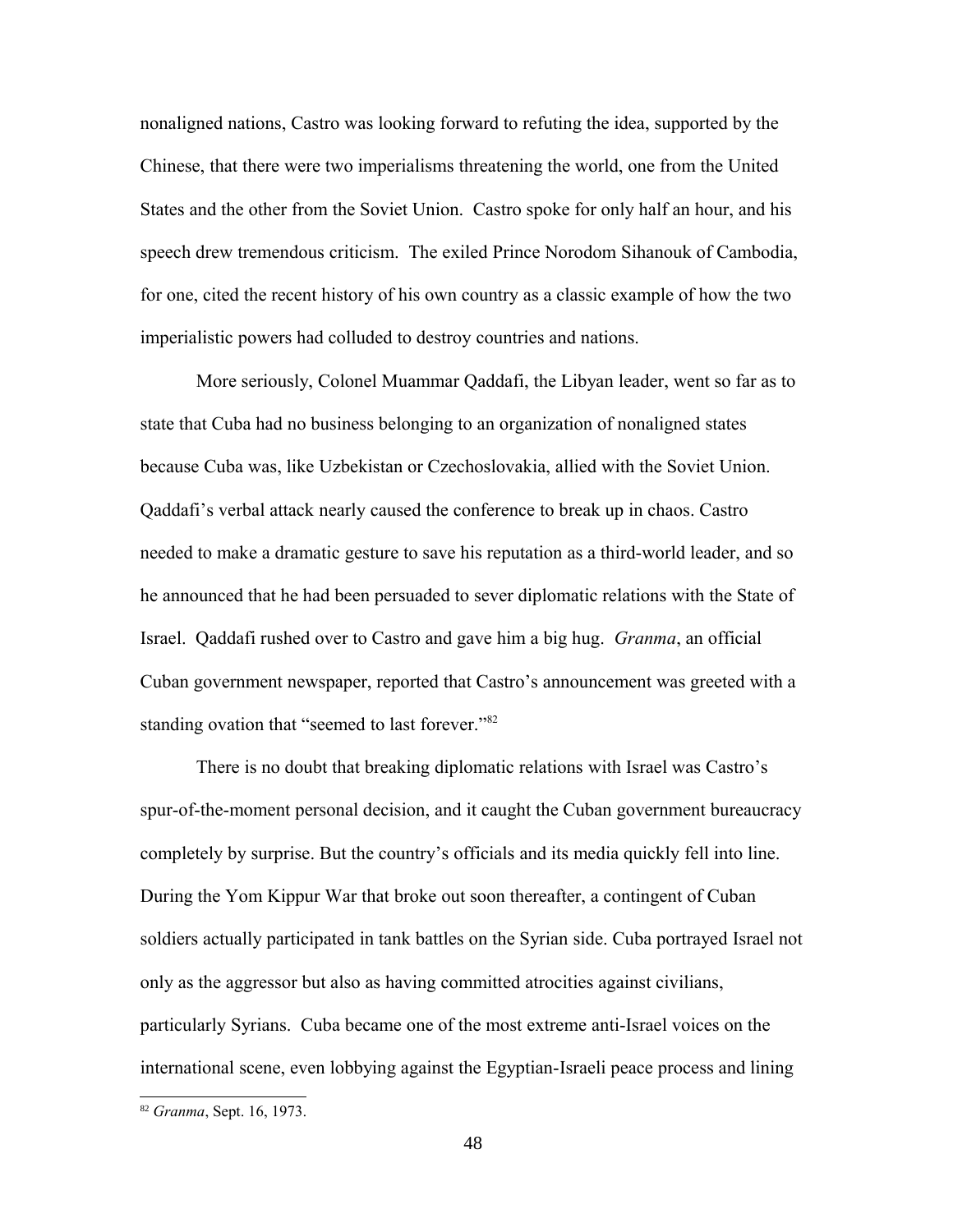nonaligned nations, Castro was looking forward to refuting the idea, supported by the Chinese, that there were two imperialisms threatening the world, one from the United States and the other from the Soviet Union. Castro spoke for only half an hour, and his speech drew tremendous criticism. The exiled Prince Norodom Sihanouk of Cambodia, for one, cited the recent history of his own country as a classic example of how the two imperialistic powers had colluded to destroy countries and nations.

More seriously, Colonel Muammar Qaddafi, the Libyan leader, went so far as to state that Cuba had no business belonging to an organization of nonaligned states because Cuba was, like Uzbekistan or Czechoslovakia, allied with the Soviet Union. Qaddafi's verbal attack nearly caused the conference to break up in chaos. Castro needed to make a dramatic gesture to save his reputation as a third-world leader, and so he announced that he had been persuaded to sever diplomatic relations with the State of Israel. Qaddafi rushed over to Castro and gave him a big hug. *Granma*, an official Cuban government newspaper, reported that Castro's announcement was greeted with a standing ovation that "seemed to last forever."[82]

There is no doubt that breaking diplomatic relations with Israel was Castro's spur-of-the-moment personal decision, and it caught the Cuban government bureaucracy completely by surprise. But the country's officials and its media quickly fell into line. During the Yom Kippur War that broke out soon thereafter, a contingent of Cuban soldiers actually participated in tank battles on the Syrian side. Cuba portrayed Israel not only as the aggressor but also as having committed atrocities against civilians, particularly Syrians. Cuba became one of the most extreme anti-Israel voices on the international scene, even lobbying against the Egyptian-Israeli peace process and lining

---

[82] *Granma*, Sept. 16, 1973.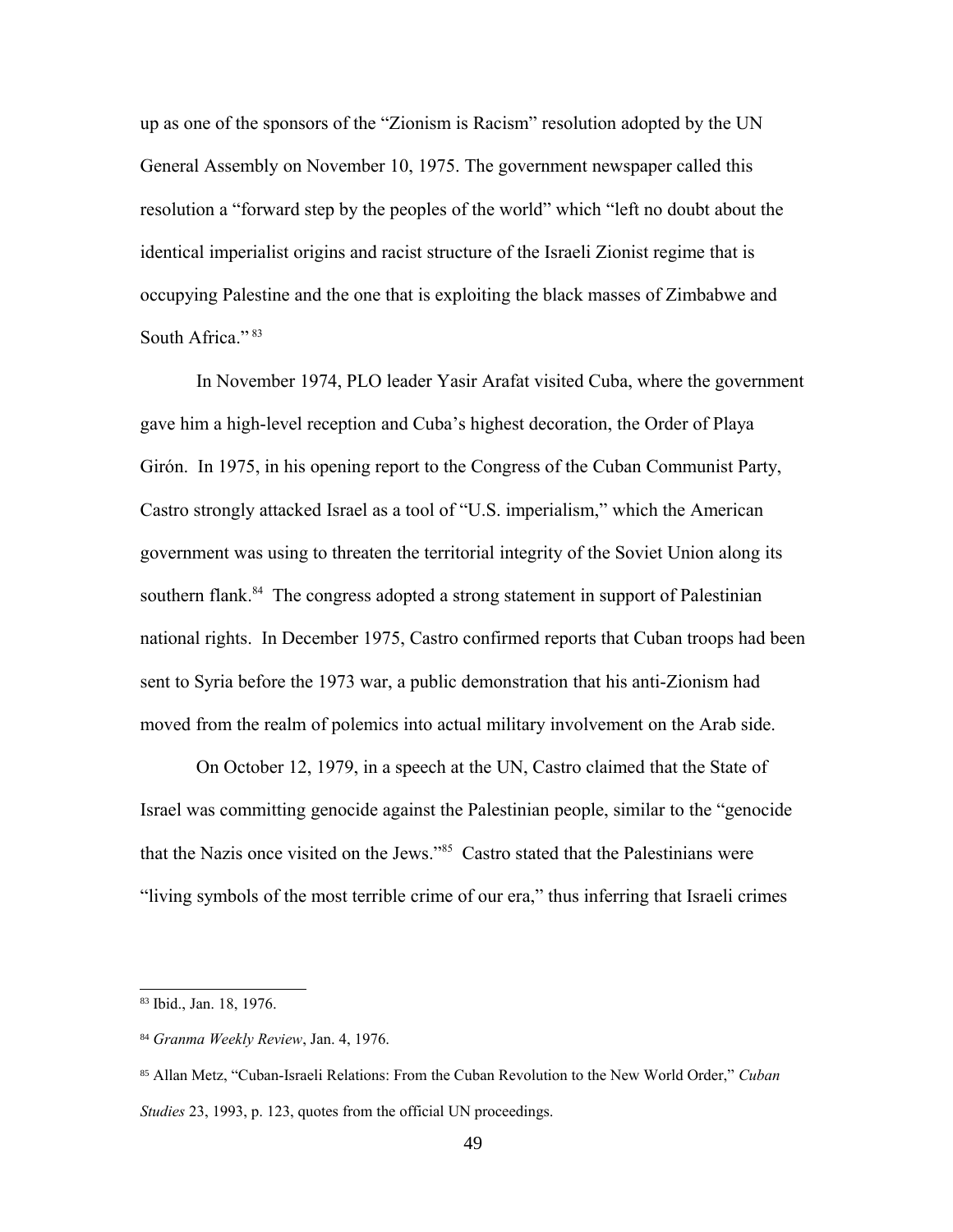up as one of the sponsors of the "Zionism is Racism" resolution adopted by the UN General Assembly on November 10, 1975. The government newspaper called this resolution a "forward step by the peoples of the world" which "left no doubt about the identical imperialist origins and racist structure of the Israeli Zionist regime that is occupying Palestine and the one that is exploiting the black masses of Zimbabwe and South Africa."[83]

In November 1974, PLO leader Yasir Arafat visited Cuba, where the government gave him a high-level reception and Cuba's highest decoration, the Order of Playa Girón. In 1975, in his opening report to the Congress of the Cuban Communist Party, Castro strongly attacked Israel as a tool of "U.S. imperialism," which the American government was using to threaten the territorial integrity of the Soviet Union along its southern flank.[84] The congress adopted a strong statement in support of Palestinian national rights. In December 1975, Castro confirmed reports that Cuban troops had been sent to Syria before the 1973 war, a public demonstration that his anti-Zionism had moved from the realm of polemics into actual military involvement on the Arab side.

On October 12, 1979, in a speech at the UN, Castro claimed that the State of Israel was committing genocide against the Palestinian people, similar to the "genocide that the Nazis once visited on the Jews."[85] Castro stated that the Palestinians were "living symbols of the most terrible crime of our era," thus inferring that Israeli crimes

[83] Ibid., Jan. 18, 1976.

[84] *Granma Weekly Review*, Jan. 4, 1976.

[85] Allan Metz, "Cuban-Israeli Relations: From the Cuban Revolution to the New World Order," *Cuban Studies* 23, 1993, p. 123, quotes from the official UN proceedings.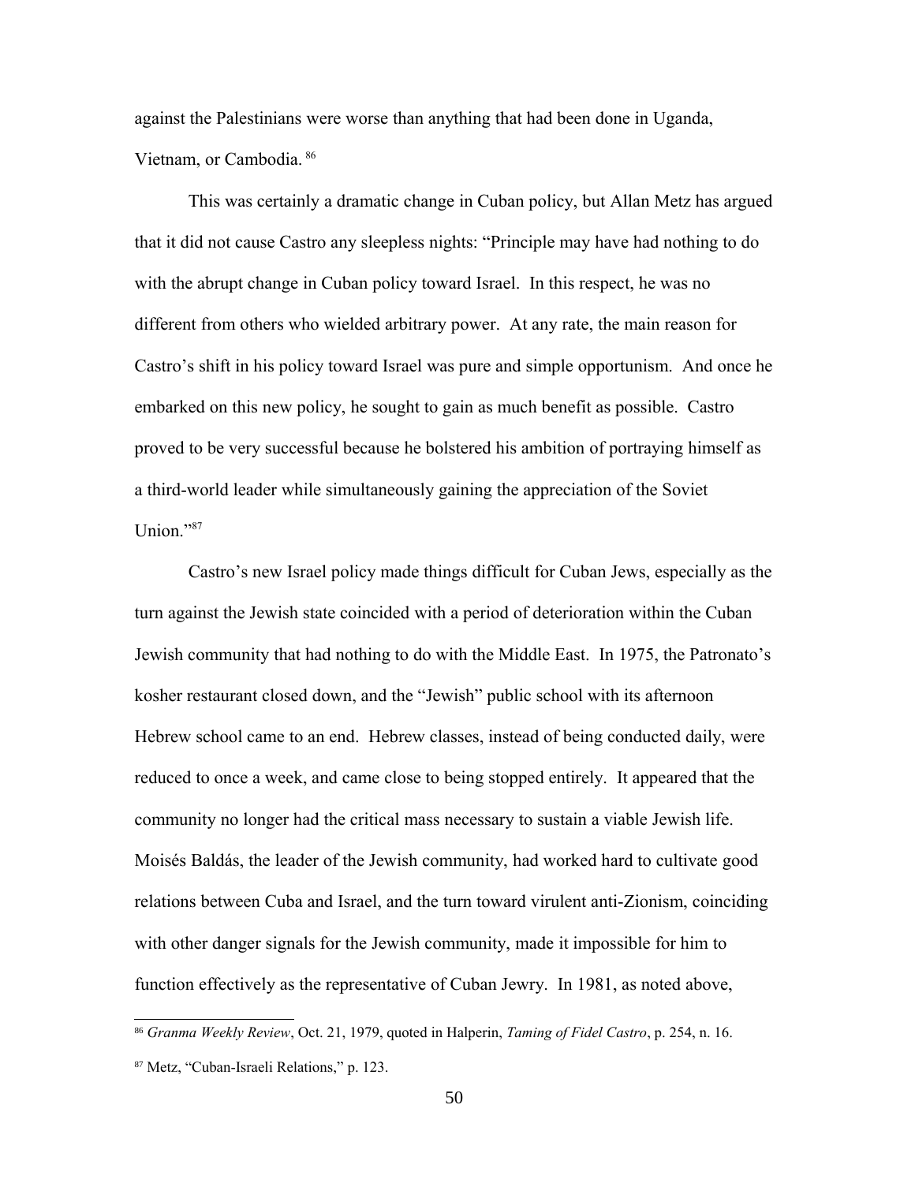against the Palestinians were worse than anything that had been done in Uganda, Vietnam, or Cambodia.[86]

This was certainly a dramatic change in Cuban policy, but Allan Metz has argued that it did not cause Castro any sleepless nights: "Principle may have had nothing to do with the abrupt change in Cuban policy toward Israel. In this respect, he was no different from others who wielded arbitrary power. At any rate, the main reason for Castro's shift in his policy toward Israel was pure and simple opportunism. And once he embarked on this new policy, he sought to gain as much benefit as possible. Castro proved to be very successful because he bolstered his ambition of portraying himself as a third-world leader while simultaneously gaining the appreciation of the Soviet Union."[87]

Castro's new Israel policy made things difficult for Cuban Jews, especially as the turn against the Jewish state coincided with a period of deterioration within the Cuban Jewish community that had nothing to do with the Middle East. In 1975, the Patronato's kosher restaurant closed down, and the "Jewish" public school with its afternoon Hebrew school came to an end. Hebrew classes, instead of being conducted daily, were reduced to once a week, and came close to being stopped entirely. It appeared that the community no longer had the critical mass necessary to sustain a viable Jewish life. Moisés Baldás, the leader of the Jewish community, had worked hard to cultivate good relations between Cuba and Israel, and the turn toward virulent anti-Zionism, coinciding with other danger signals for the Jewish community, made it impossible for him to function effectively as the representative of Cuban Jewry. In 1981, as noted above,

---

[86] *Granma Weekly Review*, Oct. 21, 1979, quoted in Halperin, *Taming of Fidel Castro*, p. 254, n. 16.

[87] Metz, "Cuban-Israeli Relations," p. 123.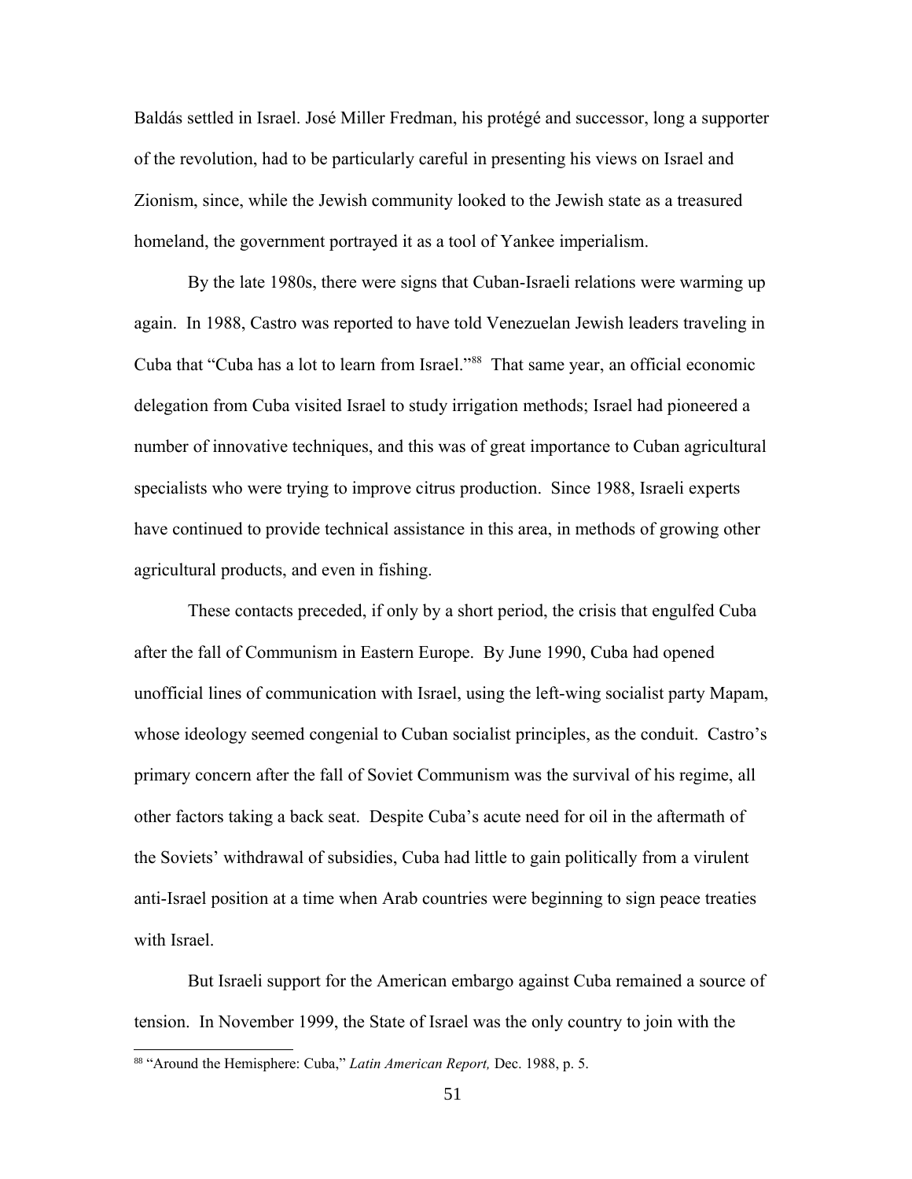Baldás settled in Israel. José Miller Fredman, his protégé and successor, long a supporter of the revolution, had to be particularly careful in presenting his views on Israel and Zionism, since, while the Jewish community looked to the Jewish state as a treasured homeland, the government portrayed it as a tool of Yankee imperialism.

By the late 1980s, there were signs that Cuban-Israeli relations were warming up again. In 1988, Castro was reported to have told Venezuelan Jewish leaders traveling in Cuba that "Cuba has a lot to learn from Israel."[88] That same year, an official economic delegation from Cuba visited Israel to study irrigation methods; Israel had pioneered a number of innovative techniques, and this was of great importance to Cuban agricultural specialists who were trying to improve citrus production. Since 1988, Israeli experts have continued to provide technical assistance in this area, in methods of growing other agricultural products, and even in fishing.

These contacts preceded, if only by a short period, the crisis that engulfed Cuba after the fall of Communism in Eastern Europe. By June 1990, Cuba had opened unofficial lines of communication with Israel, using the left-wing socialist party Mapam, whose ideology seemed congenial to Cuban socialist principles, as the conduit. Castro's primary concern after the fall of Soviet Communism was the survival of his regime, all other factors taking a back seat. Despite Cuba's acute need for oil in the aftermath of the Soviets' withdrawal of subsidies, Cuba had little to gain politically from a virulent anti-Israel position at a time when Arab countries were beginning to sign peace treaties with Israel.

But Israeli support for the American embargo against Cuba remained a source of tension. In November 1999, the State of Israel was the only country to join with the

[88] "Around the Hemisphere: Cuba," *Latin American Report,* Dec. 1988, p. 5.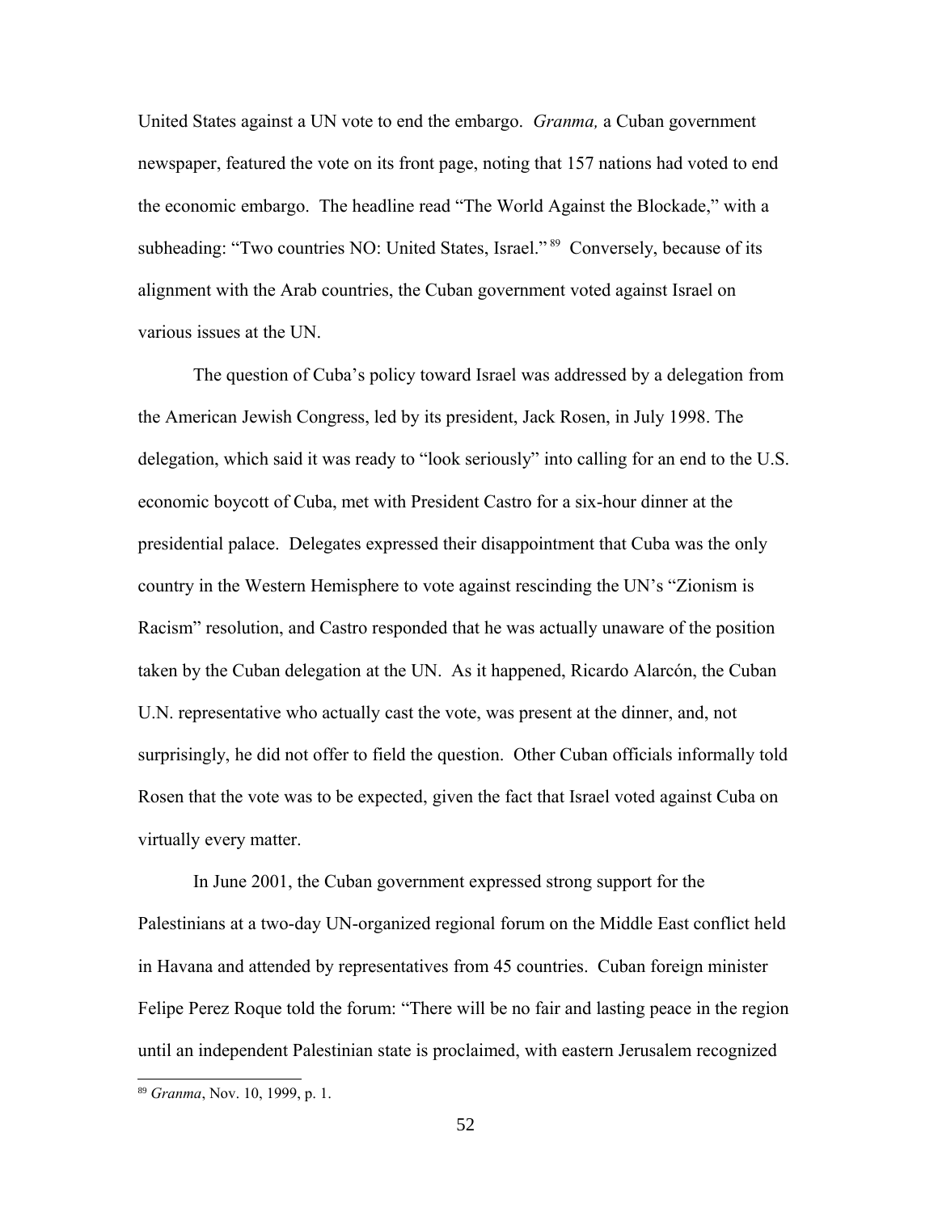United States against a UN vote to end the embargo. *Granma,* a Cuban government newspaper, featured the vote on its front page, noting that 157 nations had voted to end the economic embargo. The headline read "The World Against the Blockade," with a subheading: "Two countries NO: United States, Israel." [89] Conversely, because of its alignment with the Arab countries, the Cuban government voted against Israel on various issues at the UN.

The question of Cuba's policy toward Israel was addressed by a delegation from the American Jewish Congress, led by its president, Jack Rosen, in July 1998. The delegation, which said it was ready to "look seriously" into calling for an end to the U.S. economic boycott of Cuba, met with President Castro for a six-hour dinner at the presidential palace. Delegates expressed their disappointment that Cuba was the only country in the Western Hemisphere to vote against rescinding the UN's "Zionism is Racism" resolution, and Castro responded that he was actually unaware of the position taken by the Cuban delegation at the UN. As it happened, Ricardo Alarcón, the Cuban U.N. representative who actually cast the vote, was present at the dinner, and, not surprisingly, he did not offer to field the question. Other Cuban officials informally told Rosen that the vote was to be expected, given the fact that Israel voted against Cuba on virtually every matter.

In June 2001, the Cuban government expressed strong support for the Palestinians at a two-day UN-organized regional forum on the Middle East conflict held in Havana and attended by representatives from 45 countries. Cuban foreign minister Felipe Perez Roque told the forum: "There will be no fair and lasting peace in the region until an independent Palestinian state is proclaimed, with eastern Jerusalem recognized

[89] *Granma*, Nov. 10, 1999, p. 1.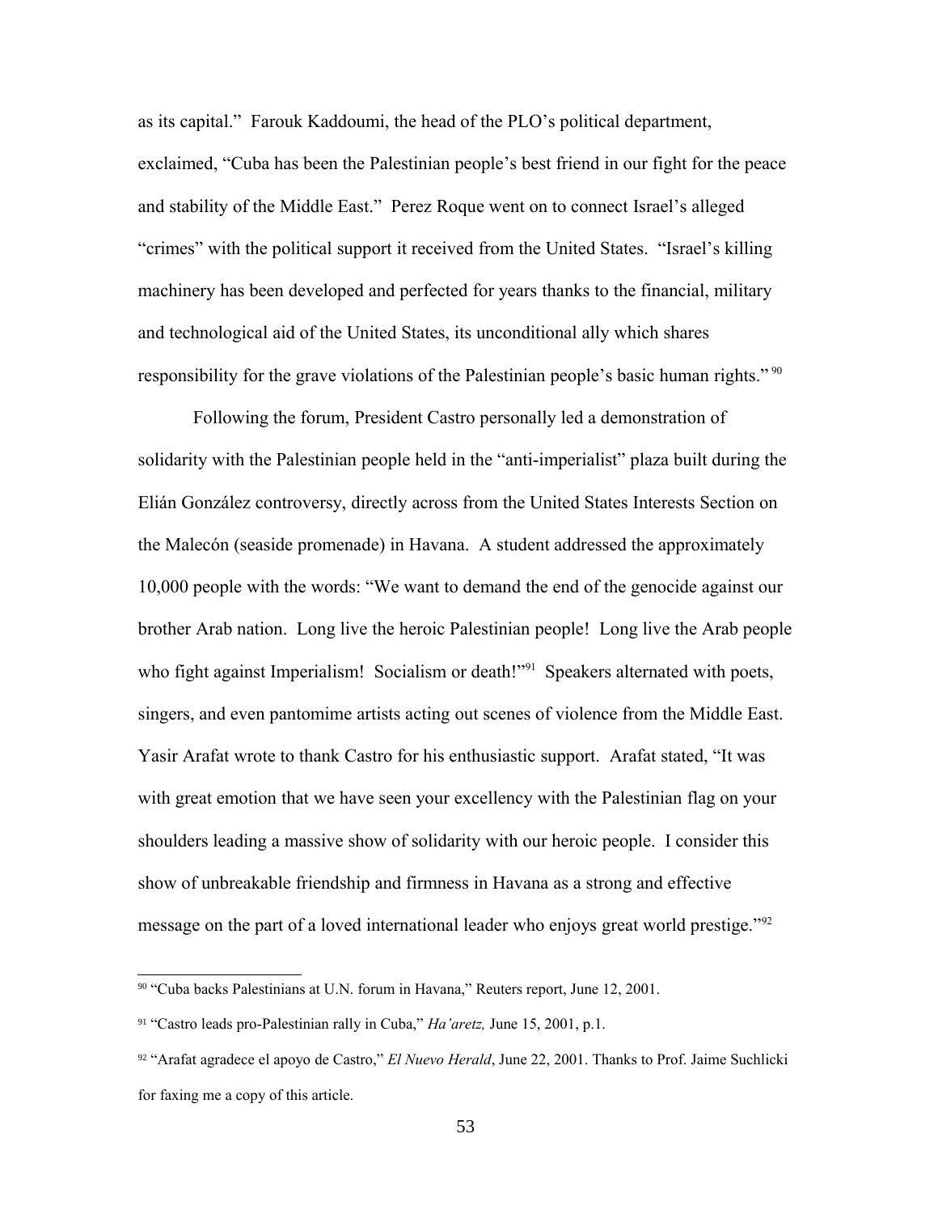as its capital." Farouk Kaddoumi, the head of the PLO's political department, exclaimed, "Cuba has been the Palestinian people's best friend in our fight for the peace and stability of the Middle East." Perez Roque went on to connect Israel's alleged "crimes" with the political support it received from the United States. "Israel's killing machinery has been developed and perfected for years thanks to the financial, military and technological aid of the United States, its unconditional ally which shares responsibility for the grave violations of the Palestinian people's basic human rights." [90]

Following the forum, President Castro personally led a demonstration of solidarity with the Palestinian people held in the "anti-imperialist" plaza built during the Elián González controversy, directly across from the United States Interests Section on the Malecón (seaside promenade) in Havana. A student addressed the approximately 10,000 people with the words: "We want to demand the end of the genocide against our brother Arab nation. Long live the heroic Palestinian people! Long live the Arab people who fight against Imperialism! Socialism or death!"[91] Speakers alternated with poets, singers, and even pantomime artists acting out scenes of violence from the Middle East. Yasir Arafat wrote to thank Castro for his enthusiastic support. Arafat stated, "It was with great emotion that we have seen your excellency with the Palestinian flag on your shoulders leading a massive show of solidarity with our heroic people. I consider this show of unbreakable friendship and firmness in Havana as a strong and effective message on the part of a loved international leader who enjoys great world prestige."[92]

---

[90] "Cuba backs Palestinians at U.N. forum in Havana," Reuters report, June 12, 2001.

[91] "Castro leads pro-Palestinian rally in Cuba," *Ha'aretz,* June 15, 2001, p.1.

[92] "Arafat agradece el apoyo de Castro," *El Nuevo Herald*, June 22, 2001. Thanks to Prof. Jaime Suchlicki for faxing me a copy of this article.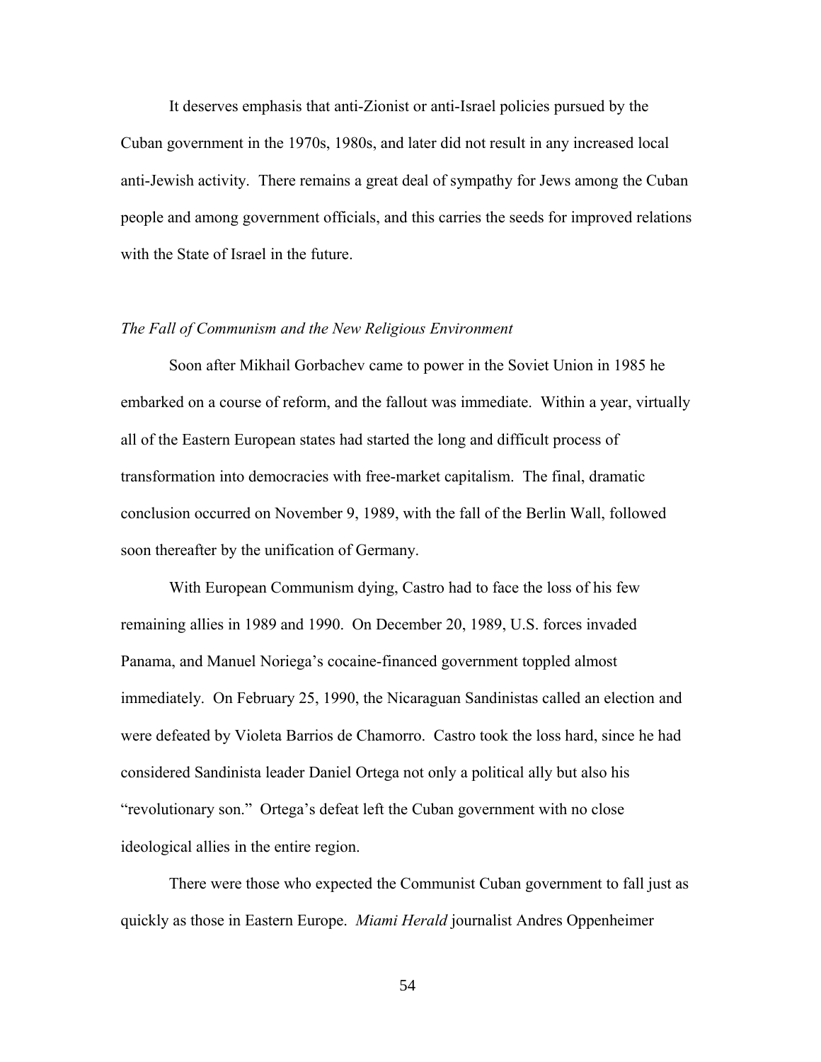It deserves emphasis that anti-Zionist or anti-Israel policies pursued by the Cuban government in the 1970s, 1980s, and later did not result in any increased local anti-Jewish activity. There remains a great deal of sympathy for Jews among the Cuban people and among government officials, and this carries the seeds for improved relations with the State of Israel in the future.

*The Fall of Communism and the New Religious Environment*

Soon after Mikhail Gorbachev came to power in the Soviet Union in 1985 he embarked on a course of reform, and the fallout was immediate. Within a year, virtually all of the Eastern European states had started the long and difficult process of transformation into democracies with free-market capitalism. The final, dramatic conclusion occurred on November 9, 1989, with the fall of the Berlin Wall, followed soon thereafter by the unification of Germany.

With European Communism dying, Castro had to face the loss of his few remaining allies in 1989 and 1990. On December 20, 1989, U.S. forces invaded Panama, and Manuel Noriega's cocaine-financed government toppled almost immediately. On February 25, 1990, the Nicaraguan Sandinistas called an election and were defeated by Violeta Barrios de Chamorro. Castro took the loss hard, since he had considered Sandinista leader Daniel Ortega not only a political ally but also his "revolutionary son." Ortega's defeat left the Cuban government with no close ideological allies in the entire region.

There were those who expected the Communist Cuban government to fall just as quickly as those in Eastern Europe. *Miami Herald* journalist Andres Oppenheimer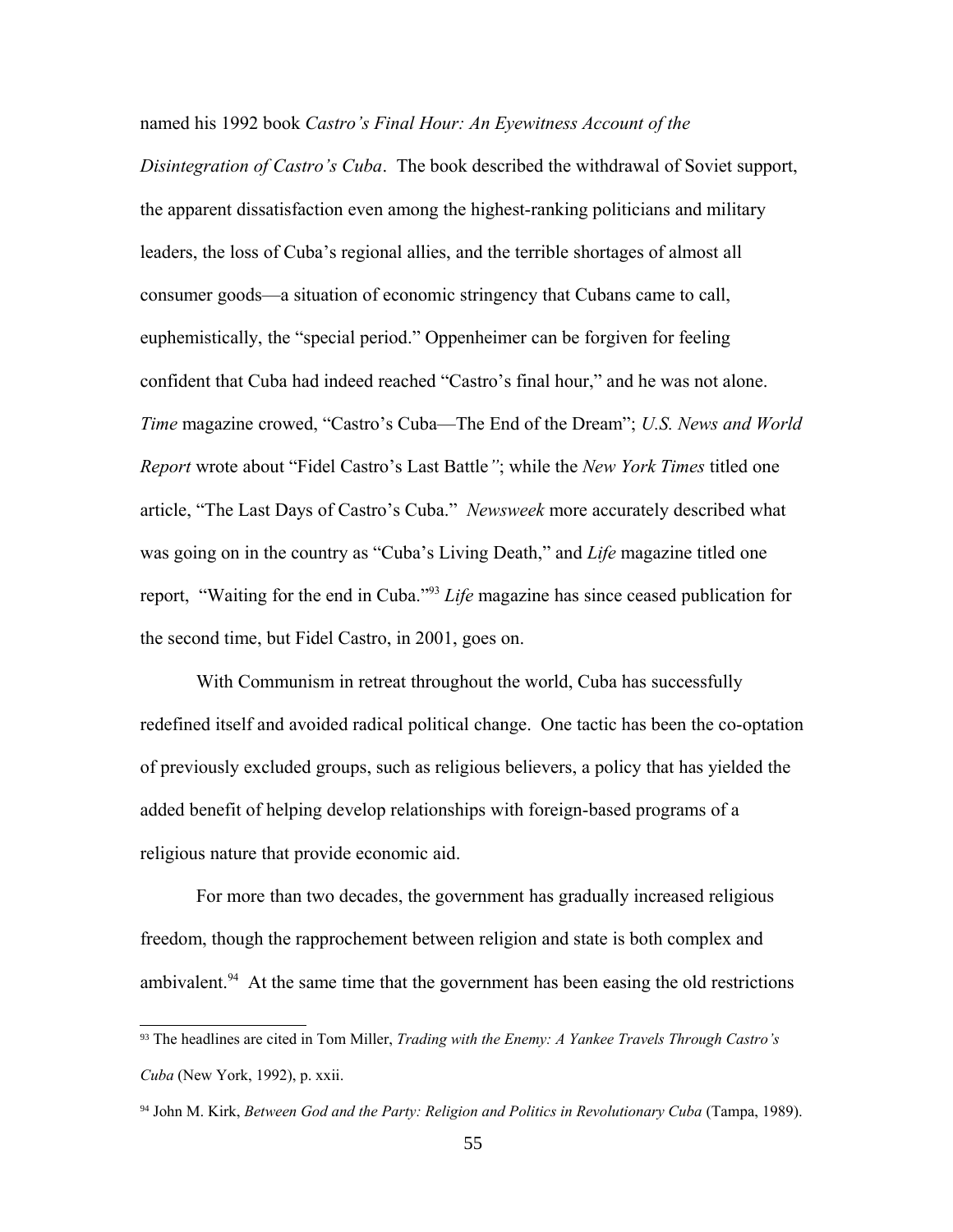named his 1992 book *Castro's Final Hour: An Eyewitness Account of the Disintegration of Castro's Cuba*. The book described the withdrawal of Soviet support, the apparent dissatisfaction even among the highest-ranking politicians and military leaders, the loss of Cuba's regional allies, and the terrible shortages of almost all consumer goods—a situation of economic stringency that Cubans came to call, euphemistically, the "special period." Oppenheimer can be forgiven for feeling confident that Cuba had indeed reached "Castro's final hour," and he was not alone. *Time* magazine crowed, "Castro's Cuba—The End of the Dream"; *U.S. News and World Report* wrote about "Fidel Castro's Last Battle"; while the *New York Times* titled one article, "The Last Days of Castro's Cuba." *Newsweek* more accurately described what was going on in the country as "Cuba's Living Death," and *Life* magazine titled one report, "Waiting for the end in Cuba."[93] *Life* magazine has since ceased publication for the second time, but Fidel Castro, in 2001, goes on.

With Communism in retreat throughout the world, Cuba has successfully redefined itself and avoided radical political change. One tactic has been the co-optation of previously excluded groups, such as religious believers, a policy that has yielded the added benefit of helping develop relationships with foreign-based programs of a religious nature that provide economic aid.

For more than two decades, the government has gradually increased religious freedom, though the rapprochement between religion and state is both complex and ambivalent.[94] At the same time that the government has been easing the old restrictions

---

[93] The headlines are cited in Tom Miller, *Trading with the Enemy: A Yankee Travels Through Castro's Cuba* (New York, 1992), p. xxii.

[94] John M. Kirk, *Between God and the Party: Religion and Politics in Revolutionary Cuba* (Tampa, 1989).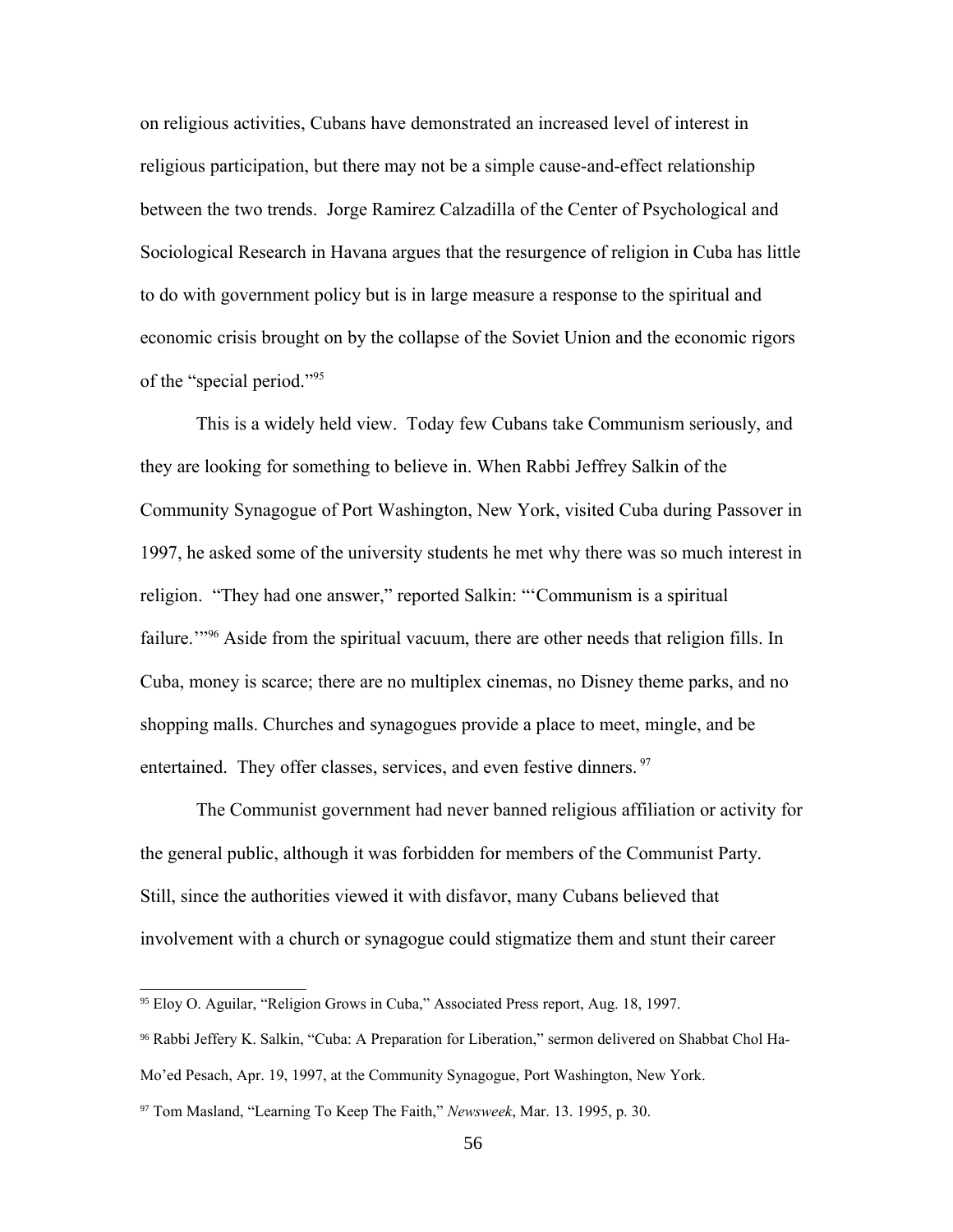on religious activities, Cubans have demonstrated an increased level of interest in religious participation, but there may not be a simple cause-and-effect relationship between the two trends. Jorge Ramirez Calzadilla of the Center of Psychological and Sociological Research in Havana argues that the resurgence of religion in Cuba has little to do with government policy but is in large measure a response to the spiritual and economic crisis brought on by the collapse of the Soviet Union and the economic rigors of the "special period."[95]

This is a widely held view. Today few Cubans take Communism seriously, and they are looking for something to believe in. When Rabbi Jeffrey Salkin of the Community Synagogue of Port Washington, New York, visited Cuba during Passover in 1997, he asked some of the university students he met why there was so much interest in religion. "They had one answer," reported Salkin: "'Communism is a spiritual failure.'"[96] Aside from the spiritual vacuum, there are other needs that religion fills. In Cuba, money is scarce; there are no multiplex cinemas, no Disney theme parks, and no shopping malls. Churches and synagogues provide a place to meet, mingle, and be entertained. They offer classes, services, and even festive dinners.[97]

The Communist government had never banned religious affiliation or activity for the general public, although it was forbidden for members of the Communist Party. Still, since the authorities viewed it with disfavor, many Cubans believed that involvement with a church or synagogue could stigmatize them and stunt their career

---

[95] Eloy O. Aguilar, "Religion Grows in Cuba," Associated Press report, Aug. 18, 1997.

[96] Rabbi Jeffery K. Salkin, "Cuba: A Preparation for Liberation," sermon delivered on Shabbat Chol Ha-Mo'ed Pesach, Apr. 19, 1997, at the Community Synagogue, Port Washington, New York.

[97] Tom Masland, "Learning To Keep The Faith," *Newsweek*, Mar. 13. 1995, p. 30.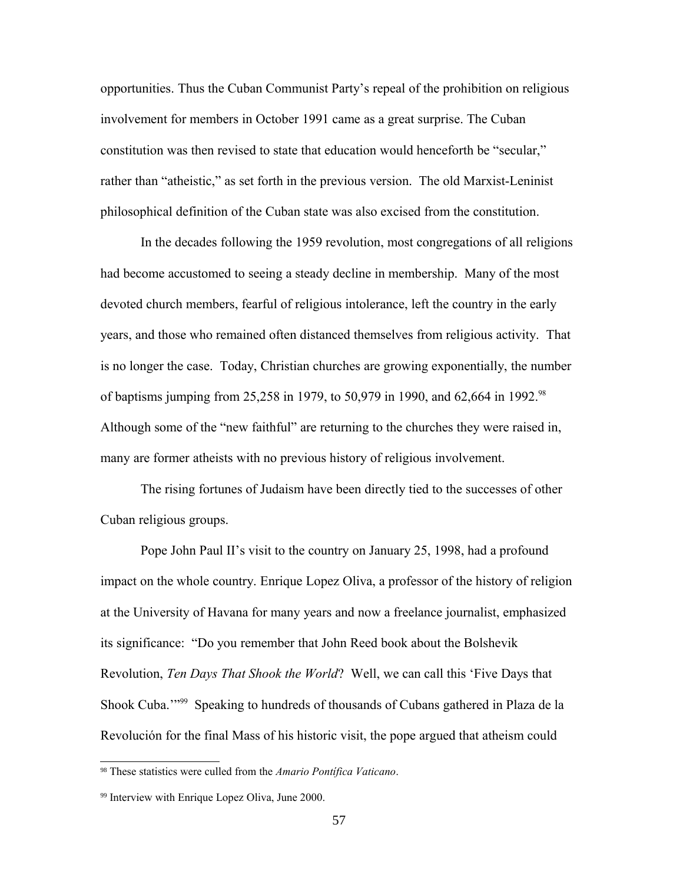opportunities. Thus the Cuban Communist Party's repeal of the prohibition on religious involvement for members in October 1991 came as a great surprise. The Cuban constitution was then revised to state that education would henceforth be "secular," rather than "atheistic," as set forth in the previous version. The old Marxist-Leninist philosophical definition of the Cuban state was also excised from the constitution.

In the decades following the 1959 revolution, most congregations of all religions had become accustomed to seeing a steady decline in membership. Many of the most devoted church members, fearful of religious intolerance, left the country in the early years, and those who remained often distanced themselves from religious activity. That is no longer the case. Today, Christian churches are growing exponentially, the number of baptisms jumping from 25,258 in 1979, to 50,979 in 1990, and 62,664 in 1992.[98] Although some of the "new faithful" are returning to the churches they were raised in, many are former atheists with no previous history of religious involvement.

The rising fortunes of Judaism have been directly tied to the successes of other Cuban religious groups.

Pope John Paul II's visit to the country on January 25, 1998, had a profound impact on the whole country. Enrique Lopez Oliva, a professor of the history of religion at the University of Havana for many years and now a freelance journalist, emphasized its significance: "Do you remember that John Reed book about the Bolshevik Revolution, *Ten Days That Shook the World*? Well, we can call this 'Five Days that Shook Cuba.'"[99] Speaking to hundreds of thousands of Cubans gathered in Plaza de la Revolución for the final Mass of his historic visit, the pope argued that atheism could

---

[98] These statistics were culled from the *Amario Pontífica Vaticano*.

[99] Interview with Enrique Lopez Oliva, June 2000.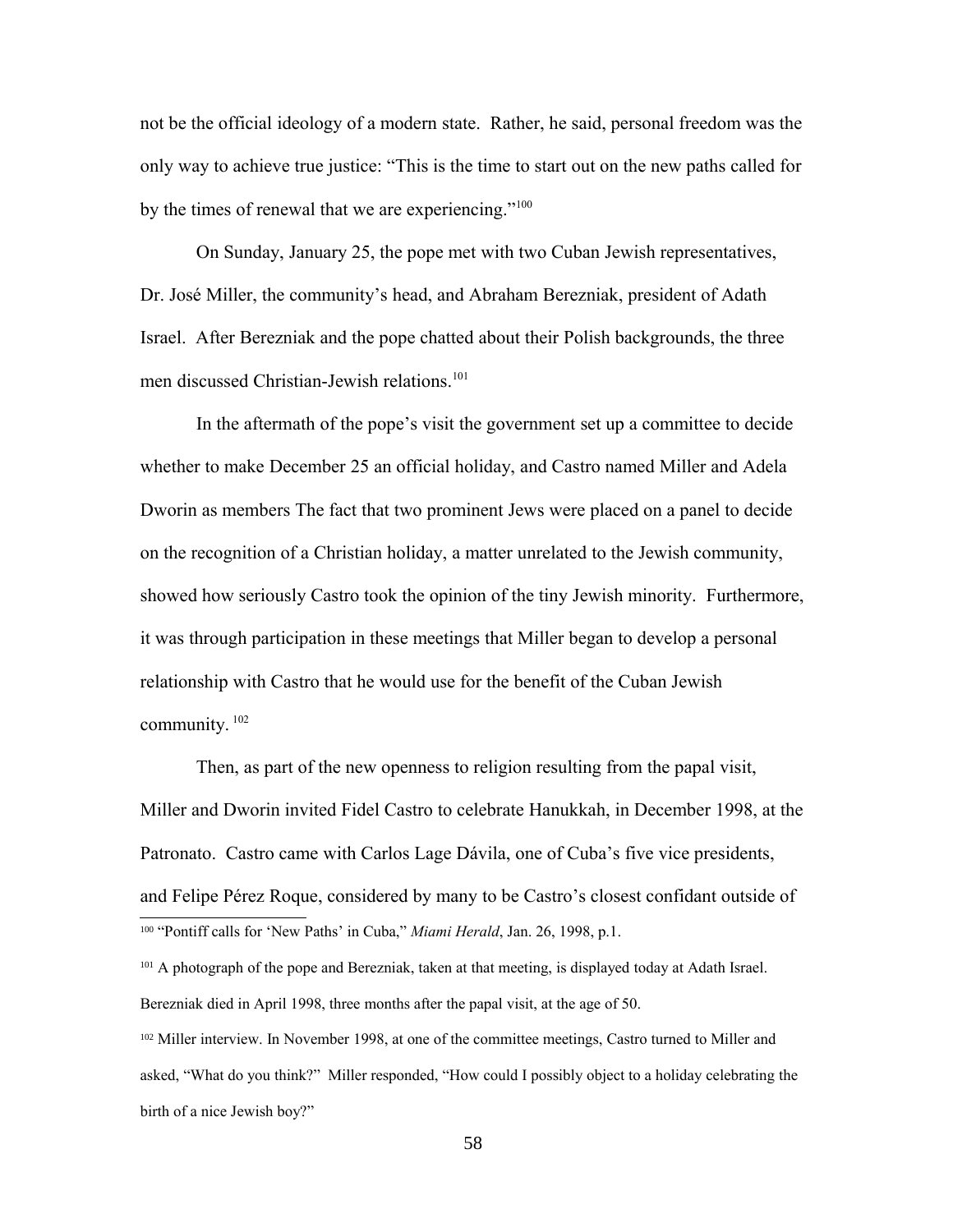not be the official ideology of a modern state. Rather, he said, personal freedom was the only way to achieve true justice: "This is the time to start out on the new paths called for by the times of renewal that we are experiencing."[100]

On Sunday, January 25, the pope met with two Cuban Jewish representatives, Dr. José Miller, the community's head, and Abraham Berezniak, president of Adath Israel. After Berezniak and the pope chatted about their Polish backgrounds, the three men discussed Christian-Jewish relations.[101]

In the aftermath of the pope's visit the government set up a committee to decide whether to make December 25 an official holiday, and Castro named Miller and Adela Dworin as members The fact that two prominent Jews were placed on a panel to decide on the recognition of a Christian holiday, a matter unrelated to the Jewish community, showed how seriously Castro took the opinion of the tiny Jewish minority. Furthermore, it was through participation in these meetings that Miller began to develop a personal relationship with Castro that he would use for the benefit of the Cuban Jewish community. [102]

Then, as part of the new openness to religion resulting from the papal visit, Miller and Dworin invited Fidel Castro to celebrate Hanukkah, in December 1998, at the Patronato. Castro came with Carlos Lage Dávila, one of Cuba's five vice presidents, and Felipe Pérez Roque, considered by many to be Castro's closest confidant outside of

---

[100] "Pontiff calls for 'New Paths' in Cuba," *Miami Herald*, Jan. 26, 1998, p.1.

[101] A photograph of the pope and Berezniak, taken at that meeting, is displayed today at Adath Israel. Berezniak died in April 1998, three months after the papal visit, at the age of 50.

[102] Miller interview. In November 1998, at one of the committee meetings, Castro turned to Miller and asked, "What do you think?" Miller responded, "How could I possibly object to a holiday celebrating the birth of a nice Jewish boy?"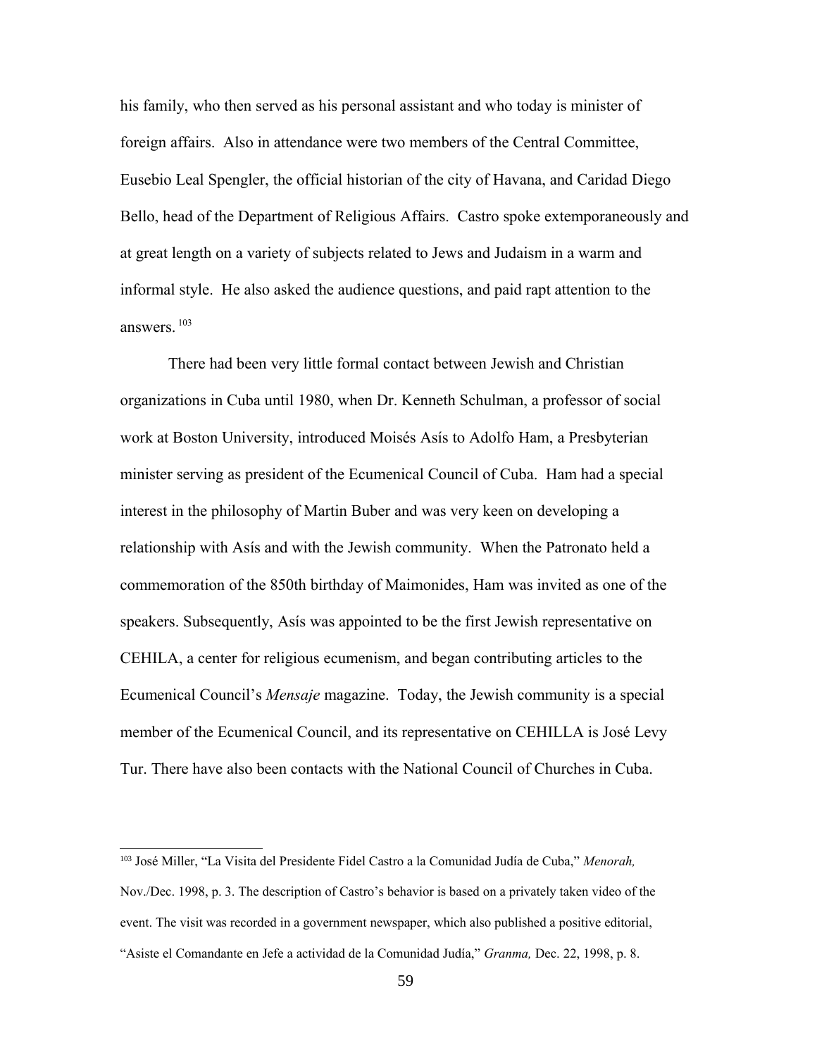his family, who then served as his personal assistant and who today is minister of foreign affairs. Also in attendance were two members of the Central Committee, Eusebio Leal Spengler, the official historian of the city of Havana, and Caridad Diego Bello, head of the Department of Religious Affairs. Castro spoke extemporaneously and at great length on a variety of subjects related to Jews and Judaism in a warm and informal style. He also asked the audience questions, and paid rapt attention to the answers.[103]

There had been very little formal contact between Jewish and Christian organizations in Cuba until 1980, when Dr. Kenneth Schulman, a professor of social work at Boston University, introduced Moisés Asís to Adolfo Ham, a Presbyterian minister serving as president of the Ecumenical Council of Cuba. Ham had a special interest in the philosophy of Martin Buber and was very keen on developing a relationship with Asís and with the Jewish community. When the Patronato held a commemoration of the 850th birthday of Maimonides, Ham was invited as one of the speakers. Subsequently, Asís was appointed to be the first Jewish representative on CEHILA, a center for religious ecumenism, and began contributing articles to the Ecumenical Council's *Mensaje* magazine. Today, the Jewish community is a special member of the Ecumenical Council, and its representative on CEHILLA is José Levy Tur. There have also been contacts with the National Council of Churches in Cuba.

---

[103] José Miller, "La Visita del Presidente Fidel Castro a la Comunidad Judía de Cuba," *Menorah,* Nov./Dec. 1998, p. 3. The description of Castro's behavior is based on a privately taken video of the event. The visit was recorded in a government newspaper, which also published a positive editorial, "Asiste el Comandante en Jefe a actividad de la Comunidad Judía," *Granma,* Dec. 22, 1998, p. 8.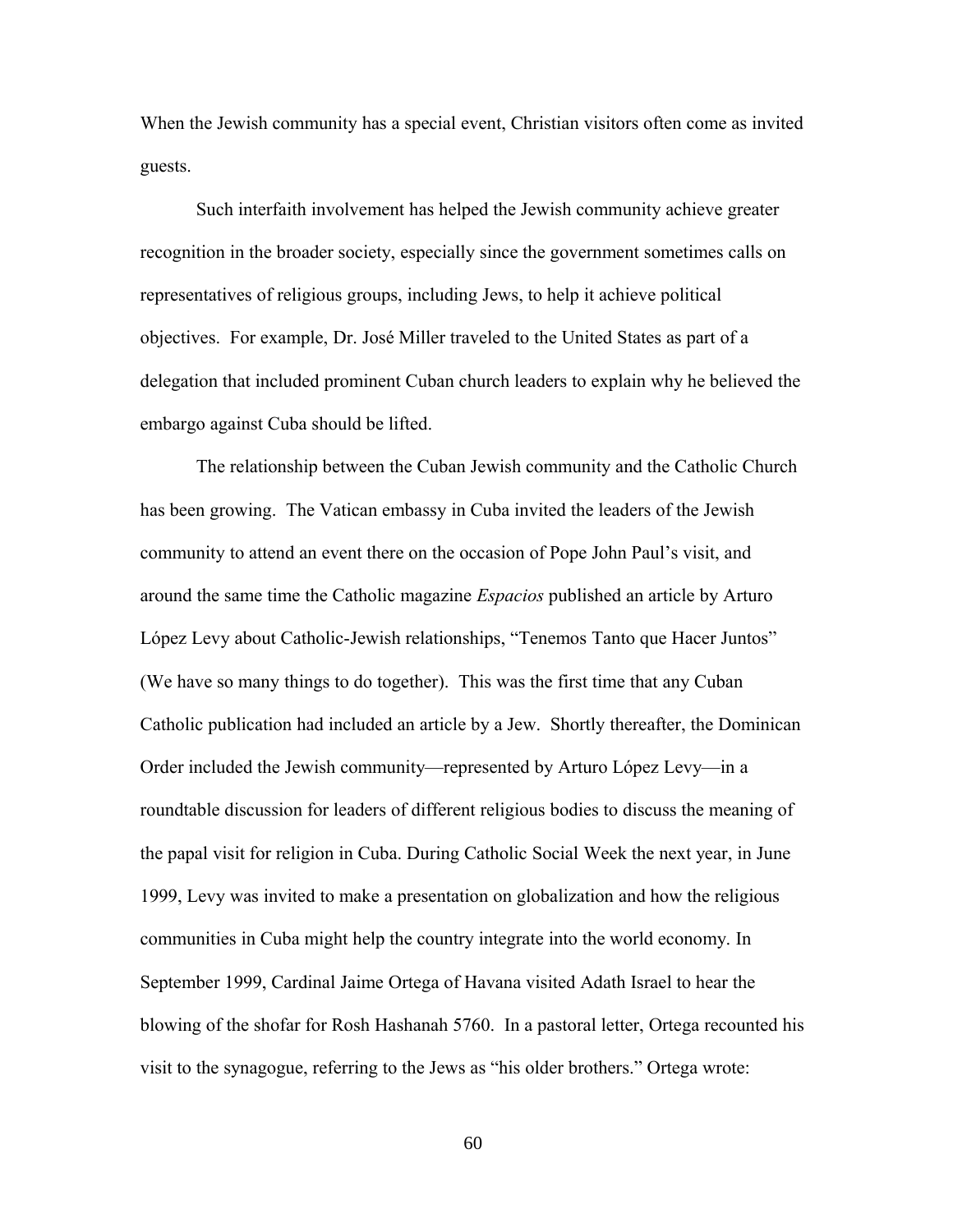When the Jewish community has a special event, Christian visitors often come as invited guests.

Such interfaith involvement has helped the Jewish community achieve greater recognition in the broader society, especially since the government sometimes calls on representatives of religious groups, including Jews, to help it achieve political objectives. For example, Dr. José Miller traveled to the United States as part of a delegation that included prominent Cuban church leaders to explain why he believed the embargo against Cuba should be lifted.

The relationship between the Cuban Jewish community and the Catholic Church has been growing. The Vatican embassy in Cuba invited the leaders of the Jewish community to attend an event there on the occasion of Pope John Paul's visit, and around the same time the Catholic magazine *Espacios* published an article by Arturo López Levy about Catholic-Jewish relationships, "Tenemos Tanto que Hacer Juntos" (We have so many things to do together). This was the first time that any Cuban Catholic publication had included an article by a Jew. Shortly thereafter, the Dominican Order included the Jewish community—represented by Arturo López Levy—in a roundtable discussion for leaders of different religious bodies to discuss the meaning of the papal visit for religion in Cuba. During Catholic Social Week the next year, in June 1999, Levy was invited to make a presentation on globalization and how the religious communities in Cuba might help the country integrate into the world economy. In September 1999, Cardinal Jaime Ortega of Havana visited Adath Israel to hear the blowing of the shofar for Rosh Hashanah 5760. In a pastoral letter, Ortega recounted his visit to the synagogue, referring to the Jews as "his older brothers." Ortega wrote: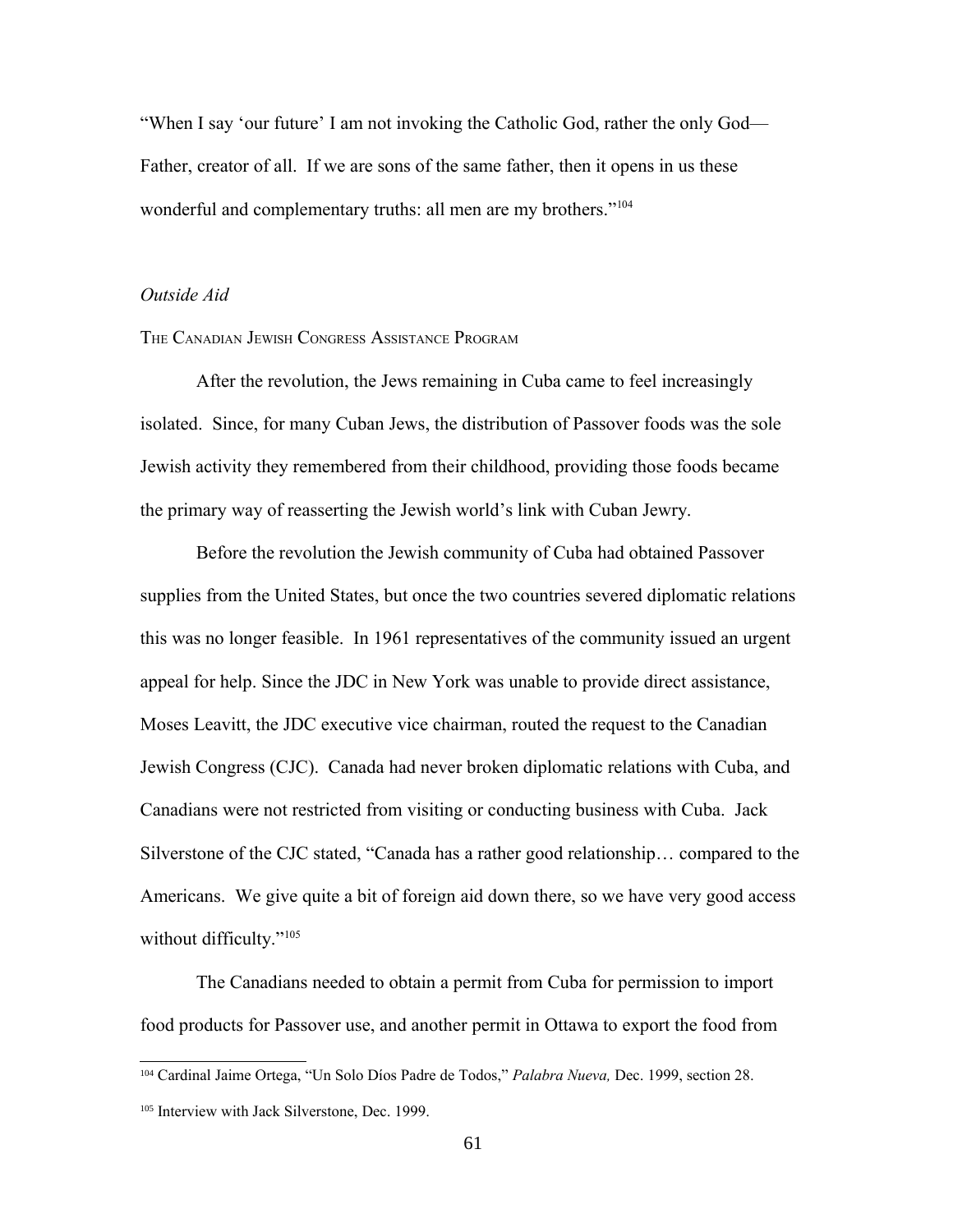"When I say 'our future' I am not invoking the Catholic God, rather the only God—Father, creator of all. If we are sons of the same father, then it opens in us these wonderful and complementary truths: all men are my brothers."[104]

### *Outside Aid*

#### The Canadian Jewish Congress Assistance Program

After the revolution, the Jews remaining in Cuba came to feel increasingly isolated. Since, for many Cuban Jews, the distribution of Passover foods was the sole Jewish activity they remembered from their childhood, providing those foods became the primary way of reasserting the Jewish world's link with Cuban Jewry.

Before the revolution the Jewish community of Cuba had obtained Passover supplies from the United States, but once the two countries severed diplomatic relations this was no longer feasible. In 1961 representatives of the community issued an urgent appeal for help. Since the JDC in New York was unable to provide direct assistance, Moses Leavitt, the JDC executive vice chairman, routed the request to the Canadian Jewish Congress (CJC). Canada had never broken diplomatic relations with Cuba, and Canadians were not restricted from visiting or conducting business with Cuba. Jack Silverstone of the CJC stated, "Canada has a rather good relationship… compared to the Americans. We give quite a bit of foreign aid down there, so we have very good access without difficulty."[105]

The Canadians needed to obtain a permit from Cuba for permission to import food products for Passover use, and another permit in Ottawa to export the food from

---

[104] Cardinal Jaime Ortega, "Un Solo Díos Padre de Todos," *Palabra Nueva,* Dec. 1999, section 28.

[105] Interview with Jack Silverstone, Dec. 1999.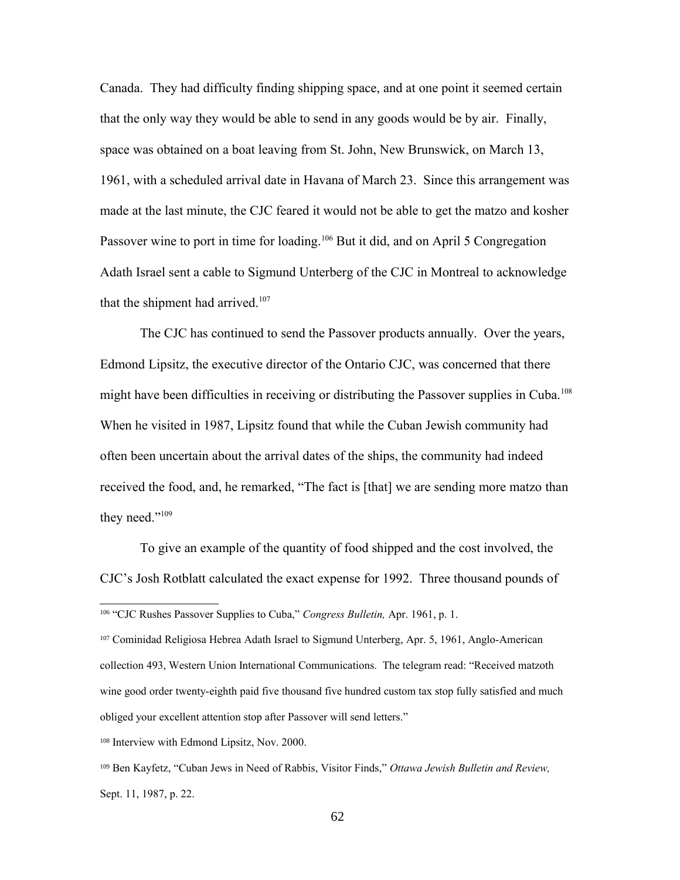Canada. They had difficulty finding shipping space, and at one point it seemed certain that the only way they would be able to send in any goods would be by air. Finally, space was obtained on a boat leaving from St. John, New Brunswick, on March 13, 1961, with a scheduled arrival date in Havana of March 23. Since this arrangement was made at the last minute, the CJC feared it would not be able to get the matzo and kosher Passover wine to port in time for loading.[106] But it did, and on April 5 Congregation Adath Israel sent a cable to Sigmund Unterberg of the CJC in Montreal to acknowledge that the shipment had arrived.[107]

The CJC has continued to send the Passover products annually. Over the years, Edmond Lipsitz, the executive director of the Ontario CJC, was concerned that there might have been difficulties in receiving or distributing the Passover supplies in Cuba.[108] When he visited in 1987, Lipsitz found that while the Cuban Jewish community had often been uncertain about the arrival dates of the ships, the community had indeed received the food, and, he remarked, "The fact is [that] we are sending more matzo than they need."[109]

To give an example of the quantity of food shipped and the cost involved, the CJC's Josh Rotblatt calculated the exact expense for 1992. Three thousand pounds of

---

[106] "CJC Rushes Passover Supplies to Cuba," *Congress Bulletin,* Apr. 1961, p. 1.

[107] Cominidad Religiosa Hebrea Adath Israel to Sigmund Unterberg, Apr. 5, 1961, Anglo-American collection 493, Western Union International Communications. The telegram read: "Received matzoth wine good order twenty-eighth paid five thousand five hundred custom tax stop fully satisfied and much obliged your excellent attention stop after Passover will send letters."

[108] Interview with Edmond Lipsitz, Nov. 2000.

[109] Ben Kayfetz, "Cuban Jews in Need of Rabbis, Visitor Finds," *Ottawa Jewish Bulletin and Review,* Sept. 11, 1987, p. 22.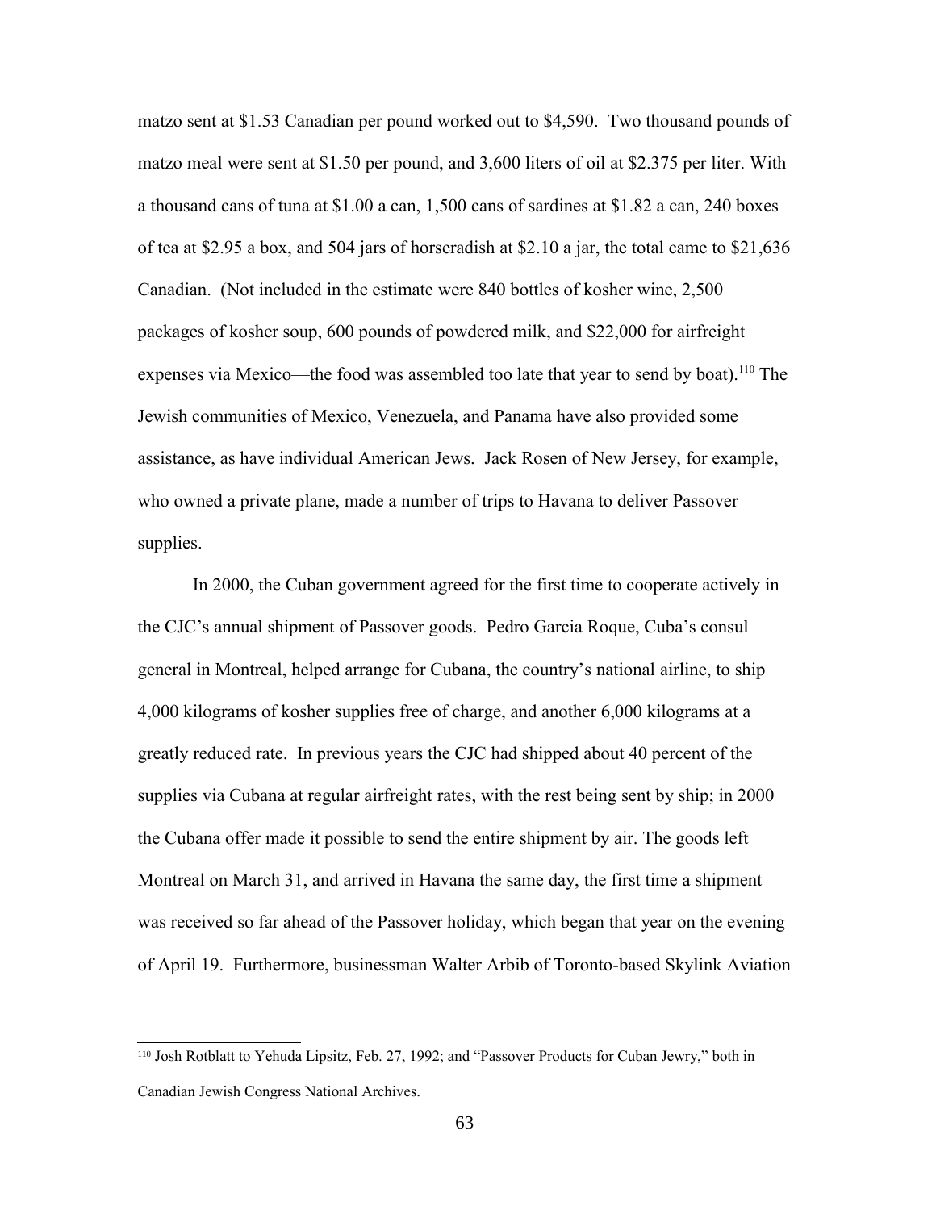matzo sent at $1.53 Canadian per pound worked out to $4,590. Two thousand pounds of matzo meal were sent at $1.50 per pound, and 3,600 liters of oil at $2.375 per liter. With a thousand cans of tuna at $1.00 a can, 1,500 cans of sardines at $1.82 a can, 240 boxes of tea at $2.95 a box, and 504 jars of horseradish at $2.10 a jar, the total came to $21,636 Canadian. (Not included in the estimate were 840 bottles of kosher wine, 2,500 packages of kosher soup, 600 pounds of powdered milk, and $22,000 for airfreight expenses via Mexico—the food was assembled too late that year to send by boat).[110] The Jewish communities of Mexico, Venezuela, and Panama have also provided some assistance, as have individual American Jews. Jack Rosen of New Jersey, for example, who owned a private plane, made a number of trips to Havana to deliver Passover supplies.

In 2000, the Cuban government agreed for the first time to cooperate actively in the CJC's annual shipment of Passover goods. Pedro Garcia Roque, Cuba's consul general in Montreal, helped arrange for Cubana, the country's national airline, to ship 4,000 kilograms of kosher supplies free of charge, and another 6,000 kilograms at a greatly reduced rate. In previous years the CJC had shipped about 40 percent of the supplies via Cubana at regular airfreight rates, with the rest being sent by ship; in 2000 the Cubana offer made it possible to send the entire shipment by air. The goods left Montreal on March 31, and arrived in Havana the same day, the first time a shipment was received so far ahead of the Passover holiday, which began that year on the evening of April 19. Furthermore, businessman Walter Arbib of Toronto-based Skylink Aviation

---

[110] Josh Rotblatt to Yehuda Lipsitz, Feb. 27, 1992; and "Passover Products for Cuban Jewry," both in Canadian Jewish Congress National Archives.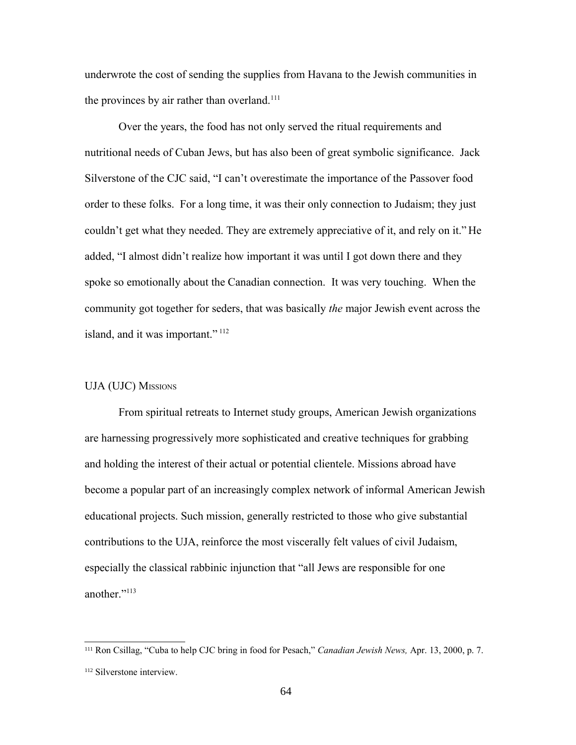underwrote the cost of sending the supplies from Havana to the Jewish communities in the provinces by air rather than overland.[111]

Over the years, the food has not only served the ritual requirements and nutritional needs of Cuban Jews, but has also been of great symbolic significance. Jack Silverstone of the CJC said, "I can't overestimate the importance of the Passover food order to these folks. For a long time, it was their only connection to Judaism; they just couldn't get what they needed. They are extremely appreciative of it, and rely on it." He added, "I almost didn't realize how important it was until I got down there and they spoke so emotionally about the Canadian connection. It was very touching. When the community got together for seders, that was basically *the* major Jewish event across the island, and it was important." [112]

## UJA (UJC) Missions

From spiritual retreats to Internet study groups, American Jewish organizations are harnessing progressively more sophisticated and creative techniques for grabbing and holding the interest of their actual or potential clientele. Missions abroad have become a popular part of an increasingly complex network of informal American Jewish educational projects. Such mission, generally restricted to those who give substantial contributions to the UJA, reinforce the most viscerally felt values of civil Judaism, especially the classical rabbinic injunction that "all Jews are responsible for one another."[113]

---

[111] Ron Csillag, "Cuba to help CJC bring in food for Pesach," *Canadian Jewish News,* Apr. 13, 2000, p. 7.

[112] Silverstone interview.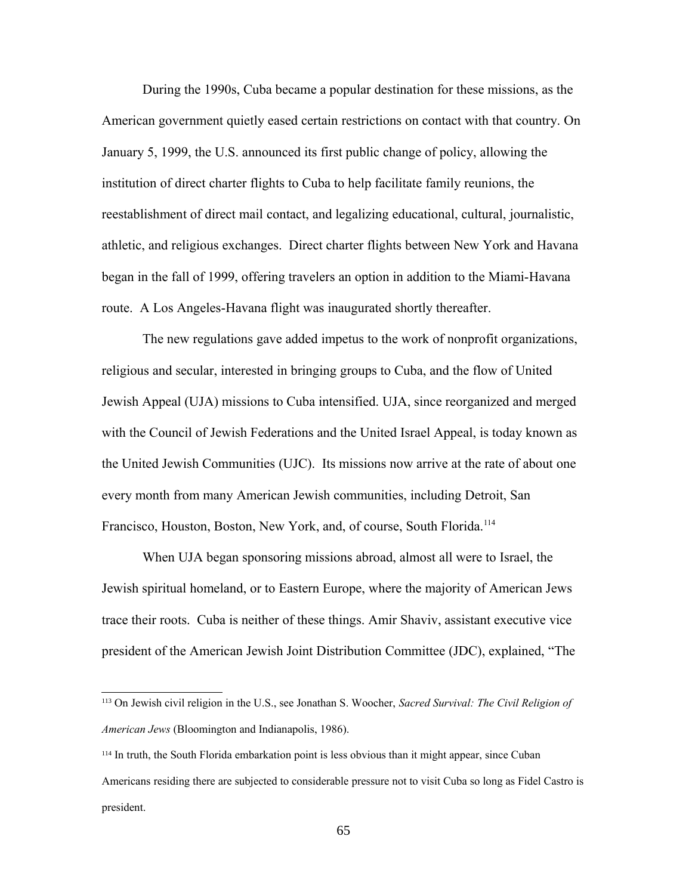During the 1990s, Cuba became a popular destination for these missions, as the American government quietly eased certain restrictions on contact with that country. On January 5, 1999, the U.S. announced its first public change of policy, allowing the institution of direct charter flights to Cuba to help facilitate family reunions, the reestablishment of direct mail contact, and legalizing educational, cultural, journalistic, athletic, and religious exchanges. Direct charter flights between New York and Havana began in the fall of 1999, offering travelers an option in addition to the Miami-Havana route. A Los Angeles-Havana flight was inaugurated shortly thereafter.

The new regulations gave added impetus to the work of nonprofit organizations, religious and secular, interested in bringing groups to Cuba, and the flow of United Jewish Appeal (UJA) missions to Cuba intensified. UJA, since reorganized and merged with the Council of Jewish Federations and the United Israel Appeal, is today known as the United Jewish Communities (UJC). Its missions now arrive at the rate of about one every month from many American Jewish communities, including Detroit, San Francisco, Houston, Boston, New York, and, of course, South Florida.[114]

When UJA began sponsoring missions abroad, almost all were to Israel, the Jewish spiritual homeland, or to Eastern Europe, where the majority of American Jews trace their roots. Cuba is neither of these things. Amir Shaviv, assistant executive vice president of the American Jewish Joint Distribution Committee (JDC), explained, "The

---

[113] On Jewish civil religion in the U.S., see Jonathan S. Woocher, *Sacred Survival: The Civil Religion of American Jews* (Bloomington and Indianapolis, 1986).

[114] In truth, the South Florida embarkation point is less obvious than it might appear, since Cuban Americans residing there are subjected to considerable pressure not to visit Cuba so long as Fidel Castro is president.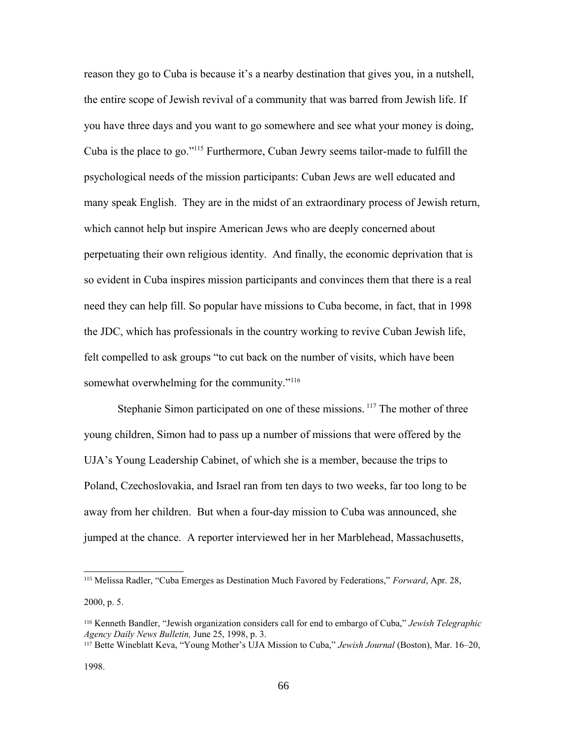reason they go to Cuba is because it's a nearby destination that gives you, in a nutshell, the entire scope of Jewish revival of a community that was barred from Jewish life. If you have three days and you want to go somewhere and see what your money is doing, Cuba is the place to go."[115] Furthermore, Cuban Jewry seems tailor-made to fulfill the psychological needs of the mission participants: Cuban Jews are well educated and many speak English. They are in the midst of an extraordinary process of Jewish return, which cannot help but inspire American Jews who are deeply concerned about perpetuating their own religious identity. And finally, the economic deprivation that is so evident in Cuba inspires mission participants and convinces them that there is a real need they can help fill. So popular have missions to Cuba become, in fact, that in 1998 the JDC, which has professionals in the country working to revive Cuban Jewish life, felt compelled to ask groups "to cut back on the number of visits, which have been somewhat overwhelming for the community."[116]

Stephanie Simon participated on one of these missions.[117] The mother of three young children, Simon had to pass up a number of missions that were offered by the UJA's Young Leadership Cabinet, of which she is a member, because the trips to Poland, Czechoslovakia, and Israel ran from ten days to two weeks, far too long to be away from her children. But when a four-day mission to Cuba was announced, she jumped at the chance. A reporter interviewed her in her Marblehead, Massachusetts,

---

[115] Melissa Radler, "Cuba Emerges as Destination Much Favored by Federations," *Forward*, Apr. 28, 2000, p. 5.

[116] Kenneth Bandler, "Jewish organization considers call for end to embargo of Cuba," *Jewish Telegraphic Agency Daily News Bulletin,* June 25, 1998, p. 3.

[117] Bette Wineblatt Keva, "Young Mother's UJA Mission to Cuba," *Jewish Journal* (Boston), Mar. 16–20, 1998.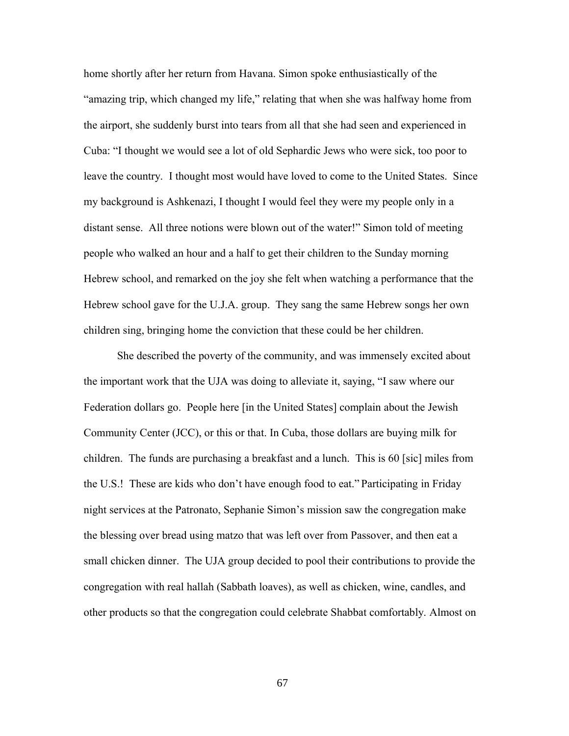home shortly after her return from Havana. Simon spoke enthusiastically of the "amazing trip, which changed my life," relating that when she was halfway home from the airport, she suddenly burst into tears from all that she had seen and experienced in Cuba: "I thought we would see a lot of old Sephardic Jews who were sick, too poor to leave the country. I thought most would have loved to come to the United States. Since my background is Ashkenazi, I thought I would feel they were my people only in a distant sense. All three notions were blown out of the water!" Simon told of meeting people who walked an hour and a half to get their children to the Sunday morning Hebrew school, and remarked on the joy she felt when watching a performance that the Hebrew school gave for the U.J.A. group. They sang the same Hebrew songs her own children sing, bringing home the conviction that these could be her children.

She described the poverty of the community, and was immensely excited about the important work that the UJA was doing to alleviate it, saying, "I saw where our Federation dollars go. People here [in the United States] complain about the Jewish Community Center (JCC), or this or that. In Cuba, those dollars are buying milk for children. The funds are purchasing a breakfast and a lunch. This is 60 [sic] miles from the U.S.! These are kids who don't have enough food to eat." Participating in Friday night services at the Patronato, Sephanie Simon's mission saw the congregation make the blessing over bread using matzo that was left over from Passover, and then eat a small chicken dinner. The UJA group decided to pool their contributions to provide the congregation with real hallah (Sabbath loaves), as well as chicken, wine, candles, and other products so that the congregation could celebrate Shabbat comfortably. Almost on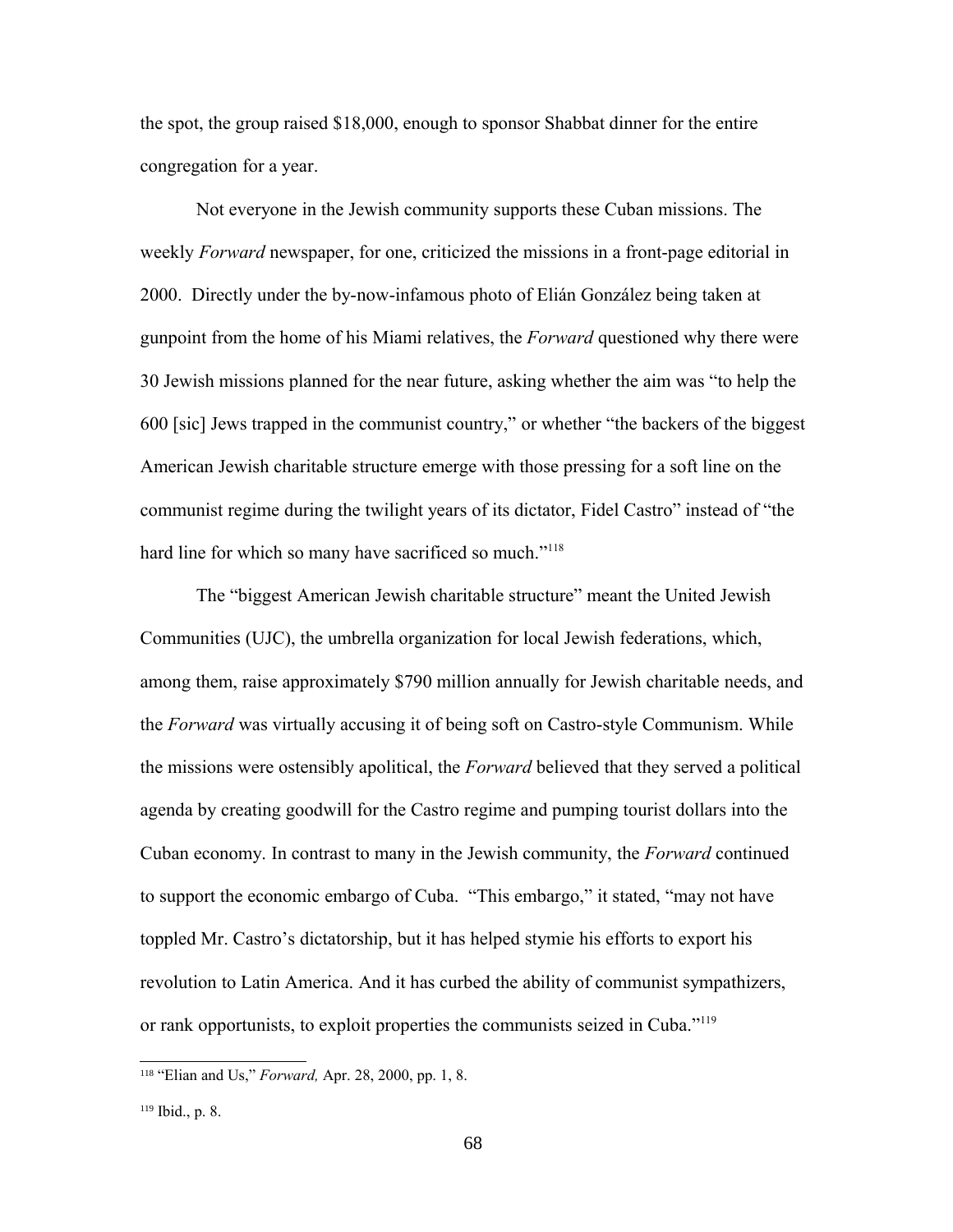the spot, the group raised $18,000, enough to sponsor Shabbat dinner for the entire congregation for a year.

Not everyone in the Jewish community supports these Cuban missions. The weekly *Forward* newspaper, for one, criticized the missions in a front-page editorial in 2000. Directly under the by-now-infamous photo of Elián González being taken at gunpoint from the home of his Miami relatives, the *Forward* questioned why there were 30 Jewish missions planned for the near future, asking whether the aim was "to help the 600 [sic] Jews trapped in the communist country," or whether "the backers of the biggest American Jewish charitable structure emerge with those pressing for a soft line on the communist regime during the twilight years of its dictator, Fidel Castro" instead of "the hard line for which so many have sacrificed so much."[118]

The "biggest American Jewish charitable structure" meant the United Jewish Communities (UJC), the umbrella organization for local Jewish federations, which, among them, raise approximately $790 million annually for Jewish charitable needs, and the *Forward* was virtually accusing it of being soft on Castro-style Communism. While the missions were ostensibly apolitical, the *Forward* believed that they served a political agenda by creating goodwill for the Castro regime and pumping tourist dollars into the Cuban economy. In contrast to many in the Jewish community, the *Forward* continued to support the economic embargo of Cuba. "This embargo," it stated, "may not have toppled Mr. Castro's dictatorship, but it has helped stymie his efforts to export his revolution to Latin America. And it has curbed the ability of communist sympathizers, or rank opportunists, to exploit properties the communists seized in Cuba."[119]

---

[118] "Elian and Us," *Forward,* Apr. 28, 2000, pp. 1, 8.

[119] Ibid., p. 8.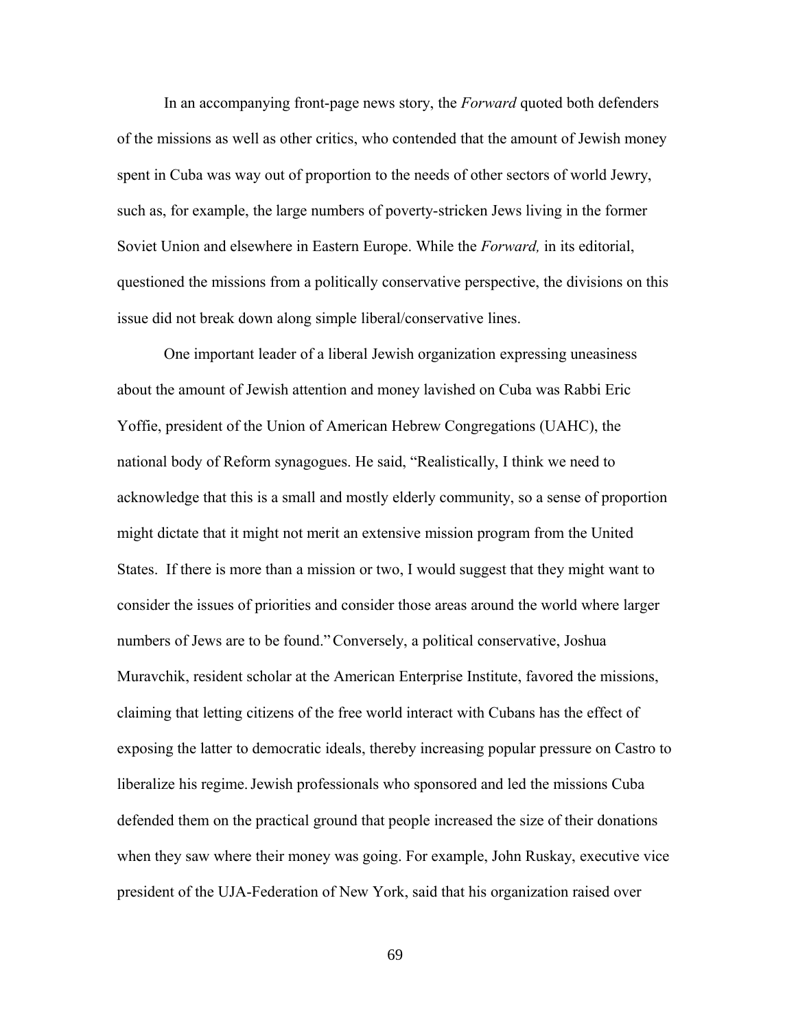In an accompanying front-page news story, the *Forward* quoted both defenders of the missions as well as other critics, who contended that the amount of Jewish money spent in Cuba was way out of proportion to the needs of other sectors of world Jewry, such as, for example, the large numbers of poverty-stricken Jews living in the former Soviet Union and elsewhere in Eastern Europe. While the *Forward,* in its editorial, questioned the missions from a politically conservative perspective, the divisions on this issue did not break down along simple liberal/conservative lines.

One important leader of a liberal Jewish organization expressing uneasiness about the amount of Jewish attention and money lavished on Cuba was Rabbi Eric Yoffie, president of the Union of American Hebrew Congregations (UAHC), the national body of Reform synagogues. He said, "Realistically, I think we need to acknowledge that this is a small and mostly elderly community, so a sense of proportion might dictate that it might not merit an extensive mission program from the United States. If there is more than a mission or two, I would suggest that they might want to consider the issues of priorities and consider those areas around the world where larger numbers of Jews are to be found." Conversely, a political conservative, Joshua Muravchik, resident scholar at the American Enterprise Institute, favored the missions, claiming that letting citizens of the free world interact with Cubans has the effect of exposing the latter to democratic ideals, thereby increasing popular pressure on Castro to liberalize his regime. Jewish professionals who sponsored and led the missions Cuba defended them on the practical ground that people increased the size of their donations when they saw where their money was going. For example, John Ruskay, executive vice president of the UJA-Federation of New York, said that his organization raised over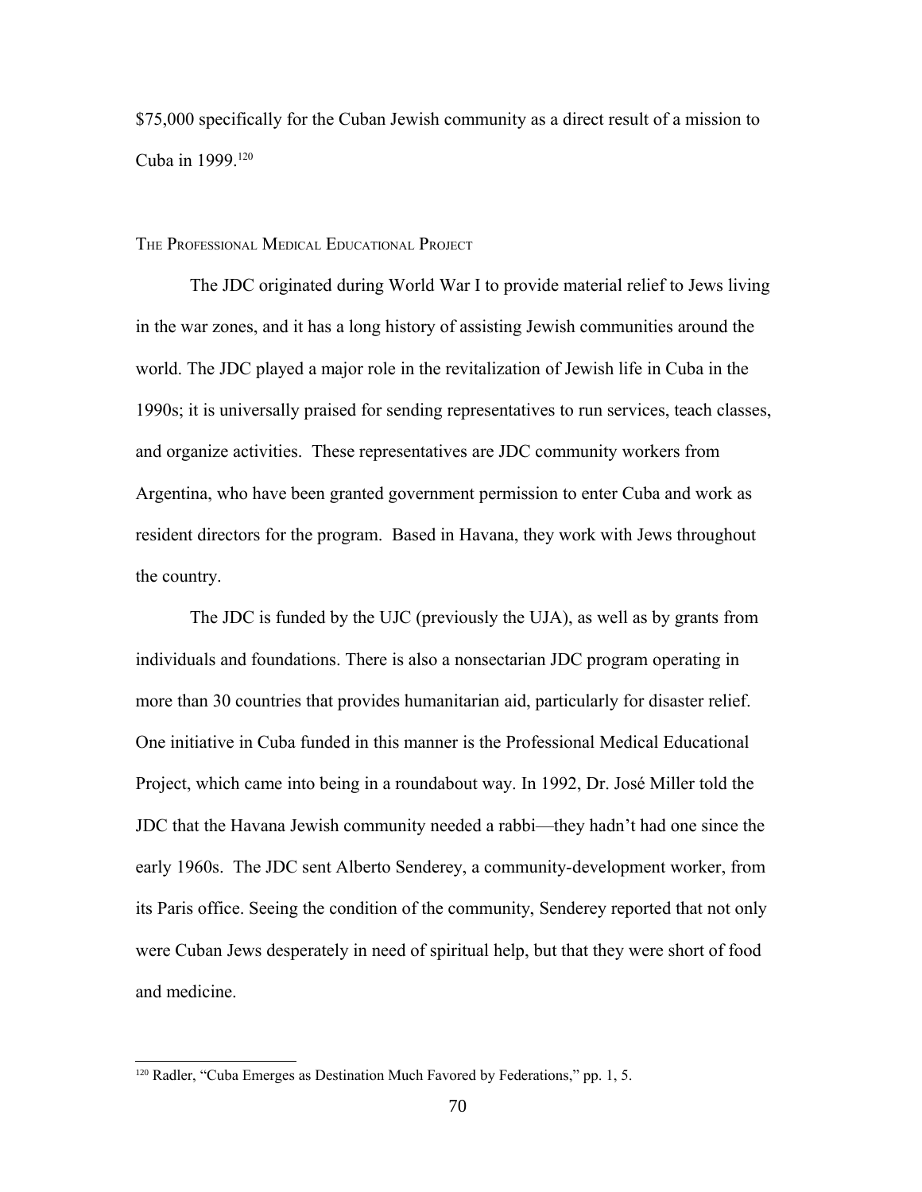$75,000 specifically for the Cuban Jewish community as a direct result of a mission to Cuba in 1999.[120]

## The Professional Medical Educational Project

The JDC originated during World War I to provide material relief to Jews living in the war zones, and it has a long history of assisting Jewish communities around the world. The JDC played a major role in the revitalization of Jewish life in Cuba in the 1990s; it is universally praised for sending representatives to run services, teach classes, and organize activities. These representatives are JDC community workers from Argentina, who have been granted government permission to enter Cuba and work as resident directors for the program. Based in Havana, they work with Jews throughout the country.

The JDC is funded by the UJC (previously the UJA), as well as by grants from individuals and foundations. There is also a nonsectarian JDC program operating in more than 30 countries that provides humanitarian aid, particularly for disaster relief. One initiative in Cuba funded in this manner is the Professional Medical Educational Project, which came into being in a roundabout way. In 1992, Dr. José Miller told the JDC that the Havana Jewish community needed a rabbi—they hadn't had one since the early 1960s. The JDC sent Alberto Senderey, a community-development worker, from its Paris office. Seeing the condition of the community, Senderey reported that not only were Cuban Jews desperately in need of spiritual help, but that they were short of food and medicine.

---

[120] Radler, "Cuba Emerges as Destination Much Favored by Federations," pp. 1, 5.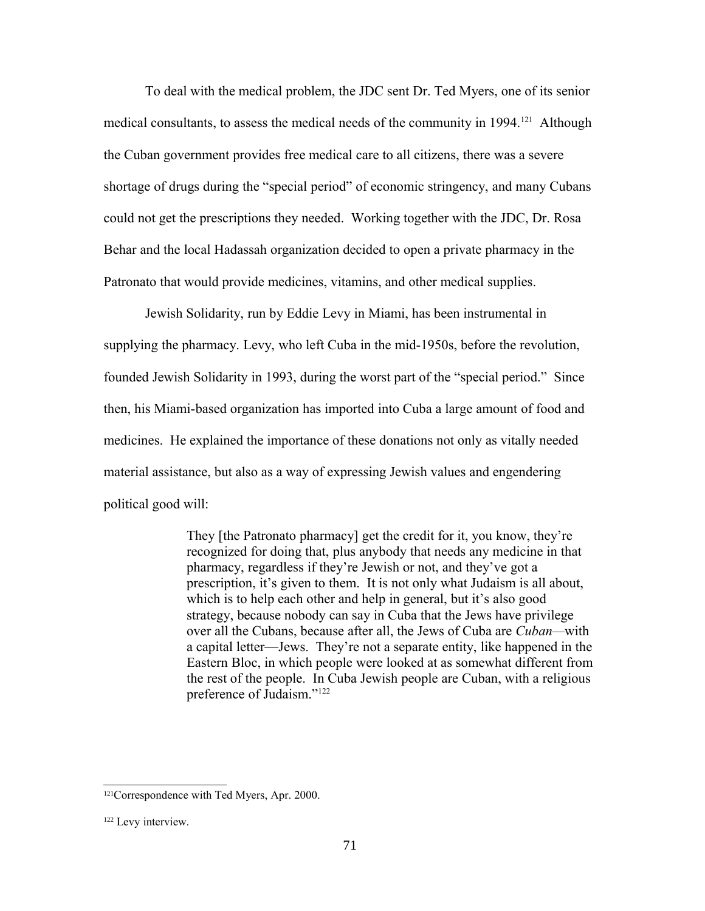To deal with the medical problem, the JDC sent Dr. Ted Myers, one of its senior medical consultants, to assess the medical needs of the community in 1994.[121] Although the Cuban government provides free medical care to all citizens, there was a severe shortage of drugs during the "special period" of economic stringency, and many Cubans could not get the prescriptions they needed. Working together with the JDC, Dr. Rosa Behar and the local Hadassah organization decided to open a private pharmacy in the Patronato that would provide medicines, vitamins, and other medical supplies.

Jewish Solidarity, run by Eddie Levy in Miami, has been instrumental in supplying the pharmacy. Levy, who left Cuba in the mid-1950s, before the revolution, founded Jewish Solidarity in 1993, during the worst part of the "special period." Since then, his Miami-based organization has imported into Cuba a large amount of food and medicines. He explained the importance of these donations not only as vitally needed material assistance, but also as a way of expressing Jewish values and engendering political good will:

> They [the Patronato pharmacy] get the credit for it, you know, they're recognized for doing that, plus anybody that needs any medicine in that pharmacy, regardless if they're Jewish or not, and they've got a prescription, it's given to them. It is not only what Judaism is all about, which is to help each other and help in general, but it's also good strategy, because nobody can say in Cuba that the Jews have privilege over all the Cubans, because after all, the Jews of Cuba are *Cuban*—with a capital letter—Jews. They're not a separate entity, like happened in the Eastern Bloc, in which people were looked at as somewhat different from the rest of the people. In Cuba Jewish people are Cuban, with a religious preference of Judaism."[122]

---

[121] Correspondence with Ted Myers, Apr. 2000.

[122] Levy interview.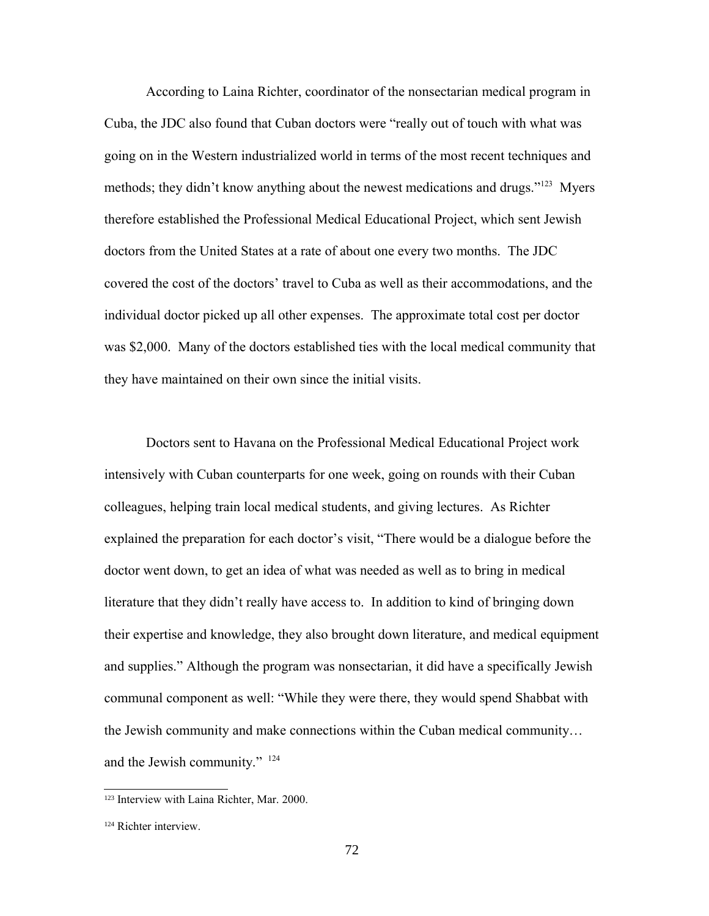According to Laina Richter, coordinator of the nonsectarian medical program in Cuba, the JDC also found that Cuban doctors were "really out of touch with what was going on in the Western industrialized world in terms of the most recent techniques and methods; they didn't know anything about the newest medications and drugs."[123] Myers therefore established the Professional Medical Educational Project, which sent Jewish doctors from the United States at a rate of about one every two months. The JDC covered the cost of the doctors' travel to Cuba as well as their accommodations, and the individual doctor picked up all other expenses. The approximate total cost per doctor was $2,000. Many of the doctors established ties with the local medical community that they have maintained on their own since the initial visits.

Doctors sent to Havana on the Professional Medical Educational Project work intensively with Cuban counterparts for one week, going on rounds with their Cuban colleagues, helping train local medical students, and giving lectures. As Richter explained the preparation for each doctor's visit, "There would be a dialogue before the doctor went down, to get an idea of what was needed as well as to bring in medical literature that they didn't really have access to. In addition to kind of bringing down their expertise and knowledge, they also brought down literature, and medical equipment and supplies." Although the program was nonsectarian, it did have a specifically Jewish communal component as well: "While they were there, they would spend Shabbat with the Jewish community and make connections within the Cuban medical community… and the Jewish community." [124]

---

[123] Interview with Laina Richter, Mar. 2000.

[124] Richter interview.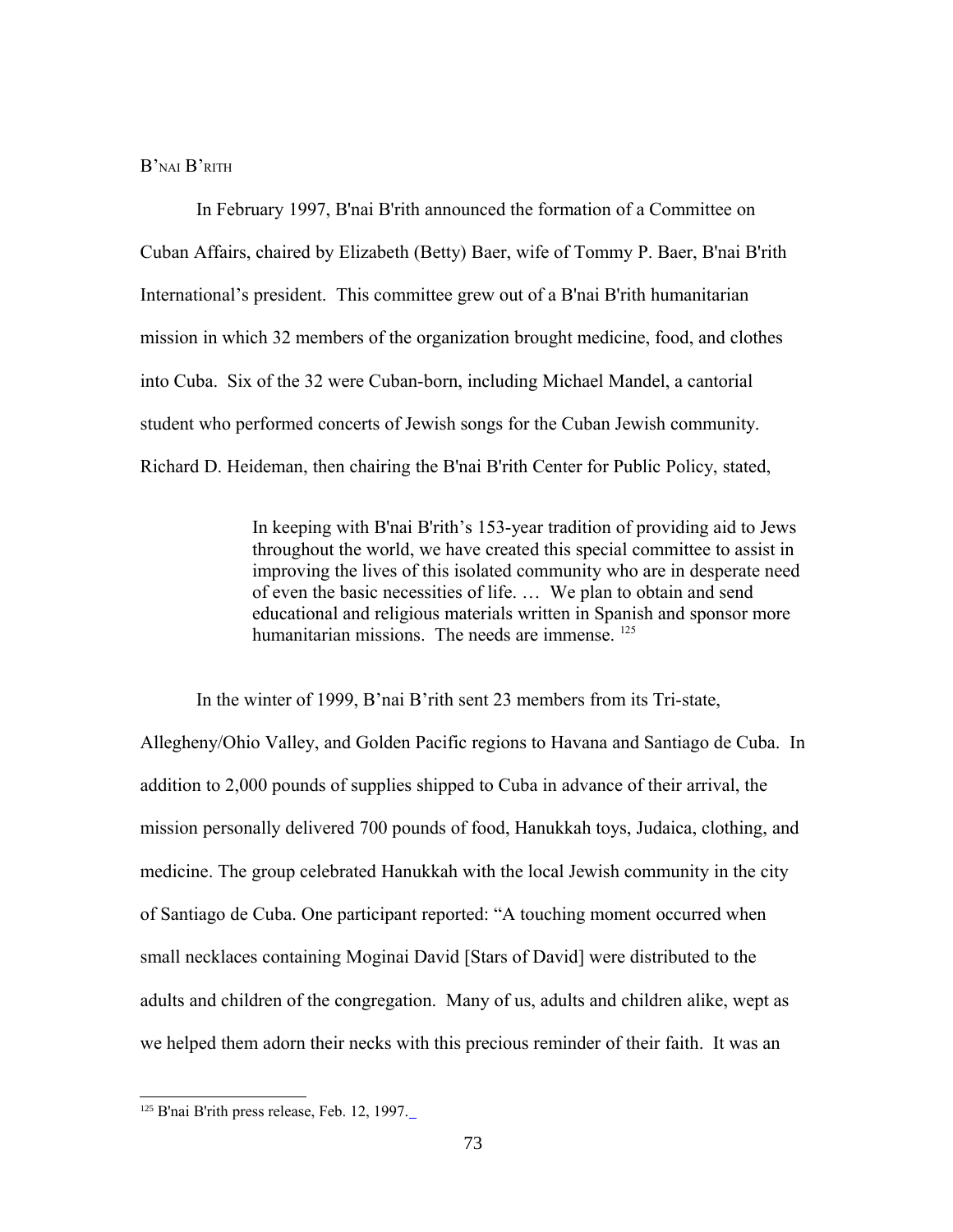## B'NAI B'RITH

In February 1997, B'nai B'rith announced the formation of a Committee on Cuban Affairs, chaired by Elizabeth (Betty) Baer, wife of Tommy P. Baer, B'nai B'rith International's president. This committee grew out of a B'nai B'rith humanitarian mission in which 32 members of the organization brought medicine, food, and clothes into Cuba. Six of the 32 were Cuban-born, including Michael Mandel, a cantorial student who performed concerts of Jewish songs for the Cuban Jewish community. Richard D. Heideman, then chairing the B'nai B'rith Center for Public Policy, stated,

> In keeping with B'nai B'rith's 153-year tradition of providing aid to Jews throughout the world, we have created this special committee to assist in improving the lives of this isolated community who are in desperate need of even the basic necessities of life. … We plan to obtain and send educational and religious materials written in Spanish and sponsor more humanitarian missions. The needs are immense. [125]

In the winter of 1999, B'nai B'rith sent 23 members from its Tri-state, Allegheny/Ohio Valley, and Golden Pacific regions to Havana and Santiago de Cuba. In addition to 2,000 pounds of supplies shipped to Cuba in advance of their arrival, the mission personally delivered 700 pounds of food, Hanukkah toys, Judaica, clothing, and medicine. The group celebrated Hanukkah with the local Jewish community in the city of Santiago de Cuba. One participant reported: "A touching moment occurred when small necklaces containing Moginai David [Stars of David] were distributed to the adults and children of the congregation. Many of us, adults and children alike, wept as we helped them adorn their necks with this precious reminder of their faith. It was an

---

[125] B'nai B'rith press release, Feb. 12, 1997.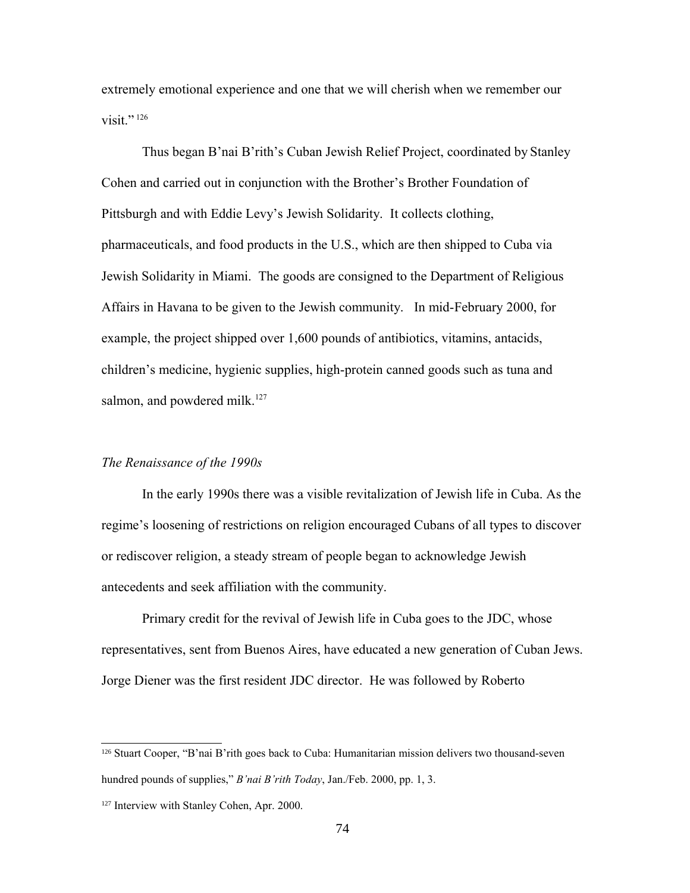extremely emotional experience and one that we will cherish when we remember our visit."[126]

Thus began B'nai B'rith's Cuban Jewish Relief Project, coordinated by Stanley Cohen and carried out in conjunction with the Brother's Brother Foundation of Pittsburgh and with Eddie Levy's Jewish Solidarity. It collects clothing, pharmaceuticals, and food products in the U.S., which are then shipped to Cuba via Jewish Solidarity in Miami. The goods are consigned to the Department of Religious Affairs in Havana to be given to the Jewish community. In mid-February 2000, for example, the project shipped over 1,600 pounds of antibiotics, vitamins, antacids, children's medicine, hygienic supplies, high-protein canned goods such as tuna and salmon, and powdered milk.[127]

*The Renaissance of the 1990s*

In the early 1990s there was a visible revitalization of Jewish life in Cuba. As the regime's loosening of restrictions on religion encouraged Cubans of all types to discover or rediscover religion, a steady stream of people began to acknowledge Jewish antecedents and seek affiliation with the community.

Primary credit for the revival of Jewish life in Cuba goes to the JDC, whose representatives, sent from Buenos Aires, have educated a new generation of Cuban Jews. Jorge Diener was the first resident JDC director. He was followed by Roberto

---

[126] Stuart Cooper, "B'nai B'rith goes back to Cuba: Humanitarian mission delivers two thousand-seven hundred pounds of supplies," *B'nai B'rith Today*, Jan./Feb. 2000, pp. 1, 3.

[127] Interview with Stanley Cohen, Apr. 2000.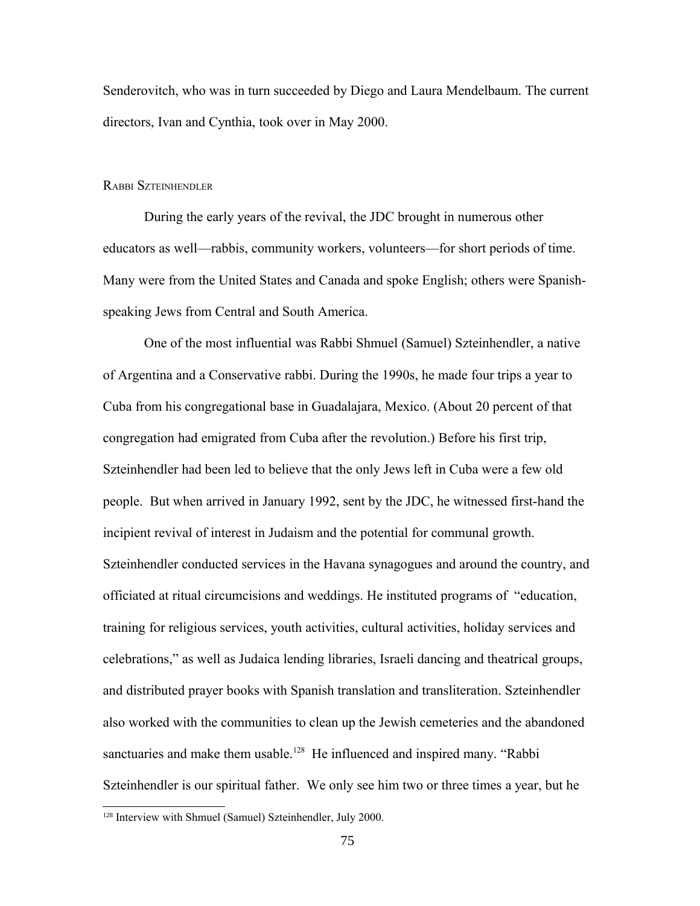Senderovitch, who was in turn succeeded by Diego and Laura Mendelbaum. The current directors, Ivan and Cynthia, took over in May 2000.

### Rabbi Szteinhendler

During the early years of the revival, the JDC brought in numerous other educators as well—rabbis, community workers, volunteers—for short periods of time. Many were from the United States and Canada and spoke English; others were Spanish-speaking Jews from Central and South America.

One of the most influential was Rabbi Shmuel (Samuel) Szteinhendler, a native of Argentina and a Conservative rabbi. During the 1990s, he made four trips a year to Cuba from his congregational base in Guadalajara, Mexico. (About 20 percent of that congregation had emigrated from Cuba after the revolution.) Before his first trip, Szteinhendler had been led to believe that the only Jews left in Cuba were a few old people. But when arrived in January 1992, sent by the JDC, he witnessed first-hand the incipient revival of interest in Judaism and the potential for communal growth. Szteinhendler conducted services in the Havana synagogues and around the country, and officiated at ritual circumcisions and weddings. He instituted programs of "education, training for religious services, youth activities, cultural activities, holiday services and celebrations," as well as Judaica lending libraries, Israeli dancing and theatrical groups, and distributed prayer books with Spanish translation and transliteration. Szteinhendler also worked with the communities to clean up the Jewish cemeteries and the abandoned sanctuaries and make them usable.[128] He influenced and inspired many. "Rabbi Szteinhendler is our spiritual father. We only see him two or three times a year, but he

[128] Interview with Shmuel (Samuel) Szteinhendler, July 2000.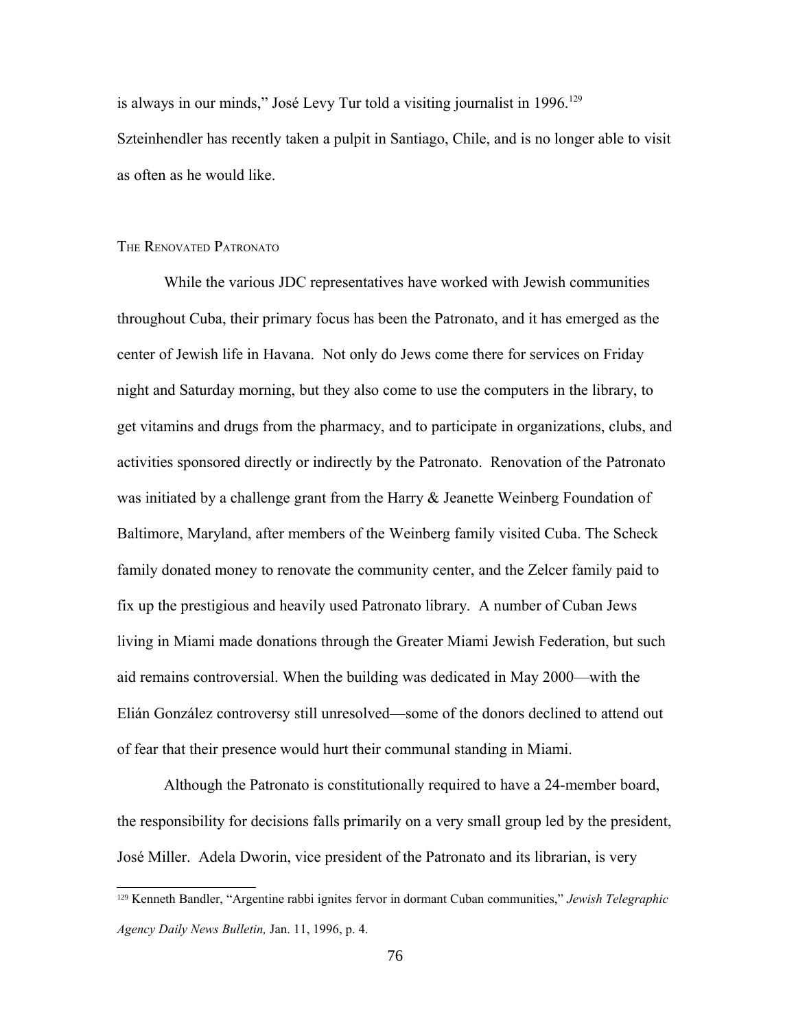is always in our minds," José Levy Tur told a visiting journalist in 1996.[129] Szteinhendler has recently taken a pulpit in Santiago, Chile, and is no longer able to visit as often as he would like.

## The Renovated Patronato

While the various JDC representatives have worked with Jewish communities throughout Cuba, their primary focus has been the Patronato, and it has emerged as the center of Jewish life in Havana. Not only do Jews come there for services on Friday night and Saturday morning, but they also come to use the computers in the library, to get vitamins and drugs from the pharmacy, and to participate in organizations, clubs, and activities sponsored directly or indirectly by the Patronato. Renovation of the Patronato was initiated by a challenge grant from the Harry & Jeanette Weinberg Foundation of Baltimore, Maryland, after members of the Weinberg family visited Cuba. The Scheck family donated money to renovate the community center, and the Zelcer family paid to fix up the prestigious and heavily used Patronato library. A number of Cuban Jews living in Miami made donations through the Greater Miami Jewish Federation, but such aid remains controversial. When the building was dedicated in May 2000—with the Elián González controversy still unresolved—some of the donors declined to attend out of fear that their presence would hurt their communal standing in Miami.

Although the Patronato is constitutionally required to have a 24-member board, the responsibility for decisions falls primarily on a very small group led by the president, José Miller. Adela Dworin, vice president of the Patronato and its librarian, is very

[129] Kenneth Bandler, "Argentine rabbi ignites fervor in dormant Cuban communities," *Jewish Telegraphic Agency Daily News Bulletin,* Jan. 11, 1996, p. 4.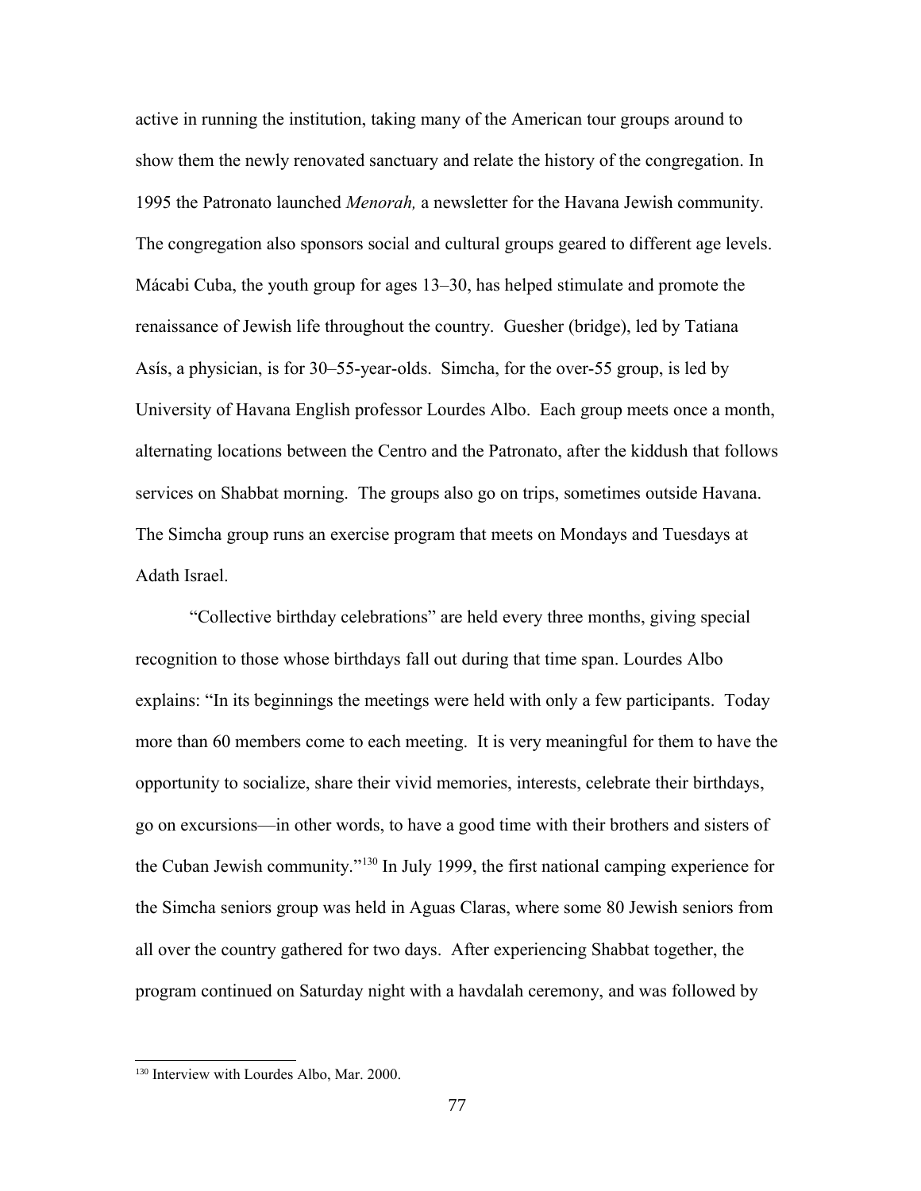active in running the institution, taking many of the American tour groups around to show them the newly renovated sanctuary and relate the history of the congregation. In 1995 the Patronato launched *Menorah,* a newsletter for the Havana Jewish community. The congregation also sponsors social and cultural groups geared to different age levels. Mácabi Cuba, the youth group for ages 13–30, has helped stimulate and promote the renaissance of Jewish life throughout the country. Guesher (bridge), led by Tatiana Asís, a physician, is for 30–55-year-olds. Simcha, for the over-55 group, is led by University of Havana English professor Lourdes Albo. Each group meets once a month, alternating locations between the Centro and the Patronato, after the kiddush that follows services on Shabbat morning. The groups also go on trips, sometimes outside Havana. The Simcha group runs an exercise program that meets on Mondays and Tuesdays at Adath Israel.

"Collective birthday celebrations" are held every three months, giving special recognition to those whose birthdays fall out during that time span. Lourdes Albo explains: "In its beginnings the meetings were held with only a few participants. Today more than 60 members come to each meeting. It is very meaningful for them to have the opportunity to socialize, share their vivid memories, interests, celebrate their birthdays, go on excursions—in other words, to have a good time with their brothers and sisters of the Cuban Jewish community."[130] In July 1999, the first national camping experience for the Simcha seniors group was held in Aguas Claras, where some 80 Jewish seniors from all over the country gathered for two days. After experiencing Shabbat together, the program continued on Saturday night with a havdalah ceremony, and was followed by

[130] Interview with Lourdes Albo, Mar. 2000.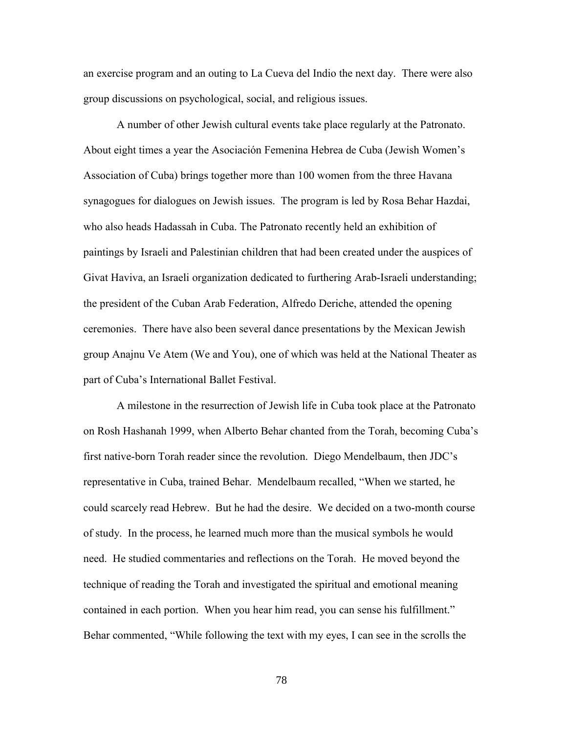an exercise program and an outing to La Cueva del Indio the next day. There were also group discussions on psychological, social, and religious issues.

A number of other Jewish cultural events take place regularly at the Patronato. About eight times a year the Asociación Femenina Hebrea de Cuba (Jewish Women's Association of Cuba) brings together more than 100 women from the three Havana synagogues for dialogues on Jewish issues. The program is led by Rosa Behar Hazdai, who also heads Hadassah in Cuba. The Patronato recently held an exhibition of paintings by Israeli and Palestinian children that had been created under the auspices of Givat Haviva, an Israeli organization dedicated to furthering Arab-Israeli understanding; the president of the Cuban Arab Federation, Alfredo Deriche, attended the opening ceremonies. There have also been several dance presentations by the Mexican Jewish group Anajnu Ve Atem (We and You), one of which was held at the National Theater as part of Cuba's International Ballet Festival.

A milestone in the resurrection of Jewish life in Cuba took place at the Patronato on Rosh Hashanah 1999, when Alberto Behar chanted from the Torah, becoming Cuba's first native-born Torah reader since the revolution. Diego Mendelbaum, then JDC's representative in Cuba, trained Behar. Mendelbaum recalled, "When we started, he could scarcely read Hebrew. But he had the desire. We decided on a two-month course of study. In the process, he learned much more than the musical symbols he would need. He studied commentaries and reflections on the Torah. He moved beyond the technique of reading the Torah and investigated the spiritual and emotional meaning contained in each portion. When you hear him read, you can sense his fulfillment." Behar commented, "While following the text with my eyes, I can see in the scrolls the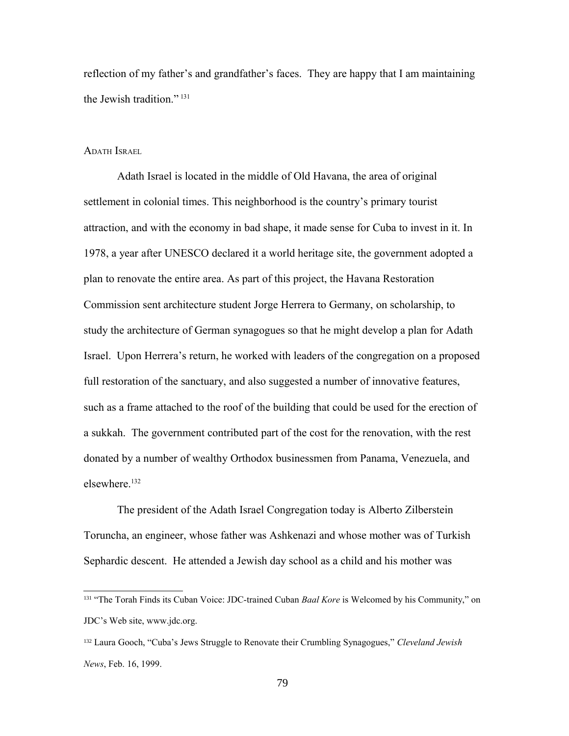reflection of my father's and grandfather's faces. They are happy that I am maintaining the Jewish tradition." [131]

### Adath Israel

Adath Israel is located in the middle of Old Havana, the area of original settlement in colonial times. This neighborhood is the country's primary tourist attraction, and with the economy in bad shape, it made sense for Cuba to invest in it. In 1978, a year after UNESCO declared it a world heritage site, the government adopted a plan to renovate the entire area. As part of this project, the Havana Restoration Commission sent architecture student Jorge Herrera to Germany, on scholarship, to study the architecture of German synagogues so that he might develop a plan for Adath Israel. Upon Herrera's return, he worked with leaders of the congregation on a proposed full restoration of the sanctuary, and also suggested a number of innovative features, such as a frame attached to the roof of the building that could be used for the erection of a sukkah. The government contributed part of the cost for the renovation, with the rest donated by a number of wealthy Orthodox businessmen from Panama, Venezuela, and elsewhere.[132]

The president of the Adath Israel Congregation today is Alberto Zilberstein Toruncha, an engineer, whose father was Ashkenazi and whose mother was of Turkish Sephardic descent. He attended a Jewish day school as a child and his mother was

---

[131] "The Torah Finds its Cuban Voice: JDC-trained Cuban *Baal Kore* is Welcomed by his Community," on JDC's Web site, www.jdc.org.

[132] Laura Gooch, "Cuba's Jews Struggle to Renovate their Crumbling Synagogues," *Cleveland Jewish News*, Feb. 16, 1999.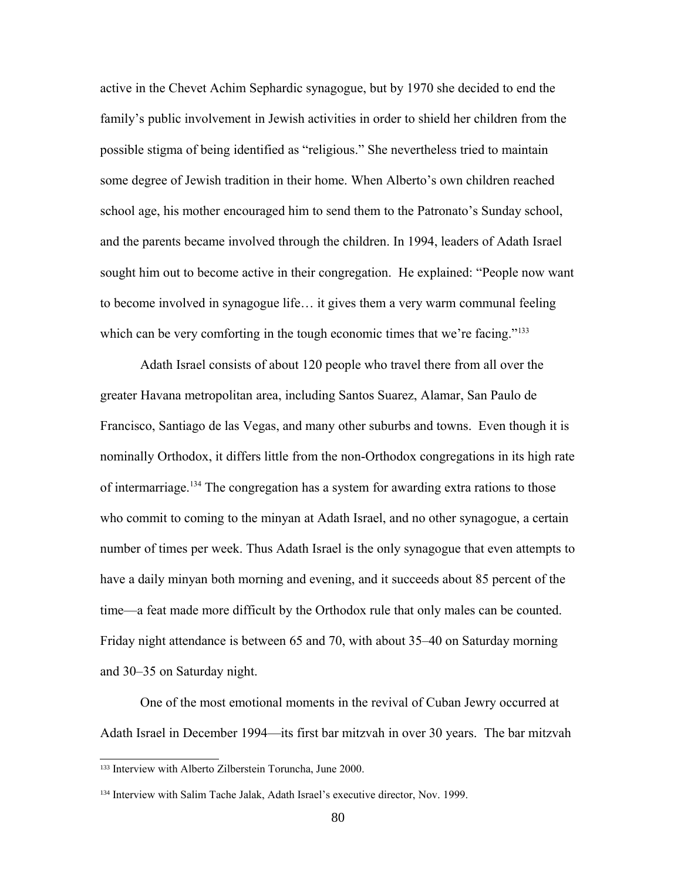active in the Chevet Achim Sephardic synagogue, but by 1970 she decided to end the family's public involvement in Jewish activities in order to shield her children from the possible stigma of being identified as "religious." She nevertheless tried to maintain some degree of Jewish tradition in their home. When Alberto's own children reached school age, his mother encouraged him to send them to the Patronato's Sunday school, and the parents became involved through the children. In 1994, leaders of Adath Israel sought him out to become active in their congregation. He explained: "People now want to become involved in synagogue life… it gives them a very warm communal feeling which can be very comforting in the tough economic times that we're facing."[133]

Adath Israel consists of about 120 people who travel there from all over the greater Havana metropolitan area, including Santos Suarez, Alamar, San Paulo de Francisco, Santiago de las Vegas, and many other suburbs and towns. Even though it is nominally Orthodox, it differs little from the non-Orthodox congregations in its high rate of intermarriage.[134] The congregation has a system for awarding extra rations to those who commit to coming to the minyan at Adath Israel, and no other synagogue, a certain number of times per week. Thus Adath Israel is the only synagogue that even attempts to have a daily minyan both morning and evening, and it succeeds about 85 percent of the time—a feat made more difficult by the Orthodox rule that only males can be counted. Friday night attendance is between 65 and 70, with about 35–40 on Saturday morning and 30–35 on Saturday night.

One of the most emotional moments in the revival of Cuban Jewry occurred at Adath Israel in December 1994—its first bar mitzvah in over 30 years. The bar mitzvah

---

[133] Interview with Alberto Zilberstein Toruncha, June 2000.

[134] Interview with Salim Tache Jalak, Adath Israel's executive director, Nov. 1999.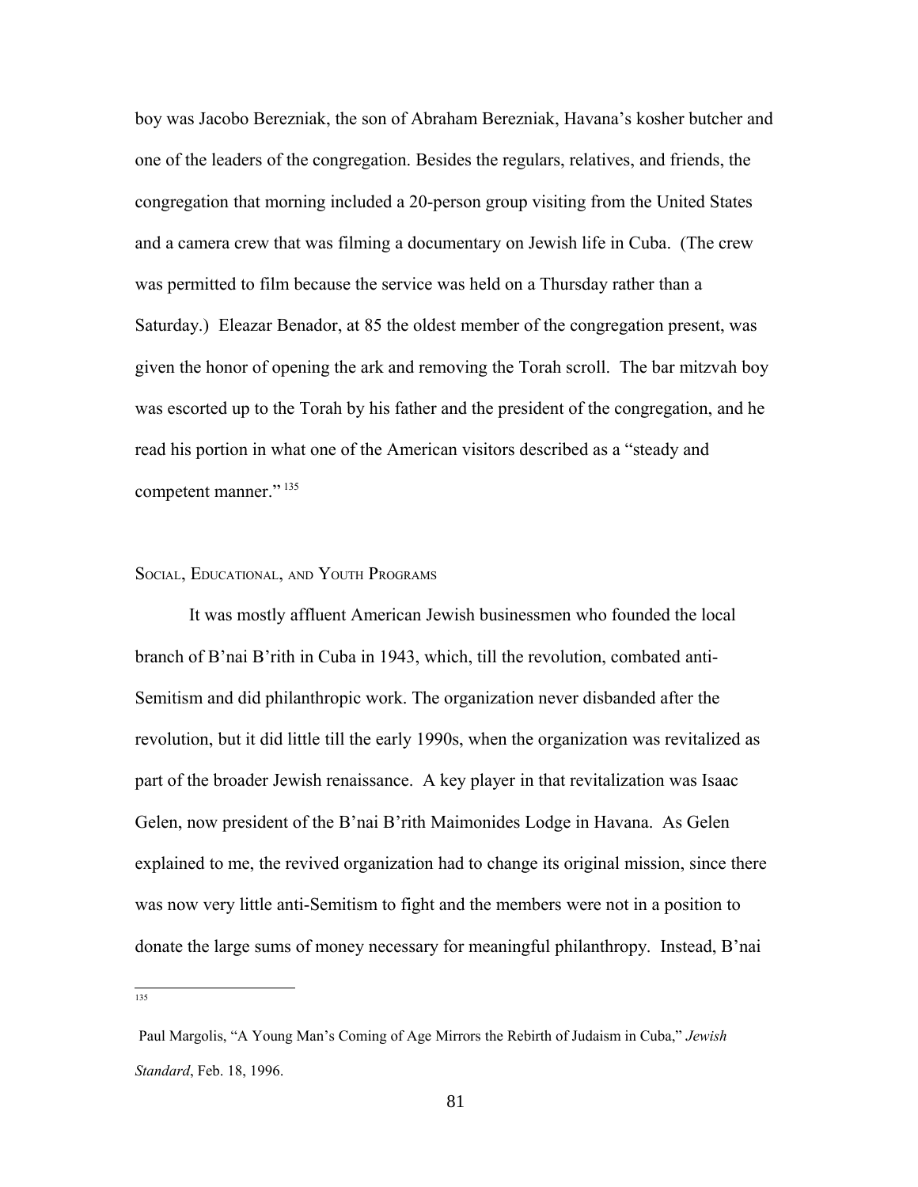boy was Jacobo Berezniak, the son of Abraham Berezniak, Havana's kosher butcher and one of the leaders of the congregation. Besides the regulars, relatives, and friends, the congregation that morning included a 20-person group visiting from the United States and a camera crew that was filming a documentary on Jewish life in Cuba. (The crew was permitted to film because the service was held on a Thursday rather than a Saturday.) Eleazar Benador, at 85 the oldest member of the congregation present, was given the honor of opening the ark and removing the Torah scroll. The bar mitzvah boy was escorted up to the Torah by his father and the president of the congregation, and he read his portion in what one of the American visitors described as a "steady and competent manner."[135]

### Social, Educational, and Youth Programs

It was mostly affluent American Jewish businessmen who founded the local branch of B'nai B'rith in Cuba in 1943, which, till the revolution, combated anti-Semitism and did philanthropic work. The organization never disbanded after the revolution, but it did little till the early 1990s, when the organization was revitalized as part of the broader Jewish renaissance. A key player in that revitalization was Isaac Gelen, now president of the B'nai B'rith Maimonides Lodge in Havana. As Gelen explained to me, the revived organization had to change its original mission, since there was now very little anti-Semitism to fight and the members were not in a position to donate the large sums of money necessary for meaningful philanthropy. Instead, B'nai

---

[135] Paul Margolis, "A Young Man's Coming of Age Mirrors the Rebirth of Judaism in Cuba," *Jewish Standard*, Feb. 18, 1996.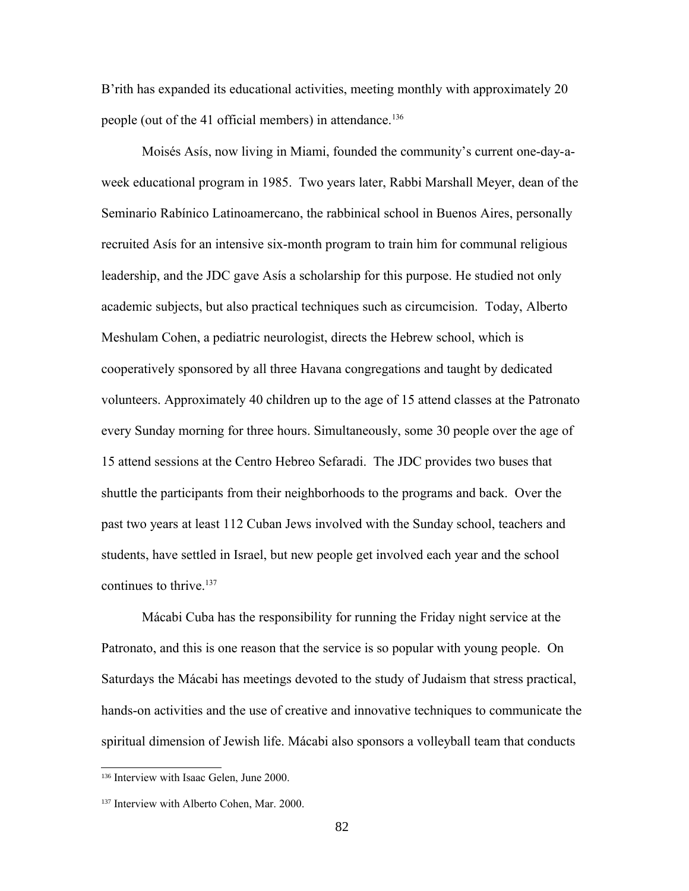B'rith has expanded its educational activities, meeting monthly with approximately 20 people (out of the 41 official members) in attendance.[136]

Moisés Asís, now living in Miami, founded the community's current one-day-a-week educational program in 1985. Two years later, Rabbi Marshall Meyer, dean of the Seminario Rabínico Latinoamercano, the rabbinical school in Buenos Aires, personally recruited Asís for an intensive six-month program to train him for communal religious leadership, and the JDC gave Asís a scholarship for this purpose. He studied not only academic subjects, but also practical techniques such as circumcision. Today, Alberto Meshulam Cohen, a pediatric neurologist, directs the Hebrew school, which is cooperatively sponsored by all three Havana congregations and taught by dedicated volunteers. Approximately 40 children up to the age of 15 attend classes at the Patronato every Sunday morning for three hours. Simultaneously, some 30 people over the age of 15 attend sessions at the Centro Hebreo Sefaradi. The JDC provides two buses that shuttle the participants from their neighborhoods to the programs and back. Over the past two years at least 112 Cuban Jews involved with the Sunday school, teachers and students, have settled in Israel, but new people get involved each year and the school continues to thrive.[137]

Mácabi Cuba has the responsibility for running the Friday night service at the Patronato, and this is one reason that the service is so popular with young people. On Saturdays the Mácabi has meetings devoted to the study of Judaism that stress practical, hands-on activities and the use of creative and innovative techniques to communicate the spiritual dimension of Jewish life. Mácabi also sponsors a volleyball team that conducts

[136] Interview with Isaac Gelen, June 2000.

[137] Interview with Alberto Cohen, Mar. 2000.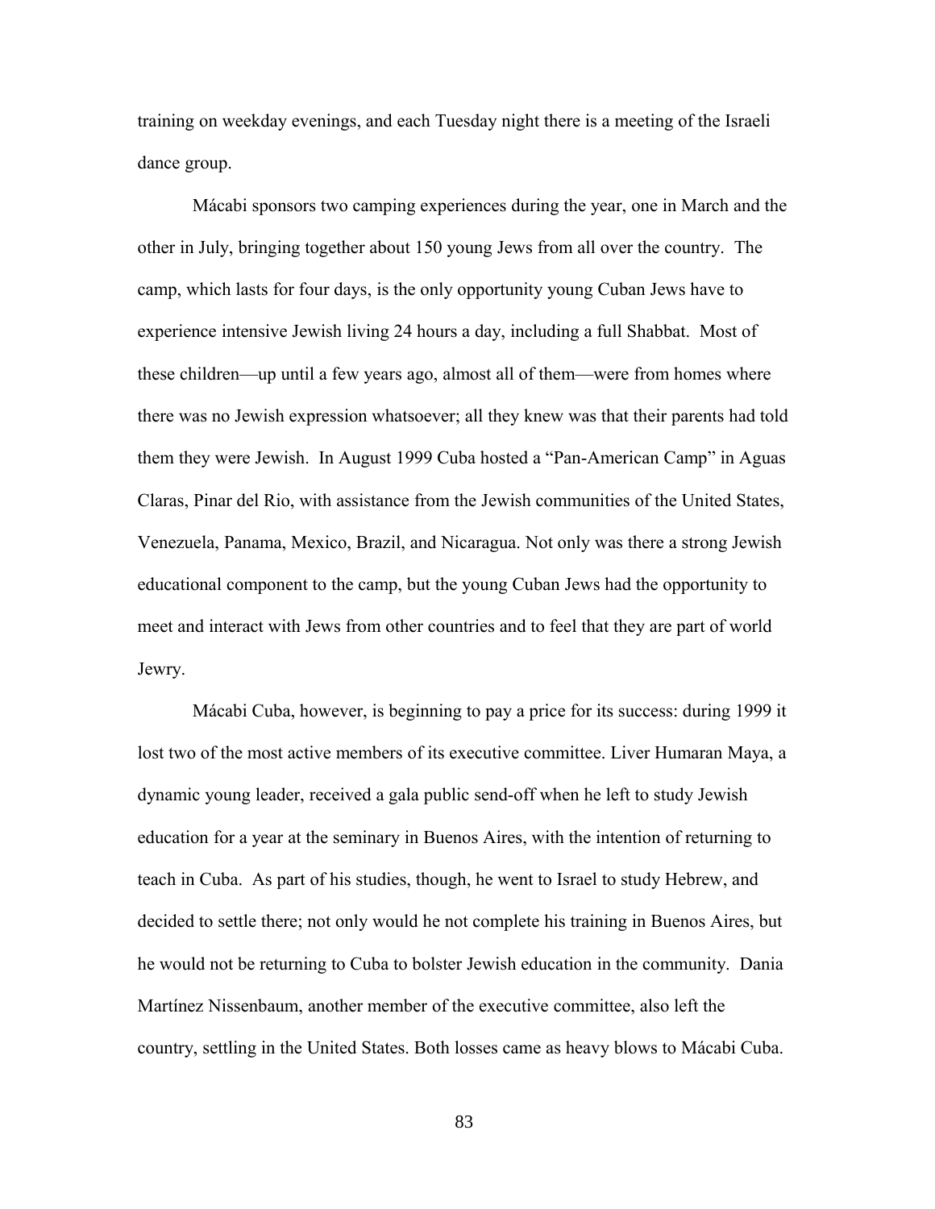training on weekday evenings, and each Tuesday night there is a meeting of the Israeli dance group.

Mácabi sponsors two camping experiences during the year, one in March and the other in July, bringing together about 150 young Jews from all over the country. The camp, which lasts for four days, is the only opportunity young Cuban Jews have to experience intensive Jewish living 24 hours a day, including a full Shabbat. Most of these children—up until a few years ago, almost all of them—were from homes where there was no Jewish expression whatsoever; all they knew was that their parents had told them they were Jewish. In August 1999 Cuba hosted a "Pan-American Camp" in Aguas Claras, Pinar del Rio, with assistance from the Jewish communities of the United States, Venezuela, Panama, Mexico, Brazil, and Nicaragua. Not only was there a strong Jewish educational component to the camp, but the young Cuban Jews had the opportunity to meet and interact with Jews from other countries and to feel that they are part of world Jewry.

Mácabi Cuba, however, is beginning to pay a price for its success: during 1999 it lost two of the most active members of its executive committee. Liver Humaran Maya, a dynamic young leader, received a gala public send-off when he left to study Jewish education for a year at the seminary in Buenos Aires, with the intention of returning to teach in Cuba. As part of his studies, though, he went to Israel to study Hebrew, and decided to settle there; not only would he not complete his training in Buenos Aires, but he would not be returning to Cuba to bolster Jewish education in the community. Dania Martínez Nissenbaum, another member of the executive committee, also left the country, settling in the United States. Both losses came as heavy blows to Mácabi Cuba.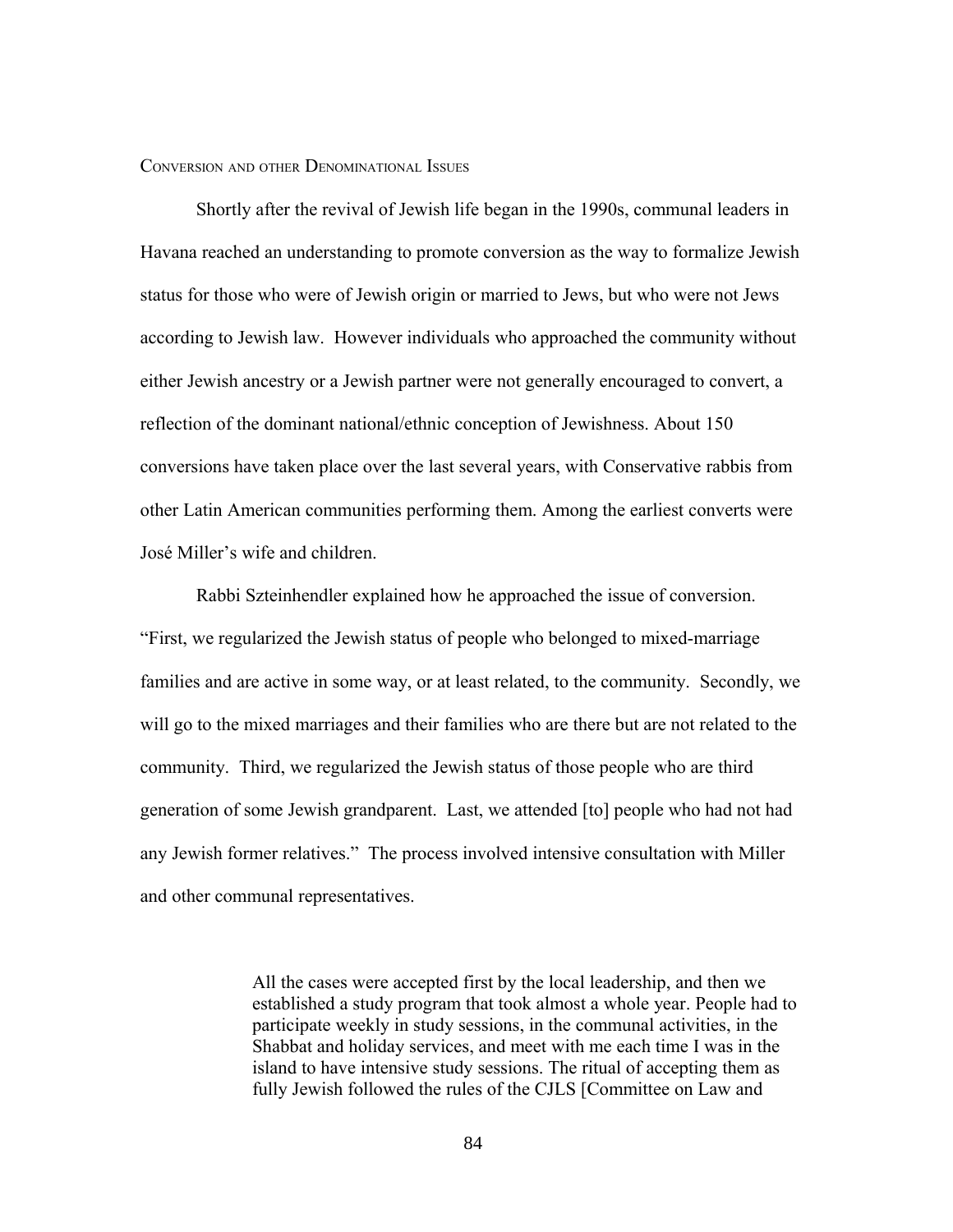## Conversion and other Denominational Issues

Shortly after the revival of Jewish life began in the 1990s, communal leaders in Havana reached an understanding to promote conversion as the way to formalize Jewish status for those who were of Jewish origin or married to Jews, but who were not Jews according to Jewish law. However individuals who approached the community without either Jewish ancestry or a Jewish partner were not generally encouraged to convert, a reflection of the dominant national/ethnic conception of Jewishness. About 150 conversions have taken place over the last several years, with Conservative rabbis from other Latin American communities performing them. Among the earliest converts were José Miller's wife and children.

Rabbi Szteinhendler explained how he approached the issue of conversion. "First, we regularized the Jewish status of people who belonged to mixed-marriage families and are active in some way, or at least related, to the community. Secondly, we will go to the mixed marriages and their families who are there but are not related to the community. Third, we regularized the Jewish status of those people who are third generation of some Jewish grandparent. Last, we attended [to] people who had not had any Jewish former relatives." The process involved intensive consultation with Miller and other communal representatives.

> All the cases were accepted first by the local leadership, and then we established a study program that took almost a whole year. People had to participate weekly in study sessions, in the communal activities, in the Shabbat and holiday services, and meet with me each time I was in the island to have intensive study sessions. The ritual of accepting them as fully Jewish followed the rules of the CJLS [Committee on Law and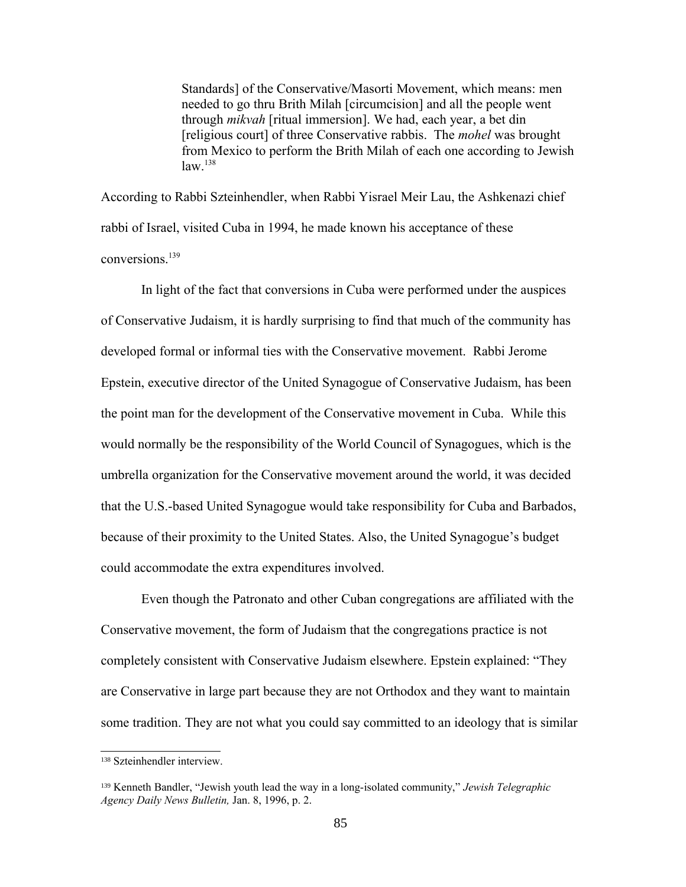> Standards] of the Conservative/Masorti Movement, which means: men needed to go thru Brith Milah [circumcision] and all the people went through *mikvah* [ritual immersion]. We had, each year, a bet din [religious court] of three Conservative rabbis. The *mohel* was brought from Mexico to perform the Brith Milah of each one according to Jewish law.[138]

According to Rabbi Szteinhendler, when Rabbi Yisrael Meir Lau, the Ashkenazi chief rabbi of Israel, visited Cuba in 1994, he made known his acceptance of these conversions.[139]

In light of the fact that conversions in Cuba were performed under the auspices of Conservative Judaism, it is hardly surprising to find that much of the community has developed formal or informal ties with the Conservative movement. Rabbi Jerome Epstein, executive director of the United Synagogue of Conservative Judaism, has been the point man for the development of the Conservative movement in Cuba. While this would normally be the responsibility of the World Council of Synagogues, which is the umbrella organization for the Conservative movement around the world, it was decided that the U.S.-based United Synagogue would take responsibility for Cuba and Barbados, because of their proximity to the United States. Also, the United Synagogue's budget could accommodate the extra expenditures involved.

Even though the Patronato and other Cuban congregations are affiliated with the Conservative movement, the form of Judaism that the congregations practice is not completely consistent with Conservative Judaism elsewhere. Epstein explained: "They are Conservative in large part because they are not Orthodox and they want to maintain some tradition. They are not what you could say committed to an ideology that is similar

---

[138] Szteinhendler interview.

[139] Kenneth Bandler, "Jewish youth lead the way in a long-isolated community," *Jewish Telegraphic Agency Daily News Bulletin,* Jan. 8, 1996, p. 2.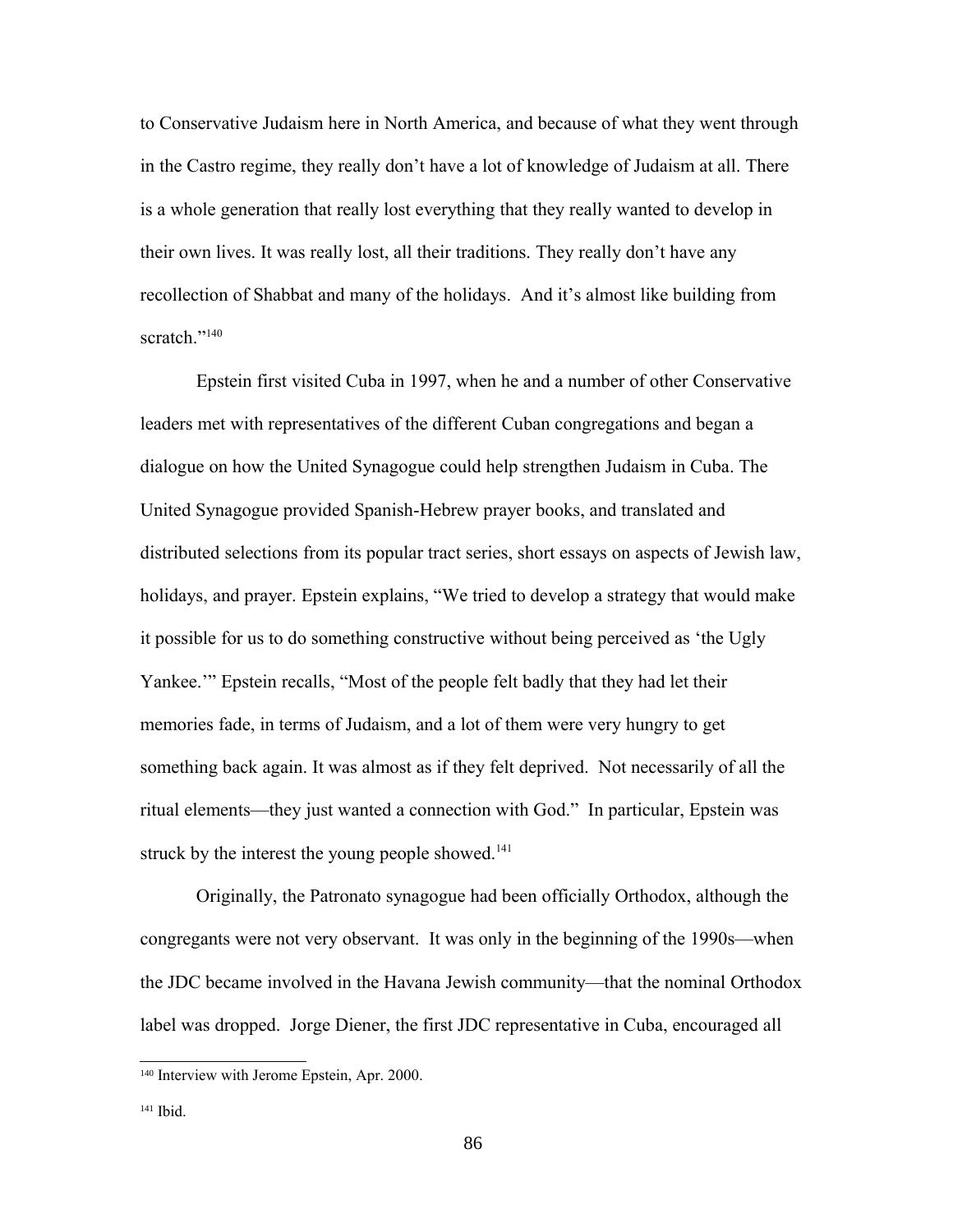to Conservative Judaism here in North America, and because of what they went through in the Castro regime, they really don't have a lot of knowledge of Judaism at all. There is a whole generation that really lost everything that they really wanted to develop in their own lives. It was really lost, all their traditions. They really don't have any recollection of Shabbat and many of the holidays. And it's almost like building from scratch."[140]

Epstein first visited Cuba in 1997, when he and a number of other Conservative leaders met with representatives of the different Cuban congregations and began a dialogue on how the United Synagogue could help strengthen Judaism in Cuba. The United Synagogue provided Spanish-Hebrew prayer books, and translated and distributed selections from its popular tract series, short essays on aspects of Jewish law, holidays, and prayer. Epstein explains, "We tried to develop a strategy that would make it possible for us to do something constructive without being perceived as 'the Ugly Yankee.'" Epstein recalls, "Most of the people felt badly that they had let their memories fade, in terms of Judaism, and a lot of them were very hungry to get something back again. It was almost as if they felt deprived. Not necessarily of all the ritual elements—they just wanted a connection with God." In particular, Epstein was struck by the interest the young people showed.[141]

Originally, the Patronato synagogue had been officially Orthodox, although the congregants were not very observant. It was only in the beginning of the 1990s—when the JDC became involved in the Havana Jewish community—that the nominal Orthodox label was dropped. Jorge Diener, the first JDC representative in Cuba, encouraged all

---

[140] Interview with Jerome Epstein, Apr. 2000.

[141] Ibid.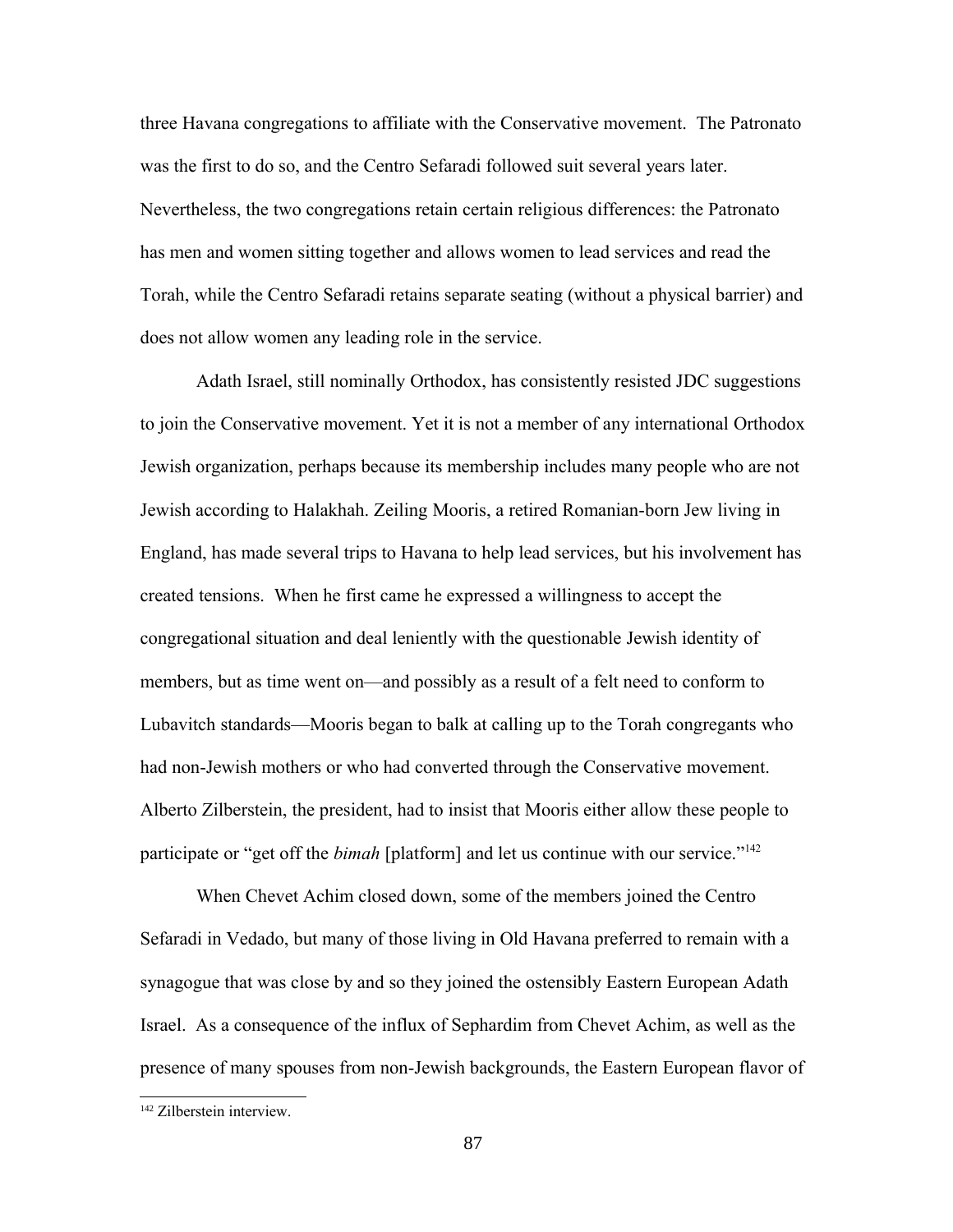three Havana congregations to affiliate with the Conservative movement. The Patronato was the first to do so, and the Centro Sefaradi followed suit several years later. Nevertheless, the two congregations retain certain religious differences: the Patronato has men and women sitting together and allows women to lead services and read the Torah, while the Centro Sefaradi retains separate seating (without a physical barrier) and does not allow women any leading role in the service.

Adath Israel, still nominally Orthodox, has consistently resisted JDC suggestions to join the Conservative movement. Yet it is not a member of any international Orthodox Jewish organization, perhaps because its membership includes many people who are not Jewish according to Halakhah. Zeiling Mooris, a retired Romanian-born Jew living in England, has made several trips to Havana to help lead services, but his involvement has created tensions. When he first came he expressed a willingness to accept the congregational situation and deal leniently with the questionable Jewish identity of members, but as time went on—and possibly as a result of a felt need to conform to Lubavitch standards—Mooris began to balk at calling up to the Torah congregants who had non-Jewish mothers or who had converted through the Conservative movement. Alberto Zilberstein, the president, had to insist that Mooris either allow these people to participate or "get off the *bimah* [platform] and let us continue with our service."[142]

When Chevet Achim closed down, some of the members joined the Centro Sefaradi in Vedado, but many of those living in Old Havana preferred to remain with a synagogue that was close by and so they joined the ostensibly Eastern European Adath Israel. As a consequence of the influx of Sephardim from Chevet Achim, as well as the presence of many spouses from non-Jewish backgrounds, the Eastern European flavor of

[142] Zilberstein interview.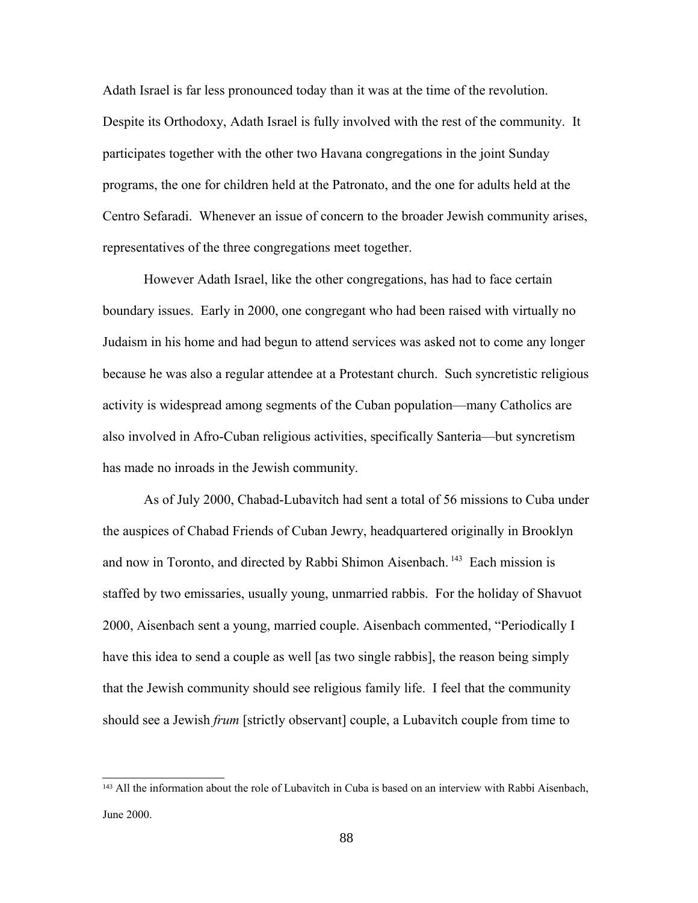Adath Israel is far less pronounced today than it was at the time of the revolution. Despite its Orthodoxy, Adath Israel is fully involved with the rest of the community. It participates together with the other two Havana congregations in the joint Sunday programs, the one for children held at the Patronato, and the one for adults held at the Centro Sefaradi. Whenever an issue of concern to the broader Jewish community arises, representatives of the three congregations meet together.

However Adath Israel, like the other congregations, has had to face certain boundary issues. Early in 2000, one congregant who had been raised with virtually no Judaism in his home and had begun to attend services was asked not to come any longer because he was also a regular attendee at a Protestant church. Such syncretistic religious activity is widespread among segments of the Cuban population—many Catholics are also involved in Afro-Cuban religious activities, specifically Santeria—but syncretism has made no inroads in the Jewish community.

As of July 2000, Chabad-Lubavitch had sent a total of 56 missions to Cuba under the auspices of Chabad Friends of Cuban Jewry, headquartered originally in Brooklyn and now in Toronto, and directed by Rabbi Shimon Aisenbach.[143] Each mission is staffed by two emissaries, usually young, unmarried rabbis. For the holiday of Shavuot 2000, Aisenbach sent a young, married couple. Aisenbach commented, "Periodically I have this idea to send a couple as well [as two single rabbis], the reason being simply that the Jewish community should see religious family life. I feel that the community should see a Jewish *frum* [strictly observant] couple, a Lubavitch couple from time to

---

[143] All the information about the role of Lubavitch in Cuba is based on an interview with Rabbi Aisenbach, June 2000.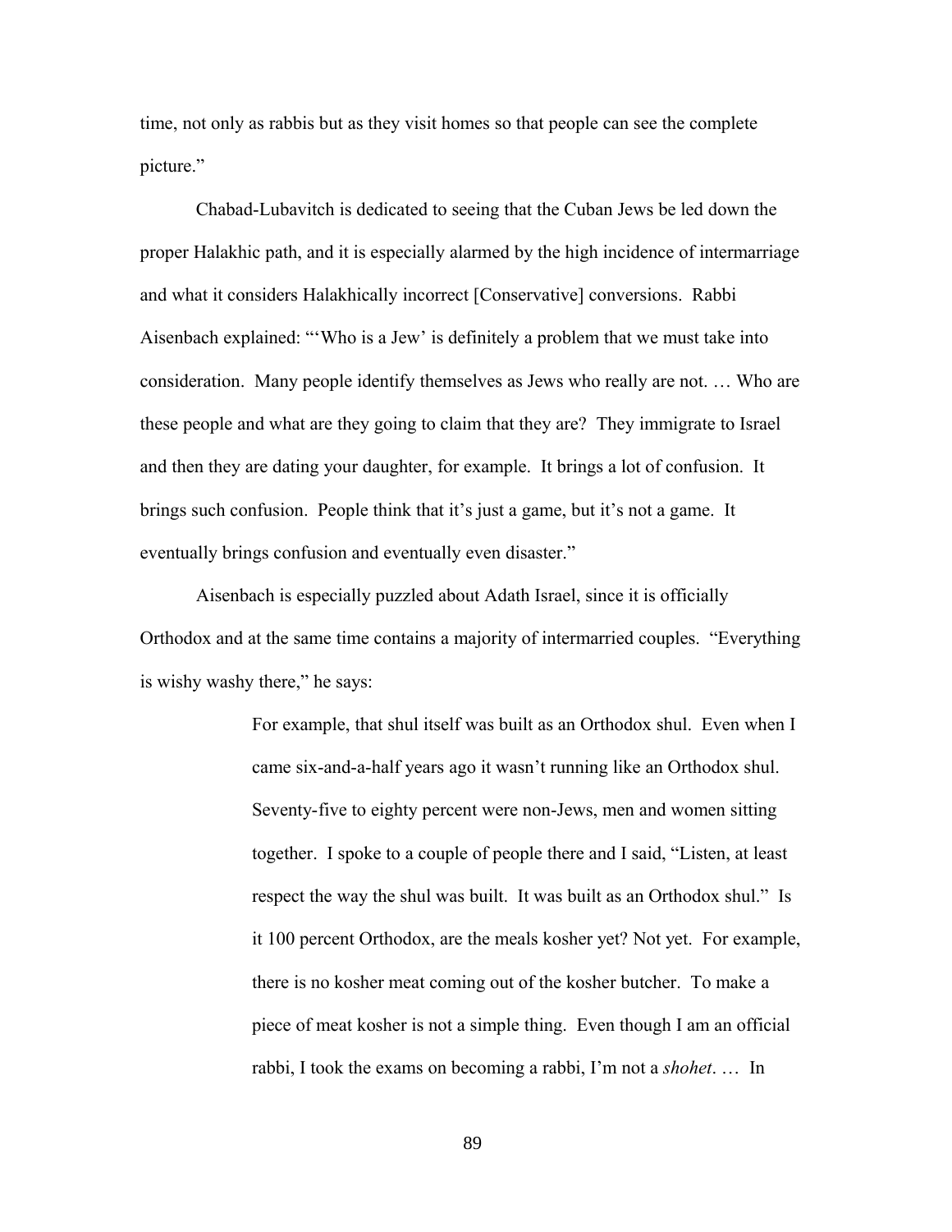time, not only as rabbis but as they visit homes so that people can see the complete picture."

Chabad-Lubavitch is dedicated to seeing that the Cuban Jews be led down the proper Halakhic path, and it is especially alarmed by the high incidence of intermarriage and what it considers Halakhically incorrect [Conservative] conversions. Rabbi Aisenbach explained: "'Who is a Jew' is definitely a problem that we must take into consideration. Many people identify themselves as Jews who really are not. … Who are these people and what are they going to claim that they are? They immigrate to Israel and then they are dating your daughter, for example. It brings a lot of confusion. It brings such confusion. People think that it's just a game, but it's not a game. It eventually brings confusion and eventually even disaster."

Aisenbach is especially puzzled about Adath Israel, since it is officially Orthodox and at the same time contains a majority of intermarried couples. "Everything is wishy washy there," he says:

> For example, that shul itself was built as an Orthodox shul. Even when I came six-and-a-half years ago it wasn't running like an Orthodox shul. Seventy-five to eighty percent were non-Jews, men and women sitting together. I spoke to a couple of people there and I said, "Listen, at least respect the way the shul was built. It was built as an Orthodox shul." Is it 100 percent Orthodox, are the meals kosher yet? Not yet. For example, there is no kosher meat coming out of the kosher butcher. To make a piece of meat kosher is not a simple thing. Even though I am an official rabbi, I took the exams on becoming a rabbi, I'm not a *shohet*. … In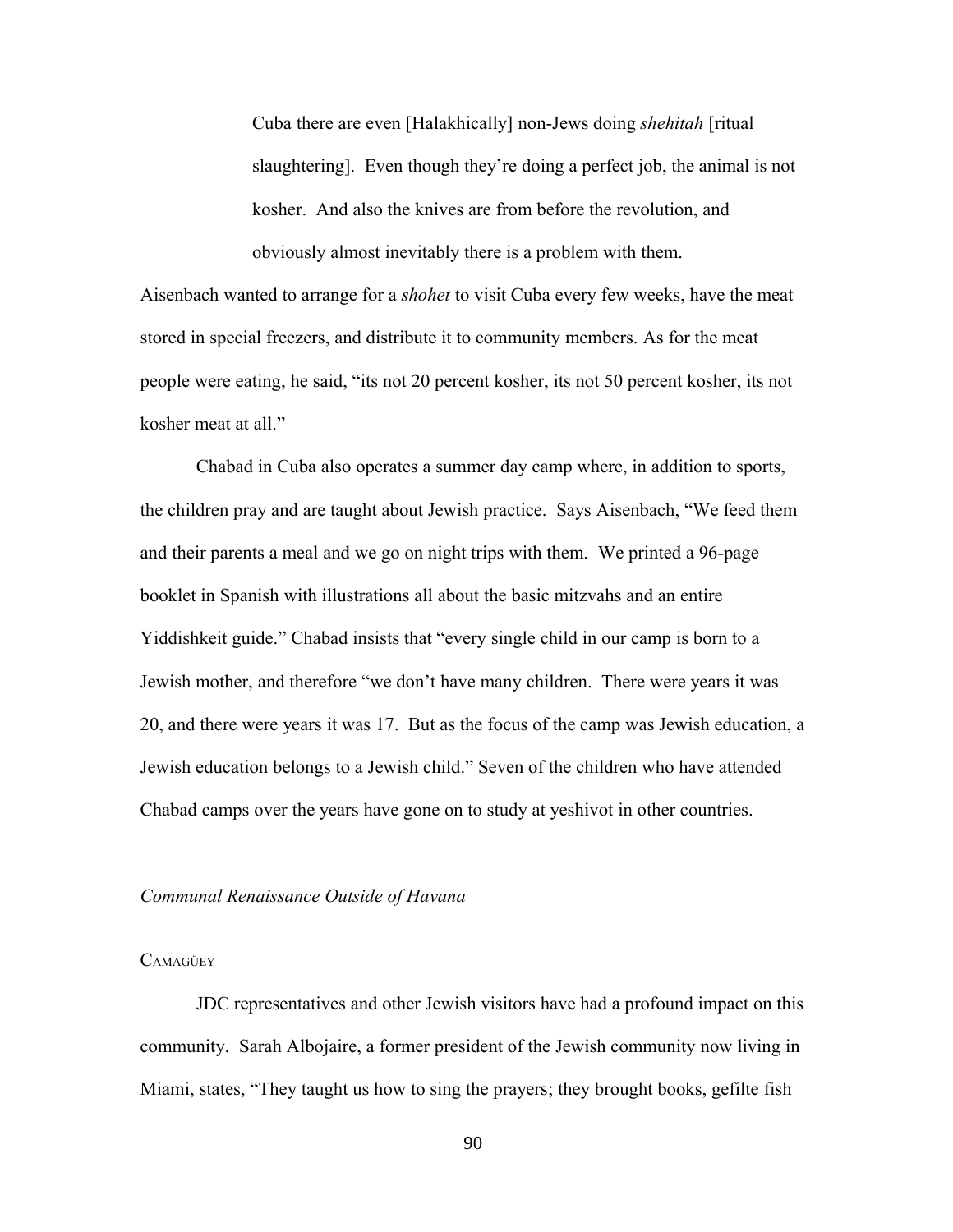> Cuba there are even [Halakhically] non-Jews doing *shehitah* [ritual slaughtering]. Even though they're doing a perfect job, the animal is not kosher. And also the knives are from before the revolution, and obviously almost inevitably there is a problem with them.

Aisenbach wanted to arrange for a *shohet* to visit Cuba every few weeks, have the meat stored in special freezers, and distribute it to community members. As for the meat people were eating, he said, "its not 20 percent kosher, its not 50 percent kosher, its not kosher meat at all."

Chabad in Cuba also operates a summer day camp where, in addition to sports, the children pray and are taught about Jewish practice. Says Aisenbach, "We feed them and their parents a meal and we go on night trips with them. We printed a 96-page booklet in Spanish with illustrations all about the basic mitzvahs and an entire Yiddishkeit guide." Chabad insists that "every single child in our camp is born to a Jewish mother, and therefore "we don't have many children. There were years it was 20, and there were years it was 17. But as the focus of the camp was Jewish education, a Jewish education belongs to a Jewish child." Seven of the children who have attended Chabad camps over the years have gone on to study at yeshivot in other countries.

### *Communal Renaissance Outside of Havana*

#### Camagüey

JDC representatives and other Jewish visitors have had a profound impact on this community. Sarah Albojaire, a former president of the Jewish community now living in Miami, states, "They taught us how to sing the prayers; they brought books, gefilte fish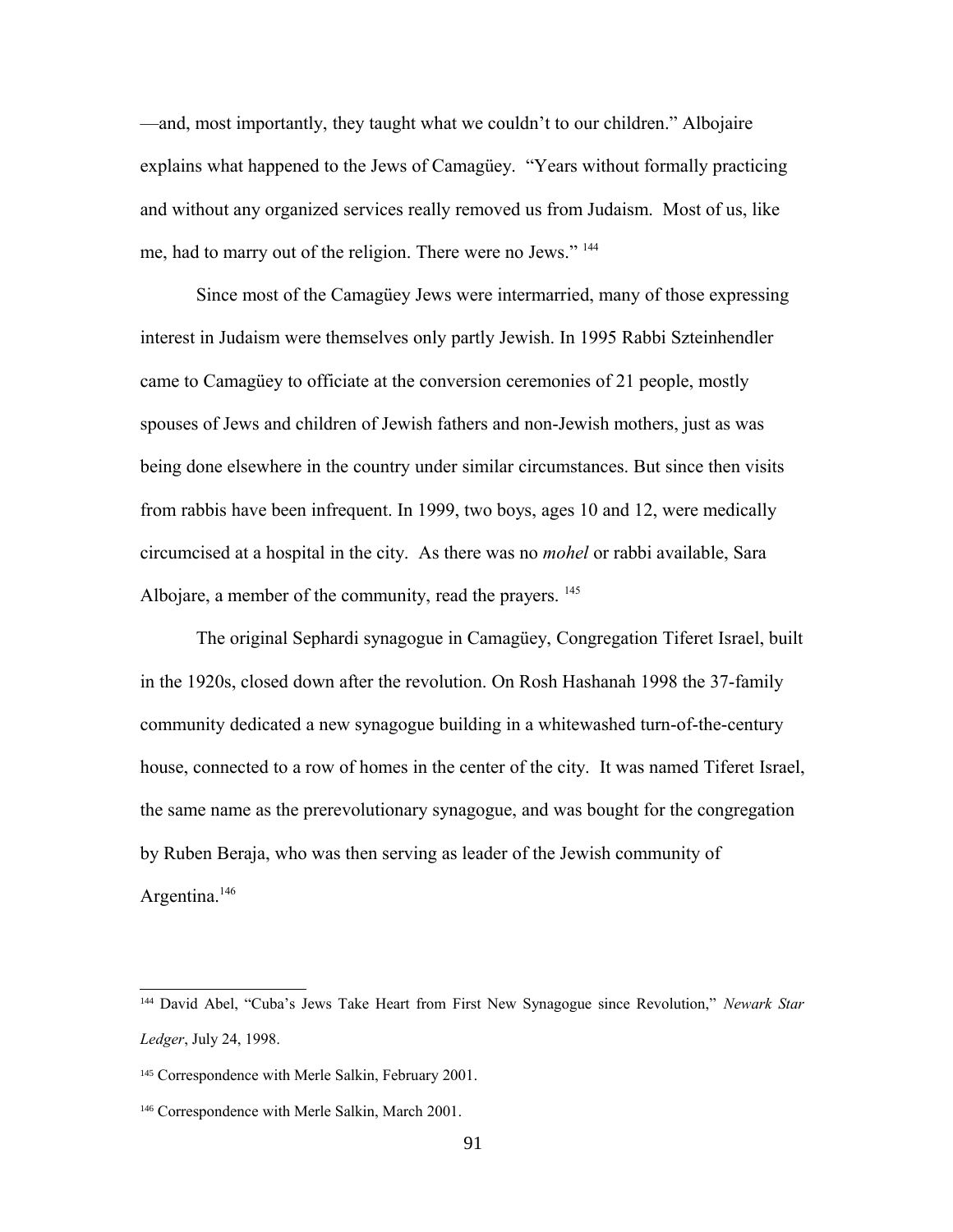—and, most importantly, they taught what we couldn't to our children." Albojaire explains what happened to the Jews of Camagüey. "Years without formally practicing and without any organized services really removed us from Judaism. Most of us, like me, had to marry out of the religion. There were no Jews." [144]

Since most of the Camagüey Jews were intermarried, many of those expressing interest in Judaism were themselves only partly Jewish. In 1995 Rabbi Szteinhendler came to Camagüey to officiate at the conversion ceremonies of 21 people, mostly spouses of Jews and children of Jewish fathers and non-Jewish mothers, just as was being done elsewhere in the country under similar circumstances. But since then visits from rabbis have been infrequent. In 1999, two boys, ages 10 and 12, were medically circumcised at a hospital in the city. As there was no *mohel* or rabbi available, Sara Albojare, a member of the community, read the prayers. [145]

The original Sephardi synagogue in Camagüey, Congregation Tiferet Israel, built in the 1920s, closed down after the revolution. On Rosh Hashanah 1998 the 37-family community dedicated a new synagogue building in a whitewashed turn-of-the-century house, connected to a row of homes in the center of the city. It was named Tiferet Israel, the same name as the prerevolutionary synagogue, and was bought for the congregation by Ruben Beraja, who was then serving as leader of the Jewish community of Argentina.[146]

---

[144] David Abel, "Cuba's Jews Take Heart from First New Synagogue since Revolution," *Newark Star Ledger*, July 24, 1998.

[145] Correspondence with Merle Salkin, February 2001.

[146] Correspondence with Merle Salkin, March 2001.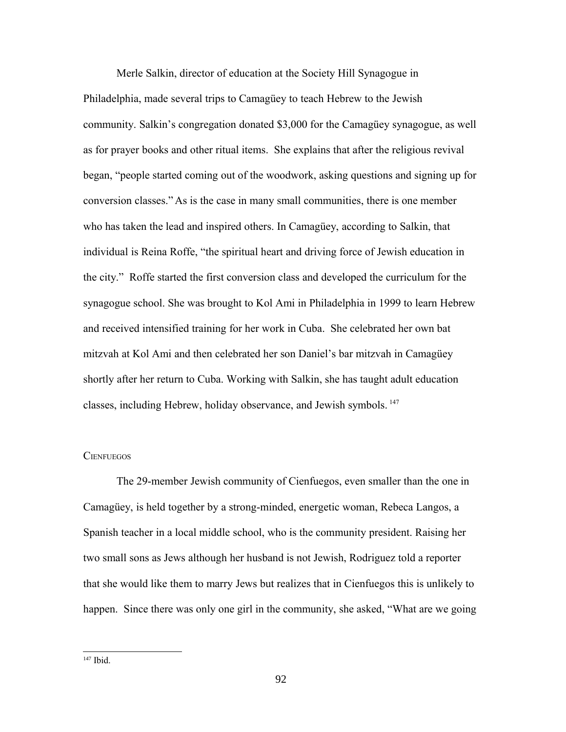Merle Salkin, director of education at the Society Hill Synagogue in Philadelphia, made several trips to Camagüey to teach Hebrew to the Jewish community. Salkin's congregation donated $3,000 for the Camagüey synagogue, as well as for prayer books and other ritual items. She explains that after the religious revival began, "people started coming out of the woodwork, asking questions and signing up for conversion classes." As is the case in many small communities, there is one member who has taken the lead and inspired others. In Camagüey, according to Salkin, that individual is Reina Roffe, "the spiritual heart and driving force of Jewish education in the city." Roffe started the first conversion class and developed the curriculum for the synagogue school. She was brought to Kol Ami in Philadelphia in 1999 to learn Hebrew and received intensified training for her work in Cuba. She celebrated her own bat mitzvah at Kol Ami and then celebrated her son Daniel's bar mitzvah in Camagüey shortly after her return to Cuba. Working with Salkin, she has taught adult education classes, including Hebrew, holiday observance, and Jewish symbols. [147]

### Cienfuegos

The 29-member Jewish community of Cienfuegos, even smaller than the one in Camagüey, is held together by a strong-minded, energetic woman, Rebeca Langos, a Spanish teacher in a local middle school, who is the community president. Raising her two small sons as Jews although her husband is not Jewish, Rodriguez told a reporter that she would like them to marry Jews but realizes that in Cienfuegos this is unlikely to happen. Since there was only one girl in the community, she asked, "What are we going

---

[147] Ibid.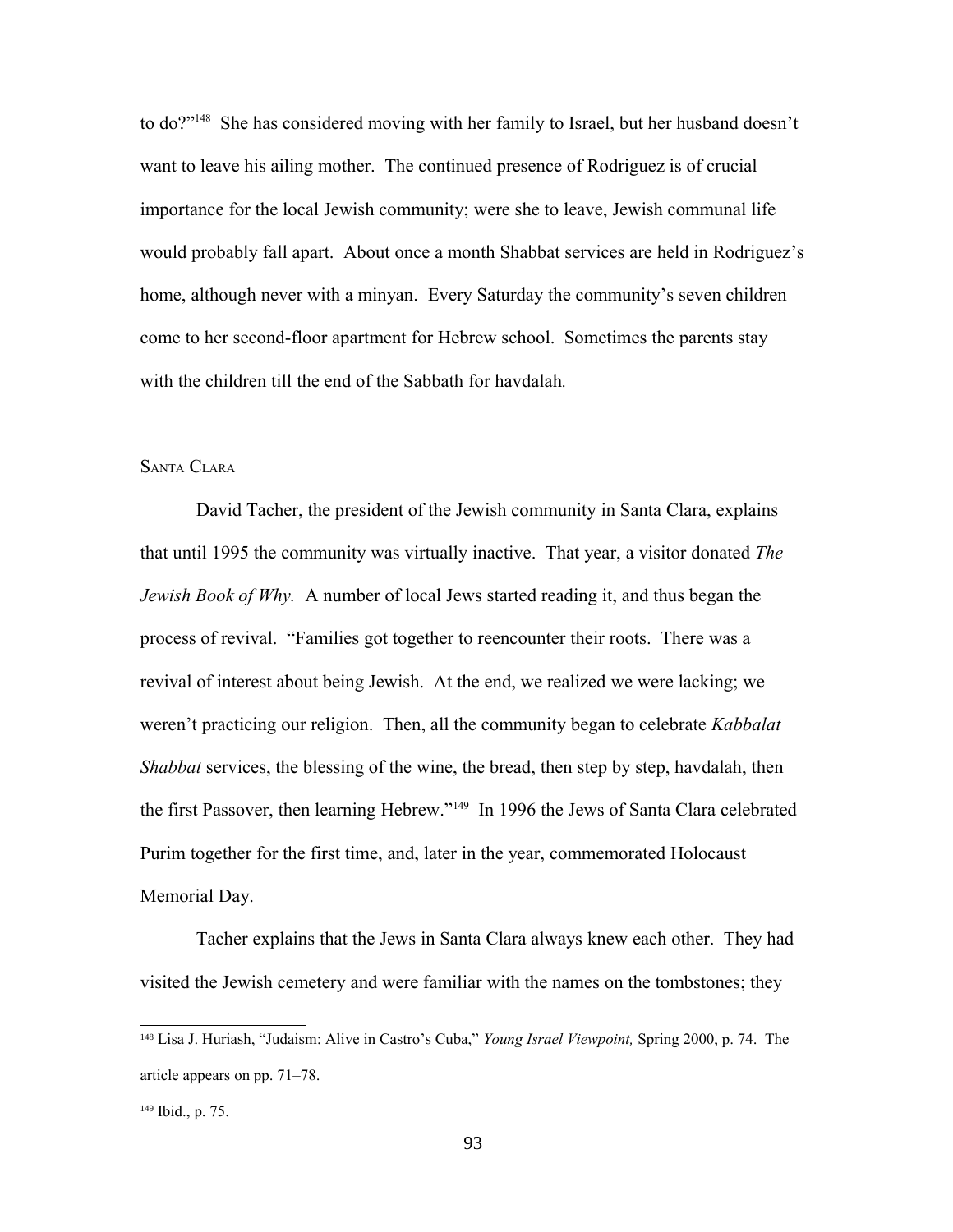to do?"[148] She has considered moving with her family to Israel, but her husband doesn't want to leave his ailing mother. The continued presence of Rodriguez is of crucial importance for the local Jewish community; were she to leave, Jewish communal life would probably fall apart. About once a month Shabbat services are held in Rodriguez's home, although never with a minyan. Every Saturday the community's seven children come to her second-floor apartment for Hebrew school. Sometimes the parents stay with the children till the end of the Sabbath for havdalah.

### Santa Clara

David Tacher, the president of the Jewish community in Santa Clara, explains that until 1995 the community was virtually inactive. That year, a visitor donated *The Jewish Book of Why.* A number of local Jews started reading it, and thus began the process of revival. "Families got together to reencounter their roots. There was a revival of interest about being Jewish. At the end, we realized we were lacking; we weren't practicing our religion. Then, all the community began to celebrate *Kabbalat Shabbat* services, the blessing of the wine, the bread, then step by step, havdalah, then the first Passover, then learning Hebrew."[149] In 1996 the Jews of Santa Clara celebrated Purim together for the first time, and, later in the year, commemorated Holocaust Memorial Day.

Tacher explains that the Jews in Santa Clara always knew each other. They had visited the Jewish cemetery and were familiar with the names on the tombstones; they

---

[148] Lisa J. Huriash, "Judaism: Alive in Castro's Cuba," *Young Israel Viewpoint,* Spring 2000, p. 74. The article appears on pp. 71–78.

[149] Ibid., p. 75.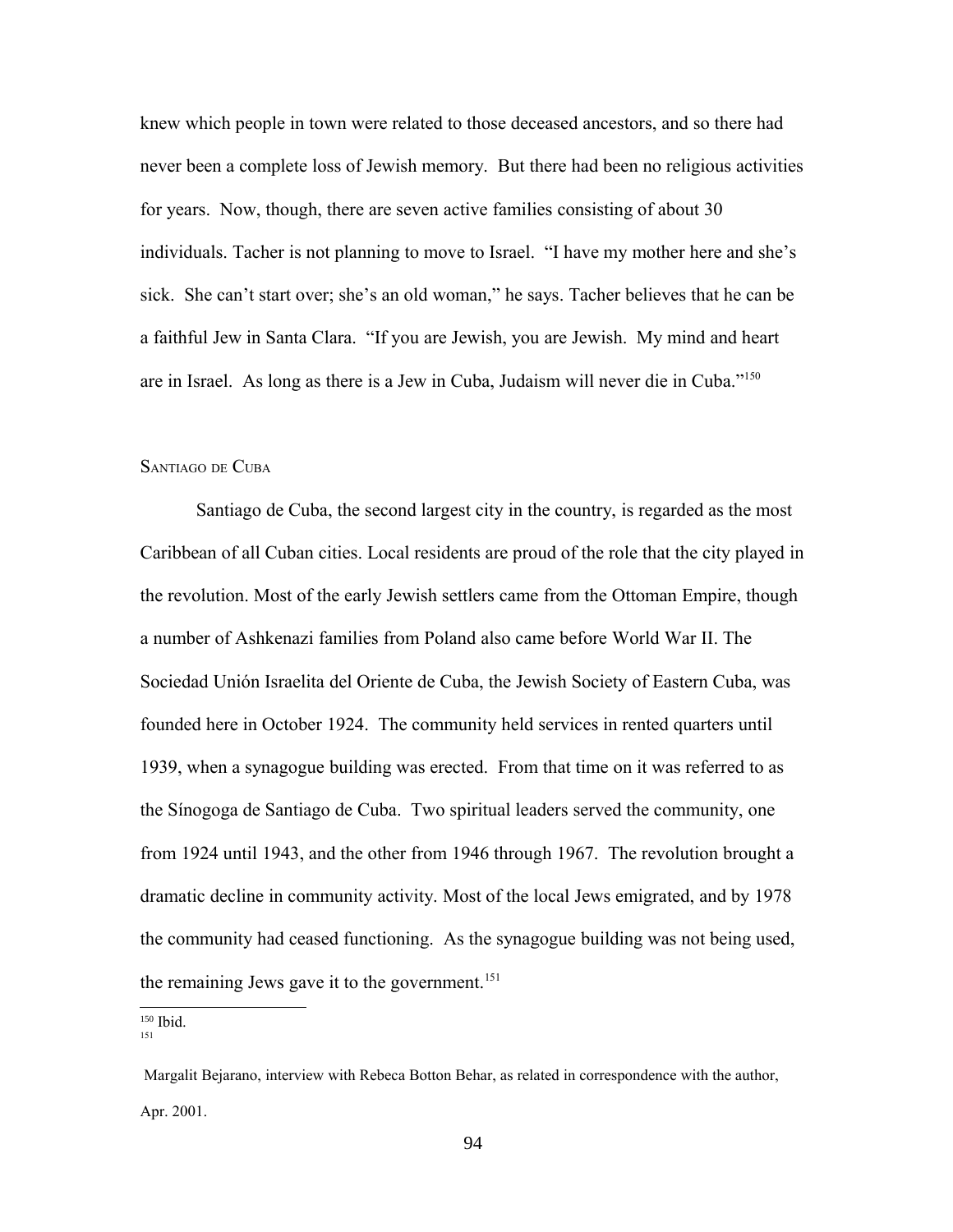knew which people in town were related to those deceased ancestors, and so there had never been a complete loss of Jewish memory. But there had been no religious activities for years. Now, though, there are seven active families consisting of about 30 individuals. Tacher is not planning to move to Israel. "I have my mother here and she's sick. She can't start over; she's an old woman," he says. Tacher believes that he can be a faithful Jew in Santa Clara. "If you are Jewish, you are Jewish. My mind and heart are in Israel. As long as there is a Jew in Cuba, Judaism will never die in Cuba."[150]

### Santiago de Cuba

Santiago de Cuba, the second largest city in the country, is regarded as the most Caribbean of all Cuban cities. Local residents are proud of the role that the city played in the revolution. Most of the early Jewish settlers came from the Ottoman Empire, though a number of Ashkenazi families from Poland also came before World War II. The Sociedad Unión Israelita del Oriente de Cuba, the Jewish Society of Eastern Cuba, was founded here in October 1924. The community held services in rented quarters until 1939, when a synagogue building was erected. From that time on it was referred to as the Sínogoga de Santiago de Cuba. Two spiritual leaders served the community, one from 1924 until 1943, and the other from 1946 through 1967. The revolution brought a dramatic decline in community activity. Most of the local Jews emigrated, and by 1978 the community had ceased functioning. As the synagogue building was not being used, the remaining Jews gave it to the government.[151]

---

[150] Ibid.

[151] Margalit Bejarano, interview with Rebeca Botton Behar, as related in correspondence with the author, Apr. 2001.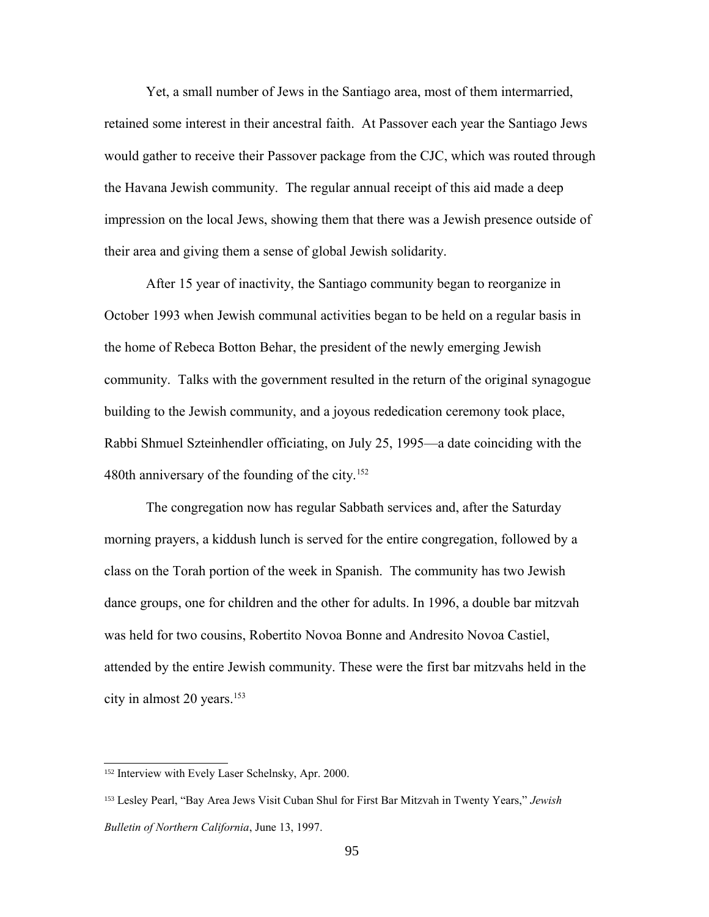Yet, a small number of Jews in the Santiago area, most of them intermarried, retained some interest in their ancestral faith. At Passover each year the Santiago Jews would gather to receive their Passover package from the CJC, which was routed through the Havana Jewish community. The regular annual receipt of this aid made a deep impression on the local Jews, showing them that there was a Jewish presence outside of their area and giving them a sense of global Jewish solidarity.

After 15 year of inactivity, the Santiago community began to reorganize in October 1993 when Jewish communal activities began to be held on a regular basis in the home of Rebeca Botton Behar, the president of the newly emerging Jewish community. Talks with the government resulted in the return of the original synagogue building to the Jewish community, and a joyous rededication ceremony took place, Rabbi Shmuel Szteinhendler officiating, on July 25, 1995—a date coinciding with the 480th anniversary of the founding of the city.[152]

The congregation now has regular Sabbath services and, after the Saturday morning prayers, a kiddush lunch is served for the entire congregation, followed by a class on the Torah portion of the week in Spanish. The community has two Jewish dance groups, one for children and the other for adults. In 1996, a double bar mitzvah was held for two cousins, Robertito Novoa Bonne and Andresito Novoa Castiel, attended by the entire Jewish community. These were the first bar mitzvahs held in the city in almost 20 years.[153]

---

[152] Interview with Evely Laser Schelnsky, Apr. 2000.

[153] Lesley Pearl, "Bay Area Jews Visit Cuban Shul for First Bar Mitzvah in Twenty Years," *Jewish Bulletin of Northern California*, June 13, 1997.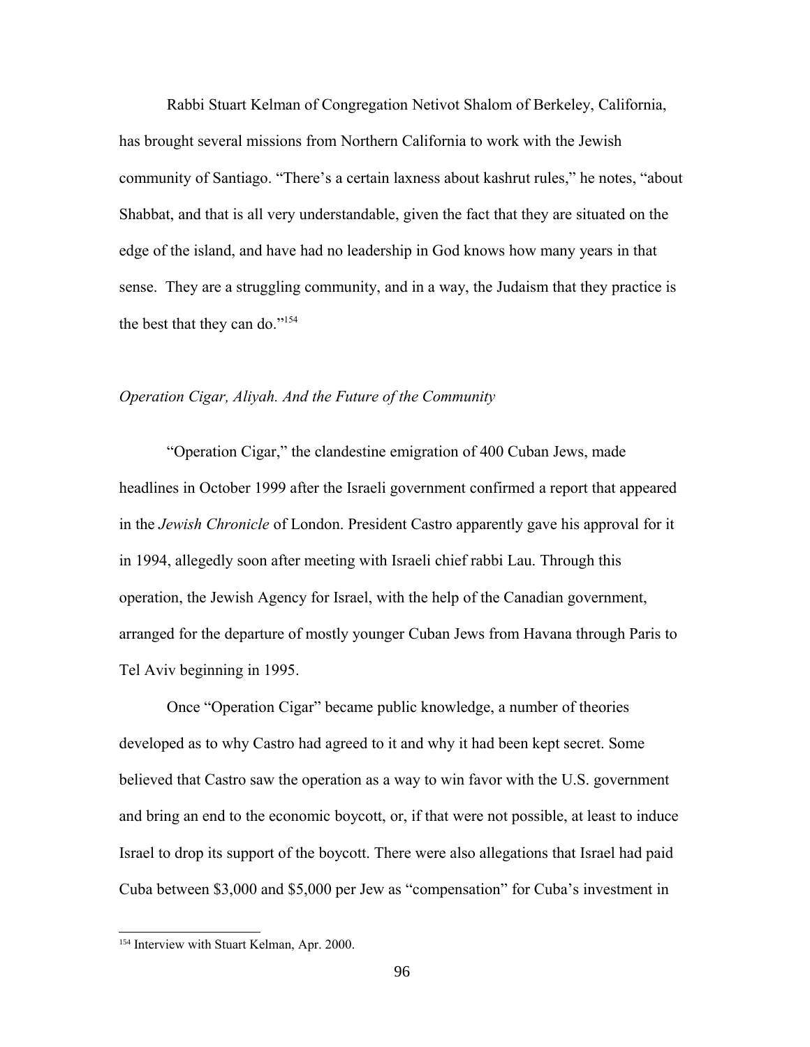Rabbi Stuart Kelman of Congregation Netivot Shalom of Berkeley, California, has brought several missions from Northern California to work with the Jewish community of Santiago. "There's a certain laxness about kashrut rules," he notes, "about Shabbat, and that is all very understandable, given the fact that they are situated on the edge of the island, and have had no leadership in God knows how many years in that sense. They are a struggling community, and in a way, the Judaism that they practice is the best that they can do."[154]

*Operation Cigar, Aliyah. And the Future of the Community*

"Operation Cigar," the clandestine emigration of 400 Cuban Jews, made headlines in October 1999 after the Israeli government confirmed a report that appeared in the *Jewish Chronicle* of London. President Castro apparently gave his approval for it in 1994, allegedly soon after meeting with Israeli chief rabbi Lau. Through this operation, the Jewish Agency for Israel, with the help of the Canadian government, arranged for the departure of mostly younger Cuban Jews from Havana through Paris to Tel Aviv beginning in 1995.

Once "Operation Cigar" became public knowledge, a number of theories developed as to why Castro had agreed to it and why it had been kept secret. Some believed that Castro saw the operation as a way to win favor with the U.S. government and bring an end to the economic boycott, or, if that were not possible, at least to induce Israel to drop its support of the boycott. There were also allegations that Israel had paid Cuba between $3,000 and $5,000 per Jew as "compensation" for Cuba's investment in

[154] Interview with Stuart Kelman, Apr. 2000.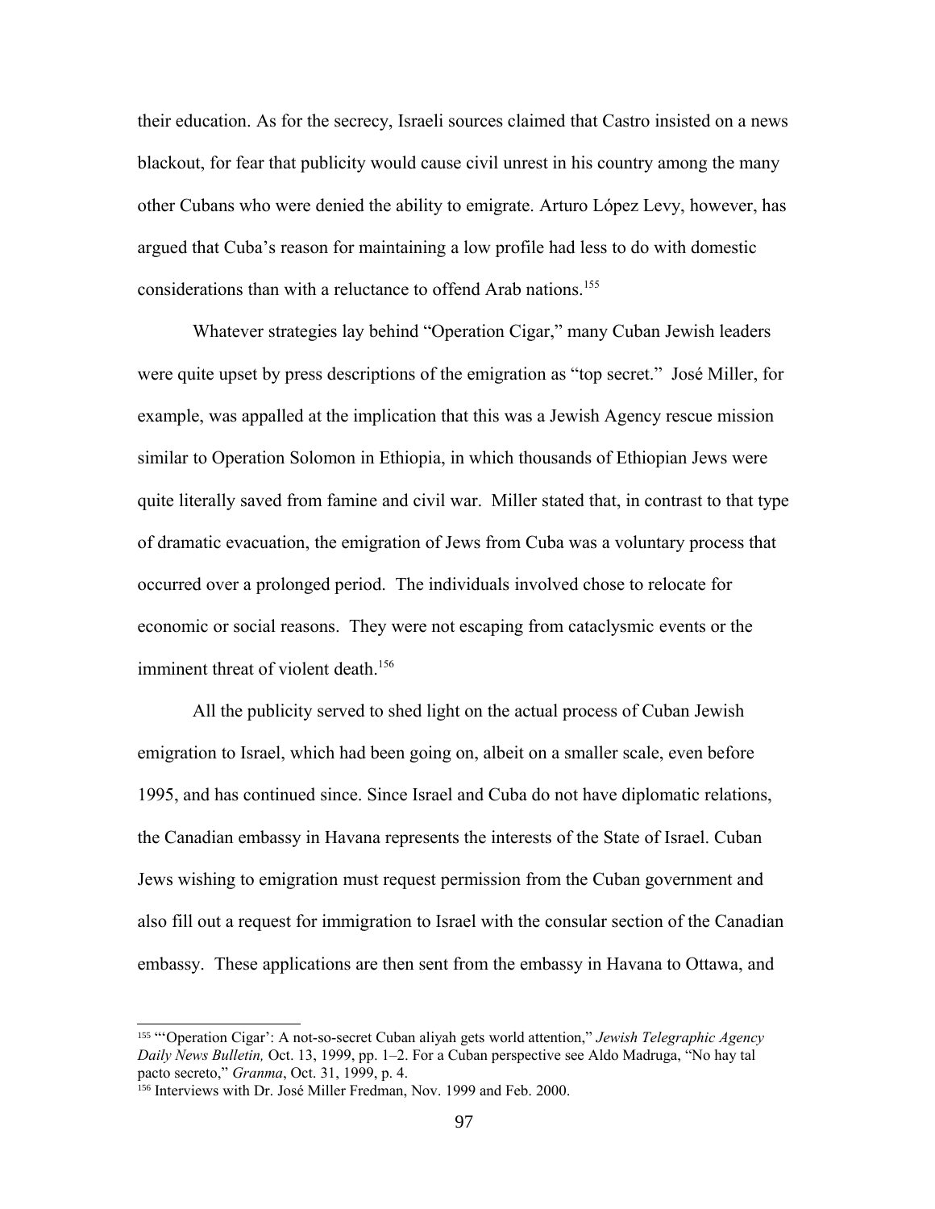their education. As for the secrecy, Israeli sources claimed that Castro insisted on a news blackout, for fear that publicity would cause civil unrest in his country among the many other Cubans who were denied the ability to emigrate. Arturo López Levy, however, has argued that Cuba's reason for maintaining a low profile had less to do with domestic considerations than with a reluctance to offend Arab nations.[155]

Whatever strategies lay behind "Operation Cigar," many Cuban Jewish leaders were quite upset by press descriptions of the emigration as "top secret." José Miller, for example, was appalled at the implication that this was a Jewish Agency rescue mission similar to Operation Solomon in Ethiopia, in which thousands of Ethiopian Jews were quite literally saved from famine and civil war. Miller stated that, in contrast to that type of dramatic evacuation, the emigration of Jews from Cuba was a voluntary process that occurred over a prolonged period. The individuals involved chose to relocate for economic or social reasons. They were not escaping from cataclysmic events or the imminent threat of violent death.[156]

All the publicity served to shed light on the actual process of Cuban Jewish emigration to Israel, which had been going on, albeit on a smaller scale, even before 1995, and has continued since. Since Israel and Cuba do not have diplomatic relations, the Canadian embassy in Havana represents the interests of the State of Israel. Cuban Jews wishing to emigration must request permission from the Cuban government and also fill out a request for immigration to Israel with the consular section of the Canadian embassy. These applications are then sent from the embassy in Havana to Ottawa, and

---

[155] "'Operation Cigar': A not-so-secret Cuban aliyah gets world attention," *Jewish Telegraphic Agency Daily News Bulletin,* Oct. 13, 1999, pp. 1–2. For a Cuban perspective see Aldo Madruga, "No hay tal pacto secreto," *Granma*, Oct. 31, 1999, p. 4.

[156] Interviews with Dr. José Miller Fredman, Nov. 1999 and Feb. 2000.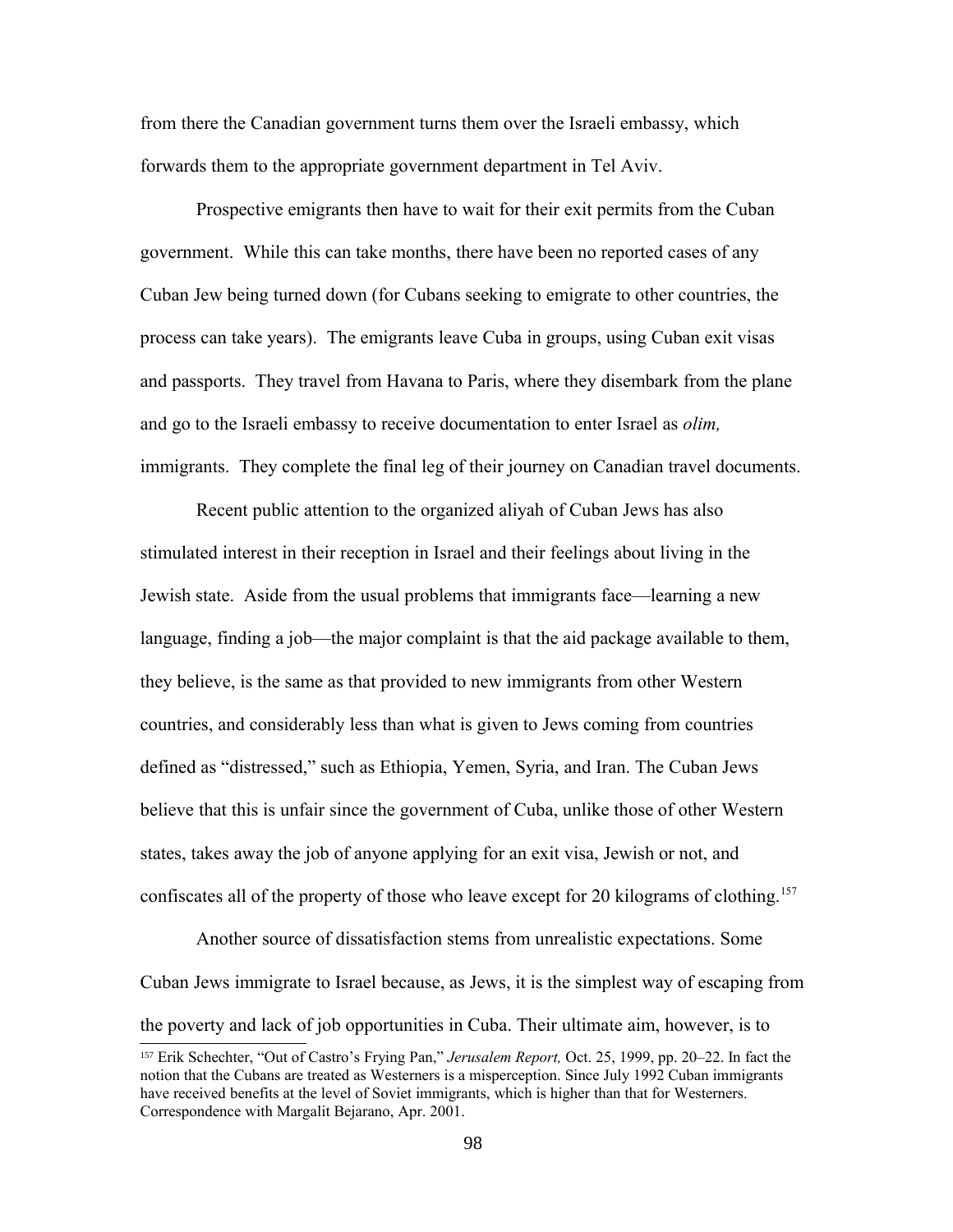from there the Canadian government turns them over the Israeli embassy, which forwards them to the appropriate government department in Tel Aviv.

Prospective emigrants then have to wait for their exit permits from the Cuban government. While this can take months, there have been no reported cases of any Cuban Jew being turned down (for Cubans seeking to emigrate to other countries, the process can take years). The emigrants leave Cuba in groups, using Cuban exit visas and passports. They travel from Havana to Paris, where they disembark from the plane and go to the Israeli embassy to receive documentation to enter Israel as *olim,* immigrants. They complete the final leg of their journey on Canadian travel documents.

Recent public attention to the organized aliyah of Cuban Jews has also stimulated interest in their reception in Israel and their feelings about living in the Jewish state. Aside from the usual problems that immigrants face—learning a new language, finding a job—the major complaint is that the aid package available to them, they believe, is the same as that provided to new immigrants from other Western countries, and considerably less than what is given to Jews coming from countries defined as "distressed," such as Ethiopia, Yemen, Syria, and Iran. The Cuban Jews believe that this is unfair since the government of Cuba, unlike those of other Western states, takes away the job of anyone applying for an exit visa, Jewish or not, and confiscates all of the property of those who leave except for 20 kilograms of clothing.[157]

Another source of dissatisfaction stems from unrealistic expectations. Some Cuban Jews immigrate to Israel because, as Jews, it is the simplest way of escaping from the poverty and lack of job opportunities in Cuba. Their ultimate aim, however, is to

---

[157] Erik Schechter, "Out of Castro's Frying Pan," *Jerusalem Report,* Oct. 25, 1999, pp. 20–22. In fact the notion that the Cubans are treated as Westerners is a misperception. Since July 1992 Cuban immigrants have received benefits at the level of Soviet immigrants, which is higher than that for Westerners. Correspondence with Margalit Bejarano, Apr. 2001.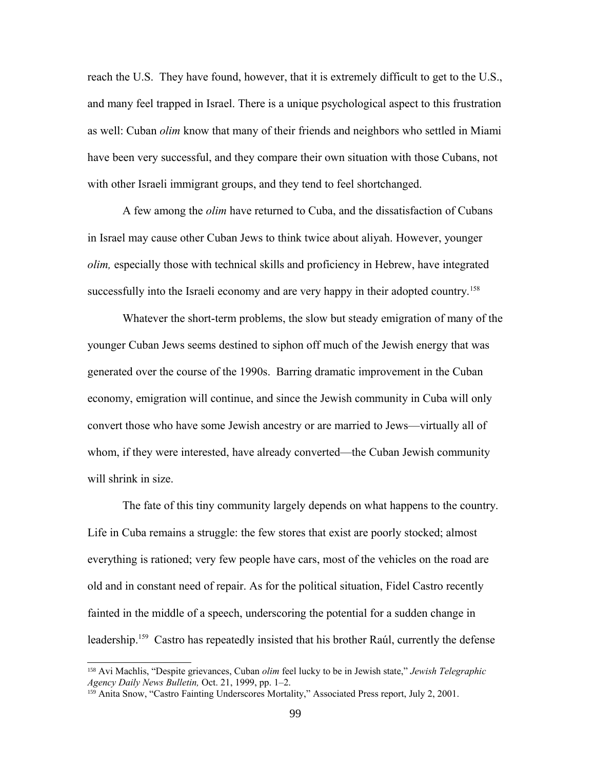reach the U.S. They have found, however, that it is extremely difficult to get to the U.S., and many feel trapped in Israel. There is a unique psychological aspect to this frustration as well: Cuban *olim* know that many of their friends and neighbors who settled in Miami have been very successful, and they compare their own situation with those Cubans, not with other Israeli immigrant groups, and they tend to feel shortchanged.

A few among the *olim* have returned to Cuba, and the dissatisfaction of Cubans in Israel may cause other Cuban Jews to think twice about aliyah. However, younger *olim,* especially those with technical skills and proficiency in Hebrew, have integrated successfully into the Israeli economy and are very happy in their adopted country.[158]

Whatever the short-term problems, the slow but steady emigration of many of the younger Cuban Jews seems destined to siphon off much of the Jewish energy that was generated over the course of the 1990s. Barring dramatic improvement in the Cuban economy, emigration will continue, and since the Jewish community in Cuba will only convert those who have some Jewish ancestry or are married to Jews—virtually all of whom, if they were interested, have already converted—the Cuban Jewish community will shrink in size.

The fate of this tiny community largely depends on what happens to the country. Life in Cuba remains a struggle: the few stores that exist are poorly stocked; almost everything is rationed; very few people have cars, most of the vehicles on the road are old and in constant need of repair. As for the political situation, Fidel Castro recently fainted in the middle of a speech, underscoring the potential for a sudden change in leadership.[159] Castro has repeatedly insisted that his brother Raúl, currently the defense

---

[158] Avi Machlis, "Despite grievances, Cuban *olim* feel lucky to be in Jewish state," *Jewish Telegraphic Agency Daily News Bulletin,* Oct. 21, 1999, pp. 1–2.

[159] Anita Snow, "Castro Fainting Underscores Mortality," Associated Press report, July 2, 2001.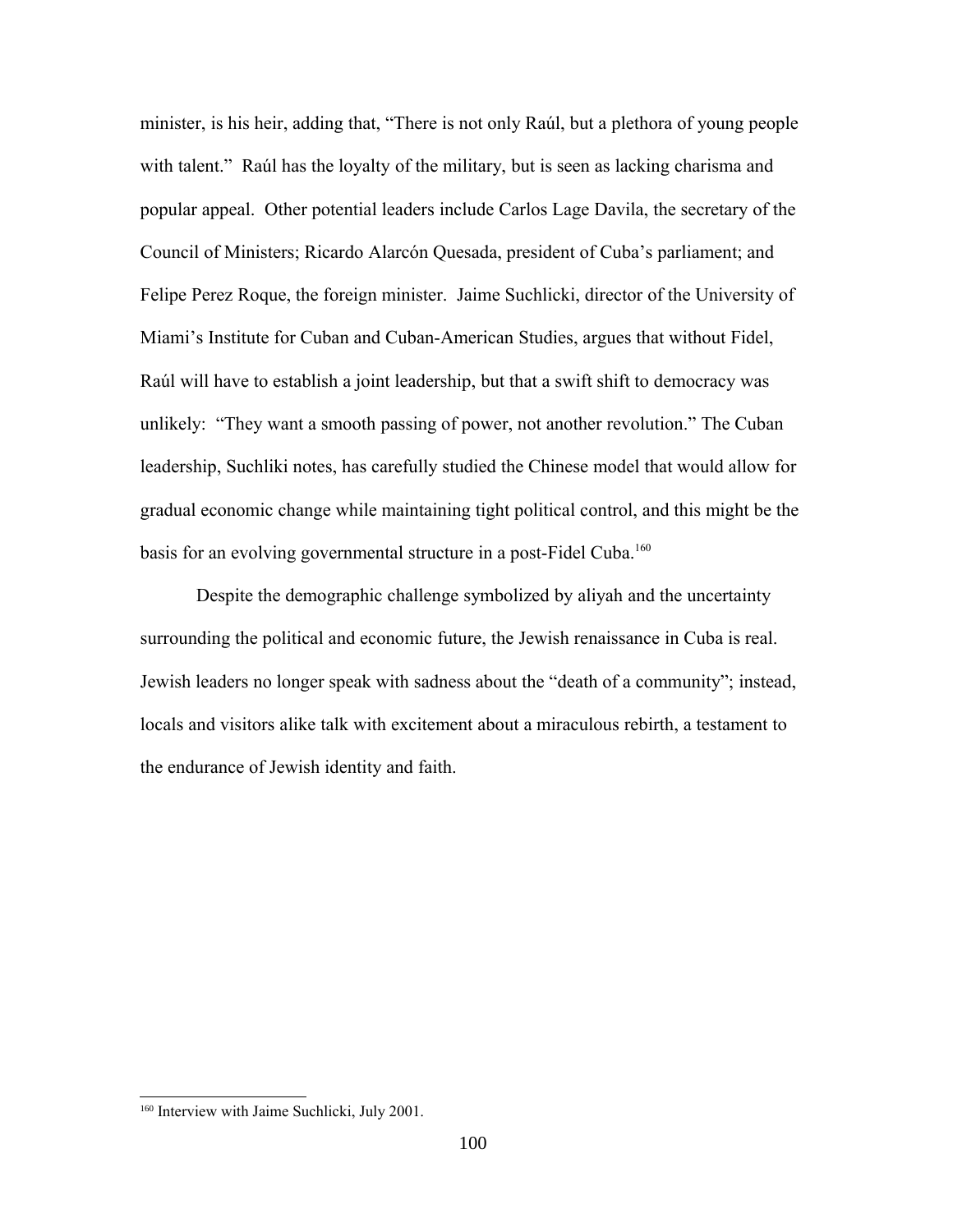minister, is his heir, adding that, "There is not only Raúl, but a plethora of young people with talent." Raúl has the loyalty of the military, but is seen as lacking charisma and popular appeal. Other potential leaders include Carlos Lage Davila, the secretary of the Council of Ministers; Ricardo Alarcón Quesada, president of Cuba's parliament; and Felipe Perez Roque, the foreign minister. Jaime Suchlicki, director of the University of Miami's Institute for Cuban and Cuban-American Studies, argues that without Fidel, Raúl will have to establish a joint leadership, but that a swift shift to democracy was unlikely: "They want a smooth passing of power, not another revolution." The Cuban leadership, Suchliki notes, has carefully studied the Chinese model that would allow for gradual economic change while maintaining tight political control, and this might be the basis for an evolving governmental structure in a post-Fidel Cuba.[160]

Despite the demographic challenge symbolized by aliyah and the uncertainty surrounding the political and economic future, the Jewish renaissance in Cuba is real. Jewish leaders no longer speak with sadness about the "death of a community"; instead, locals and visitors alike talk with excitement about a miraculous rebirth, a testament to the endurance of Jewish identity and faith.

[160] Interview with Jaime Suchlicki, July 2001.